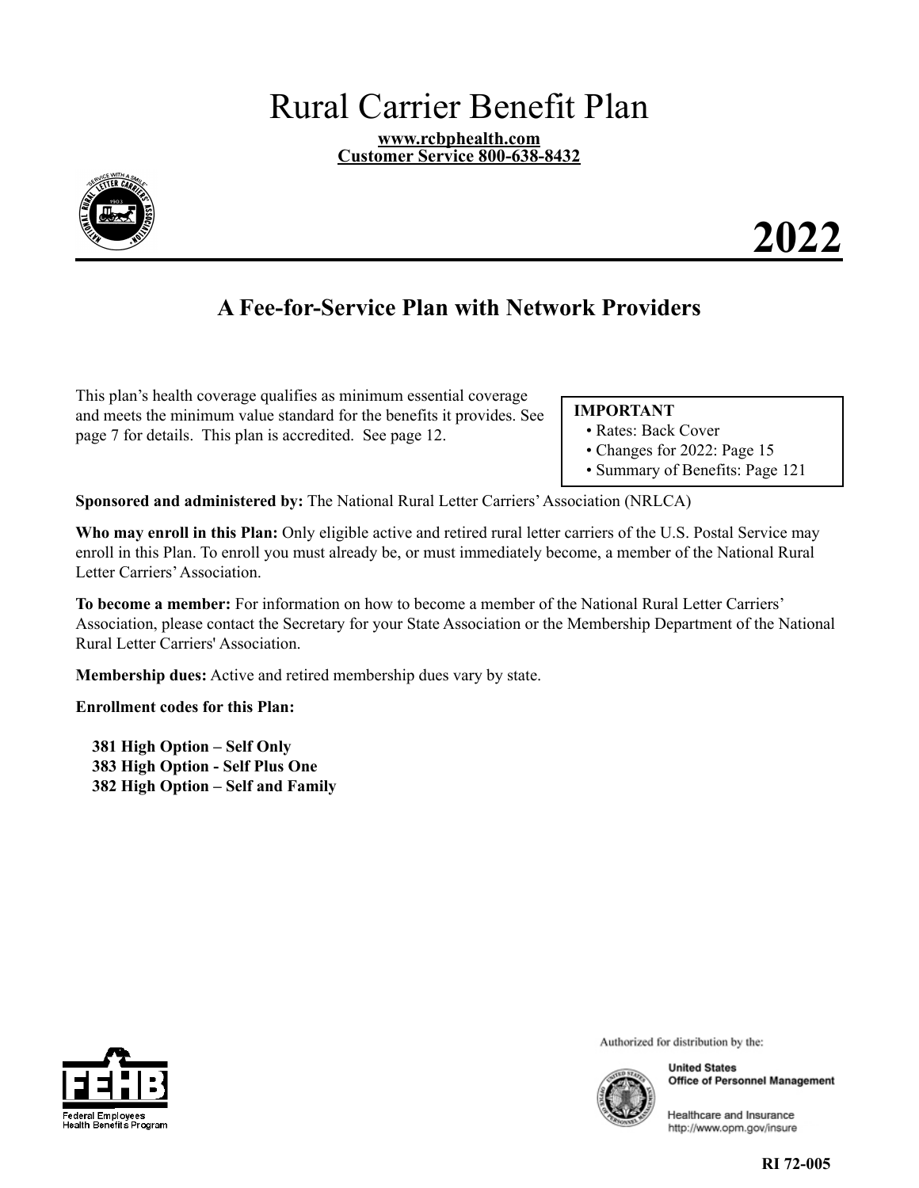# Rural Carrier Benefit Plan

**www.rcbphealth.com**
**Customer Service 800-638-8432**

# 2022

## A Fee-for-Service Plan with Network Providers

This plan's health coverage qualifies as minimum essential coverage and meets the minimum value standard for the benefits it provides. See page 7 for details. This plan is accredited. See page 12.

**IMPORTANT**
- Rates: Back Cover
- Changes for 2022: Page 15
- Summary of Benefits: Page 121

**Sponsored and administered by:** The National Rural Letter Carriers' Association (NRLCA)

**Who may enroll in this Plan:** Only eligible active and retired rural letter carriers of the U.S. Postal Service may enroll in this Plan. To enroll you must already be, or must immediately become, a member of the National Rural Letter Carriers' Association.

**To become a member:** For information on how to become a member of the National Rural Letter Carriers' Association, please contact the Secretary for your State Association or the Membership Department of the National Rural Letter Carriers' Association.

**Membership dues:** Active and retired membership dues vary by state.

**Enrollment codes for this Plan:**

**381 High Option – Self Only**
**383 High Option - Self Plus One**
**382 High Option – Self and Family**

Federal Employees Health Benefits Program

Authorized for distribution by the:

United States Office of Personnel Management

Healthcare and Insurance
http://www.opm.gov/insure

RI 72-005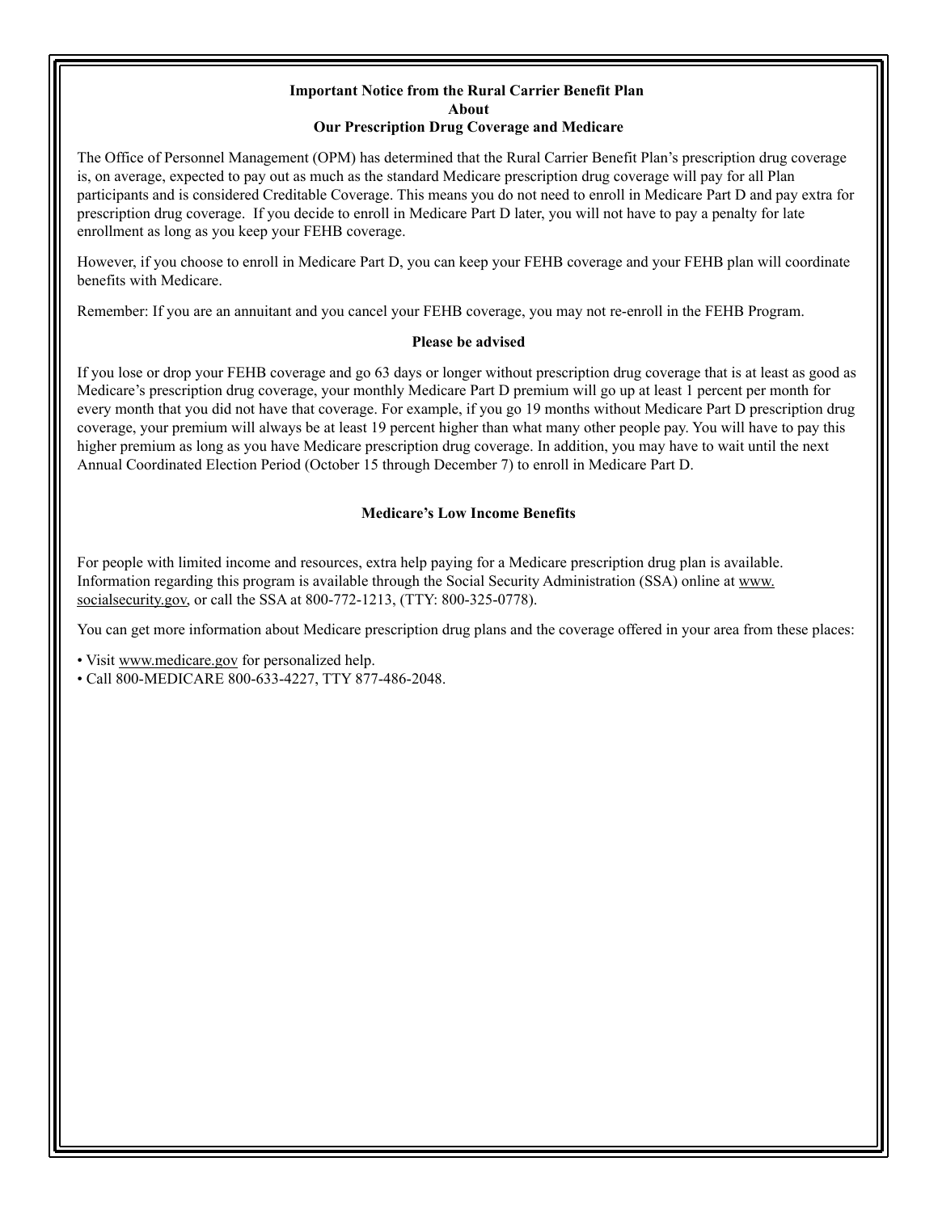## Important Notice from the Rural Carrier Benefit Plan About Our Prescription Drug Coverage and Medicare

The Office of Personnel Management (OPM) has determined that the Rural Carrier Benefit Plan's prescription drug coverage is, on average, expected to pay out as much as the standard Medicare prescription drug coverage will pay for all Plan participants and is considered Creditable Coverage. This means you do not need to enroll in Medicare Part D and pay extra for prescription drug coverage. If you decide to enroll in Medicare Part D later, you will not have to pay a penalty for late enrollment as long as you keep your FEHB coverage.

However, if you choose to enroll in Medicare Part D, you can keep your FEHB coverage and your FEHB plan will coordinate benefits with Medicare.

Remember: If you are an annuitant and you cancel your FEHB coverage, you may not re-enroll in the FEHB Program.

### Please be advised

If you lose or drop your FEHB coverage and go 63 days or longer without prescription drug coverage that is at least as good as Medicare's prescription drug coverage, your monthly Medicare Part D premium will go up at least 1 percent per month for every month that you did not have that coverage. For example, if you go 19 months without Medicare Part D prescription drug coverage, your premium will always be at least 19 percent higher than what many other people pay. You will have to pay this higher premium as long as you have Medicare prescription drug coverage. In addition, you may have to wait until the next Annual Coordinated Election Period (October 15 through December 7) to enroll in Medicare Part D.

### Medicare's Low Income Benefits

For people with limited income and resources, extra help paying for a Medicare prescription drug plan is available. Information regarding this program is available through the Social Security Administration (SSA) online at www.socialsecurity.gov, or call the SSA at 800-772-1213, (TTY: 800-325-0778).

You can get more information about Medicare prescription drug plans and the coverage offered in your area from these places:

- Visit www.medicare.gov for personalized help.
- Call 800-MEDICARE 800-633-4227, TTY 877-486-2048.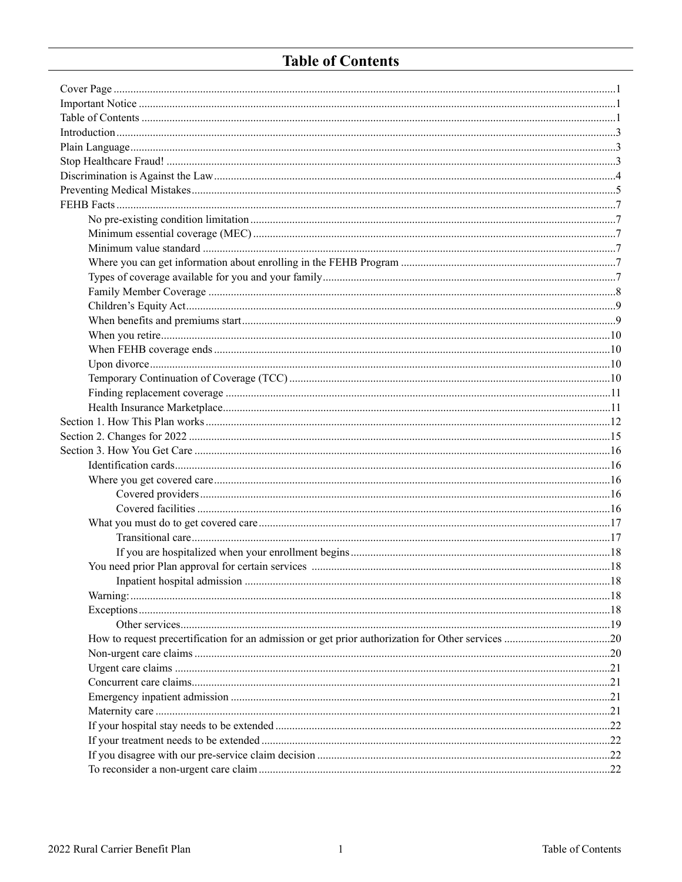# Table of Contents

- Cover Page ........ 1
- Important Notice ........ 1
- Table of Contents ........ 1
- Introduction ........ 3
- Plain Language ........ 3
- Stop Healthcare Fraud! ........ 3
- Discrimination is Against the Law ........ 4
- Preventing Medical Mistakes ........ 5
- FEHB Facts ........ 7
  - No pre-existing condition limitation ........ 7
  - Minimum essential coverage (MEC) ........ 7
  - Minimum value standard ........ 7
  - Where you can get information about enrolling in the FEHB Program ........ 7
  - Types of coverage available for you and your family ........ 7
  - Family Member Coverage ........ 8
  - Children's Equity Act ........ 9
  - When benefits and premiums start ........ 9
  - When you retire ........ 10
  - When FEHB coverage ends ........ 10
  - Upon divorce ........ 10
  - Temporary Continuation of Coverage (TCC) ........ 10
  - Finding replacement coverage ........ 11
  - Health Insurance Marketplace ........ 11
- Section 1. How This Plan works ........ 12
- Section 2. Changes for 2022 ........ 15
- Section 3. How You Get Care ........ 16
  - Identification cards ........ 16
  - Where you get covered care ........ 16
    - Covered providers ........ 16
    - Covered facilities ........ 16
  - What you must do to get covered care ........ 17
    - Transitional care ........ 17
    - If you are hospitalized when your enrollment begins ........ 18
  - You need prior Plan approval for certain services ........ 18
    - Inpatient hospital admission ........ 18
  - Warning: ........ 18
  - Exceptions ........ 18
    - Other services ........ 19
  - How to request precertification for an admission or get prior authorization for Other services ........ 20
  - Non-urgent care claims ........ 20
  - Urgent care claims ........ 21
  - Concurrent care claims ........ 21
  - Emergency inpatient admission ........ 21
  - Maternity care ........ 21
  - If your hospital stay needs to be extended ........ 22
  - If your treatment needs to be extended ........ 22
  - If you disagree with our pre-service claim decision ........ 22
  - To reconsider a non-urgent care claim ........ 22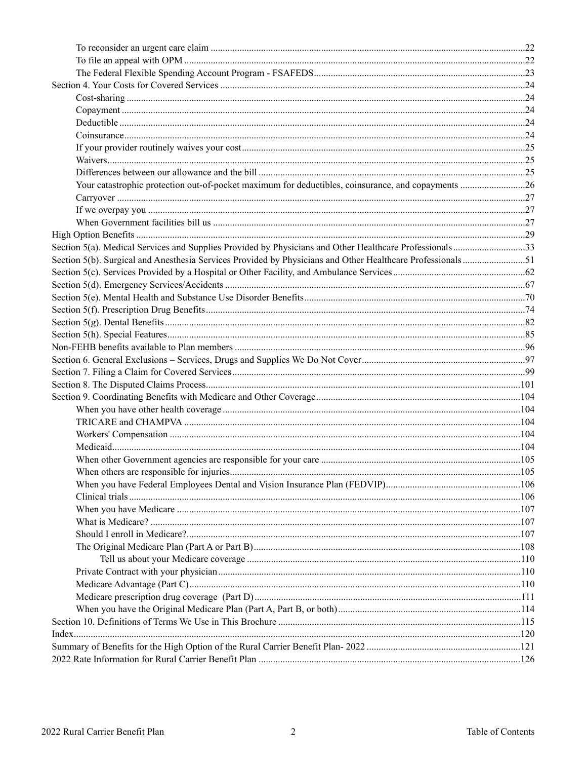- To reconsider an urgent care claim ....22
- To file an appeal with OPM ....22
- The Federal Flexible Spending Account Program - FSAFEDS....23

Section 4. Your Costs for Covered Services ....24

- Cost-sharing ....24
- Copayment ....24
- Deductible ....24
- Coinsurance....24
- If your provider routinely waives your cost....25
- Waivers....25
- Differences between our allowance and the bill ....25
- Your catastrophic protection out-of-pocket maximum for deductibles, coinsurance, and copayments ....26
- Carryover ....27
- If we overpay you ....27
- When Government facilities bill us ....27

High Option Benefits ....29

Section 5(a). Medical Services and Supplies Provided by Physicians and Other Healthcare Professionals....33

Section 5(b). Surgical and Anesthesia Services Provided by Physicians and Other Healthcare Professionals....51

Section 5(c). Services Provided by a Hospital or Other Facility, and Ambulance Services....62

Section 5(d). Emergency Services/Accidents ....67

Section 5(e). Mental Health and Substance Use Disorder Benefits....70

Section 5(f). Prescription Drug Benefits....74

Section 5(g). Dental Benefits....82

Section 5(h). Special Features....85

Non-FEHB benefits available to Plan members ....96

Section 6. General Exclusions – Services, Drugs and Supplies We Do Not Cover....97

Section 7. Filing a Claim for Covered Services....99

Section 8. The Disputed Claims Process....101

Section 9. Coordinating Benefits with Medicare and Other Coverage....104

- When you have other health coverage ....104
- TRICARE and CHAMPVA ....104
- Workers' Compensation ....104
- Medicaid....104
- When other Government agencies are responsible for your care ....105
- When others are responsible for injuries....105
- When you have Federal Employees Dental and Vision Insurance Plan (FEDVIP)....106
- Clinical trials....106
- When you have Medicare ....107
- What is Medicare? ....107
- Should I enroll in Medicare?....107
- The Original Medicare Plan (Part A or Part B)....108
  - Tell us about your Medicare coverage ....110
- Private Contract with your physician....110
- Medicare Advantage (Part C)....110
- Medicare prescription drug coverage (Part D)....111
- When you have the Original Medicare Plan (Part A, Part B, or both)....114

Section 10. Definitions of Terms We Use in This Brochure ....115

Index....120

Summary of Benefits for the High Option of the Rural Carrier Benefit Plan- 2022 ....121

2022 Rate Information for Rural Carrier Benefit Plan ....126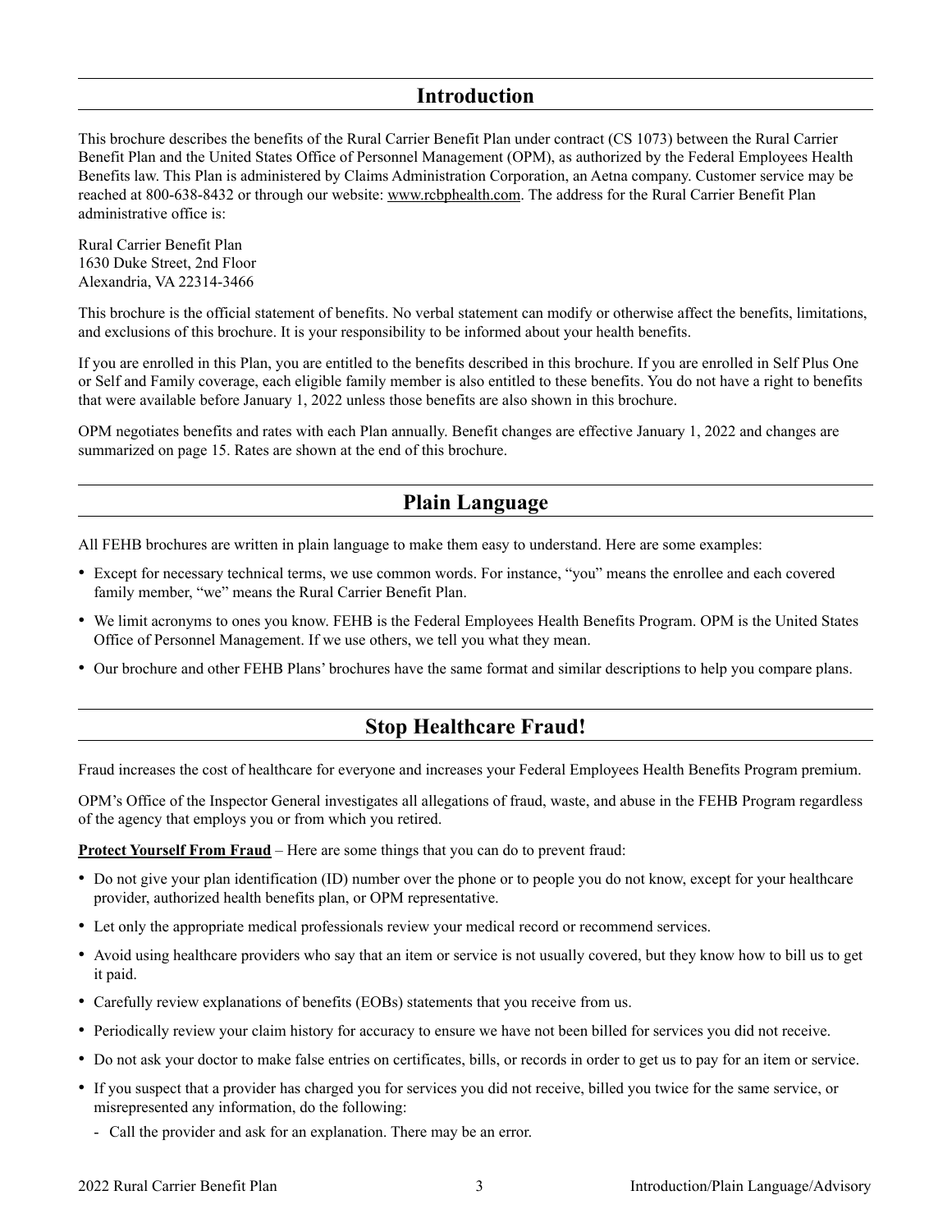## Introduction

This brochure describes the benefits of the Rural Carrier Benefit Plan under contract (CS 1073) between the Rural Carrier Benefit Plan and the United States Office of Personnel Management (OPM), as authorized by the Federal Employees Health Benefits law. This Plan is administered by Claims Administration Corporation, an Aetna company. Customer service may be reached at 800-638-8432 or through our website: www.rcbphealth.com. The address for the Rural Carrier Benefit Plan administrative office is:

Rural Carrier Benefit Plan
1630 Duke Street, 2nd Floor
Alexandria, VA 22314-3466

This brochure is the official statement of benefits. No verbal statement can modify or otherwise affect the benefits, limitations, and exclusions of this brochure. It is your responsibility to be informed about your health benefits.

If you are enrolled in this Plan, you are entitled to the benefits described in this brochure. If you are enrolled in Self Plus One or Self and Family coverage, each eligible family member is also entitled to these benefits. You do not have a right to benefits that were available before January 1, 2022 unless those benefits are also shown in this brochure.

OPM negotiates benefits and rates with each Plan annually. Benefit changes are effective January 1, 2022 and changes are summarized on page 15. Rates are shown at the end of this brochure.

## Plain Language

All FEHB brochures are written in plain language to make them easy to understand. Here are some examples:

- Except for necessary technical terms, we use common words. For instance, "you" means the enrollee and each covered family member, "we" means the Rural Carrier Benefit Plan.
- We limit acronyms to ones you know. FEHB is the Federal Employees Health Benefits Program. OPM is the United States Office of Personnel Management. If we use others, we tell you what they mean.
- Our brochure and other FEHB Plans' brochures have the same format and similar descriptions to help you compare plans.

## Stop Healthcare Fraud!

Fraud increases the cost of healthcare for everyone and increases your Federal Employees Health Benefits Program premium.

OPM's Office of the Inspector General investigates all allegations of fraud, waste, and abuse in the FEHB Program regardless of the agency that employs you or from which you retired.

**Protect Yourself From Fraud** – Here are some things that you can do to prevent fraud:

- Do not give your plan identification (ID) number over the phone or to people you do not know, except for your healthcare provider, authorized health benefits plan, or OPM representative.
- Let only the appropriate medical professionals review your medical record or recommend services.
- Avoid using healthcare providers who say that an item or service is not usually covered, but they know how to bill us to get it paid.
- Carefully review explanations of benefits (EOBs) statements that you receive from us.
- Periodically review your claim history for accuracy to ensure we have not been billed for services you did not receive.
- Do not ask your doctor to make false entries on certificates, bills, or records in order to get us to pay for an item or service.
- If you suspect that a provider has charged you for services you did not receive, billed you twice for the same service, or misrepresented any information, do the following:
  - Call the provider and ask for an explanation. There may be an error.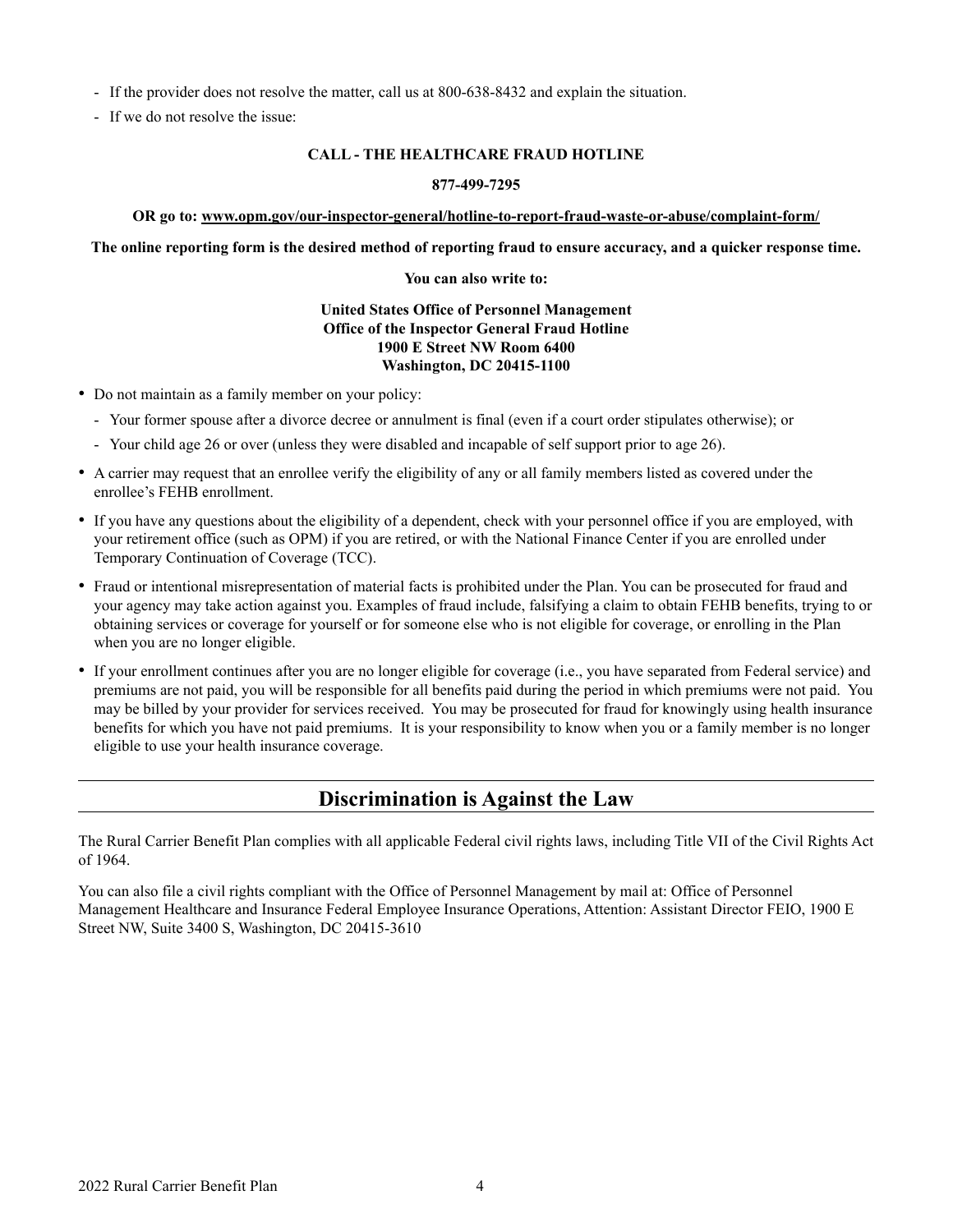- If the provider does not resolve the matter, call us at 800-638-8432 and explain the situation.
- If we do not resolve the issue:

**CALL - THE HEALTHCARE FRAUD HOTLINE**

**877-499-7295**

**OR go to: www.opm.gov/our-inspector-general/hotline-to-report-fraud-waste-or-abuse/complaint-form/**

**The online reporting form is the desired method of reporting fraud to ensure accuracy, and a quicker response time.**

**You can also write to:**

**United States Office of Personnel Management**
**Office of the Inspector General Fraud Hotline**
**1900 E Street NW Room 6400**
**Washington, DC 20415-1100**

- Do not maintain as a family member on your policy:
  - Your former spouse after a divorce decree or annulment is final (even if a court order stipulates otherwise); or
  - Your child age 26 or over (unless they were disabled and incapable of self support prior to age 26).
- A carrier may request that an enrollee verify the eligibility of any or all family members listed as covered under the enrollee's FEHB enrollment.
- If you have any questions about the eligibility of a dependent, check with your personnel office if you are employed, with your retirement office (such as OPM) if you are retired, or with the National Finance Center if you are enrolled under Temporary Continuation of Coverage (TCC).
- Fraud or intentional misrepresentation of material facts is prohibited under the Plan. You can be prosecuted for fraud and your agency may take action against you. Examples of fraud include, falsifying a claim to obtain FEHB benefits, trying to or obtaining services or coverage for yourself or for someone else who is not eligible for coverage, or enrolling in the Plan when you are no longer eligible.
- If your enrollment continues after you are no longer eligible for coverage (i.e., you have separated from Federal service) and premiums are not paid, you will be responsible for all benefits paid during the period in which premiums were not paid. You may be billed by your provider for services received. You may be prosecuted for fraud for knowingly using health insurance benefits for which you have not paid premiums. It is your responsibility to know when you or a family member is no longer eligible to use your health insurance coverage.

## Discrimination is Against the Law

The Rural Carrier Benefit Plan complies with all applicable Federal civil rights laws, including Title VII of the Civil Rights Act of 1964.

You can also file a civil rights compliant with the Office of Personnel Management by mail at: Office of Personnel Management Healthcare and Insurance Federal Employee Insurance Operations, Attention: Assistant Director FEIO, 1900 E Street NW, Suite 3400 S, Washington, DC 20415-3610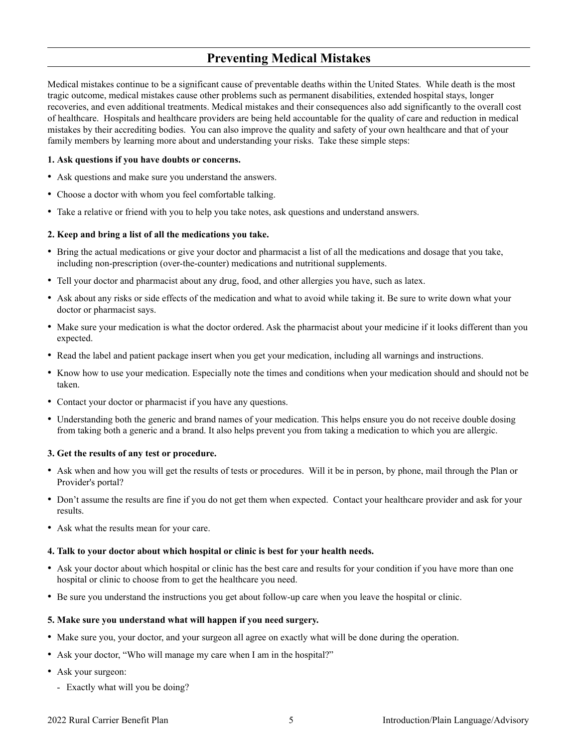## Preventing Medical Mistakes

Medical mistakes continue to be a significant cause of preventable deaths within the United States. While death is the most tragic outcome, medical mistakes cause other problems such as permanent disabilities, extended hospital stays, longer recoveries, and even additional treatments. Medical mistakes and their consequences also add significantly to the overall cost of healthcare. Hospitals and healthcare providers are being held accountable for the quality of care and reduction in medical mistakes by their accrediting bodies. You can also improve the quality and safety of your own healthcare and that of your family members by learning more about and understanding your risks. Take these simple steps:

**1. Ask questions if you have doubts or concerns.**

- Ask questions and make sure you understand the answers.
- Choose a doctor with whom you feel comfortable talking.
- Take a relative or friend with you to help you take notes, ask questions and understand answers.

**2. Keep and bring a list of all the medications you take.**

- Bring the actual medications or give your doctor and pharmacist a list of all the medications and dosage that you take, including non-prescription (over-the-counter) medications and nutritional supplements.
- Tell your doctor and pharmacist about any drug, food, and other allergies you have, such as latex.
- Ask about any risks or side effects of the medication and what to avoid while taking it. Be sure to write down what your doctor or pharmacist says.
- Make sure your medication is what the doctor ordered. Ask the pharmacist about your medicine if it looks different than you expected.
- Read the label and patient package insert when you get your medication, including all warnings and instructions.
- Know how to use your medication. Especially note the times and conditions when your medication should and should not be taken.
- Contact your doctor or pharmacist if you have any questions.
- Understanding both the generic and brand names of your medication. This helps ensure you do not receive double dosing from taking both a generic and a brand. It also helps prevent you from taking a medication to which you are allergic.

**3. Get the results of any test or procedure.**

- Ask when and how you will get the results of tests or procedures. Will it be in person, by phone, mail through the Plan or Provider's portal?
- Don't assume the results are fine if you do not get them when expected. Contact your healthcare provider and ask for your results.
- Ask what the results mean for your care.

**4. Talk to your doctor about which hospital or clinic is best for your health needs.**

- Ask your doctor about which hospital or clinic has the best care and results for your condition if you have more than one hospital or clinic to choose from to get the healthcare you need.
- Be sure you understand the instructions you get about follow-up care when you leave the hospital or clinic.

**5. Make sure you understand what will happen if you need surgery.**

- Make sure you, your doctor, and your surgeon all agree on exactly what will be done during the operation.
- Ask your doctor, "Who will manage my care when I am in the hospital?"
- Ask your surgeon:
  - Exactly what will you be doing?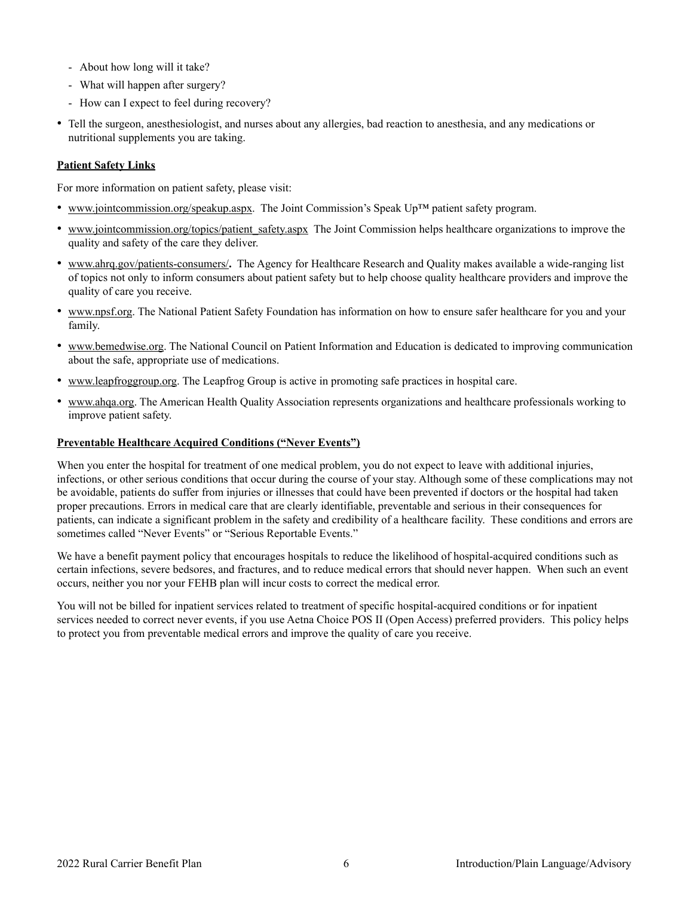- About how long will it take?
- What will happen after surgery?
- How can I expect to feel during recovery?

- Tell the surgeon, anesthesiologist, and nurses about any allergies, bad reaction to anesthesia, and any medications or nutritional supplements you are taking.

**Patient Safety Links**

For more information on patient safety, please visit:

- www.jointcommission.org/speakup.aspx. The Joint Commission's Speak Up™ patient safety program.
- www.jointcommission.org/topics/patient_safety.aspx The Joint Commission helps healthcare organizations to improve the quality and safety of the care they deliver.
- www.ahrq.gov/patients-consumers/**.** The Agency for Healthcare Research and Quality makes available a wide-ranging list of topics not only to inform consumers about patient safety but to help choose quality healthcare providers and improve the quality of care you receive.
- www.npsf.org. The National Patient Safety Foundation has information on how to ensure safer healthcare for you and your family.
- www.bemedwise.org. The National Council on Patient Information and Education is dedicated to improving communication about the safe, appropriate use of medications.
- www.leapfroggroup.org. The Leapfrog Group is active in promoting safe practices in hospital care.
- www.ahqa.org. The American Health Quality Association represents organizations and healthcare professionals working to improve patient safety.

**Preventable Healthcare Acquired Conditions ("Never Events")**

When you enter the hospital for treatment of one medical problem, you do not expect to leave with additional injuries, infections, or other serious conditions that occur during the course of your stay. Although some of these complications may not be avoidable, patients do suffer from injuries or illnesses that could have been prevented if doctors or the hospital had taken proper precautions. Errors in medical care that are clearly identifiable, preventable and serious in their consequences for patients, can indicate a significant problem in the safety and credibility of a healthcare facility. These conditions and errors are sometimes called "Never Events" or "Serious Reportable Events."

We have a benefit payment policy that encourages hospitals to reduce the likelihood of hospital-acquired conditions such as certain infections, severe bedsores, and fractures, and to reduce medical errors that should never happen. When such an event occurs, neither you nor your FEHB plan will incur costs to correct the medical error.

You will not be billed for inpatient services related to treatment of specific hospital-acquired conditions or for inpatient services needed to correct never events, if you use Aetna Choice POS II (Open Access) preferred providers. This policy helps to protect you from preventable medical errors and improve the quality of care you receive.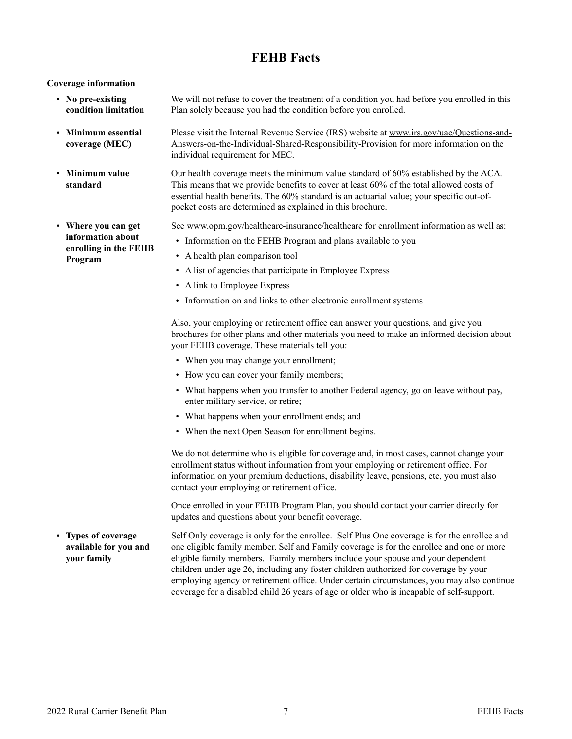# FEHB Facts

## Coverage information

- **No pre-existing condition limitation**

We will not refuse to cover the treatment of a condition you had before you enrolled in this Plan solely because you had the condition before you enrolled.

- **Minimum essential coverage (MEC)**

Please visit the Internal Revenue Service (IRS) website at www.irs.gov/uac/Questions-and-Answers-on-the-Individual-Shared-Responsibility-Provision for more information on the individual requirement for MEC.

- **Minimum value standard**

Our health coverage meets the minimum value standard of 60% established by the ACA. This means that we provide benefits to cover at least 60% of the total allowed costs of essential health benefits. The 60% standard is an actuarial value; your specific out-of-pocket costs are determined as explained in this brochure.

- **Where you can get information about enrolling in the FEHB Program**

See www.opm.gov/healthcare-insurance/healthcare for enrollment information as well as:

- Information on the FEHB Program and plans available to you
- A health plan comparison tool
- A list of agencies that participate in Employee Express
- A link to Employee Express
- Information on and links to other electronic enrollment systems

Also, your employing or retirement office can answer your questions, and give you brochures for other plans and other materials you need to make an informed decision about your FEHB coverage. These materials tell you:

- When you may change your enrollment;
- How you can cover your family members;
- What happens when you transfer to another Federal agency, go on leave without pay, enter military service, or retire;
- What happens when your enrollment ends; and
- When the next Open Season for enrollment begins.

We do not determine who is eligible for coverage and, in most cases, cannot change your enrollment status without information from your employing or retirement office. For information on your premium deductions, disability leave, pensions, etc, you must also contact your employing or retirement office.

Once enrolled in your FEHB Program Plan, you should contact your carrier directly for updates and questions about your benefit coverage.

- **Types of coverage available for you and your family**

Self Only coverage is only for the enrollee. Self Plus One coverage is for the enrollee and one eligible family member. Self and Family coverage is for the enrollee and one or more eligible family members. Family members include your spouse and your dependent children under age 26, including any foster children authorized for coverage by your employing agency or retirement office. Under certain circumstances, you may also continue coverage for a disabled child 26 years of age or older who is incapable of self-support.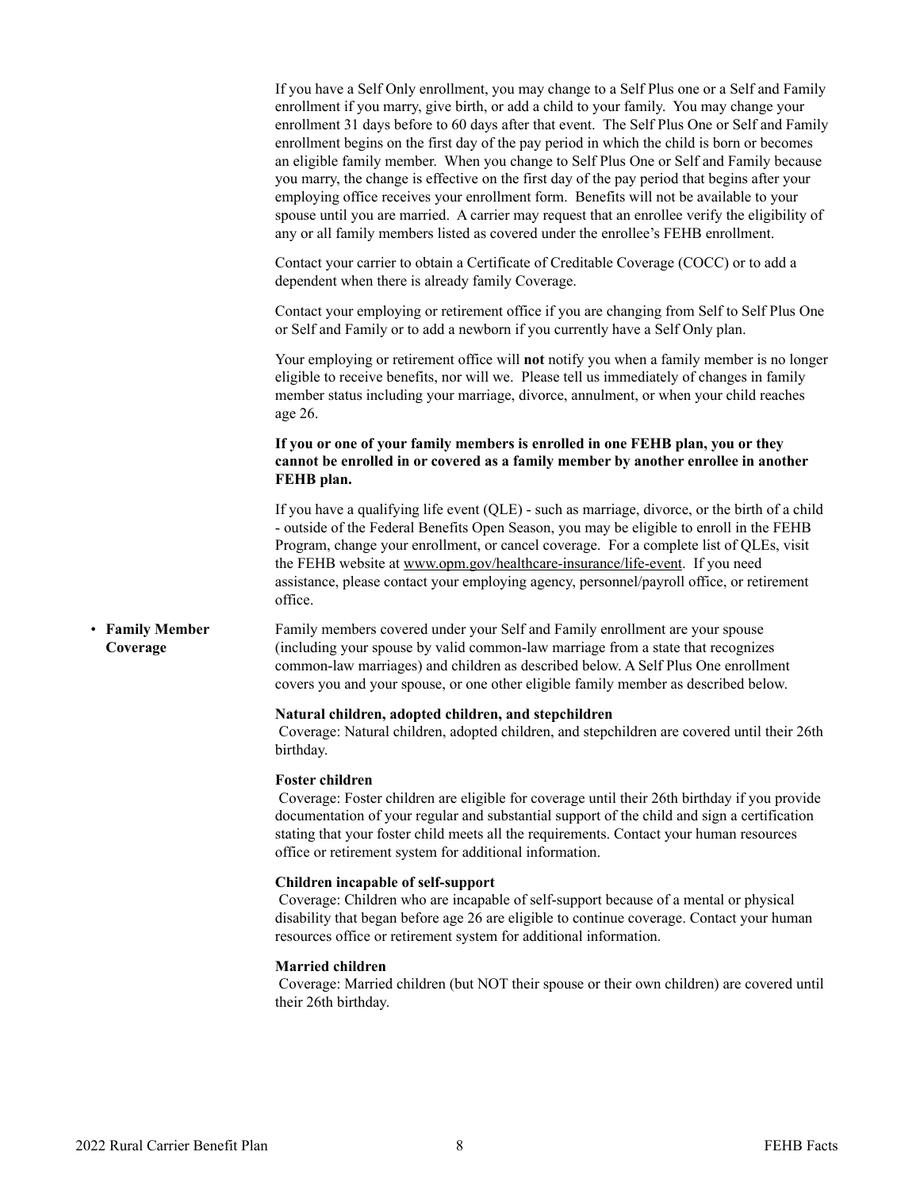If you have a Self Only enrollment, you may change to a Self Plus one or a Self and Family enrollment if you marry, give birth, or add a child to your family. You may change your enrollment 31 days before to 60 days after that event. The Self Plus One or Self and Family enrollment begins on the first day of the pay period in which the child is born or becomes an eligible family member. When you change to Self Plus One or Self and Family because you marry, the change is effective on the first day of the pay period that begins after your employing office receives your enrollment form. Benefits will not be available to your spouse until you are married. A carrier may request that an enrollee verify the eligibility of any or all family members listed as covered under the enrollee's FEHB enrollment.

Contact your carrier to obtain a Certificate of Creditable Coverage (COCC) or to add a dependent when there is already family Coverage.

Contact your employing or retirement office if you are changing from Self to Self Plus One or Self and Family or to add a newborn if you currently have a Self Only plan.

Your employing or retirement office will **not** notify you when a family member is no longer eligible to receive benefits, nor will we. Please tell us immediately of changes in family member status including your marriage, divorce, annulment, or when your child reaches age 26.

**If you or one of your family members is enrolled in one FEHB plan, you or they cannot be enrolled in or covered as a family member by another enrollee in another FEHB plan.**

If you have a qualifying life event (QLE) - such as marriage, divorce, or the birth of a child - outside of the Federal Benefits Open Season, you may be eligible to enroll in the FEHB Program, change your enrollment, or cancel coverage. For a complete list of QLEs, visit the FEHB website at www.opm.gov/healthcare-insurance/life-event. If you need assistance, please contact your employing agency, personnel/payroll office, or retirement office.

- **Family Member Coverage**

Family members covered under your Self and Family enrollment are your spouse (including your spouse by valid common-law marriage from a state that recognizes common-law marriages) and children as described below. A Self Plus One enrollment covers you and your spouse, or one other eligible family member as described below.

**Natural children, adopted children, and stepchildren**
Coverage: Natural children, adopted children, and stepchildren are covered until their 26th birthday.

**Foster children**
Coverage: Foster children are eligible for coverage until their 26th birthday if you provide documentation of your regular and substantial support of the child and sign a certification stating that your foster child meets all the requirements. Contact your human resources office or retirement system for additional information.

**Children incapable of self-support**
Coverage: Children who are incapable of self-support because of a mental or physical disability that began before age 26 are eligible to continue coverage. Contact your human resources office or retirement system for additional information.

**Married children**
Coverage: Married children (but NOT their spouse or their own children) are covered until their 26th birthday.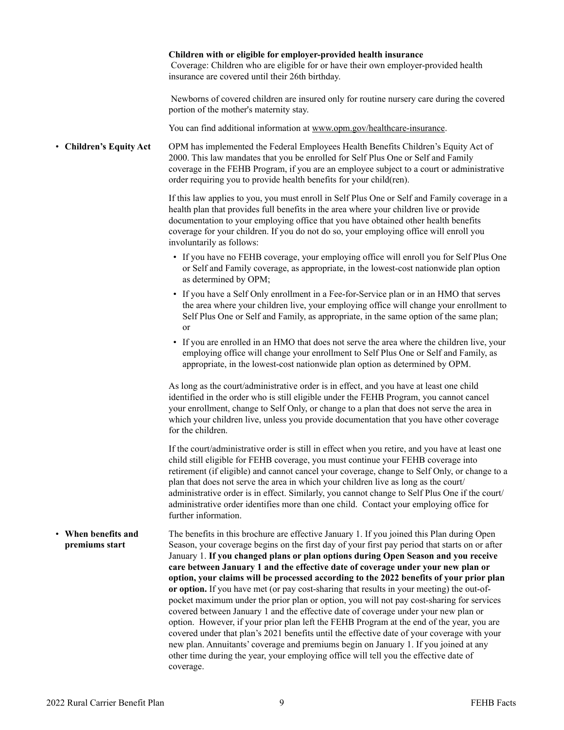**Children with or eligible for employer-provided health insurance**

Coverage: Children who are eligible for or have their own employer-provided health insurance are covered until their 26th birthday.

Newborns of covered children are insured only for routine nursery care during the covered portion of the mother's maternity stay.

You can find additional information at www.opm.gov/healthcare-insurance.

- **Children's Equity Act**

OPM has implemented the Federal Employees Health Benefits Children's Equity Act of 2000. This law mandates that you be enrolled for Self Plus One or Self and Family coverage in the FEHB Program, if you are an employee subject to a court or administrative order requiring you to provide health benefits for your child(ren).

If this law applies to you, you must enroll in Self Plus One or Self and Family coverage in a health plan that provides full benefits in the area where your children live or provide documentation to your employing office that you have obtained other health benefits coverage for your children. If you do not do so, your employing office will enroll you involuntarily as follows:

- If you have no FEHB coverage, your employing office will enroll you for Self Plus One or Self and Family coverage, as appropriate, in the lowest-cost nationwide plan option as determined by OPM;
- If you have a Self Only enrollment in a Fee-for-Service plan or in an HMO that serves the area where your children live, your employing office will change your enrollment to Self Plus One or Self and Family, as appropriate, in the same option of the same plan; or
- If you are enrolled in an HMO that does not serve the area where the children live, your employing office will change your enrollment to Self Plus One or Self and Family, as appropriate, in the lowest-cost nationwide plan option as determined by OPM.

As long as the court/administrative order is in effect, and you have at least one child identified in the order who is still eligible under the FEHB Program, you cannot cancel your enrollment, change to Self Only, or change to a plan that does not serve the area in which your children live, unless you provide documentation that you have other coverage for the children.

If the court/administrative order is still in effect when you retire, and you have at least one child still eligible for FEHB coverage, you must continue your FEHB coverage into retirement (if eligible) and cannot cancel your coverage, change to Self Only, or change to a plan that does not serve the area in which your children live as long as the court/administrative order is in effect. Similarly, you cannot change to Self Plus One if the court/administrative order identifies more than one child. Contact your employing office for further information.

- **When benefits and premiums start**

The benefits in this brochure are effective January 1. If you joined this Plan during Open Season, your coverage begins on the first day of your first pay period that starts on or after January 1. **If you changed plans or plan options during Open Season and you receive care between January 1 and the effective date of coverage under your new plan or option, your claims will be processed according to the 2022 benefits of your prior plan or option.** If you have met (or pay cost-sharing that results in your meeting) the out-of-pocket maximum under the prior plan or option, you will not pay cost-sharing for services covered between January 1 and the effective date of coverage under your new plan or option. However, if your prior plan left the FEHB Program at the end of the year, you are covered under that plan's 2021 benefits until the effective date of your coverage with your new plan. Annuitants' coverage and premiums begin on January 1. If you joined at any other time during the year, your employing office will tell you the effective date of coverage.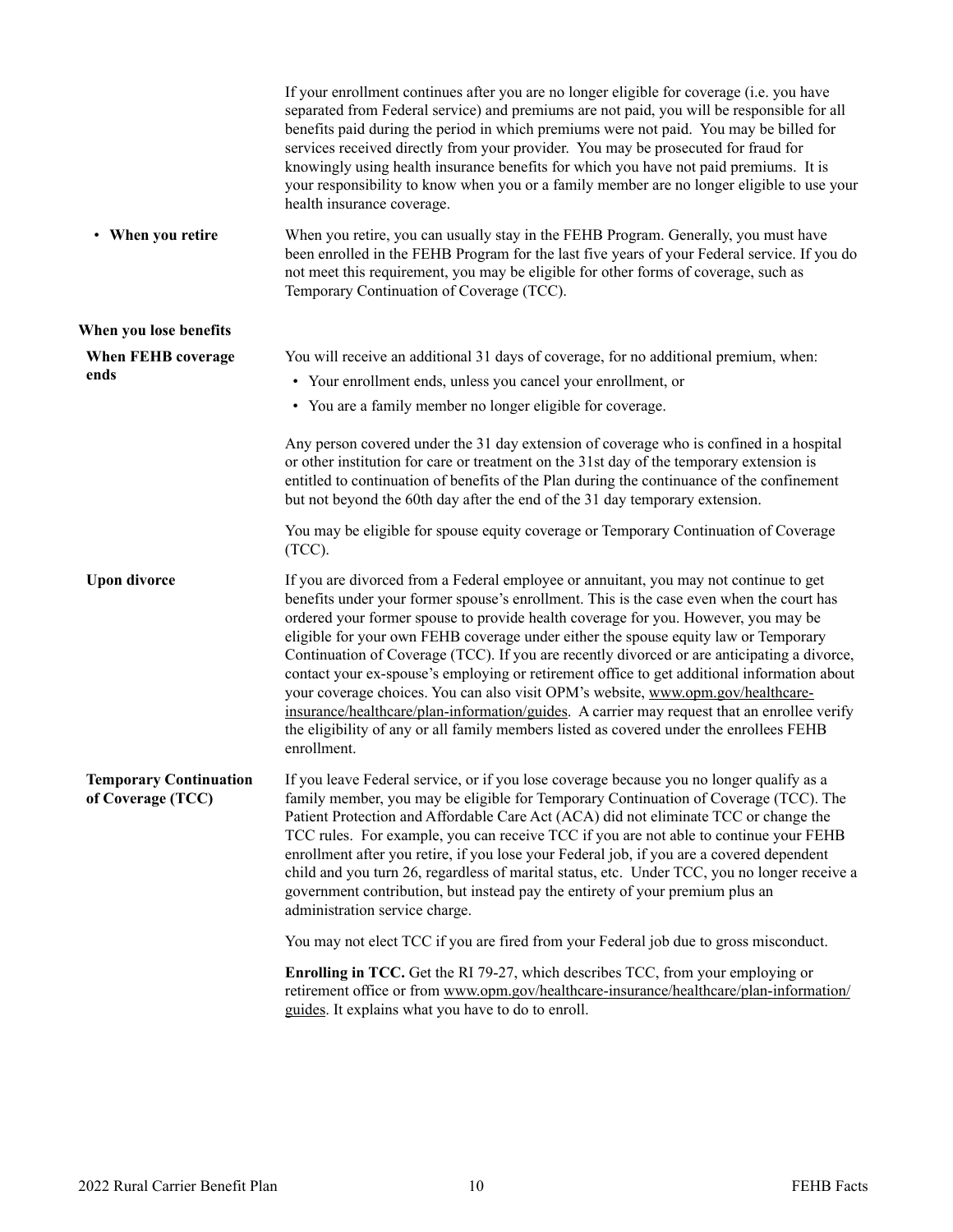If your enrollment continues after you are no longer eligible for coverage (i.e. you have separated from Federal service) and premiums are not paid, you will be responsible for all benefits paid during the period in which premiums were not paid. You may be billed for services received directly from your provider. You may be prosecuted for fraud for knowingly using health insurance benefits for which you have not paid premiums. It is your responsibility to know when you or a family member are no longer eligible to use your health insurance coverage.

- **When you retire**

When you retire, you can usually stay in the FEHB Program. Generally, you must have been enrolled in the FEHB Program for the last five years of your Federal service. If you do not meet this requirement, you may be eligible for other forms of coverage, such as Temporary Continuation of Coverage (TCC).

## When you lose benefits

### When FEHB coverage ends

You will receive an additional 31 days of coverage, for no additional premium, when:

- Your enrollment ends, unless you cancel your enrollment, or
- You are a family member no longer eligible for coverage.

Any person covered under the 31 day extension of coverage who is confined in a hospital or other institution for care or treatment on the 31st day of the temporary extension is entitled to continuation of benefits of the Plan during the continuance of the confinement but not beyond the 60th day after the end of the 31 day temporary extension.

You may be eligible for spouse equity coverage or Temporary Continuation of Coverage (TCC).

### Upon divorce

If you are divorced from a Federal employee or annuitant, you may not continue to get benefits under your former spouse's enrollment. This is the case even when the court has ordered your former spouse to provide health coverage for you. However, you may be eligible for your own FEHB coverage under either the spouse equity law or Temporary Continuation of Coverage (TCC). If you are recently divorced or are anticipating a divorce, contact your ex-spouse's employing or retirement office to get additional information about your coverage choices. You can also visit OPM's website, www.opm.gov/healthcare-insurance/healthcare/plan-information/guides. A carrier may request that an enrollee verify the eligibility of any or all family members listed as covered under the enrollees FEHB enrollment.

### Temporary Continuation of Coverage (TCC)

If you leave Federal service, or if you lose coverage because you no longer qualify as a family member, you may be eligible for Temporary Continuation of Coverage (TCC). The Patient Protection and Affordable Care Act (ACA) did not eliminate TCC or change the TCC rules. For example, you can receive TCC if you are not able to continue your FEHB enrollment after you retire, if you lose your Federal job, if you are a covered dependent child and you turn 26, regardless of marital status, etc. Under TCC, you no longer receive a government contribution, but instead pay the entirety of your premium plus an administration service charge.

You may not elect TCC if you are fired from your Federal job due to gross misconduct.

**Enrolling in TCC.** Get the RI 79-27, which describes TCC, from your employing or retirement office or from www.opm.gov/healthcare-insurance/healthcare/plan-information/guides. It explains what you have to do to enroll.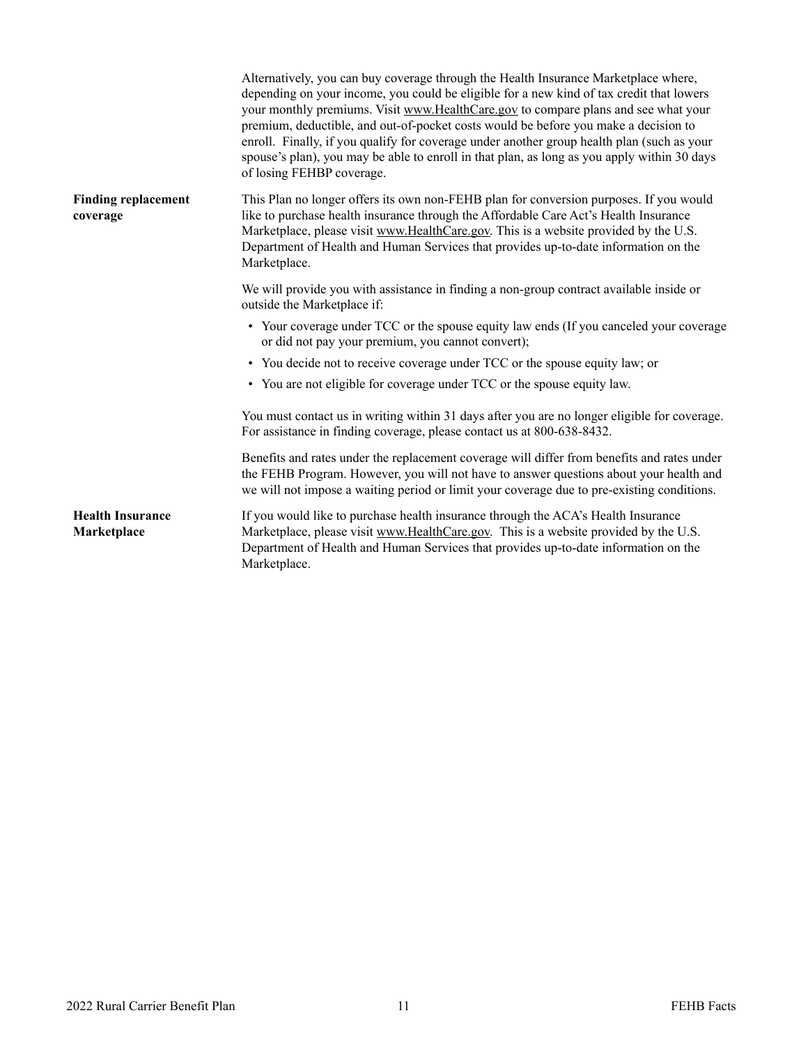Alternatively, you can buy coverage through the Health Insurance Marketplace where, depending on your income, you could be eligible for a new kind of tax credit that lowers your monthly premiums. Visit www.HealthCare.gov to compare plans and see what your premium, deductible, and out-of-pocket costs would be before you make a decision to enroll. Finally, if you qualify for coverage under another group health plan (such as your spouse's plan), you may be able to enroll in that plan, as long as you apply within 30 days of losing FEHBP coverage.

**Finding replacement coverage**

This Plan no longer offers its own non-FEHB plan for conversion purposes. If you would like to purchase health insurance through the Affordable Care Act's Health Insurance Marketplace, please visit www.HealthCare.gov. This is a website provided by the U.S. Department of Health and Human Services that provides up-to-date information on the Marketplace.

We will provide you with assistance in finding a non-group contract available inside or outside the Marketplace if:

- Your coverage under TCC or the spouse equity law ends (If you canceled your coverage or did not pay your premium, you cannot convert);
- You decide not to receive coverage under TCC or the spouse equity law; or
- You are not eligible for coverage under TCC or the spouse equity law.

You must contact us in writing within 31 days after you are no longer eligible for coverage. For assistance in finding coverage, please contact us at 800-638-8432.

Benefits and rates under the replacement coverage will differ from benefits and rates under the FEHB Program. However, you will not have to answer questions about your health and we will not impose a waiting period or limit your coverage due to pre-existing conditions.

**Health Insurance Marketplace**

If you would like to purchase health insurance through the ACA's Health Insurance Marketplace, please visit www.HealthCare.gov. This is a website provided by the U.S. Department of Health and Human Services that provides up-to-date information on the Marketplace.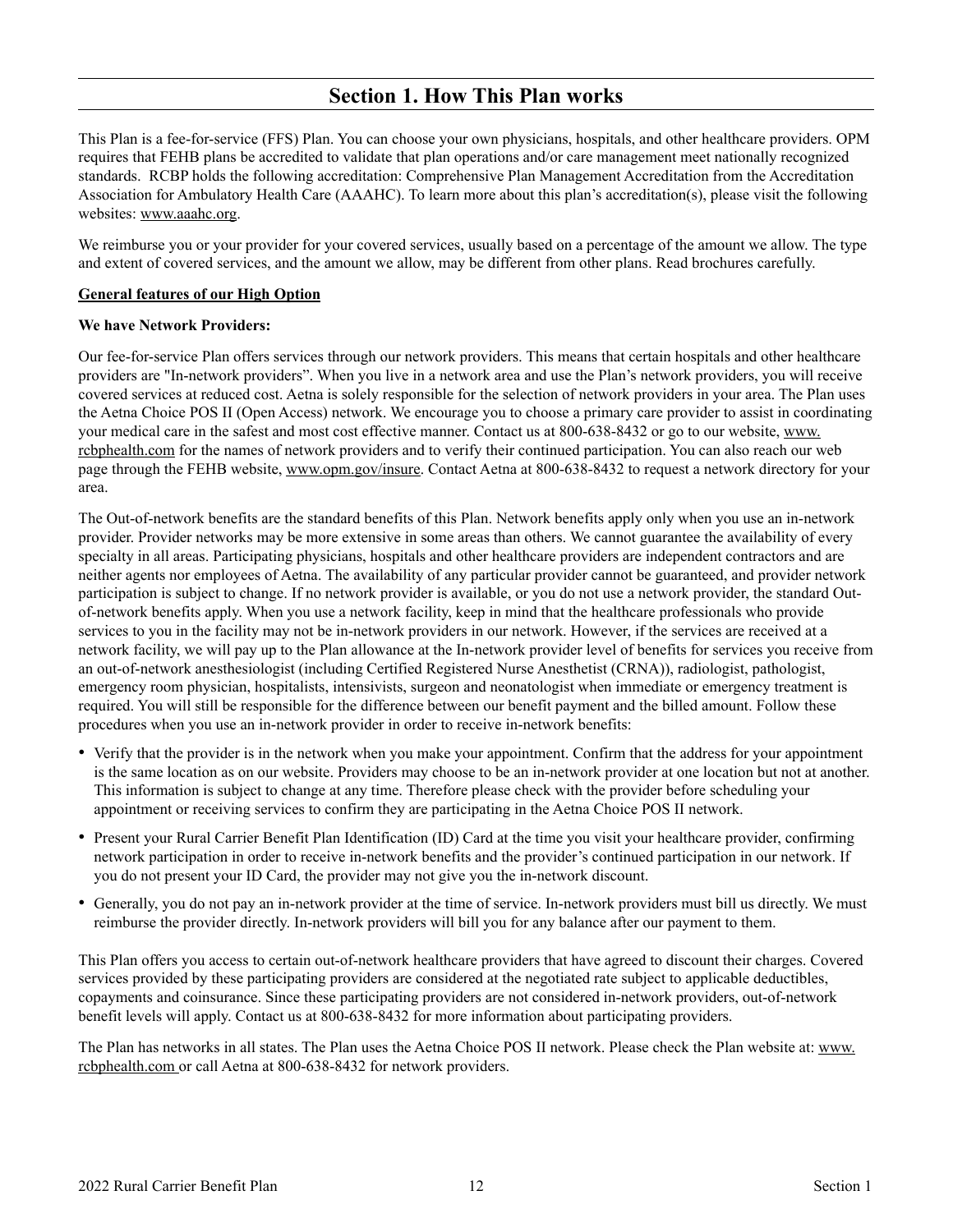# Section 1. How This Plan works

This Plan is a fee-for-service (FFS) Plan. You can choose your own physicians, hospitals, and other healthcare providers. OPM requires that FEHB plans be accredited to validate that plan operations and/or care management meet nationally recognized standards. RCBP holds the following accreditation: Comprehensive Plan Management Accreditation from the Accreditation Association for Ambulatory Health Care (AAAHC). To learn more about this plan's accreditation(s), please visit the following websites: www.aaahc.org.

We reimburse you or your provider for your covered services, usually based on a percentage of the amount we allow. The type and extent of covered services, and the amount we allow, may be different from other plans. Read brochures carefully.

**General features of our High Option**

**We have Network Providers:**

Our fee-for-service Plan offers services through our network providers. This means that certain hospitals and other healthcare providers are "In-network providers". When you live in a network area and use the Plan's network providers, you will receive covered services at reduced cost. Aetna is solely responsible for the selection of network providers in your area. The Plan uses the Aetna Choice POS II (Open Access) network. We encourage you to choose a primary care provider to assist in coordinating your medical care in the safest and most cost effective manner. Contact us at 800-638-8432 or go to our website, www.rcbphealth.com for the names of network providers and to verify their continued participation. You can also reach our web page through the FEHB website, www.opm.gov/insure. Contact Aetna at 800-638-8432 to request a network directory for your area.

The Out-of-network benefits are the standard benefits of this Plan. Network benefits apply only when you use an in-network provider. Provider networks may be more extensive in some areas than others. We cannot guarantee the availability of every specialty in all areas. Participating physicians, hospitals and other healthcare providers are independent contractors and are neither agents nor employees of Aetna. The availability of any particular provider cannot be guaranteed, and provider network participation is subject to change. If no network provider is available, or you do not use a network provider, the standard Out-of-network benefits apply. When you use a network facility, keep in mind that the healthcare professionals who provide services to you in the facility may not be in-network providers in our network. However, if the services are received at a network facility, we will pay up to the Plan allowance at the In-network provider level of benefits for services you receive from an out-of-network anesthesiologist (including Certified Registered Nurse Anesthetist (CRNA)), radiologist, pathologist, emergency room physician, hospitalists, intensivists, surgeon and neonatologist when immediate or emergency treatment is required. You will still be responsible for the difference between our benefit payment and the billed amount. Follow these procedures when you use an in-network provider in order to receive in-network benefits:

- Verify that the provider is in the network when you make your appointment. Confirm that the address for your appointment is the same location as on our website. Providers may choose to be an in-network provider at one location but not at another. This information is subject to change at any time. Therefore please check with the provider before scheduling your appointment or receiving services to confirm they are participating in the Aetna Choice POS II network.
- Present your Rural Carrier Benefit Plan Identification (ID) Card at the time you visit your healthcare provider, confirming network participation in order to receive in-network benefits and the provider's continued participation in our network. If you do not present your ID Card, the provider may not give you the in-network discount.
- Generally, you do not pay an in-network provider at the time of service. In-network providers must bill us directly. We must reimburse the provider directly. In-network providers will bill you for any balance after our payment to them.

This Plan offers you access to certain out-of-network healthcare providers that have agreed to discount their charges. Covered services provided by these participating providers are considered at the negotiated rate subject to applicable deductibles, copayments and coinsurance. Since these participating providers are not considered in-network providers, out-of-network benefit levels will apply. Contact us at 800-638-8432 for more information about participating providers.

The Plan has networks in all states. The Plan uses the Aetna Choice POS II network. Please check the Plan website at: www.rcbphealth.com or call Aetna at 800-638-8432 for network providers.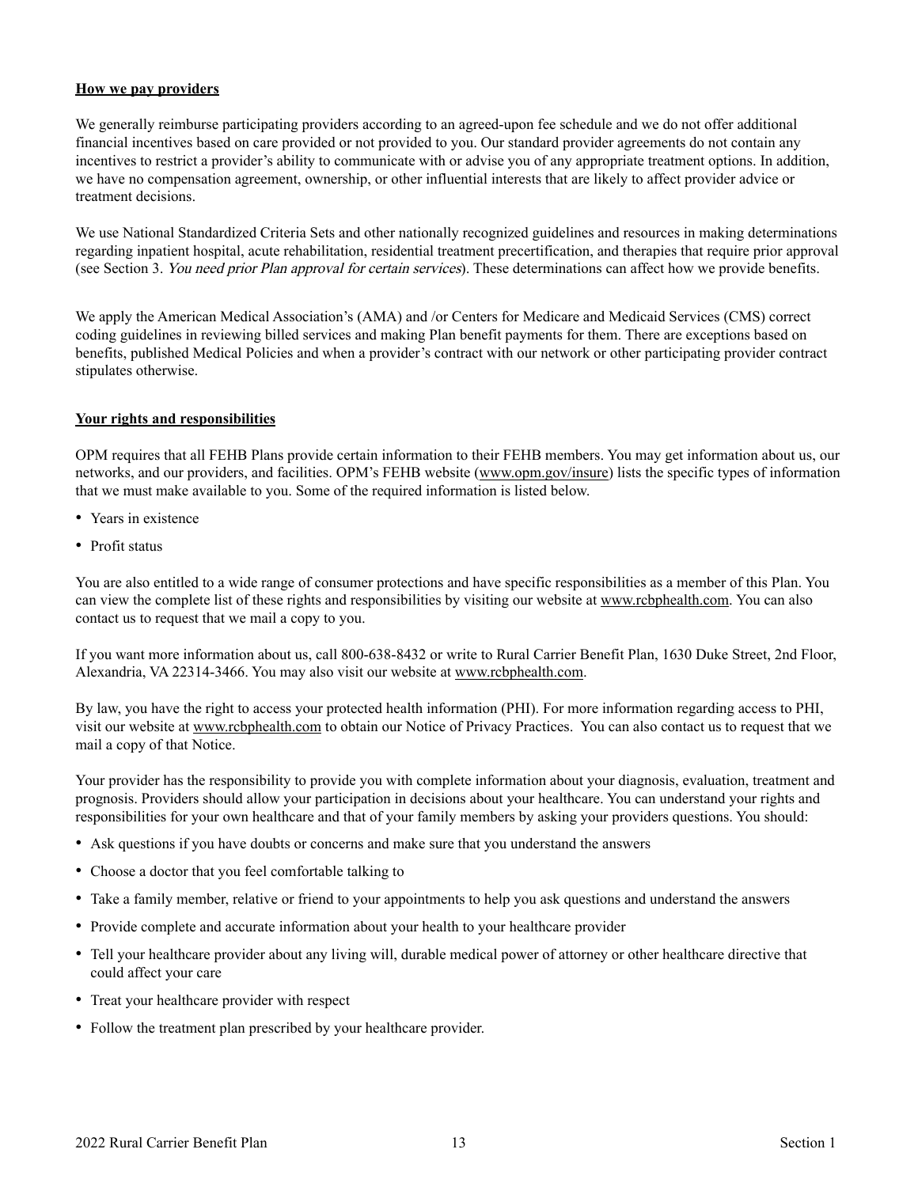## How we pay providers

We generally reimburse participating providers according to an agreed-upon fee schedule and we do not offer additional financial incentives based on care provided or not provided to you. Our standard provider agreements do not contain any incentives to restrict a provider's ability to communicate with or advise you of any appropriate treatment options. In addition, we have no compensation agreement, ownership, or other influential interests that are likely to affect provider advice or treatment decisions.

We use National Standardized Criteria Sets and other nationally recognized guidelines and resources in making determinations regarding inpatient hospital, acute rehabilitation, residential treatment precertification, and therapies that require prior approval (see Section 3. *You need prior Plan approval for certain services*). These determinations can affect how we provide benefits.

We apply the American Medical Association's (AMA) and /or Centers for Medicare and Medicaid Services (CMS) correct coding guidelines in reviewing billed services and making Plan benefit payments for them. There are exceptions based on benefits, published Medical Policies and when a provider's contract with our network or other participating provider contract stipulates otherwise.

## Your rights and responsibilities

OPM requires that all FEHB Plans provide certain information to their FEHB members. You may get information about us, our networks, and our providers, and facilities. OPM's FEHB website (www.opm.gov/insure) lists the specific types of information that we must make available to you. Some of the required information is listed below.

- Years in existence
- Profit status

You are also entitled to a wide range of consumer protections and have specific responsibilities as a member of this Plan. You can view the complete list of these rights and responsibilities by visiting our website at www.rcbphealth.com. You can also contact us to request that we mail a copy to you.

If you want more information about us, call 800-638-8432 or write to Rural Carrier Benefit Plan, 1630 Duke Street, 2nd Floor, Alexandria, VA 22314-3466. You may also visit our website at www.rcbphealth.com.

By law, you have the right to access your protected health information (PHI). For more information regarding access to PHI, visit our website at www.rcbphealth.com to obtain our Notice of Privacy Practices. You can also contact us to request that we mail a copy of that Notice.

Your provider has the responsibility to provide you with complete information about your diagnosis, evaluation, treatment and prognosis. Providers should allow your participation in decisions about your healthcare. You can understand your rights and responsibilities for your own healthcare and that of your family members by asking your providers questions. You should:

- Ask questions if you have doubts or concerns and make sure that you understand the answers
- Choose a doctor that you feel comfortable talking to
- Take a family member, relative or friend to your appointments to help you ask questions and understand the answers
- Provide complete and accurate information about your health to your healthcare provider
- Tell your healthcare provider about any living will, durable medical power of attorney or other healthcare directive that could affect your care
- Treat your healthcare provider with respect
- Follow the treatment plan prescribed by your healthcare provider.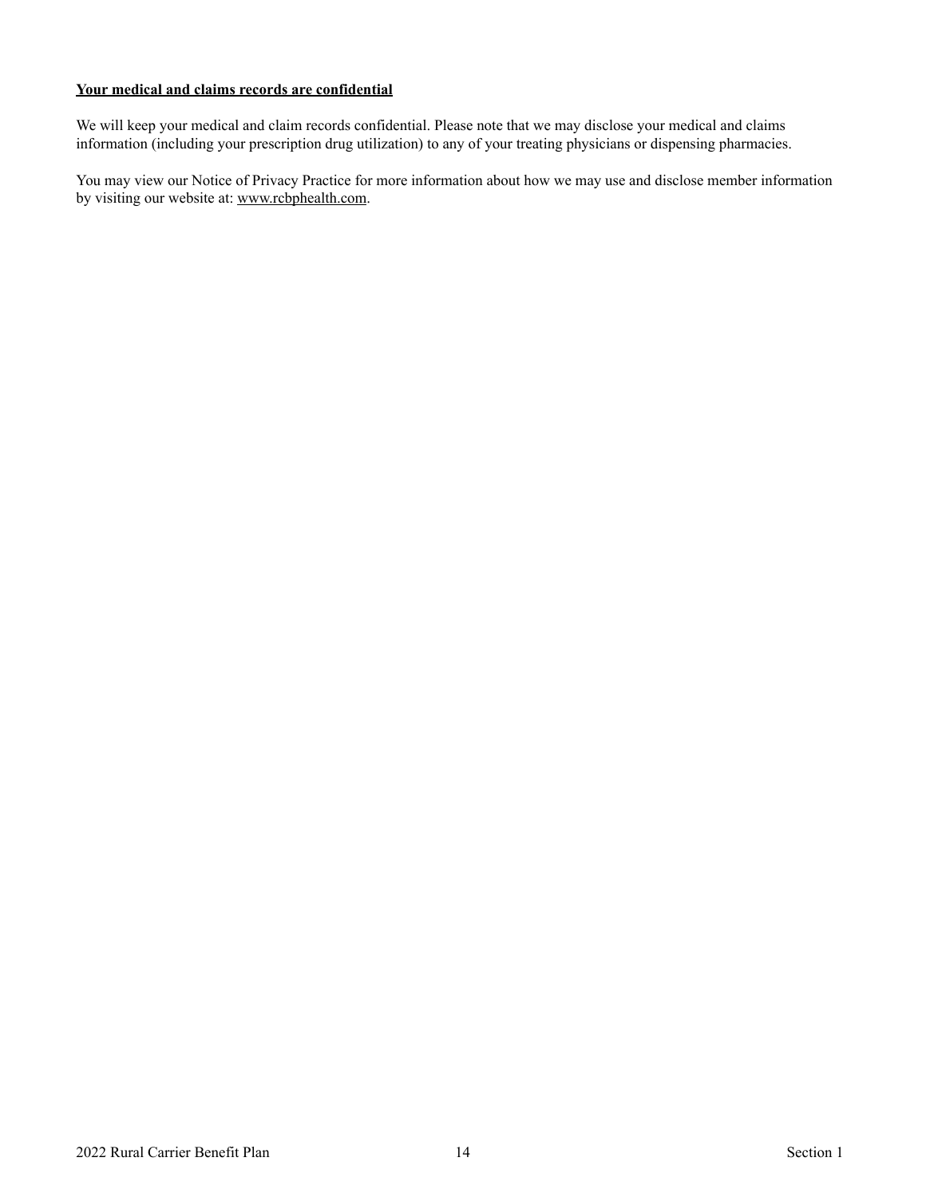**Your medical and claims records are confidential**

We will keep your medical and claim records confidential. Please note that we may disclose your medical and claims information (including your prescription drug utilization) to any of your treating physicians or dispensing pharmacies.

You may view our Notice of Privacy Practice for more information about how we may use and disclose member information by visiting our website at: www.rcbphealth.com.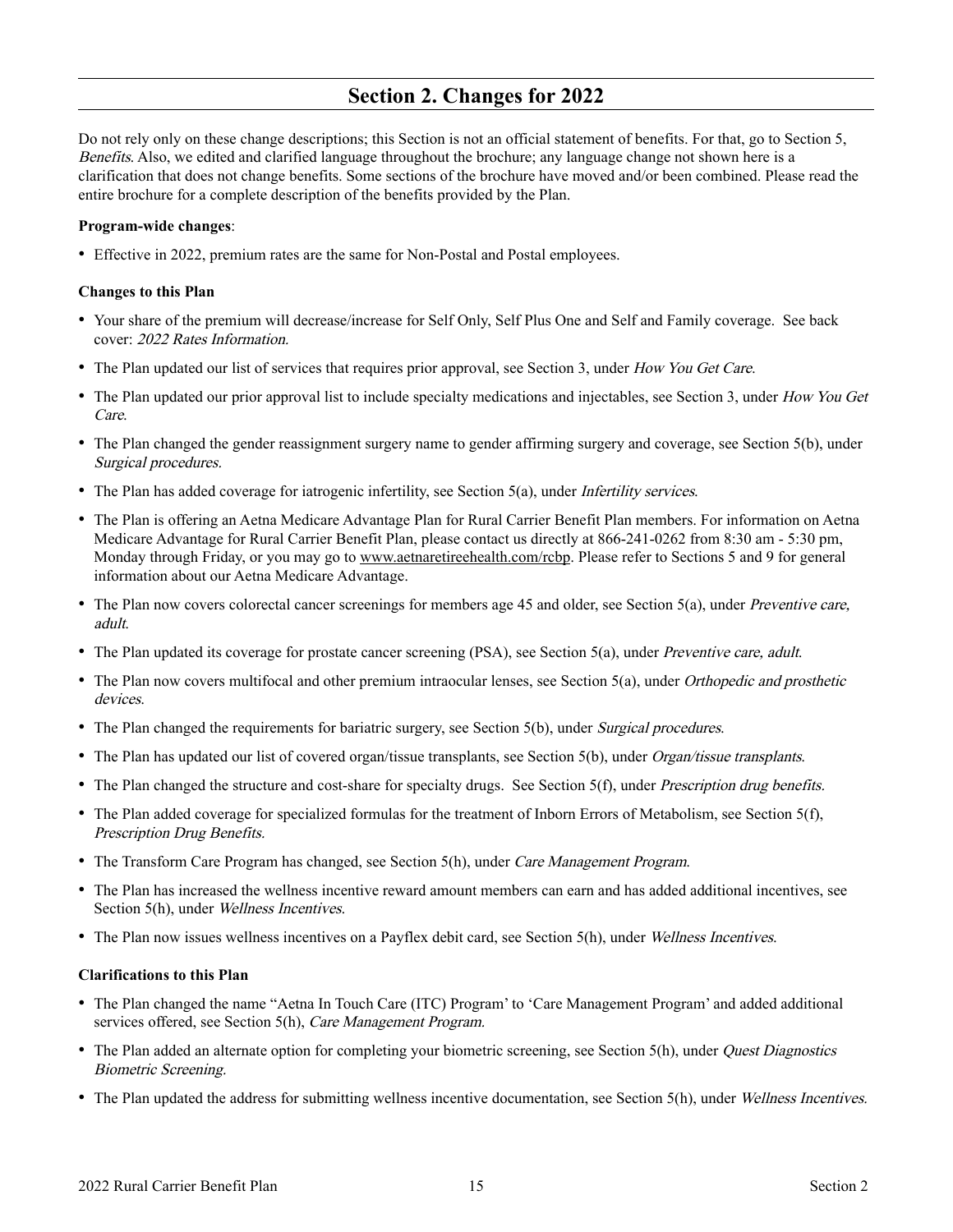## Section 2. Changes for 2022

Do not rely only on these change descriptions; this Section is not an official statement of benefits. For that, go to Section 5, *Benefits*. Also, we edited and clarified language throughout the brochure; any language change not shown here is a clarification that does not change benefits. Some sections of the brochure have moved and/or been combined. Please read the entire brochure for a complete description of the benefits provided by the Plan.

**Program-wide changes**:

- Effective in 2022, premium rates are the same for Non-Postal and Postal employees.

**Changes to this Plan**

- Your share of the premium will decrease/increase for Self Only, Self Plus One and Self and Family coverage. See back cover: *2022 Rates Information.*
- The Plan updated our list of services that requires prior approval, see Section 3, under *How You Get Care*.
- The Plan updated our prior approval list to include specialty medications and injectables, see Section 3, under *How You Get Care*.
- The Plan changed the gender reassignment surgery name to gender affirming surgery and coverage, see Section 5(b), under *Surgical procedures.*
- The Plan has added coverage for iatrogenic infertility, see Section 5(a), under *Infertility services*.
- The Plan is offering an Aetna Medicare Advantage Plan for Rural Carrier Benefit Plan members. For information on Aetna Medicare Advantage for Rural Carrier Benefit Plan, please contact us directly at 866-241-0262 from 8:30 am - 5:30 pm, Monday through Friday, or you may go to www.aetnaretireehealth.com/rcbp. Please refer to Sections 5 and 9 for general information about our Aetna Medicare Advantage.
- The Plan now covers colorectal cancer screenings for members age 45 and older, see Section 5(a), under *Preventive care, adult*.
- The Plan updated its coverage for prostate cancer screening (PSA), see Section 5(a), under *Preventive care, adult*.
- The Plan now covers multifocal and other premium intraocular lenses, see Section 5(a), under *Orthopedic and prosthetic devices*.
- The Plan changed the requirements for bariatric surgery, see Section 5(b), under *Surgical procedures*.
- The Plan has updated our list of covered organ/tissue transplants, see Section 5(b), under *Organ/tissue transplants*.
- The Plan changed the structure and cost-share for specialty drugs. See Section 5(f), under *Prescription drug benefits.*
- The Plan added coverage for specialized formulas for the treatment of Inborn Errors of Metabolism, see Section 5(f), *Prescription Drug Benefits.*
- The Transform Care Program has changed, see Section 5(h), under *Care Management Program.*
- The Plan has increased the wellness incentive reward amount members can earn and has added additional incentives, see Section 5(h), under *Wellness Incentives*.
- The Plan now issues wellness incentives on a Payflex debit card, see Section 5(h), under *Wellness Incentives*.

**Clarifications to this Plan**

- The Plan changed the name "Aetna In Touch Care (ITC) Program' to 'Care Management Program' and added additional services offered, see Section 5(h), *Care Management Program.*
- The Plan added an alternate option for completing your biometric screening, see Section 5(h), under *Quest Diagnostics Biometric Screening.*
- The Plan updated the address for submitting wellness incentive documentation, see Section 5(h), under *Wellness Incentives.*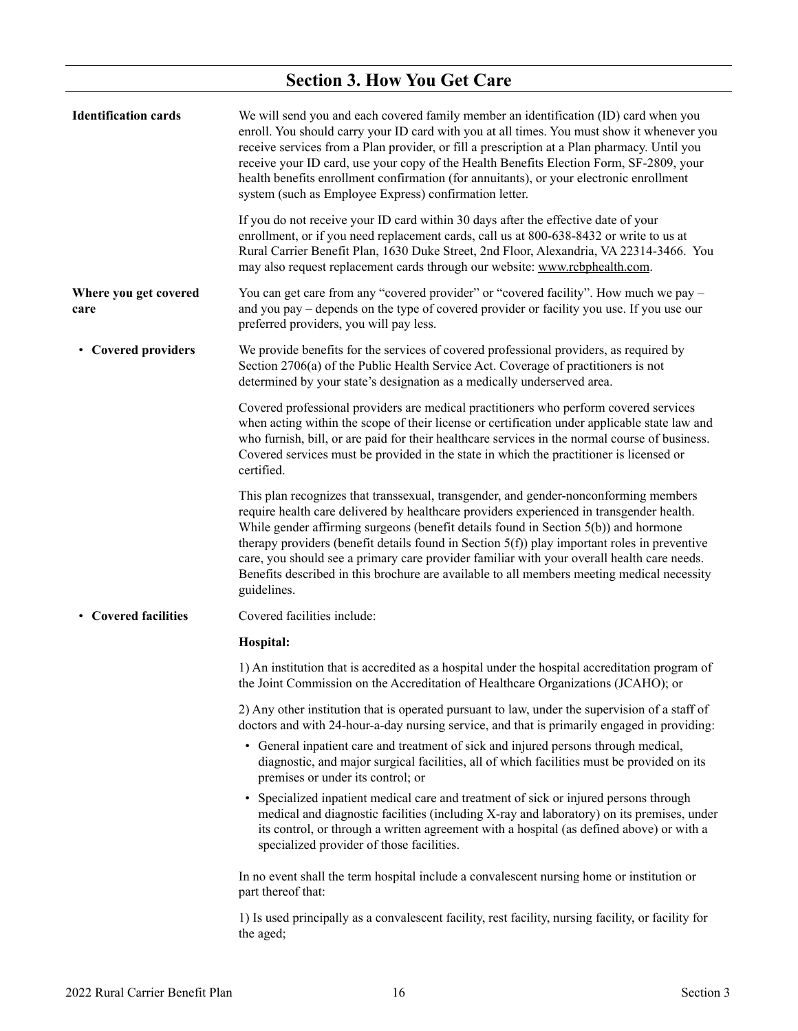# Section 3. How You Get Care

**Identification cards**

We will send you and each covered family member an identification (ID) card when you enroll. You should carry your ID card with you at all times. You must show it whenever you receive services from a Plan provider, or fill a prescription at a Plan pharmacy. Until you receive your ID card, use your copy of the Health Benefits Election Form, SF-2809, your health benefits enrollment confirmation (for annuitants), or your electronic enrollment system (such as Employee Express) confirmation letter.

If you do not receive your ID card within 30 days after the effective date of your enrollment, or if you need replacement cards, call us at 800-638-8432 or write to us at Rural Carrier Benefit Plan, 1630 Duke Street, 2nd Floor, Alexandria, VA 22314-3466. You may also request replacement cards through our website: www.rcbphealth.com.

**Where you get covered care**

You can get care from any "covered provider" or "covered facility". How much we pay – and you pay – depends on the type of covered provider or facility you use. If you use our preferred providers, you will pay less.

- **Covered providers**

We provide benefits for the services of covered professional providers, as required by Section 2706(a) of the Public Health Service Act. Coverage of practitioners is not determined by your state's designation as a medically underserved area.

Covered professional providers are medical practitioners who perform covered services when acting within the scope of their license or certification under applicable state law and who furnish, bill, or are paid for their healthcare services in the normal course of business. Covered services must be provided in the state in which the practitioner is licensed or certified.

This plan recognizes that transsexual, transgender, and gender-nonconforming members require health care delivered by healthcare providers experienced in transgender health. While gender affirming surgeons (benefit details found in Section 5(b)) and hormone therapy providers (benefit details found in Section 5(f)) play important roles in preventive care, you should see a primary care provider familiar with your overall health care needs. Benefits described in this brochure are available to all members meeting medical necessity guidelines.

- **Covered facilities**

Covered facilities include:

**Hospital:**

1) An institution that is accredited as a hospital under the hospital accreditation program of the Joint Commission on the Accreditation of Healthcare Organizations (JCAHO); or

2) Any other institution that is operated pursuant to law, under the supervision of a staff of doctors and with 24-hour-a-day nursing service, and that is primarily engaged in providing:

- General inpatient care and treatment of sick and injured persons through medical, diagnostic, and major surgical facilities, all of which facilities must be provided on its premises or under its control; or
- Specialized inpatient medical care and treatment of sick or injured persons through medical and diagnostic facilities (including X-ray and laboratory) on its premises, under its control, or through a written agreement with a hospital (as defined above) or with a specialized provider of those facilities.

In no event shall the term hospital include a convalescent nursing home or institution or part thereof that:

1) Is used principally as a convalescent facility, rest facility, nursing facility, or facility for the aged;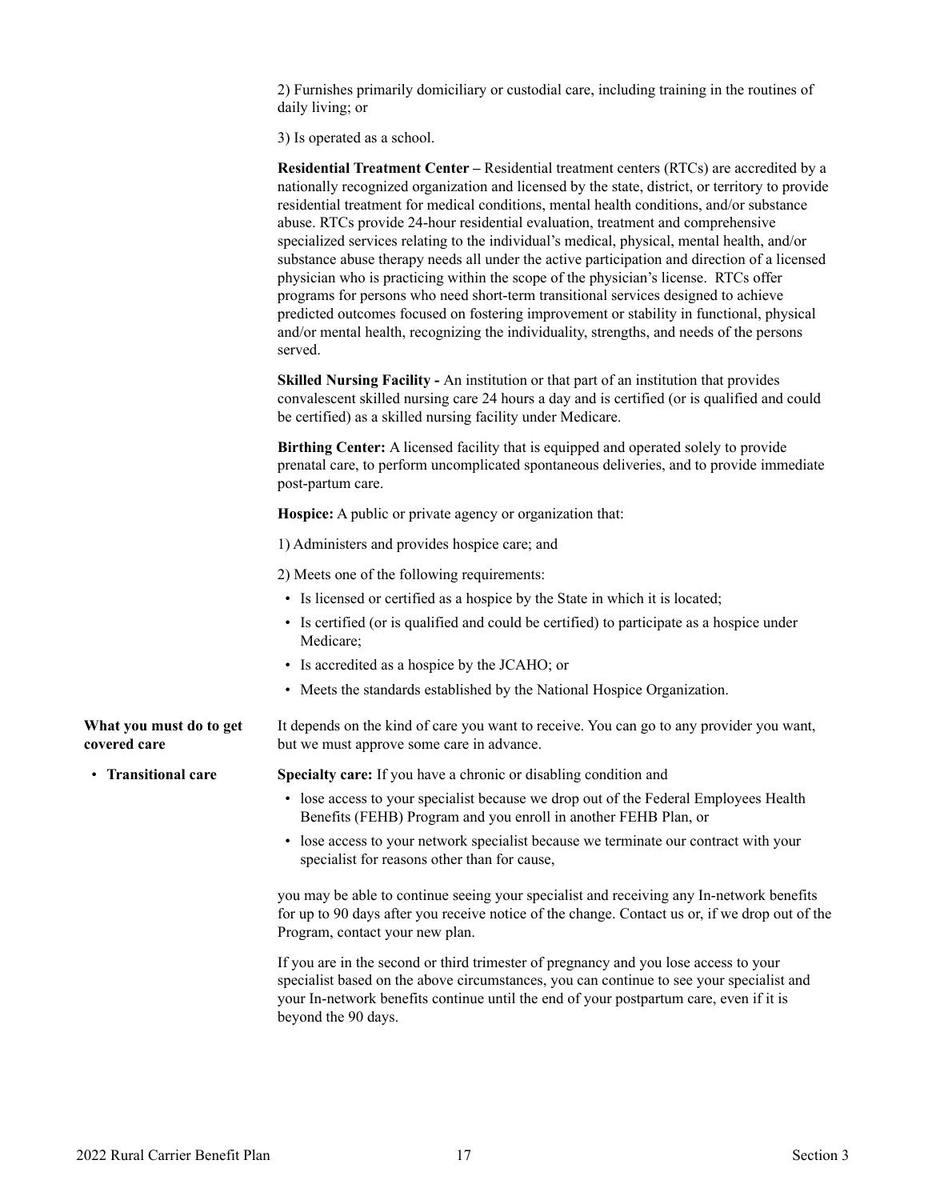2) Furnishes primarily domiciliary or custodial care, including training in the routines of daily living; or

3) Is operated as a school.

**Residential Treatment Center –** Residential treatment centers (RTCs) are accredited by a nationally recognized organization and licensed by the state, district, or territory to provide residential treatment for medical conditions, mental health conditions, and/or substance abuse. RTCs provide 24-hour residential evaluation, treatment and comprehensive specialized services relating to the individual's medical, physical, mental health, and/or substance abuse therapy needs all under the active participation and direction of a licensed physician who is practicing within the scope of the physician's license. RTCs offer programs for persons who need short-term transitional services designed to achieve predicted outcomes focused on fostering improvement or stability in functional, physical and/or mental health, recognizing the individuality, strengths, and needs of the persons served.

**Skilled Nursing Facility -** An institution or that part of an institution that provides convalescent skilled nursing care 24 hours a day and is certified (or is qualified and could be certified) as a skilled nursing facility under Medicare.

**Birthing Center:** A licensed facility that is equipped and operated solely to provide prenatal care, to perform uncomplicated spontaneous deliveries, and to provide immediate post-partum care.

**Hospice:** A public or private agency or organization that:

1) Administers and provides hospice care; and

2) Meets one of the following requirements:

- Is licensed or certified as a hospice by the State in which it is located;
- Is certified (or is qualified and could be certified) to participate as a hospice under Medicare;
- Is accredited as a hospice by the JCAHO; or
- Meets the standards established by the National Hospice Organization.

## What you must do to get covered care

It depends on the kind of care you want to receive. You can go to any provider you want, but we must approve some care in advance.

### • Transitional care

**Specialty care:** If you have a chronic or disabling condition and

- lose access to your specialist because we drop out of the Federal Employees Health Benefits (FEHB) Program and you enroll in another FEHB Plan, or
- lose access to your network specialist because we terminate our contract with your specialist for reasons other than for cause,

you may be able to continue seeing your specialist and receiving any In-network benefits for up to 90 days after you receive notice of the change. Contact us or, if we drop out of the Program, contact your new plan.

If you are in the second or third trimester of pregnancy and you lose access to your specialist based on the above circumstances, you can continue to see your specialist and your In-network benefits continue until the end of your postpartum care, even if it is beyond the 90 days.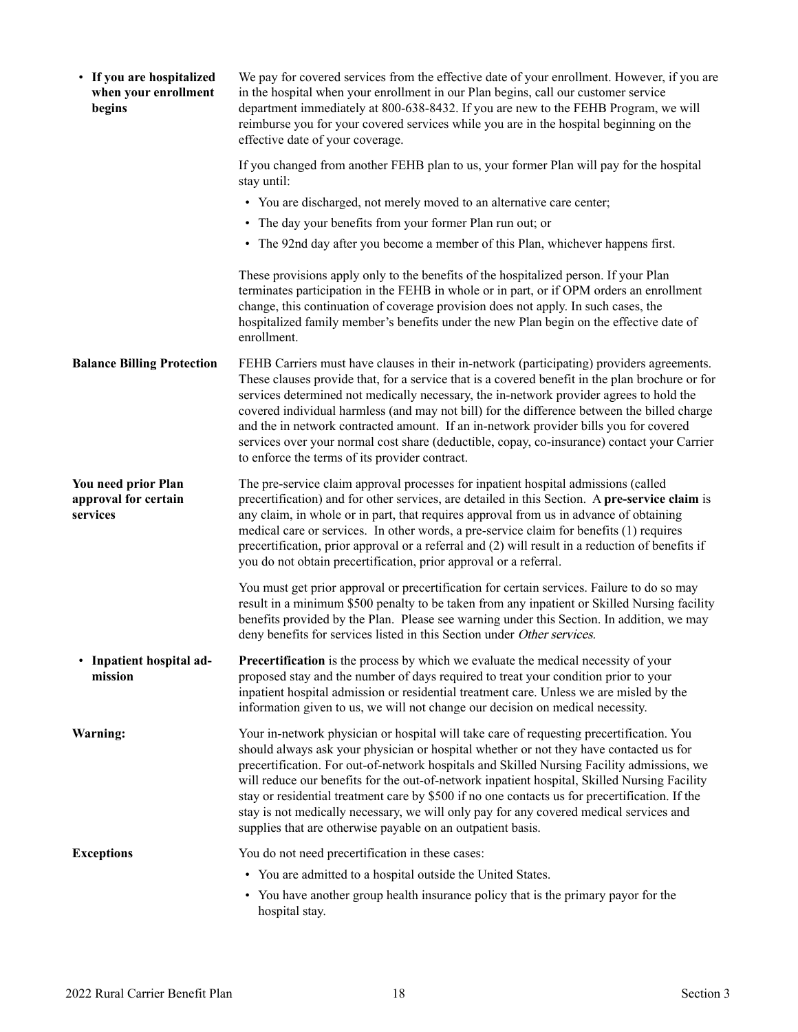**• If you are hospitalized when your enrollment begins**

We pay for covered services from the effective date of your enrollment. However, if you are in the hospital when your enrollment in our Plan begins, call our customer service department immediately at 800-638-8432. If you are new to the FEHB Program, we will reimburse you for your covered services while you are in the hospital beginning on the effective date of your coverage.

If you changed from another FEHB plan to us, your former Plan will pay for the hospital stay until:

- You are discharged, not merely moved to an alternative care center;
- The day your benefits from your former Plan run out; or
- The 92nd day after you become a member of this Plan, whichever happens first.

These provisions apply only to the benefits of the hospitalized person. If your Plan terminates participation in the FEHB in whole or in part, or if OPM orders an enrollment change, this continuation of coverage provision does not apply. In such cases, the hospitalized family member's benefits under the new Plan begin on the effective date of enrollment.

**Balance Billing Protection**

FEHB Carriers must have clauses in their in-network (participating) providers agreements. These clauses provide that, for a service that is a covered benefit in the plan brochure or for services determined not medically necessary, the in-network provider agrees to hold the covered individual harmless (and may not bill) for the difference between the billed charge and the in network contracted amount. If an in-network provider bills you for covered services over your normal cost share (deductible, copay, co-insurance) contact your Carrier to enforce the terms of its provider contract.

**You need prior Plan approval for certain services**

The pre-service claim approval processes for inpatient hospital admissions (called precertification) and for other services, are detailed in this Section. A **pre-service claim** is any claim, in whole or in part, that requires approval from us in advance of obtaining medical care or services. In other words, a pre-service claim for benefits (1) requires precertification, prior approval or a referral and (2) will result in a reduction of benefits if you do not obtain precertification, prior approval or a referral.

You must get prior approval or precertification for certain services. Failure to do so may result in a minimum $500 penalty to be taken from any inpatient or Skilled Nursing facility benefits provided by the Plan. Please see warning under this Section. In addition, we may deny benefits for services listed in this Section under *Other services.*

**• Inpatient hospital admission**

**Precertification** is the process by which we evaluate the medical necessity of your proposed stay and the number of days required to treat your condition prior to your inpatient hospital admission or residential treatment care. Unless we are misled by the information given to us, we will not change our decision on medical necessity.

**Warning:**

Your in-network physician or hospital will take care of requesting precertification. You should always ask your physician or hospital whether or not they have contacted us for precertification. For out-of-network hospitals and Skilled Nursing Facility admissions, we will reduce our benefits for the out-of-network inpatient hospital, Skilled Nursing Facility stay or residential treatment care by $500 if no one contacts us for precertification. If the stay is not medically necessary, we will only pay for any covered medical services and supplies that are otherwise payable on an outpatient basis.

**Exceptions**

You do not need precertification in these cases:

- You are admitted to a hospital outside the United States.
- You have another group health insurance policy that is the primary payor for the hospital stay.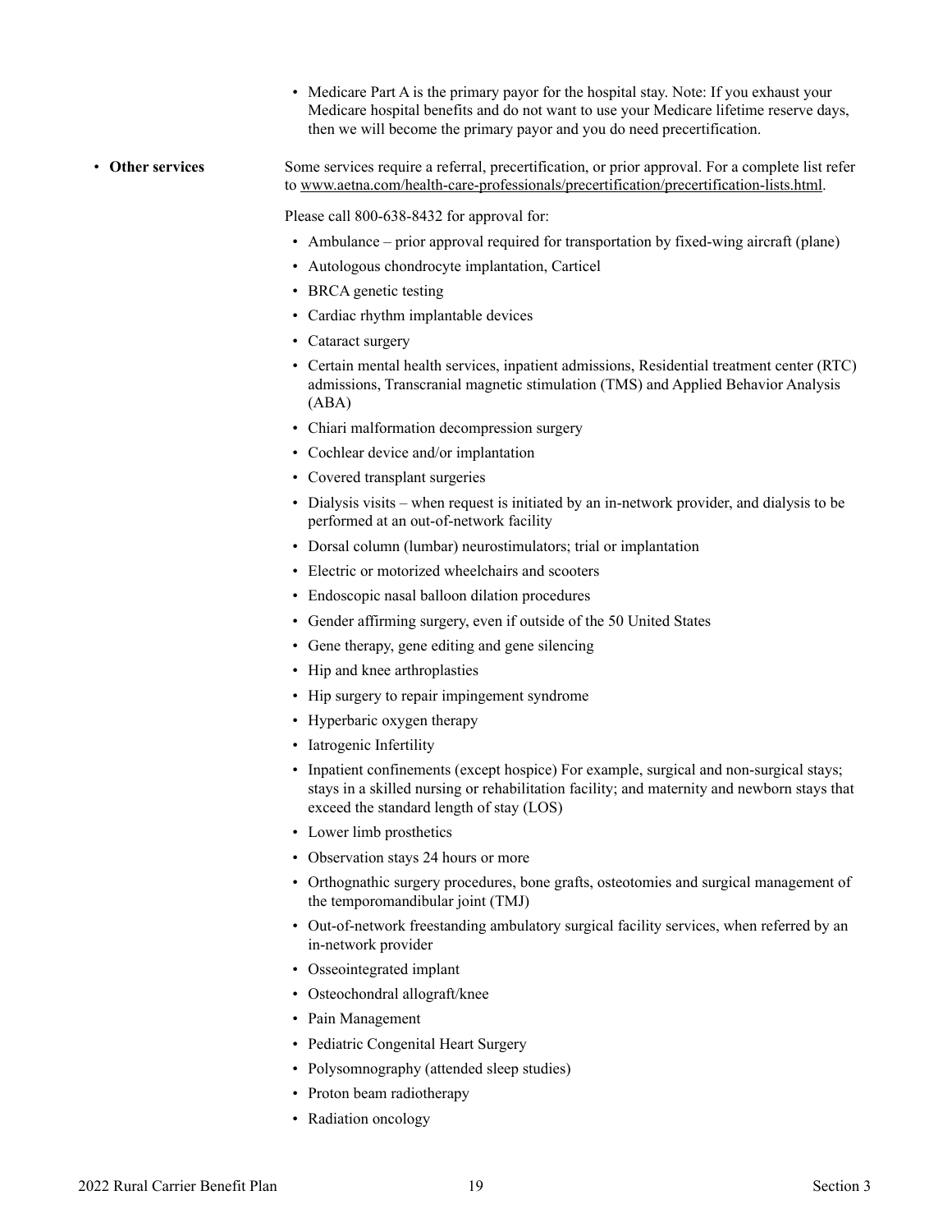- Medicare Part A is the primary payor for the hospital stay. Note: If you exhaust your Medicare hospital benefits and do not want to use your Medicare lifetime reserve days, then we will become the primary payor and you do need precertification.

- **Other services**

Some services require a referral, precertification, or prior approval. For a complete list refer to www.aetna.com/health-care-professionals/precertification/precertification-lists.html.

Please call 800-638-8432 for approval for:

- Ambulance – prior approval required for transportation by fixed-wing aircraft (plane)
- Autologous chondrocyte implantation, Carticel
- BRCA genetic testing
- Cardiac rhythm implantable devices
- Cataract surgery
- Certain mental health services, inpatient admissions, Residential treatment center (RTC) admissions, Transcranial magnetic stimulation (TMS) and Applied Behavior Analysis (ABA)
- Chiari malformation decompression surgery
- Cochlear device and/or implantation
- Covered transplant surgeries
- Dialysis visits – when request is initiated by an in-network provider, and dialysis to be performed at an out-of-network facility
- Dorsal column (lumbar) neurostimulators; trial or implantation
- Electric or motorized wheelchairs and scooters
- Endoscopic nasal balloon dilation procedures
- Gender affirming surgery, even if outside of the 50 United States
- Gene therapy, gene editing and gene silencing
- Hip and knee arthroplasties
- Hip surgery to repair impingement syndrome
- Hyperbaric oxygen therapy
- Iatrogenic Infertility
- Inpatient confinements (except hospice) For example, surgical and non-surgical stays; stays in a skilled nursing or rehabilitation facility; and maternity and newborn stays that exceed the standard length of stay (LOS)
- Lower limb prosthetics
- Observation stays 24 hours or more
- Orthognathic surgery procedures, bone grafts, osteotomies and surgical management of the temporomandibular joint (TMJ)
- Out-of-network freestanding ambulatory surgical facility services, when referred by an in-network provider
- Osseointegrated implant
- Osteochondral allograft/knee
- Pain Management
- Pediatric Congenital Heart Surgery
- Polysomnography (attended sleep studies)
- Proton beam radiotherapy
- Radiation oncology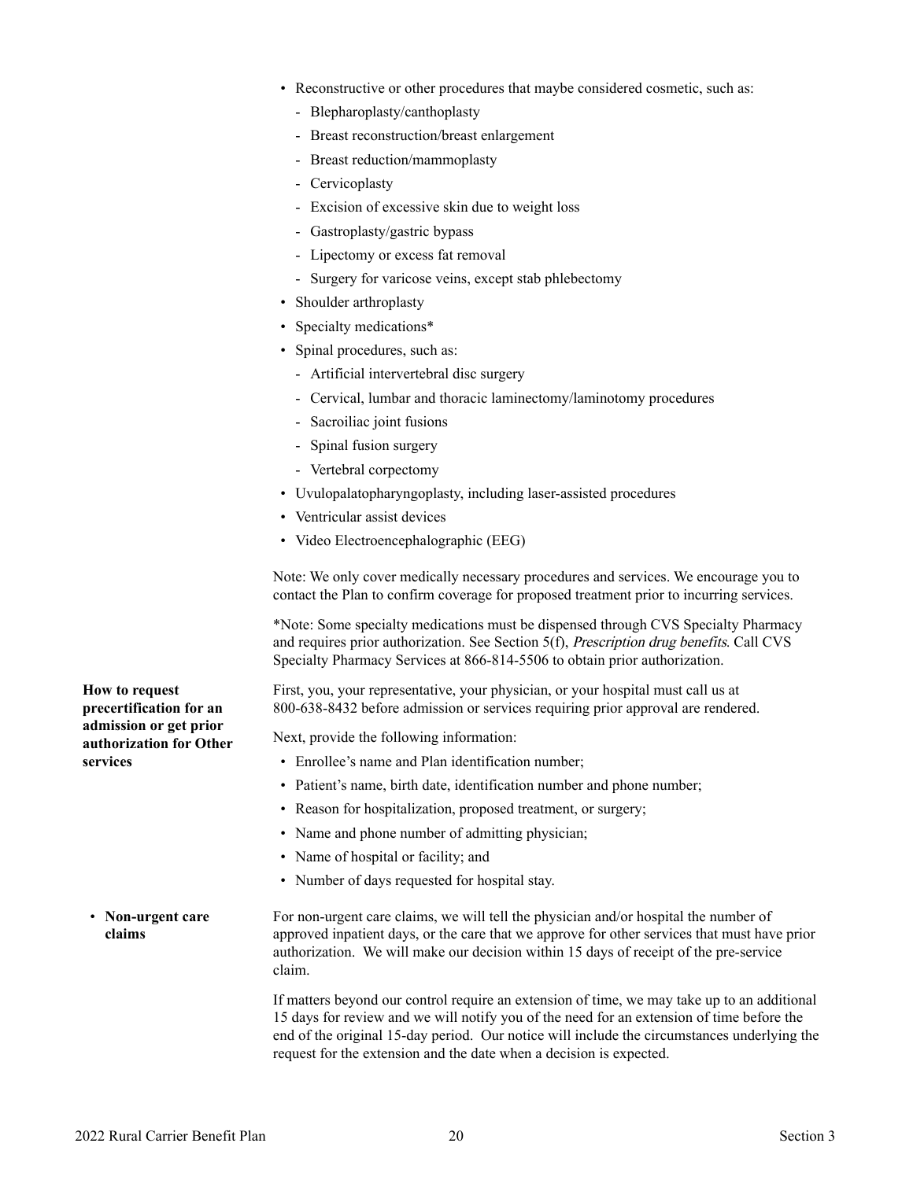- Reconstructive or other procedures that maybe considered cosmetic, such as:
  - Blepharoplasty/canthoplasty
  - Breast reconstruction/breast enlargement
  - Breast reduction/mammoplasty
  - Cervicoplasty
  - Excision of excessive skin due to weight loss
  - Gastroplasty/gastric bypass
  - Lipectomy or excess fat removal
  - Surgery for varicose veins, except stab phlebectomy
- Shoulder arthroplasty
- Specialty medications*
- Spinal procedures, such as:
  - Artificial intervertebral disc surgery
  - Cervical, lumbar and thoracic laminectomy/laminotomy procedures
  - Sacroiliac joint fusions
  - Spinal fusion surgery
  - Vertebral corpectomy
- Uvulopalatopharyngoplasty, including laser-assisted procedures
- Ventricular assist devices
- Video Electroencephalographic (EEG)

Note: We only cover medically necessary procedures and services. We encourage you to contact the Plan to confirm coverage for proposed treatment prior to incurring services.

*Note: Some specialty medications must be dispensed through CVS Specialty Pharmacy and requires prior authorization. See Section 5(f), *Prescription drug benefits*. Call CVS Specialty Pharmacy Services at 866-814-5506 to obtain prior authorization.

**How to request precertification for an admission or get prior authorization for Other services**

First, you, your representative, your physician, or your hospital must call us at 800-638-8432 before admission or services requiring prior approval are rendered.

Next, provide the following information:

- Enrollee's name and Plan identification number;
- Patient's name, birth date, identification number and phone number;
- Reason for hospitalization, proposed treatment, or surgery;
- Name and phone number of admitting physician;
- Name of hospital or facility; and
- Number of days requested for hospital stay.

- **Non-urgent care claims**

For non-urgent care claims, we will tell the physician and/or hospital the number of approved inpatient days, or the care that we approve for other services that must have prior authorization. We will make our decision within 15 days of receipt of the pre-service claim.

If matters beyond our control require an extension of time, we may take up to an additional 15 days for review and we will notify you of the need for an extension of time before the end of the original 15-day period. Our notice will include the circumstances underlying the request for the extension and the date when a decision is expected.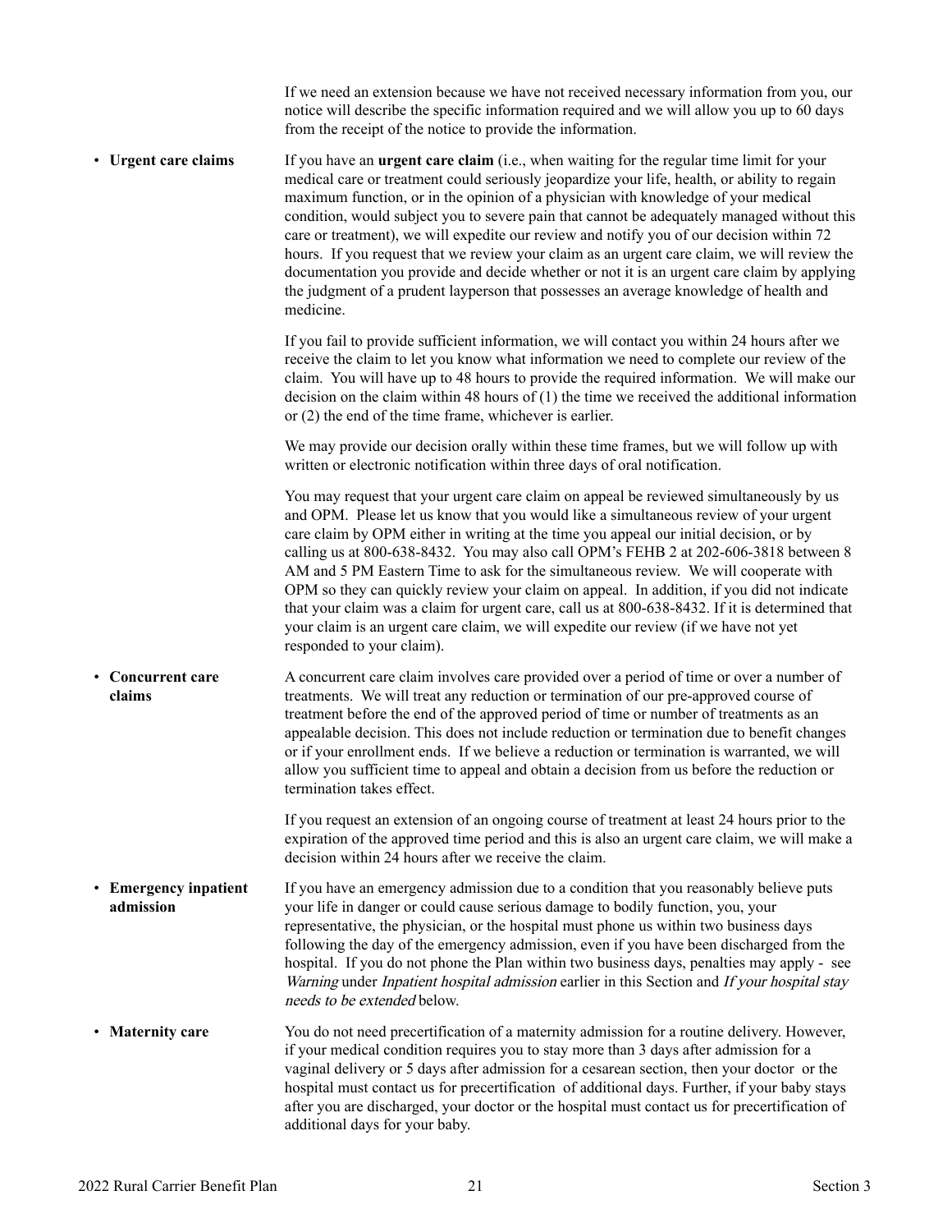If we need an extension because we have not received necessary information from you, our notice will describe the specific information required and we will allow you up to 60 days from the receipt of the notice to provide the information.

- **Urgent care claims**

If you have an **urgent care claim** (i.e., when waiting for the regular time limit for your medical care or treatment could seriously jeopardize your life, health, or ability to regain maximum function, or in the opinion of a physician with knowledge of your medical condition, would subject you to severe pain that cannot be adequately managed without this care or treatment), we will expedite our review and notify you of our decision within 72 hours. If you request that we review your claim as an urgent care claim, we will review the documentation you provide and decide whether or not it is an urgent care claim by applying the judgment of a prudent layperson that possesses an average knowledge of health and medicine.

If you fail to provide sufficient information, we will contact you within 24 hours after we receive the claim to let you know what information we need to complete our review of the claim. You will have up to 48 hours to provide the required information. We will make our decision on the claim within 48 hours of (1) the time we received the additional information or (2) the end of the time frame, whichever is earlier.

We may provide our decision orally within these time frames, but we will follow up with written or electronic notification within three days of oral notification.

You may request that your urgent care claim on appeal be reviewed simultaneously by us and OPM. Please let us know that you would like a simultaneous review of your urgent care claim by OPM either in writing at the time you appeal our initial decision, or by calling us at 800-638-8432. You may also call OPM's FEHB 2 at 202-606-3818 between 8 AM and 5 PM Eastern Time to ask for the simultaneous review. We will cooperate with OPM so they can quickly review your claim on appeal. In addition, if you did not indicate that your claim was a claim for urgent care, call us at 800-638-8432. If it is determined that your claim is an urgent care claim, we will expedite our review (if we have not yet responded to your claim).

- **Concurrent care claims**

A concurrent care claim involves care provided over a period of time or over a number of treatments. We will treat any reduction or termination of our pre-approved course of treatment before the end of the approved period of time or number of treatments as an appealable decision. This does not include reduction or termination due to benefit changes or if your enrollment ends. If we believe a reduction or termination is warranted, we will allow you sufficient time to appeal and obtain a decision from us before the reduction or termination takes effect.

If you request an extension of an ongoing course of treatment at least 24 hours prior to the expiration of the approved time period and this is also an urgent care claim, we will make a decision within 24 hours after we receive the claim.

- **Emergency inpatient admission**

If you have an emergency admission due to a condition that you reasonably believe puts your life in danger or could cause serious damage to bodily function, you, your representative, the physician, or the hospital must phone us within two business days following the day of the emergency admission, even if you have been discharged from the hospital. If you do not phone the Plan within two business days, penalties may apply - see *Warning* under *Inpatient hospital admission* earlier in this Section and *If your hospital stay needs to be extended* below.

- **Maternity care**

You do not need precertification of a maternity admission for a routine delivery. However, if your medical condition requires you to stay more than 3 days after admission for a vaginal delivery or 5 days after admission for a cesarean section, then your doctor or the hospital must contact us for precertification of additional days. Further, if your baby stays after you are discharged, your doctor or the hospital must contact us for precertification of additional days for your baby.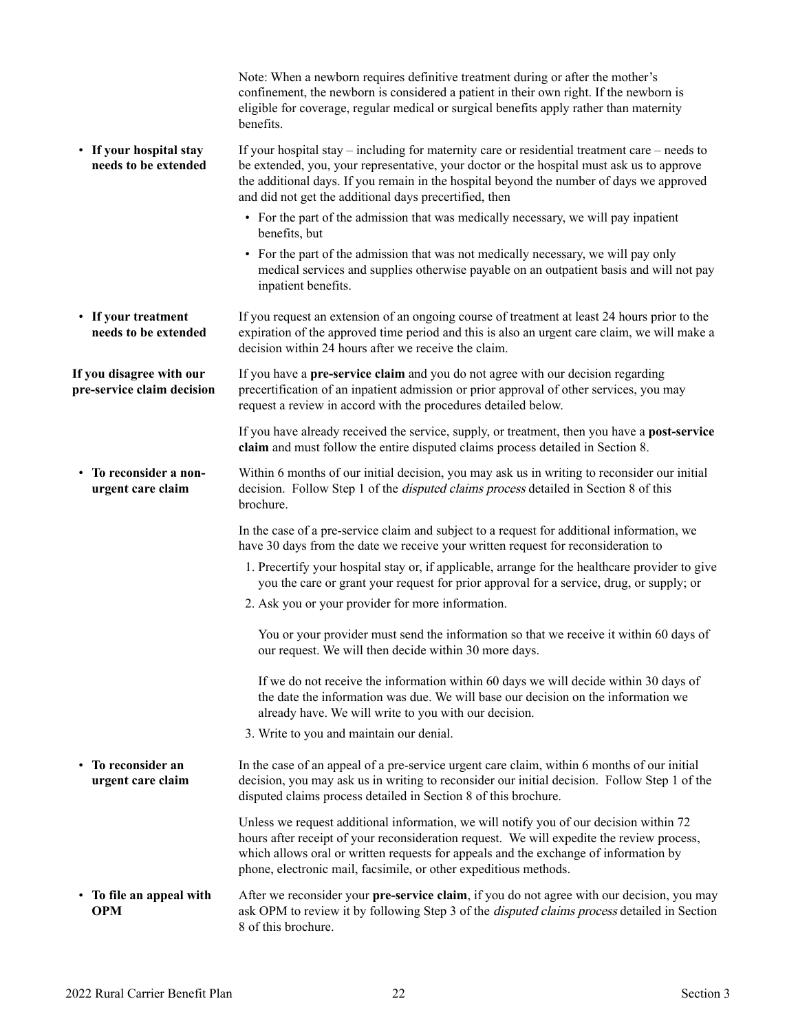Note: When a newborn requires definitive treatment during or after the mother's confinement, the newborn is considered a patient in their own right. If the newborn is eligible for coverage, regular medical or surgical benefits apply rather than maternity benefits.

- **If your hospital stay needs to be extended**

If your hospital stay – including for maternity care or residential treatment care – needs to be extended, you, your representative, your doctor or the hospital must ask us to approve the additional days. If you remain in the hospital beyond the number of days we approved and did not get the additional days precertified, then

- For the part of the admission that was medically necessary, we will pay inpatient benefits, but
- For the part of the admission that was not medically necessary, we will pay only medical services and supplies otherwise payable on an outpatient basis and will not pay inpatient benefits.

- **If your treatment needs to be extended**

If you request an extension of an ongoing course of treatment at least 24 hours prior to the expiration of the approved time period and this is also an urgent care claim, we will make a decision within 24 hours after we receive the claim.

**If you disagree with our pre-service claim decision**

If you have a **pre-service claim** and you do not agree with our decision regarding precertification of an inpatient admission or prior approval of other services, you may request a review in accord with the procedures detailed below.

If you have already received the service, supply, or treatment, then you have a **post-service claim** and must follow the entire disputed claims process detailed in Section 8.

- **To reconsider a non-urgent care claim**

Within 6 months of our initial decision, you may ask us in writing to reconsider our initial decision. Follow Step 1 of the *disputed claims process* detailed in Section 8 of this brochure.

In the case of a pre-service claim and subject to a request for additional information, we have 30 days from the date we receive your written request for reconsideration to

1. Precertify your hospital stay or, if applicable, arrange for the healthcare provider to give you the care or grant your request for prior approval for a service, drug, or supply; or
2. Ask you or your provider for more information.

   You or your provider must send the information so that we receive it within 60 days of our request. We will then decide within 30 more days.

   If we do not receive the information within 60 days we will decide within 30 days of the date the information was due. We will base our decision on the information we already have. We will write to you with our decision.
3. Write to you and maintain our denial.

- **To reconsider an urgent care claim**

In the case of an appeal of a pre-service urgent care claim, within 6 months of our initial decision, you may ask us in writing to reconsider our initial decision. Follow Step 1 of the disputed claims process detailed in Section 8 of this brochure.

Unless we request additional information, we will notify you of our decision within 72 hours after receipt of your reconsideration request. We will expedite the review process, which allows oral or written requests for appeals and the exchange of information by phone, electronic mail, facsimile, or other expeditious methods.

- **To file an appeal with OPM**

After we reconsider your **pre-service claim**, if you do not agree with our decision, you may ask OPM to review it by following Step 3 of the *disputed claims process* detailed in Section 8 of this brochure.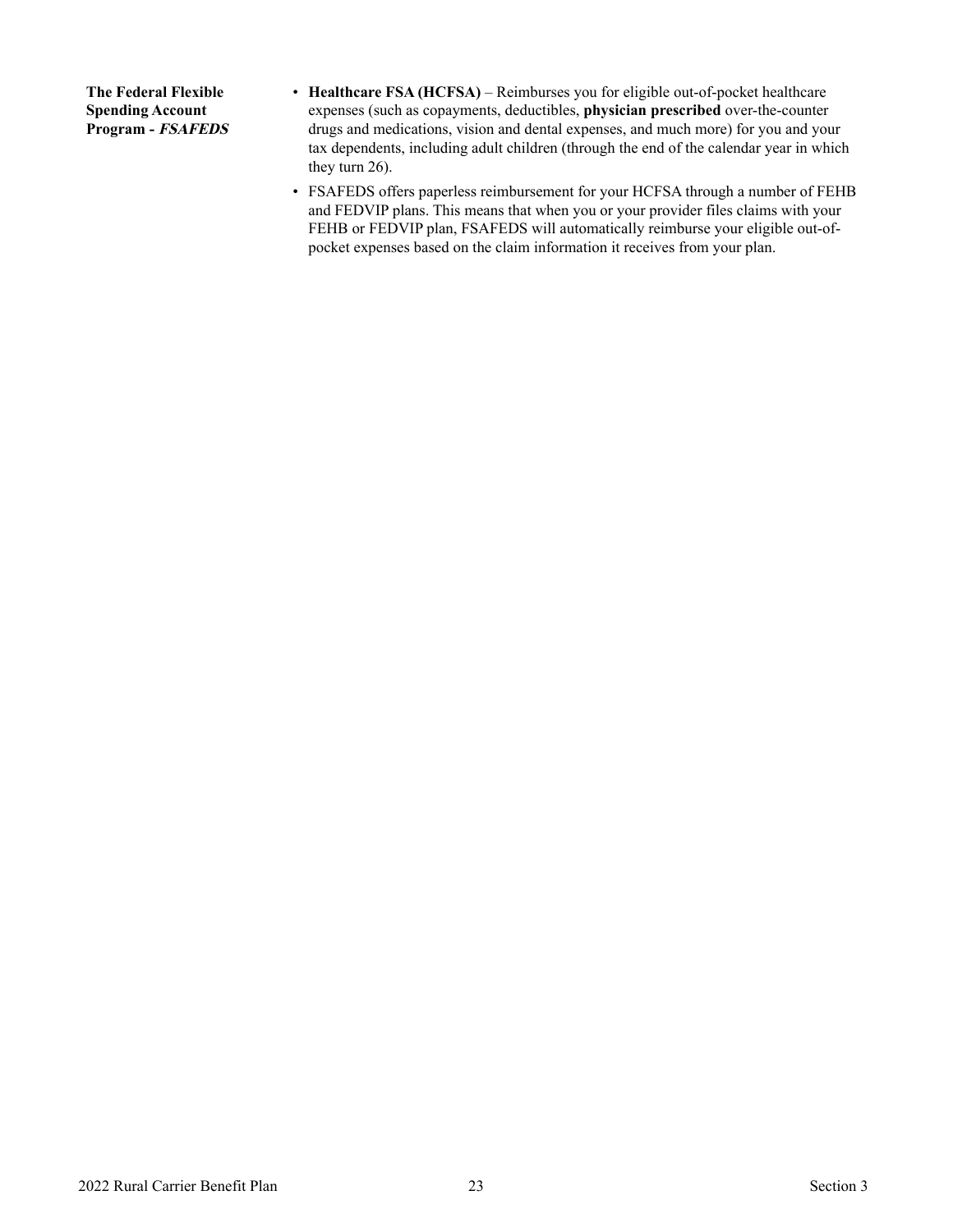**The Federal Flexible Spending Account Program - *FSAFEDS***

- **Healthcare FSA (HCFSA)** – Reimburses you for eligible out-of-pocket healthcare expenses (such as copayments, deductibles, **physician prescribed** over-the-counter drugs and medications, vision and dental expenses, and much more) for you and your tax dependents, including adult children (through the end of the calendar year in which they turn 26).
- FSAFEDS offers paperless reimbursement for your HCFSA through a number of FEHB and FEDVIP plans. This means that when you or your provider files claims with your FEHB or FEDVIP plan, FSAFEDS will automatically reimburse your eligible out-of-pocket expenses based on the claim information it receives from your plan.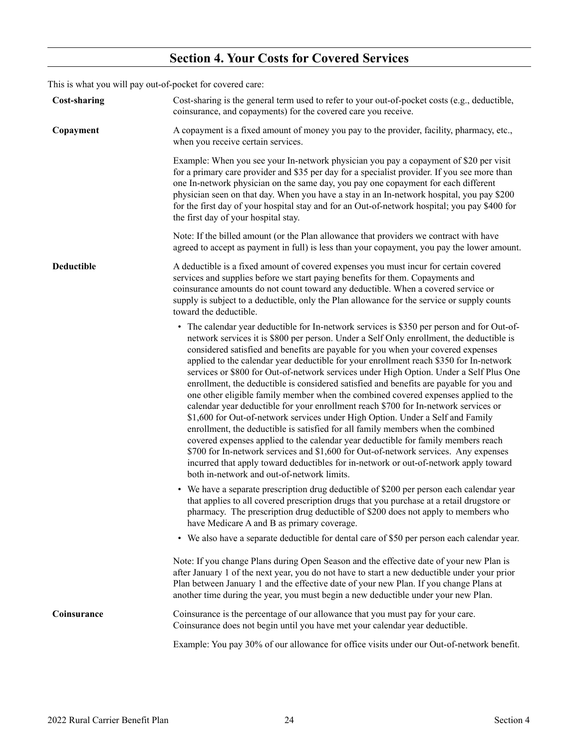## Section 4. Your Costs for Covered Services

This is what you will pay out-of-pocket for covered care:

**Cost-sharing**

Cost-sharing is the general term used to refer to your out-of-pocket costs (e.g., deductible, coinsurance, and copayments) for the covered care you receive.

**Copayment**

A copayment is a fixed amount of money you pay to the provider, facility, pharmacy, etc., when you receive certain services.

Example: When you see your In-network physician you pay a copayment of $20 per visit for a primary care provider and $35 per day for a specialist provider. If you see more than one In-network physician on the same day, you pay one copayment for each different physician seen on that day. When you have a stay in an In-network hospital, you pay $200 for the first day of your hospital stay and for an Out-of-network hospital; you pay $400 for the first day of your hospital stay.

Note: If the billed amount (or the Plan allowance that providers we contract with have agreed to accept as payment in full) is less than your copayment, you pay the lower amount.

**Deductible**

A deductible is a fixed amount of covered expenses you must incur for certain covered services and supplies before we start paying benefits for them. Copayments and coinsurance amounts do not count toward any deductible. When a covered service or supply is subject to a deductible, only the Plan allowance for the service or supply counts toward the deductible.

- The calendar year deductible for In-network services is $350 per person and for Out-of-network services it is $800 per person. Under a Self Only enrollment, the deductible is considered satisfied and benefits are payable for you when your covered expenses applied to the calendar year deductible for your enrollment reach $350 for In-network services or $800 for Out-of-network services under High Option. Under a Self Plus One enrollment, the deductible is considered satisfied and benefits are payable for you and one other eligible family member when the combined covered expenses applied to the calendar year deductible for your enrollment reach $700 for In-network services or $1,600 for Out-of-network services under High Option. Under a Self and Family enrollment, the deductible is satisfied for all family members when the combined covered expenses applied to the calendar year deductible for family members reach $700 for In-network services and $1,600 for Out-of-network services. Any expenses incurred that apply toward deductibles for in-network or out-of-network apply toward both in-network and out-of-network limits.
- We have a separate prescription drug deductible of $200 per person each calendar year that applies to all covered prescription drugs that you purchase at a retail drugstore or pharmacy. The prescription drug deductible of $200 does not apply to members who have Medicare A and B as primary coverage.
- We also have a separate deductible for dental care of $50 per person each calendar year.

Note: If you change Plans during Open Season and the effective date of your new Plan is after January 1 of the next year, you do not have to start a new deductible under your prior Plan between January 1 and the effective date of your new Plan. If you change Plans at another time during the year, you must begin a new deductible under your new Plan.

**Coinsurance**

Coinsurance is the percentage of our allowance that you must pay for your care. Coinsurance does not begin until you have met your calendar year deductible.

Example: You pay 30% of our allowance for office visits under our Out-of-network benefit.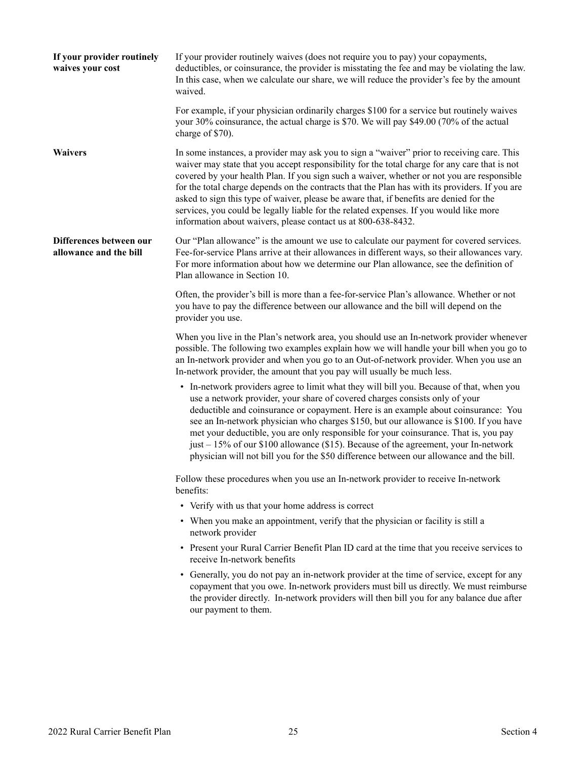**If your provider routinely waives your cost**

If your provider routinely waives (does not require you to pay) your copayments, deductibles, or coinsurance, the provider is misstating the fee and may be violating the law. In this case, when we calculate our share, we will reduce the provider's fee by the amount waived.

For example, if your physician ordinarily charges $100 for a service but routinely waives your 30% coinsurance, the actual charge is $70. We will pay $49.00 (70% of the actual charge of $70).

**Waivers**

In some instances, a provider may ask you to sign a "waiver" prior to receiving care. This waiver may state that you accept responsibility for the total charge for any care that is not covered by your health Plan. If you sign such a waiver, whether or not you are responsible for the total charge depends on the contracts that the Plan has with its providers. If you are asked to sign this type of waiver, please be aware that, if benefits are denied for the services, you could be legally liable for the related expenses. If you would like more information about waivers, please contact us at 800-638-8432.

**Differences between our allowance and the bill**

Our "Plan allowance" is the amount we use to calculate our payment for covered services. Fee-for-service Plans arrive at their allowances in different ways, so their allowances vary. For more information about how we determine our Plan allowance, see the definition of Plan allowance in Section 10.

Often, the provider's bill is more than a fee-for-service Plan's allowance. Whether or not you have to pay the difference between our allowance and the bill will depend on the provider you use.

When you live in the Plan's network area, you should use an In-network provider whenever possible. The following two examples explain how we will handle your bill when you go to an In-network provider and when you go to an Out-of-network provider. When you use an In-network provider, the amount that you pay will usually be much less.

- In-network providers agree to limit what they will bill you. Because of that, when you use a network provider, your share of covered charges consists only of your deductible and coinsurance or copayment. Here is an example about coinsurance: You see an In-network physician who charges $150, but our allowance is $100. If you have met your deductible, you are only responsible for your coinsurance. That is, you pay just – 15% of our $100 allowance ($15). Because of the agreement, your In-network physician will not bill you for the $50 difference between our allowance and the bill.

Follow these procedures when you use an In-network provider to receive In-network benefits:

- Verify with us that your home address is correct
- When you make an appointment, verify that the physician or facility is still a network provider
- Present your Rural Carrier Benefit Plan ID card at the time that you receive services to receive In-network benefits
- Generally, you do not pay an in-network provider at the time of service, except for any copayment that you owe. In-network providers must bill us directly. We must reimburse the provider directly. In-network providers will then bill you for any balance due after our payment to them.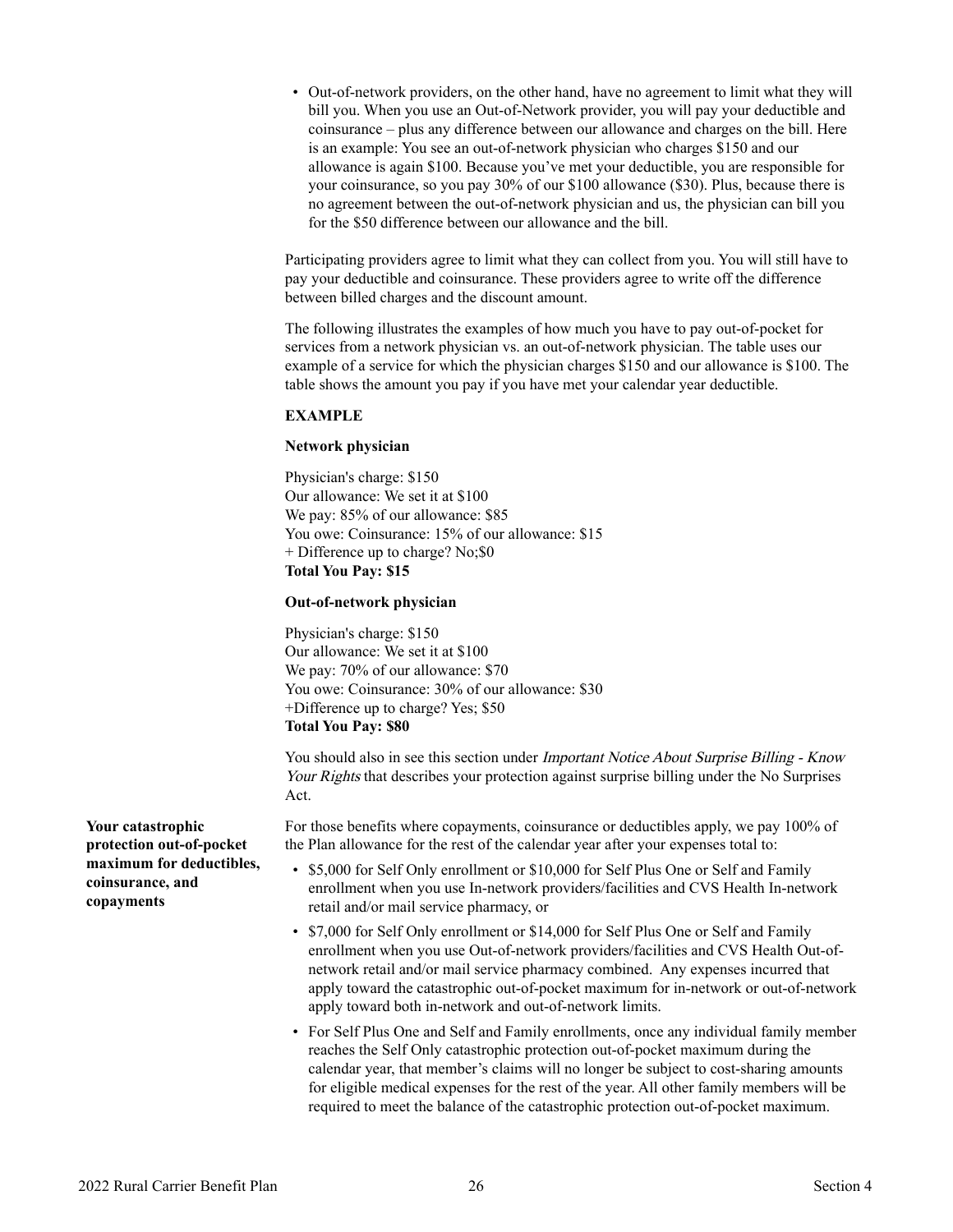- Out-of-network providers, on the other hand, have no agreement to limit what they will bill you. When you use an Out-of-Network provider, you will pay your deductible and coinsurance – plus any difference between our allowance and charges on the bill. Here is an example: You see an out-of-network physician who charges $150 and our allowance is again $100. Because you've met your deductible, you are responsible for your coinsurance, so you pay 30% of our $100 allowance ($30). Plus, because there is no agreement between the out-of-network physician and us, the physician can bill you for the $50 difference between our allowance and the bill.

Participating providers agree to limit what they can collect from you. You will still have to pay your deductible and coinsurance. These providers agree to write off the difference between billed charges and the discount amount.

The following illustrates the examples of how much you have to pay out-of-pocket for services from a network physician vs. an out-of-network physician. The table uses our example of a service for which the physician charges $150 and our allowance is $100. The table shows the amount you pay if you have met your calendar year deductible.

**EXAMPLE**

**Network physician**

Physician's charge: $150
Our allowance: We set it at $100
We pay: 85% of our allowance: $85
You owe: Coinsurance: 15% of our allowance: $15
+ Difference up to charge? No;$0
**Total You Pay: $15**

**Out-of-network physician**

Physician's charge: $150
Our allowance: We set it at $100
We pay: 70% of our allowance: $70
You owe: Coinsurance: 30% of our allowance: $30
+Difference up to charge? Yes; $50
**Total You Pay: $80**

You should also in see this section under *Important Notice About Surprise Billing - Know Your Rights* that describes your protection against surprise billing under the No Surprises Act.

**Your catastrophic protection out-of-pocket maximum for deductibles, coinsurance, and copayments**

For those benefits where copayments, coinsurance or deductibles apply, we pay 100% of the Plan allowance for the rest of the calendar year after your expenses total to:

- $5,000 for Self Only enrollment or $10,000 for Self Plus One or Self and Family enrollment when you use In-network providers/facilities and CVS Health In-network retail and/or mail service pharmacy, or
- $7,000 for Self Only enrollment or $14,000 for Self Plus One or Self and Family enrollment when you use Out-of-network providers/facilities and CVS Health Out-of-network retail and/or mail service pharmacy combined. Any expenses incurred that apply toward the catastrophic out-of-pocket maximum for in-network or out-of-network apply toward both in-network and out-of-network limits.
- For Self Plus One and Self and Family enrollments, once any individual family member reaches the Self Only catastrophic protection out-of-pocket maximum during the calendar year, that member's claims will no longer be subject to cost-sharing amounts for eligible medical expenses for the rest of the year. All other family members will be required to meet the balance of the catastrophic protection out-of-pocket maximum.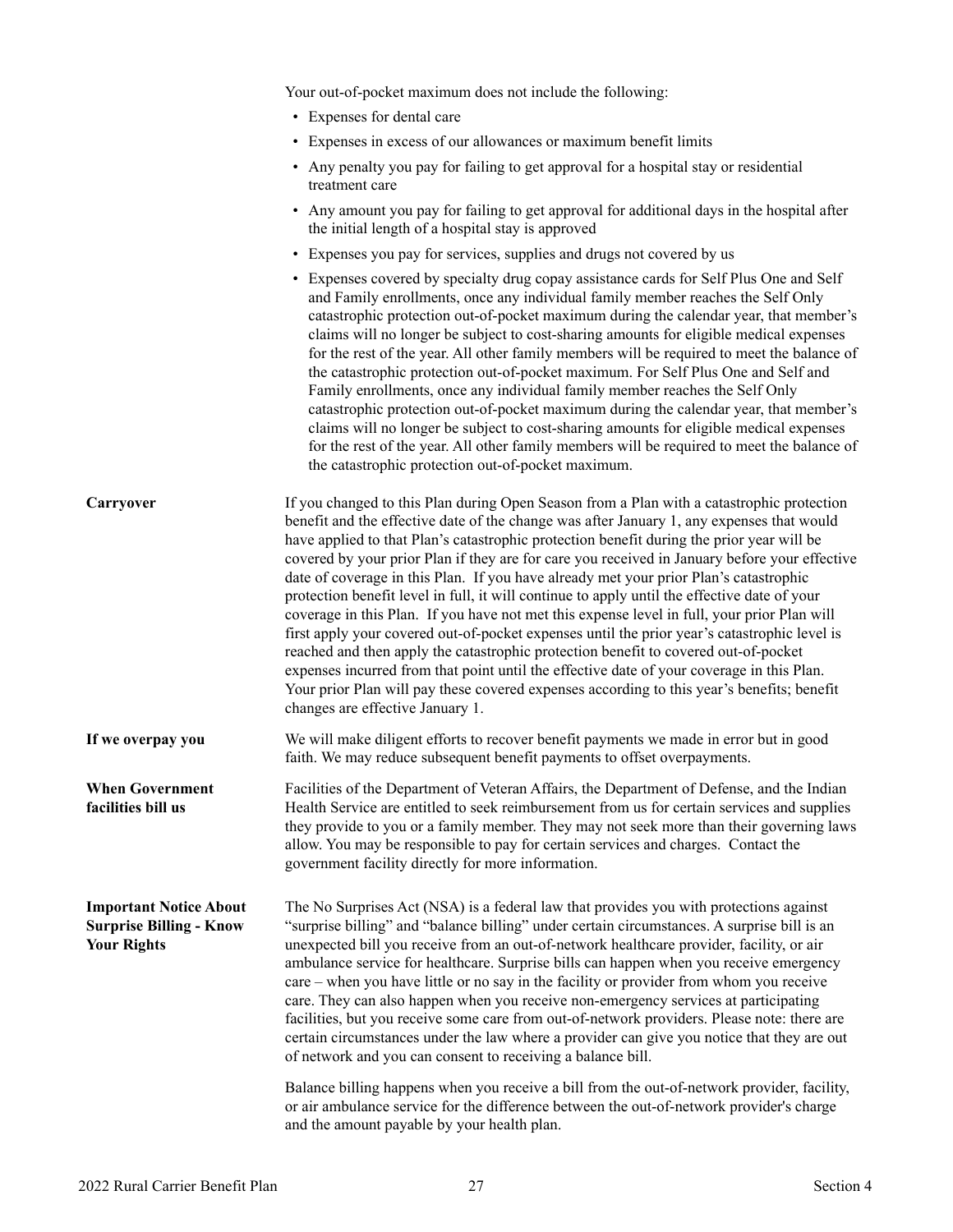Your out-of-pocket maximum does not include the following:

- Expenses for dental care
- Expenses in excess of our allowances or maximum benefit limits
- Any penalty you pay for failing to get approval for a hospital stay or residential treatment care
- Any amount you pay for failing to get approval for additional days in the hospital after the initial length of a hospital stay is approved
- Expenses you pay for services, supplies and drugs not covered by us
- Expenses covered by specialty drug copay assistance cards for Self Plus One and Self and Family enrollments, once any individual family member reaches the Self Only catastrophic protection out-of-pocket maximum during the calendar year, that member's claims will no longer be subject to cost-sharing amounts for eligible medical expenses for the rest of the year. All other family members will be required to meet the balance of the catastrophic protection out-of-pocket maximum. For Self Plus One and Self and Family enrollments, once any individual family member reaches the Self Only catastrophic protection out-of-pocket maximum during the calendar year, that member's claims will no longer be subject to cost-sharing amounts for eligible medical expenses for the rest of the year. All other family members will be required to meet the balance of the catastrophic protection out-of-pocket maximum.

**Carryover**

If you changed to this Plan during Open Season from a Plan with a catastrophic protection benefit and the effective date of the change was after January 1, any expenses that would have applied to that Plan's catastrophic protection benefit during the prior year will be covered by your prior Plan if they are for care you received in January before your effective date of coverage in this Plan. If you have already met your prior Plan's catastrophic protection benefit level in full, it will continue to apply until the effective date of your coverage in this Plan. If you have not met this expense level in full, your prior Plan will first apply your covered out-of-pocket expenses until the prior year's catastrophic level is reached and then apply the catastrophic protection benefit to covered out-of-pocket expenses incurred from that point until the effective date of your coverage in this Plan. Your prior Plan will pay these covered expenses according to this year's benefits; benefit changes are effective January 1.

**If we overpay you**

We will make diligent efforts to recover benefit payments we made in error but in good faith. We may reduce subsequent benefit payments to offset overpayments.

**When Government facilities bill us**

Facilities of the Department of Veteran Affairs, the Department of Defense, and the Indian Health Service are entitled to seek reimbursement from us for certain services and supplies they provide to you or a family member. They may not seek more than their governing laws allow. You may be responsible to pay for certain services and charges. Contact the government facility directly for more information.

**Important Notice About Surprise Billing - Know Your Rights**

The No Surprises Act (NSA) is a federal law that provides you with protections against "surprise billing" and "balance billing" under certain circumstances. A surprise bill is an unexpected bill you receive from an out-of-network healthcare provider, facility, or air ambulance service for healthcare. Surprise bills can happen when you receive emergency care – when you have little or no say in the facility or provider from whom you receive care. They can also happen when you receive non-emergency services at participating facilities, but you receive some care from out-of-network providers. Please note: there are certain circumstances under the law where a provider can give you notice that they are out of network and you can consent to receiving a balance bill.

Balance billing happens when you receive a bill from the out-of-network provider, facility, or air ambulance service for the difference between the out-of-network provider's charge and the amount payable by your health plan.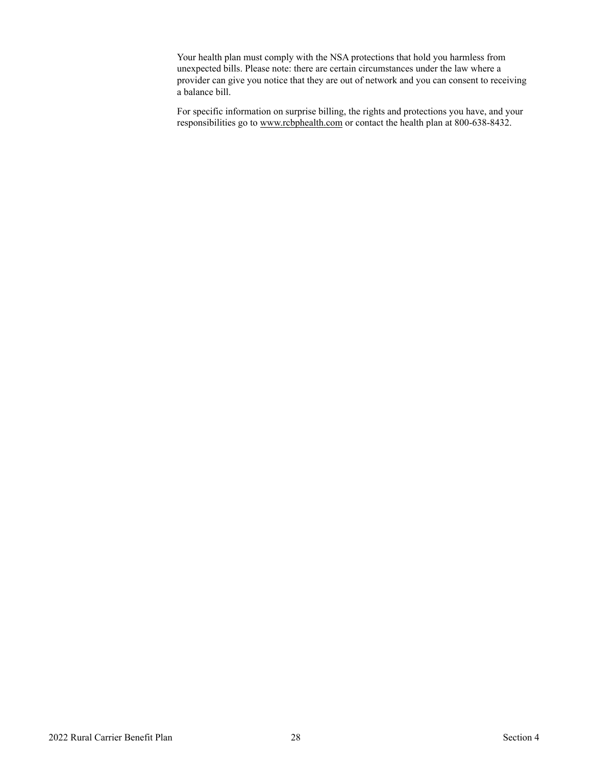Your health plan must comply with the NSA protections that hold you harmless from unexpected bills. Please note: there are certain circumstances under the law where a provider can give you notice that they are out of network and you can consent to receiving a balance bill.

For specific information on surprise billing, the rights and protections you have, and your responsibilities go to www.rcbphealth.com or contact the health plan at 800-638-8432.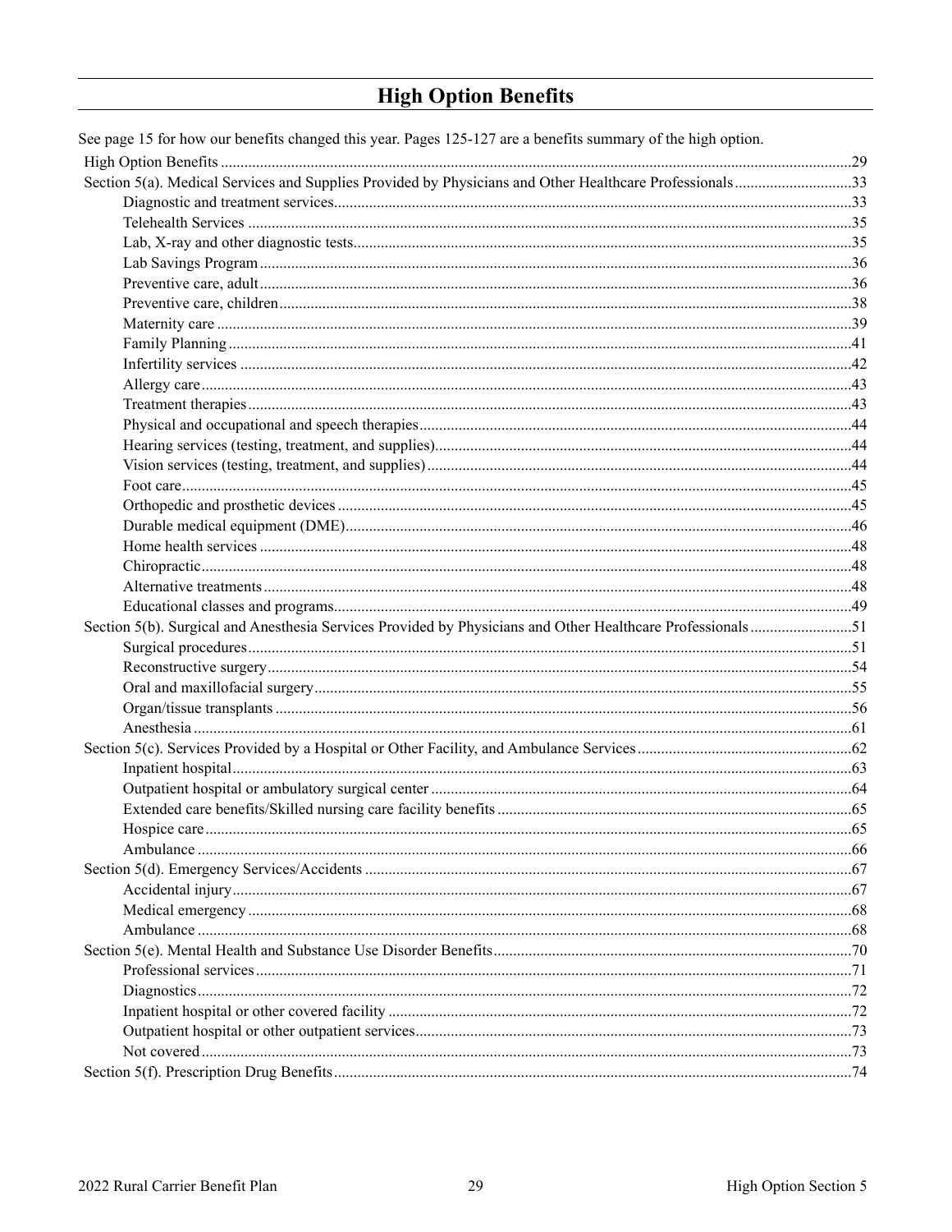# High Option Benefits

See page 15 for how our benefits changed this year. Pages 125-127 are a benefits summary of the high option.

- High Option Benefits ....29
- Section 5(a). Medical Services and Supplies Provided by Physicians and Other Healthcare Professionals ....33
  - Diagnostic and treatment services....33
  - Telehealth Services ....35
  - Lab, X-ray and other diagnostic tests....35
  - Lab Savings Program ....36
  - Preventive care, adult....36
  - Preventive care, children....38
  - Maternity care ....39
  - Family Planning ....41
  - Infertility services ....42
  - Allergy care....43
  - Treatment therapies....43
  - Physical and occupational and speech therapies....44
  - Hearing services (testing, treatment, and supplies)....44
  - Vision services (testing, treatment, and supplies)....44
  - Foot care....45
  - Orthopedic and prosthetic devices ....45
  - Durable medical equipment (DME)....46
  - Home health services ....48
  - Chiropractic....48
  - Alternative treatments....48
  - Educational classes and programs....49
- Section 5(b). Surgical and Anesthesia Services Provided by Physicians and Other Healthcare Professionals ....51
  - Surgical procedures....51
  - Reconstructive surgery....54
  - Oral and maxillofacial surgery....55
  - Organ/tissue transplants ....56
  - Anesthesia ....61
- Section 5(c). Services Provided by a Hospital or Other Facility, and Ambulance Services....62
  - Inpatient hospital....63
  - Outpatient hospital or ambulatory surgical center ....64
  - Extended care benefits/Skilled nursing care facility benefits ....65
  - Hospice care....65
  - Ambulance ....66
- Section 5(d). Emergency Services/Accidents ....67
  - Accidental injury....67
  - Medical emergency ....68
  - Ambulance ....68
- Section 5(e). Mental Health and Substance Use Disorder Benefits....70
  - Professional services....71
  - Diagnostics....72
  - Inpatient hospital or other covered facility ....72
  - Outpatient hospital or other outpatient services....73
  - Not covered....73
- Section 5(f). Prescription Drug Benefits....74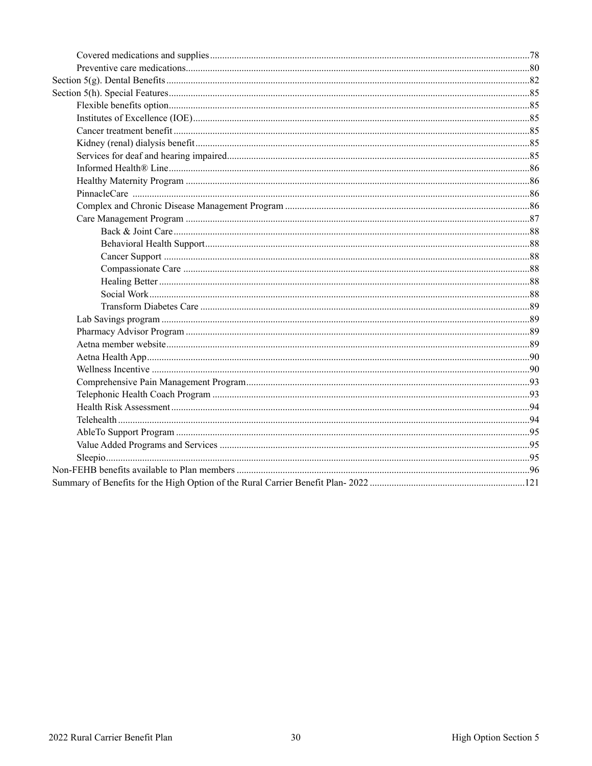- Covered medications and supplies ....78
- Preventive care medications ....80

Section 5(g). Dental Benefits ....82

Section 5(h). Special Features ....85

- Flexible benefits option ....85
- Institutes of Excellence (IOE) ....85
- Cancer treatment benefit ....85
- Kidney (renal) dialysis benefit ....85
- Services for deaf and hearing impaired ....85
- Informed Health® Line ....86
- Healthy Maternity Program ....86
- PinnacleCare ....86
- Complex and Chronic Disease Management Program ....86
- Care Management Program ....87
  - Back & Joint Care ....88
  - Behavioral Health Support ....88
  - Cancer Support ....88
  - Compassionate Care ....88
  - Healing Better ....88
  - Social Work ....88
  - Transform Diabetes Care ....89
- Lab Savings program ....89
- Pharmacy Advisor Program ....89
- Aetna member website ....89
- Aetna Health App ....90
- Wellness Incentive ....90
- Comprehensive Pain Management Program ....93
- Telephonic Health Coach Program ....93
- Health Risk Assessment ....94
- Telehealth ....94
- AbleTo Support Program ....95
- Value Added Programs and Services ....95
- Sleepio ....95

Non-FEHB benefits available to Plan members ....96

Summary of Benefits for the High Option of the Rural Carrier Benefit Plan- 2022 ....121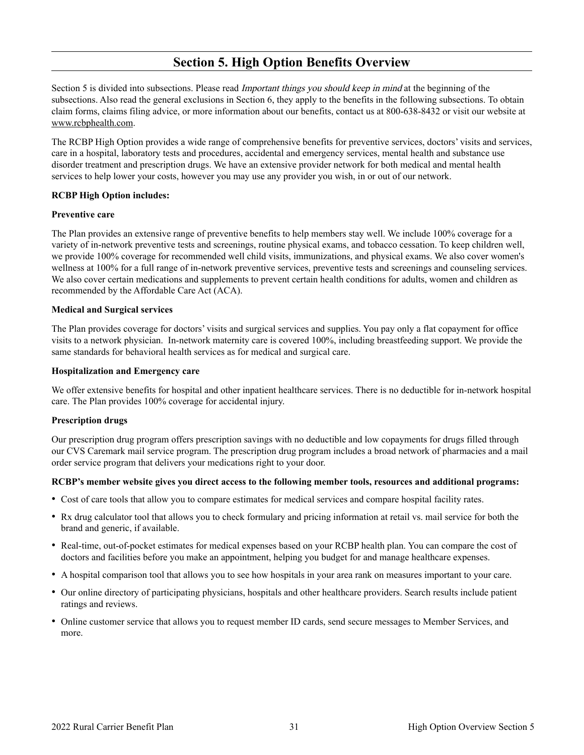# Section 5. High Option Benefits Overview

Section 5 is divided into subsections. Please read *Important things you should keep in mind* at the beginning of the subsections. Also read the general exclusions in Section 6, they apply to the benefits in the following subsections. To obtain claim forms, claims filing advice, or more information about our benefits, contact us at 800-638-8432 or visit our website at www.rcbphealth.com.

The RCBP High Option provides a wide range of comprehensive benefits for preventive services, doctors' visits and services, care in a hospital, laboratory tests and procedures, accidental and emergency services, mental health and substance use disorder treatment and prescription drugs. We have an extensive provider network for both medical and mental health services to help lower your costs, however you may use any provider you wish, in or out of our network.

**RCBP High Option includes:**

**Preventive care**

The Plan provides an extensive range of preventive benefits to help members stay well. We include 100% coverage for a variety of in-network preventive tests and screenings, routine physical exams, and tobacco cessation. To keep children well, we provide 100% coverage for recommended well child visits, immunizations, and physical exams. We also cover women's wellness at 100% for a full range of in-network preventive services, preventive tests and screenings and counseling services. We also cover certain medications and supplements to prevent certain health conditions for adults, women and children as recommended by the Affordable Care Act (ACA).

**Medical and Surgical services**

The Plan provides coverage for doctors' visits and surgical services and supplies. You pay only a flat copayment for office visits to a network physician. In-network maternity care is covered 100%, including breastfeeding support. We provide the same standards for behavioral health services as for medical and surgical care.

**Hospitalization and Emergency care**

We offer extensive benefits for hospital and other inpatient healthcare services. There is no deductible for in-network hospital care. The Plan provides 100% coverage for accidental injury.

**Prescription drugs**

Our prescription drug program offers prescription savings with no deductible and low copayments for drugs filled through our CVS Caremark mail service program. The prescription drug program includes a broad network of pharmacies and a mail order service program that delivers your medications right to your door.

**RCBP's member website gives you direct access to the following member tools, resources and additional programs:**

- Cost of care tools that allow you to compare estimates for medical services and compare hospital facility rates.
- Rx drug calculator tool that allows you to check formulary and pricing information at retail vs. mail service for both the brand and generic, if available.
- Real-time, out-of-pocket estimates for medical expenses based on your RCBP health plan. You can compare the cost of doctors and facilities before you make an appointment, helping you budget for and manage healthcare expenses.
- A hospital comparison tool that allows you to see how hospitals in your area rank on measures important to your care.
- Our online directory of participating physicians, hospitals and other healthcare providers. Search results include patient ratings and reviews.
- Online customer service that allows you to request member ID cards, send secure messages to Member Services, and more.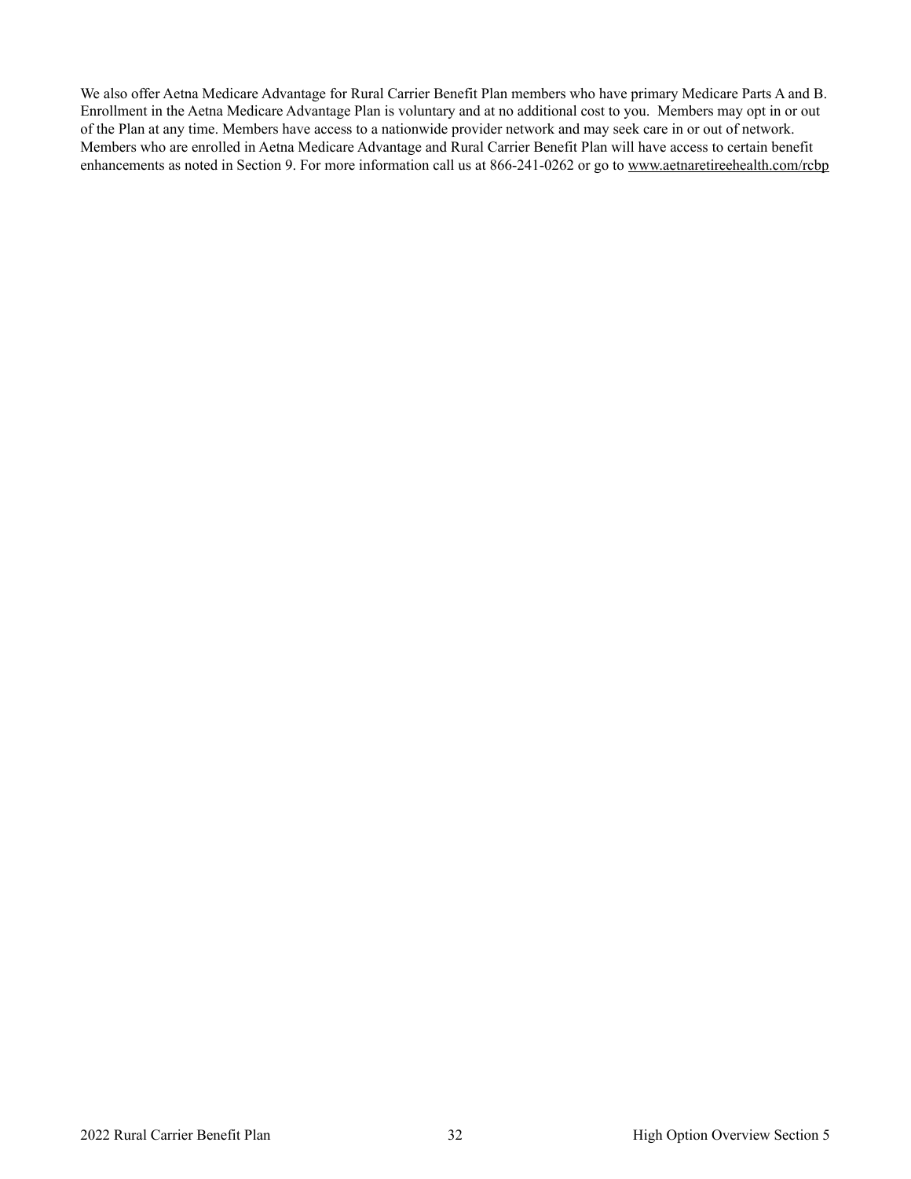We also offer Aetna Medicare Advantage for Rural Carrier Benefit Plan members who have primary Medicare Parts A and B. Enrollment in the Aetna Medicare Advantage Plan is voluntary and at no additional cost to you. Members may opt in or out of the Plan at any time. Members have access to a nationwide provider network and may seek care in or out of network. Members who are enrolled in Aetna Medicare Advantage and Rural Carrier Benefit Plan will have access to certain benefit enhancements as noted in Section 9. For more information call us at 866-241-0262 or go to www.aetnaretireehealth.com/rcbp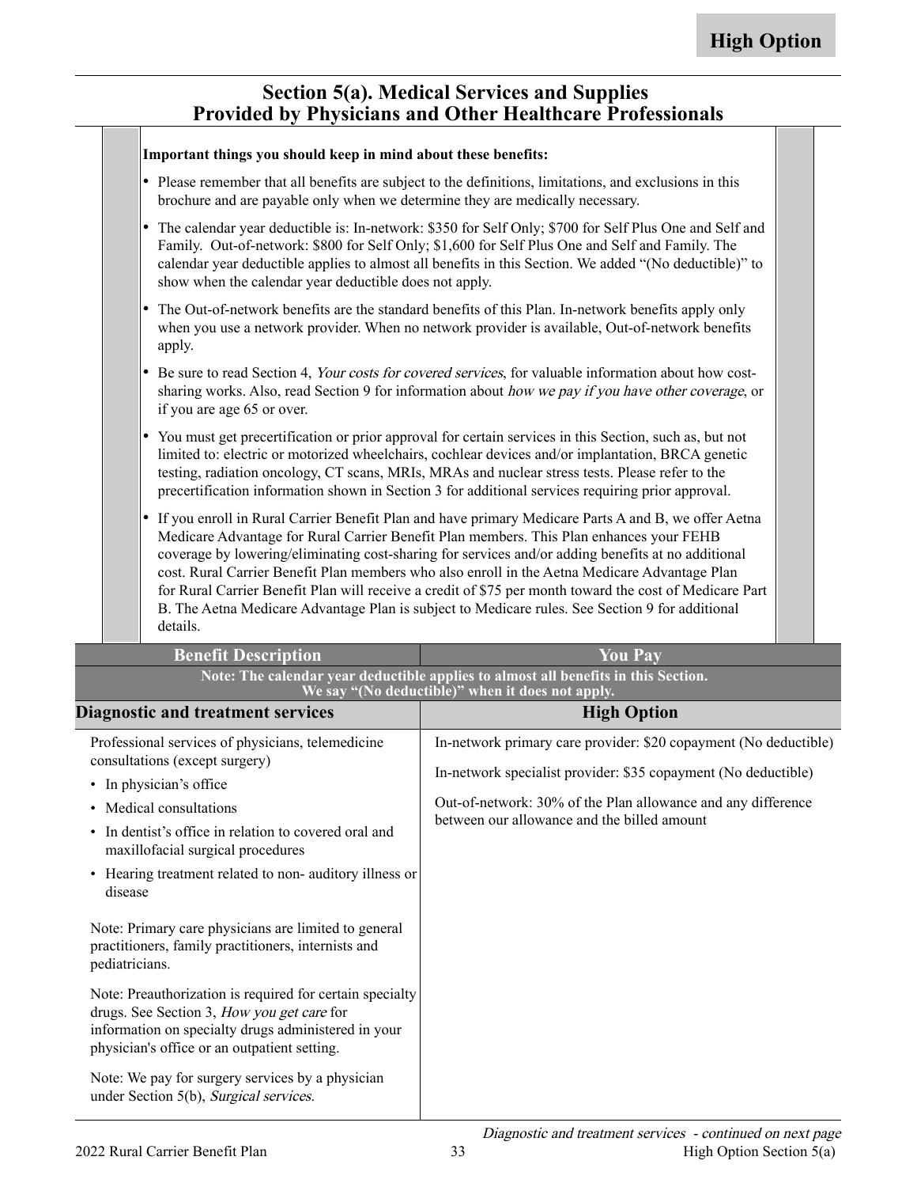**High Option**

# Section 5(a). Medical Services and Supplies Provided by Physicians and Other Healthcare Professionals

**Important things you should keep in mind about these benefits:**

- Please remember that all benefits are subject to the definitions, limitations, and exclusions in this brochure and are payable only when we determine they are medically necessary.
- The calendar year deductible is: In-network: $350 for Self Only; $700 for Self Plus One and Self and Family. Out-of-network: $800 for Self Only; $1,600 for Self Plus One and Self and Family. The calendar year deductible applies to almost all benefits in this Section. We added "(No deductible)" to show when the calendar year deductible does not apply.
- The Out-of-network benefits are the standard benefits of this Plan. In-network benefits apply only when you use a network provider. When no network provider is available, Out-of-network benefits apply.
- Be sure to read Section 4, *Your costs for covered services*, for valuable information about how cost-sharing works. Also, read Section 9 for information about *how we pay if you have other coverage*, or if you are age 65 or over.
- You must get precertification or prior approval for certain services in this Section, such as, but not limited to: electric or motorized wheelchairs, cochlear devices and/or implantation, BRCA genetic testing, radiation oncology, CT scans, MRIs, MRAs and nuclear stress tests. Please refer to the precertification information shown in Section 3 for additional services requiring prior approval.
- If you enroll in Rural Carrier Benefit Plan and have primary Medicare Parts A and B, we offer Aetna Medicare Advantage for Rural Carrier Benefit Plan members. This Plan enhances your FEHB coverage by lowering/eliminating cost-sharing for services and/or adding benefits at no additional cost. Rural Carrier Benefit Plan members who also enroll in the Aetna Medicare Advantage Plan for Rural Carrier Benefit Plan will receive a credit of $75 per month toward the cost of Medicare Part B. The Aetna Medicare Advantage Plan is subject to Medicare rules. See Section 9 for additional details.

| Benefit Description | You Pay |
|---|---|
| **Note: The calendar year deductible applies to almost all benefits in this Section. We say "(No deductible)" when it does not apply.** | |
| **Diagnostic and treatment services** | **High Option** |
| Professional services of physicians, telemedicine consultations (except surgery)<br>• In physician's office<br>• Medical consultations<br>• In dentist's office in relation to covered oral and maxillofacial surgical procedures<br>• Hearing treatment related to non- auditory illness or disease<br><br>Note: Primary care physicians are limited to general practitioners, family practitioners, internists and pediatricians.<br><br>Note: Preauthorization is required for certain specialty drugs. See Section 3, *How you get care* for information on specialty drugs administered in your physician's office or an outpatient setting.<br><br>Note: We pay for surgery services by a physician under Section 5(b), *Surgical services*. | In-network primary care provider: $20 copayment (No deductible)<br><br>In-network specialist provider: $35 copayment (No deductible)<br><br>Out-of-network: 30% of the Plan allowance and any difference between our allowance and the billed amount |

*Diagnostic and treatment services - continued on next page*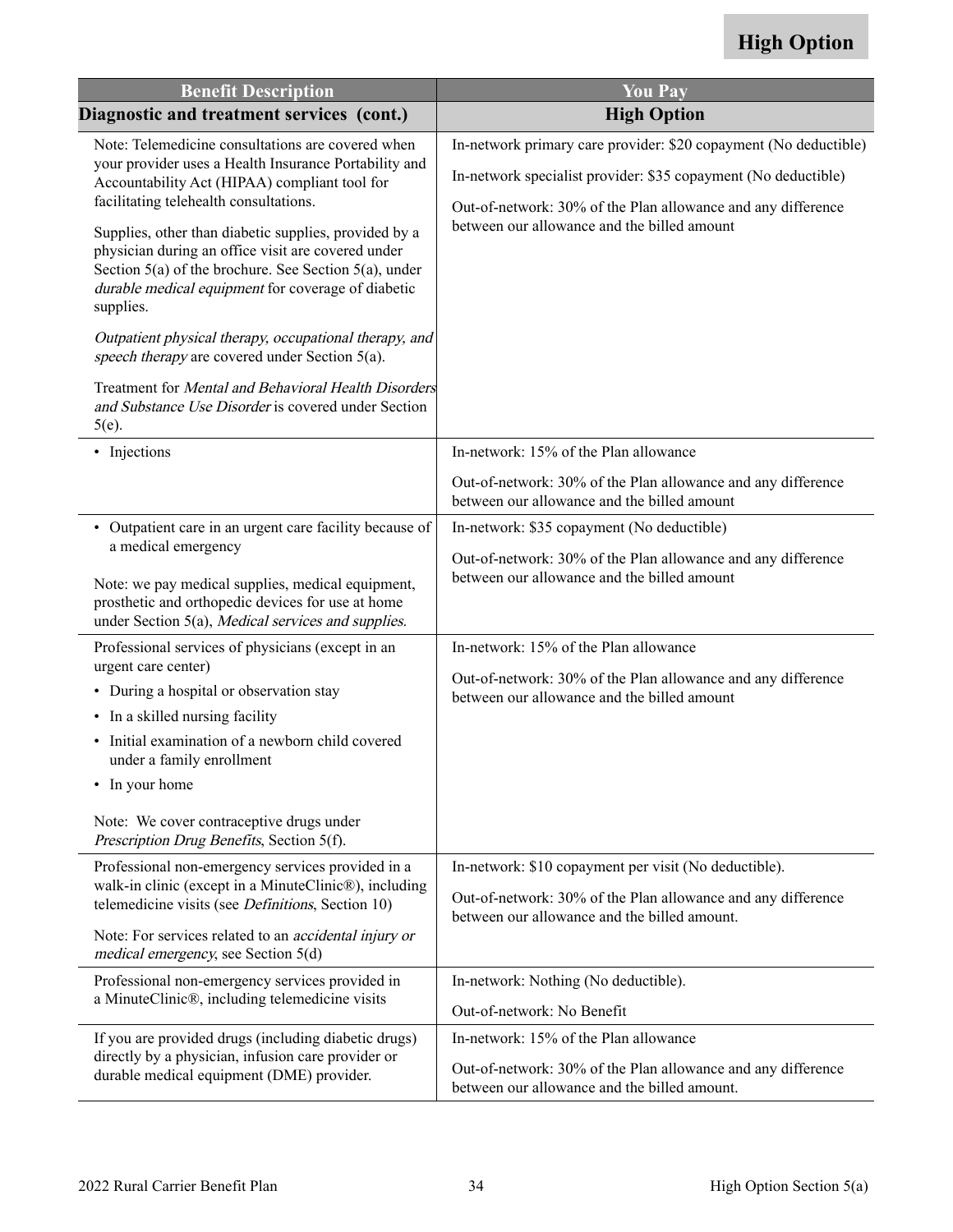**High Option**

| Benefit Description | You Pay |
|---|---|
| **Diagnostic and treatment services (cont.)** | **High Option** |
| Note: Telemedicine consultations are covered when your provider uses a Health Insurance Portability and Accountability Act (HIPAA) compliant tool for facilitating telehealth consultations.<br><br>Supplies, other than diabetic supplies, provided by a physician during an office visit are covered under Section 5(a) of the brochure. See Section 5(a), under *durable medical equipment* for coverage of diabetic supplies.<br><br>*Outpatient physical therapy, occupational therapy, and speech therapy* are covered under Section 5(a).<br><br>Treatment for *Mental and Behavioral Health Disorders and Substance Use Disorder* is covered under Section 5(e). | In-network primary care provider: $20 copayment (No deductible)<br><br>In-network specialist provider: $35 copayment (No deductible)<br><br>Out-of-network: 30% of the Plan allowance and any difference between our allowance and the billed amount |
| • Injections | In-network: 15% of the Plan allowance<br><br>Out-of-network: 30% of the Plan allowance and any difference between our allowance and the billed amount |
| • Outpatient care in an urgent care facility because of a medical emergency<br><br>Note: we pay medical supplies, medical equipment, prosthetic and orthopedic devices for use at home under Section 5(a), *Medical services and supplies.* | In-network: $35 copayment (No deductible)<br><br>Out-of-network: 30% of the Plan allowance and any difference between our allowance and the billed amount |
| Professional services of physicians (except in an urgent care center)<br>• During a hospital or observation stay<br>• In a skilled nursing facility<br>• Initial examination of a newborn child covered under a family enrollment<br>• In your home<br><br>Note: We cover contraceptive drugs under *Prescription Drug Benefits*, Section 5(f). | In-network: 15% of the Plan allowance<br><br>Out-of-network: 30% of the Plan allowance and any difference between our allowance and the billed amount |
| Professional non-emergency services provided in a walk-in clinic (except in a MinuteClinic®), including telemedicine visits (see *Definitions*, Section 10)<br><br>Note: For services related to an *accidental injury or medical emergency*, see Section 5(d) | In-network: $10 copayment per visit (No deductible).<br><br>Out-of-network: 30% of the Plan allowance and any difference between our allowance and the billed amount. |
| Professional non-emergency services provided in a MinuteClinic®, including telemedicine visits | In-network: Nothing (No deductible).<br><br>Out-of-network: No Benefit |
| If you are provided drugs (including diabetic drugs) directly by a physician, infusion care provider or durable medical equipment (DME) provider. | In-network: 15% of the Plan allowance<br><br>Out-of-network: 30% of the Plan allowance and any difference between our allowance and the billed amount. |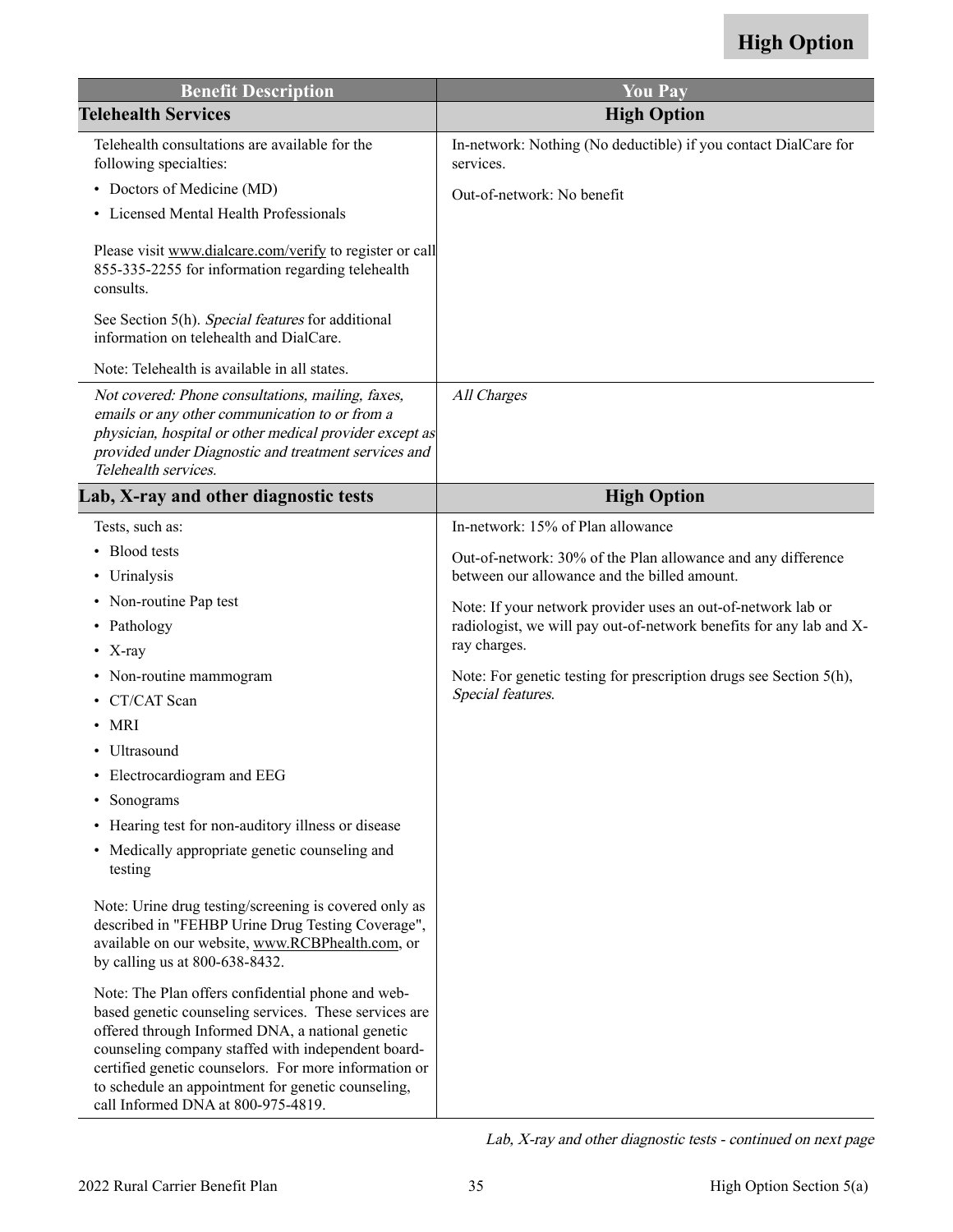**High Option**

| Benefit Description | You Pay |
|---|---|
| **Telehealth Services** | **High Option** |
| Telehealth consultations are available for the following specialties:<br>• Doctors of Medicine (MD)<br>• Licensed Mental Health Professionals<br><br>Please visit www.dialcare.com/verify to register or call 855-335-2255 for information regarding telehealth consults.<br><br>See Section 5(h). *Special features* for additional information on telehealth and DialCare.<br><br>Note: Telehealth is available in all states. | In-network: Nothing (No deductible) if you contact DialCare for services.<br><br>Out-of-network: No benefit |
| *Not covered: Phone consultations, mailing, faxes, emails or any other communication to or from a physician, hospital or other medical provider except as provided under Diagnostic and treatment services and Telehealth services.* | *All Charges* |
| **Lab, X-ray and other diagnostic tests** | **High Option** |
| Tests, such as:<br>• Blood tests<br>• Urinalysis<br>• Non-routine Pap test<br>• Pathology<br>• X-ray<br>• Non-routine mammogram<br>• CT/CAT Scan<br>• MRI<br>• Ultrasound<br>• Electrocardiogram and EEG<br>• Sonograms<br>• Hearing test for non-auditory illness or disease<br>• Medically appropriate genetic counseling and testing<br><br>Note: Urine drug testing/screening is covered only as described in "FEHBP Urine Drug Testing Coverage", available on our website, www.RCBPhealth.com, or by calling us at 800-638-8432.<br><br>Note: The Plan offers confidential phone and web-based genetic counseling services. These services are offered through Informed DNA, a national genetic counseling company staffed with independent board-certified genetic counselors. For more information or to schedule an appointment for genetic counseling, call Informed DNA at 800-975-4819. | In-network: 15% of Plan allowance<br><br>Out-of-network: 30% of the Plan allowance and any difference between our allowance and the billed amount.<br><br>Note: If your network provider uses an out-of-network lab or radiologist, we will pay out-of-network benefits for any lab and X-ray charges.<br><br>Note: For genetic testing for prescription drugs see Section 5(h), *Special features*. |

*Lab, X-ray and other diagnostic tests - continued on next page*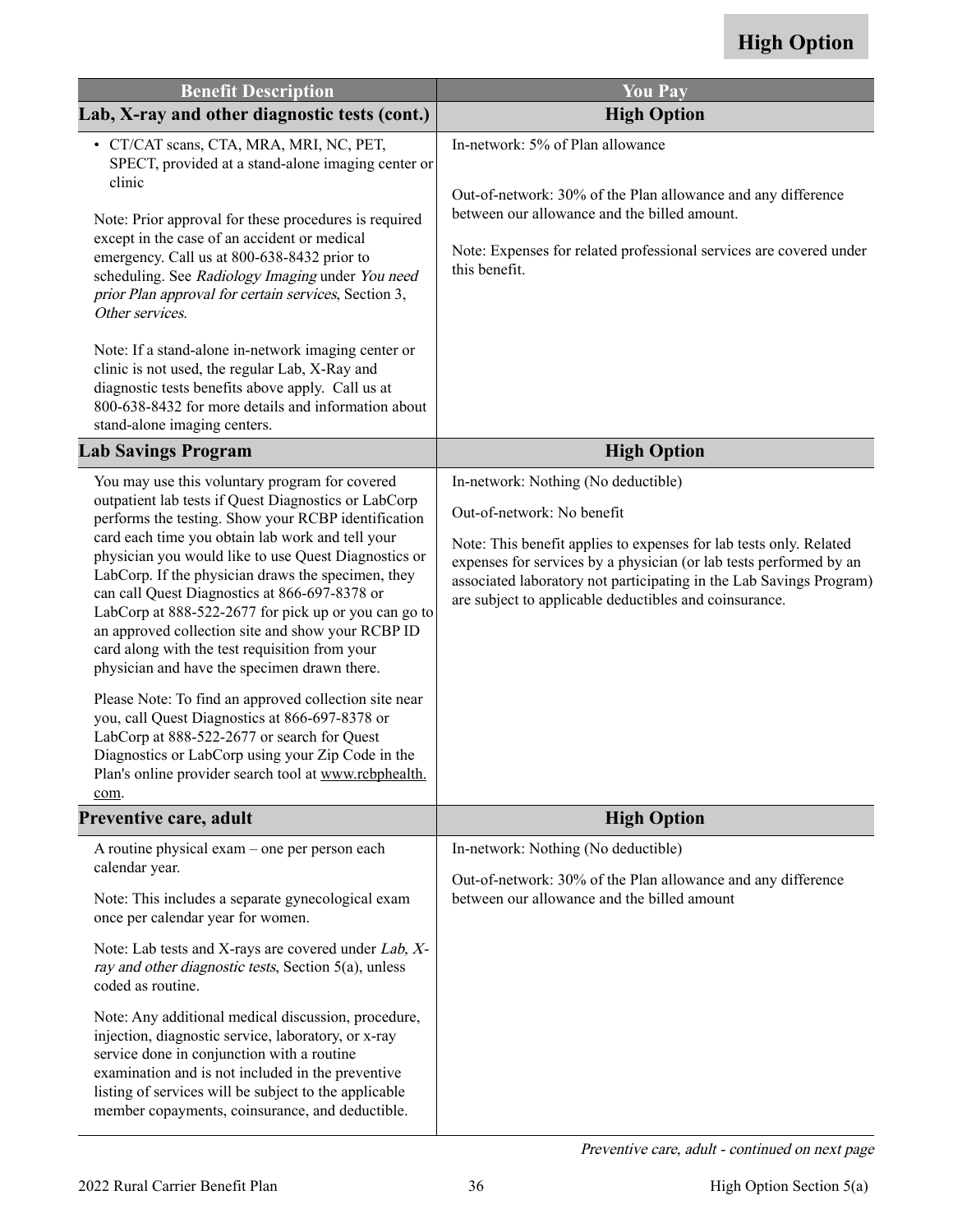| Benefit Description | You Pay |
|---|---|
| **Lab, X-ray and other diagnostic tests (cont.)** | **High Option** |
| • CT/CAT scans, CTA, MRA, MRI, NC, PET, SPECT, provided at a stand-alone imaging center or clinic<br><br>Note: Prior approval for these procedures is required except in the case of an accident or medical emergency. Call us at 800-638-8432 prior to scheduling. See *Radiology Imaging* under *You need prior Plan approval for certain services*, Section 3, *Other services*.<br><br>Note: If a stand-alone in-network imaging center or clinic is not used, the regular Lab, X-Ray and diagnostic tests benefits above apply. Call us at 800-638-8432 for more details and information about stand-alone imaging centers. | In-network: 5% of Plan allowance<br><br>Out-of-network: 30% of the Plan allowance and any difference between our allowance and the billed amount.<br><br>Note: Expenses for related professional services are covered under this benefit. |
| **Lab Savings Program** | **High Option** |
| You may use this voluntary program for covered outpatient lab tests if Quest Diagnostics or LabCorp performs the testing. Show your RCBP identification card each time you obtain lab work and tell your physician you would like to use Quest Diagnostics or LabCorp. If the physician draws the specimen, they can call Quest Diagnostics at 866-697-8378 or LabCorp at 888-522-2677 for pick up or you can go to an approved collection site and show your RCBP ID card along with the test requisition from your physician and have the specimen drawn there.<br><br>Please Note: To find an approved collection site near you, call Quest Diagnostics at 866-697-8378 or LabCorp at 888-522-2677 or search for Quest Diagnostics or LabCorp using your Zip Code in the Plan's online provider search tool at www.rcbphealth.com. | In-network: Nothing (No deductible)<br><br>Out-of-network: No benefit<br><br>Note: This benefit applies to expenses for lab tests only. Related expenses for services by a physician (or lab tests performed by an associated laboratory not participating in the Lab Savings Program) are subject to applicable deductibles and coinsurance. |
| **Preventive care, adult** | **High Option** |
| A routine physical exam – one per person each calendar year.<br><br>Note: This includes a separate gynecological exam once per calendar year for women.<br><br>Note: Lab tests and X-rays are covered under *Lab, X-ray and other diagnostic tests*, Section 5(a), unless coded as routine.<br><br>Note: Any additional medical discussion, procedure, injection, diagnostic service, laboratory, or x-ray service done in conjunction with a routine examination and is not included in the preventive listing of services will be subject to the applicable member copayments, coinsurance, and deductible. | In-network: Nothing (No deductible)<br><br>Out-of-network: 30% of the Plan allowance and any difference between our allowance and the billed amount |

*Preventive care, adult - continued on next page*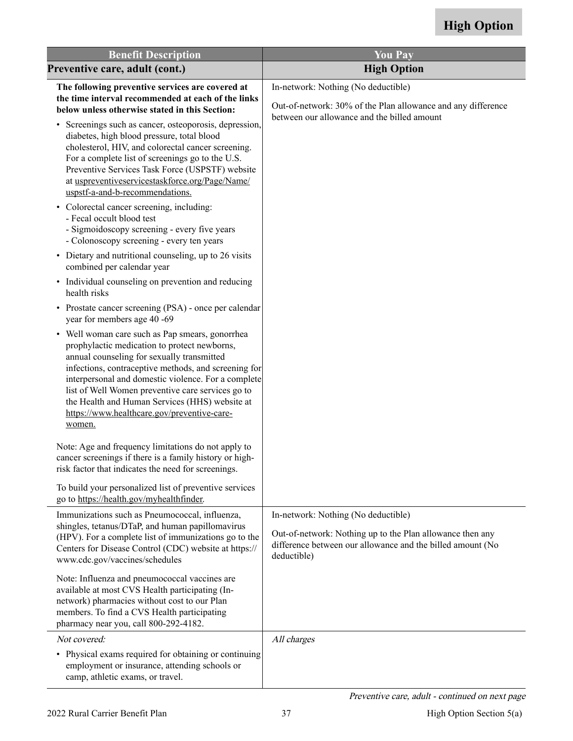| Benefit Description | You Pay |
|---|---|
| **Preventive care, adult (cont.)** | **High Option** |
| **The following preventive services are covered at the time interval recommended at each of the links below unless otherwise stated in this Section:**<br>• Screenings such as cancer, osteoporosis, depression, diabetes, high blood pressure, total blood cholesterol, HIV, and colorectal cancer screening. For a complete list of screenings go to the U.S. Preventive Services Task Force (USPSTF) website at uspreventiveservicestaskforce.org/Page/Name/uspstf-a-and-b-recommendations.<br>• Colorectal cancer screening, including:<br>- Fecal occult blood test<br>- Sigmoidoscopy screening - every five years<br>- Colonoscopy screening - every ten years<br>• Dietary and nutritional counseling, up to 26 visits combined per calendar year<br>• Individual counseling on prevention and reducing health risks<br>• Prostate cancer screening (PSA) - once per calendar year for members age 40 -69<br>• Well woman care such as Pap smears, gonorrhea prophylactic medication to protect newborns, annual counseling for sexually transmitted infections, contraceptive methods, and screening for interpersonal and domestic violence. For a complete list of Well Women preventive care services go to the Health and Human Services (HHS) website at https://www.healthcare.gov/preventive-care-women.<br><br>Note: Age and frequency limitations do not apply to cancer screenings if there is a family history or high-risk factor that indicates the need for screenings.<br><br>To build your personalized list of preventive services go to https://health.gov/myhealthfinder. | In-network: Nothing (No deductible)<br><br>Out-of-network: 30% of the Plan allowance and any difference between our allowance and the billed amount |
| Immunizations such as Pneumococcal, influenza, shingles, tetanus/DTaP, and human papillomavirus (HPV). For a complete list of immunizations go to the Centers for Disease Control (CDC) website at https://www.cdc.gov/vaccines/schedules<br><br>Note: Influenza and pneumococcal vaccines are available at most CVS Health participating (In-network) pharmacies without cost to our Plan members. To find a CVS Health participating pharmacy near you, call 800-292-4182. | In-network: Nothing (No deductible)<br><br>Out-of-network: Nothing up to the Plan allowance then any difference between our allowance and the billed amount (No deductible) |
| *Not covered:*<br>• Physical exams required for obtaining or continuing employment or insurance, attending schools or camp, athletic exams, or travel. | *All charges* |

*Preventive care, adult - continued on next page*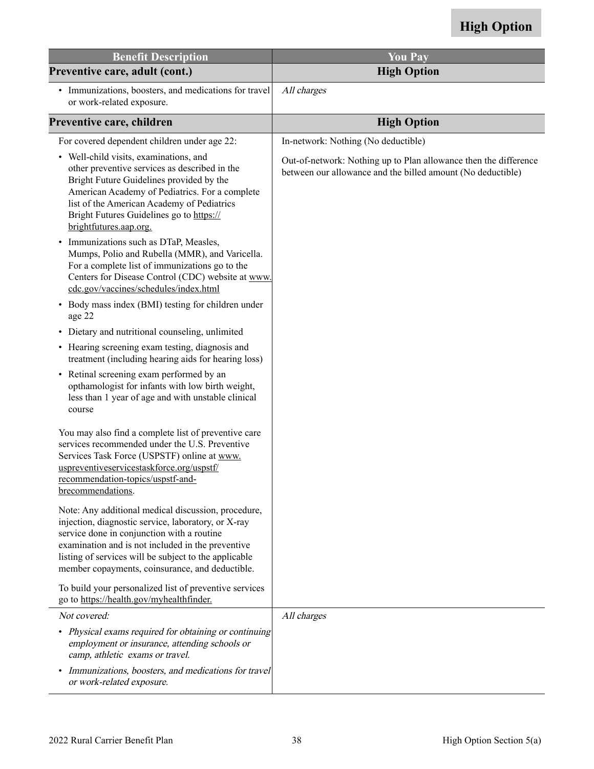**High Option**

| Benefit Description | You Pay |
|---|---|
| **Preventive care, adult (cont.)** | **High Option** |
| • Immunizations, boosters, and medications for travel or work-related exposure. | *All charges* |
| **Preventive care, children** | **High Option** |
| For covered dependent children under age 22:<br><br>• Well-child visits, examinations, and other preventive services as described in the Bright Future Guidelines provided by the American Academy of Pediatrics. For a complete list of the American Academy of Pediatrics Bright Futures Guidelines go to https://brightfutures.aap.org.<br>• Immunizations such as DTaP, Measles, Mumps, Polio and Rubella (MMR), and Varicella. For a complete list of immunizations go to the Centers for Disease Control (CDC) website at www.cdc.gov/vaccines/schedules/index.html<br>• Body mass index (BMI) testing for children under age 22<br>• Dietary and nutritional counseling, unlimited<br>• Hearing screening exam testing, diagnosis and treatment (including hearing aids for hearing loss)<br>• Retinal screening exam performed by an opthamologist for infants with low birth weight, less than 1 year of age and with unstable clinical course<br><br>You may also find a complete list of preventive care services recommended under the U.S. Preventive Services Task Force (USPSTF) online at www.uspreventiveservicestaskforce.org/uspstf/recommendation-topics/uspstf-and-brecommendations.<br><br>Note: Any additional medical discussion, procedure, injection, diagnostic service, laboratory, or X-ray service done in conjunction with a routine examination and is not included in the preventive listing of services will be subject to the applicable member copayments, coinsurance, and deductible.<br><br>To build your personalized list of preventive services go to https://health.gov/myhealthfinder. | In-network: Nothing (No deductible)<br><br>Out-of-network: Nothing up to Plan allowance then the difference between our allowance and the billed amount (No deductible) |
| *Not covered:*<br><br>• *Physical exams required for obtaining or continuing employment or insurance, attending schools or camp, athletic exams or travel.*<br>• *Immunizations, boosters, and medications for travel or work-related exposure.* | *All charges* |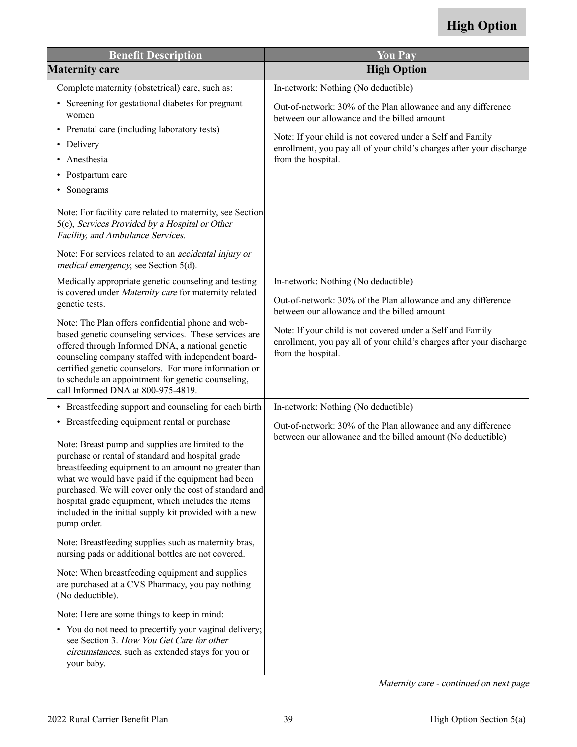**High Option**

| Benefit Description | You Pay |
| --- | --- |
| **Maternity care** | **High Option** |
| Complete maternity (obstetrical) care, such as:<br>• Screening for gestational diabetes for pregnant women<br>• Prenatal care (including laboratory tests)<br>• Delivery<br>• Anesthesia<br>• Postpartum care<br>• Sonograms<br><br>Note: For facility care related to maternity, see Section 5(c), *Services Provided by a Hospital or Other Facility, and Ambulance Services*.<br><br>Note: For services related to an *accidental injury or medical emergency*, see Section 5(d). | In-network: Nothing (No deductible)<br><br>Out-of-network: 30% of the Plan allowance and any difference between our allowance and the billed amount<br><br>Note: If your child is not covered under a Self and Family enrollment, you pay all of your child's charges after your discharge from the hospital. |
| Medically appropriate genetic counseling and testing is covered under *Maternity care* for maternity related genetic tests.<br><br>Note: The Plan offers confidential phone and web-based genetic counseling services. These services are offered through Informed DNA, a national genetic counseling company staffed with independent board-certified genetic counselors. For more information or to schedule an appointment for genetic counseling, call Informed DNA at 800-975-4819. | In-network: Nothing (No deductible)<br><br>Out-of-network: 30% of the Plan allowance and any difference between our allowance and the billed amount<br><br>Note: If your child is not covered under a Self and Family enrollment, you pay all of your child's charges after your discharge from the hospital. |
| • Breastfeeding support and counseling for each birth<br>• Breastfeeding equipment rental or purchase<br><br>Note: Breast pump and supplies are limited to the purchase or rental of standard and hospital grade breastfeeding equipment to an amount no greater than what we would have paid if the equipment had been purchased. We will cover only the cost of standard and hospital grade equipment, which includes the items included in the initial supply kit provided with a new pump order.<br><br>Note: Breastfeeding supplies such as maternity bras, nursing pads or additional bottles are not covered.<br><br>Note: When breastfeeding equipment and supplies are purchased at a CVS Pharmacy, you pay nothing (No deductible).<br><br>Note: Here are some things to keep in mind:<br>• You do not need to precertify your vaginal delivery; see Section 3. *How You Get Care for other circumstances*, such as extended stays for you or your baby. | In-network: Nothing (No deductible)<br><br>Out-of-network: 30% of the Plan allowance and any difference between our allowance and the billed amount (No deductible) |

*Maternity care - continued on next page*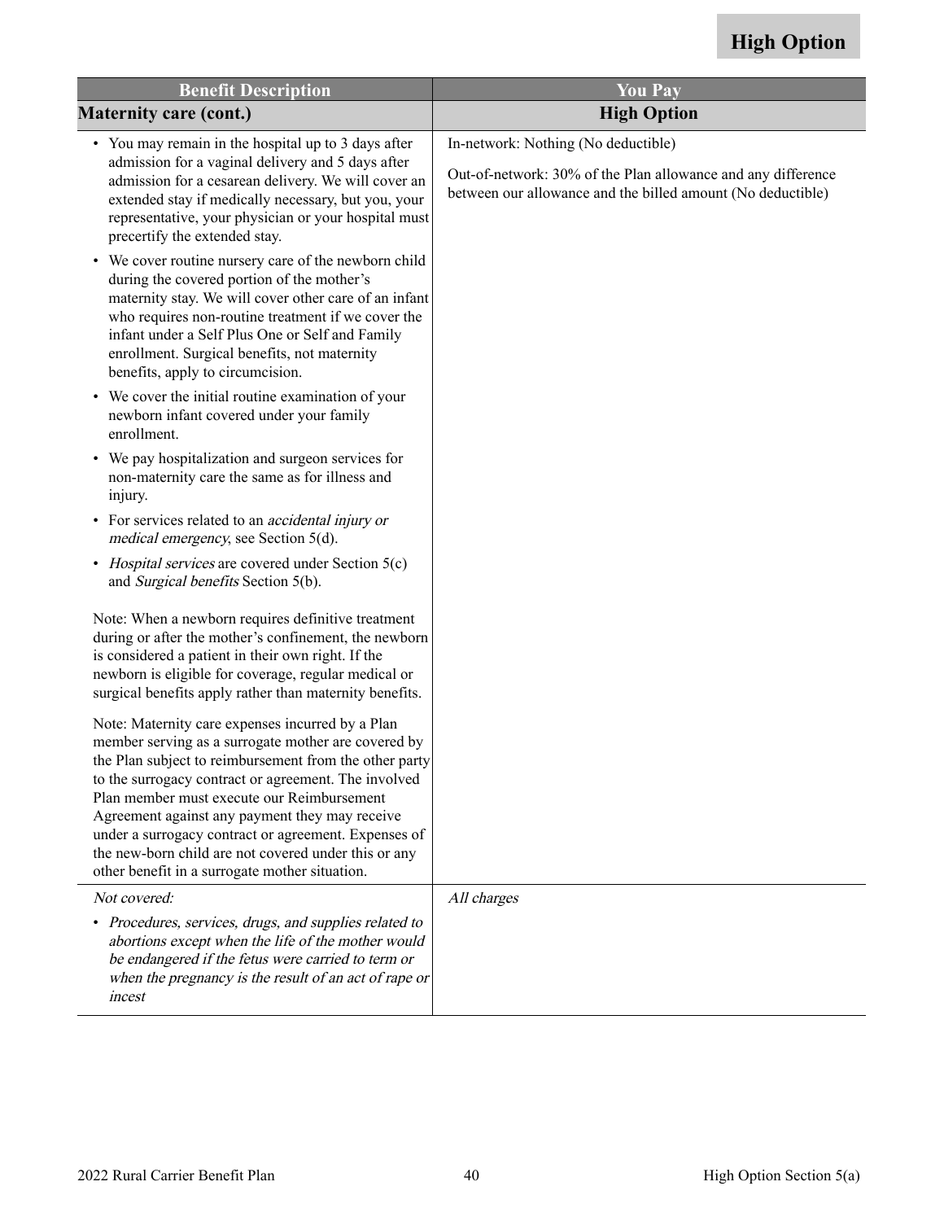| Benefit Description | You Pay |
| --- | --- |
| **Maternity care (cont.)** | **High Option** |
| • You may remain in the hospital up to 3 days after admission for a vaginal delivery and 5 days after admission for a cesarean delivery. We will cover an extended stay if medically necessary, but you, your representative, your physician or your hospital must precertify the extended stay.<br>• We cover routine nursery care of the newborn child during the covered portion of the mother's maternity stay. We will cover other care of an infant who requires non-routine treatment if we cover the infant under a Self Plus One or Self and Family enrollment. Surgical benefits, not maternity benefits, apply to circumcision.<br>• We cover the initial routine examination of your newborn infant covered under your family enrollment.<br>• We pay hospitalization and surgeon services for non-maternity care the same as for illness and injury.<br>• For services related to an *accidental injury or medical emergency*, see Section 5(d).<br>• *Hospital services* are covered under Section 5(c) and *Surgical benefits* Section 5(b).<br><br>Note: When a newborn requires definitive treatment during or after the mother's confinement, the newborn is considered a patient in their own right. If the newborn is eligible for coverage, regular medical or surgical benefits apply rather than maternity benefits.<br><br>Note: Maternity care expenses incurred by a Plan member serving as a surrogate mother are covered by the Plan subject to reimbursement from the other party to the surrogacy contract or agreement. The involved Plan member must execute our Reimbursement Agreement against any payment they may receive under a surrogacy contract or agreement. Expenses of the new-born child are not covered under this or any other benefit in a surrogate mother situation. | In-network: Nothing (No deductible)<br><br>Out-of-network: 30% of the Plan allowance and any difference between our allowance and the billed amount (No deductible) |
| *Not covered:*<br>• *Procedures, services, drugs, and supplies related to abortions except when the life of the mother would be endangered if the fetus were carried to term or when the pregnancy is the result of an act of rape or incest* | *All charges* |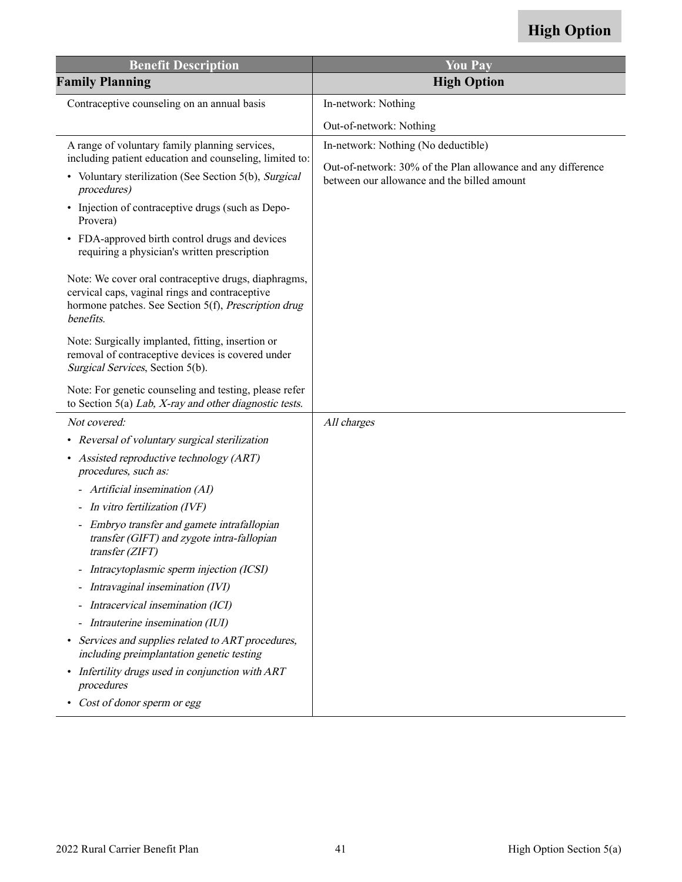**High Option**

| Benefit Description | You Pay |
|---|---|
| **Family Planning** | **High Option** |
| Contraceptive counseling on an annual basis | In-network: Nothing<br><br>Out-of-network: Nothing |
| A range of voluntary family planning services, including patient education and counseling, limited to:<br>• Voluntary sterilization (See Section 5(b), *Surgical procedures)*<br>• Injection of contraceptive drugs (such as Depo-Provera)<br>• FDA-approved birth control drugs and devices requiring a physician's written prescription<br><br>Note: We cover oral contraceptive drugs, diaphragms, cervical caps, vaginal rings and contraceptive hormone patches. See Section 5(f), *Prescription drug benefits.*<br><br>Note: Surgically implanted, fitting, insertion or removal of contraceptive devices is covered under *Surgical Services*, Section 5(b).<br><br>Note: For genetic counseling and testing, please refer to Section 5(a) *Lab, X-ray and other diagnostic tests.* | In-network: Nothing (No deductible)<br><br>Out-of-network: 30% of the Plan allowance and any difference between our allowance and the billed amount |
| *Not covered:*<br>• *Reversal of voluntary surgical sterilization*<br>• *Assisted reproductive technology (ART) procedures, such as:*<br>- *Artificial insemination (AI)*<br>- *In vitro fertilization (IVF)*<br>- *Embryo transfer and gamete intrafallopian transfer (GIFT) and zygote intra-fallopian transfer (ZIFT)*<br>- *Intracytoplasmic sperm injection (ICSI)*<br>- *Intravaginal insemination (IVI)*<br>- *Intracervical insemination (ICI)*<br>- *Intrauterine insemination (IUI)*<br>• *Services and supplies related to ART procedures, including preimplantation genetic testing*<br>• *Infertility drugs used in conjunction with ART procedures*<br>• *Cost of donor sperm or egg* | *All charges* |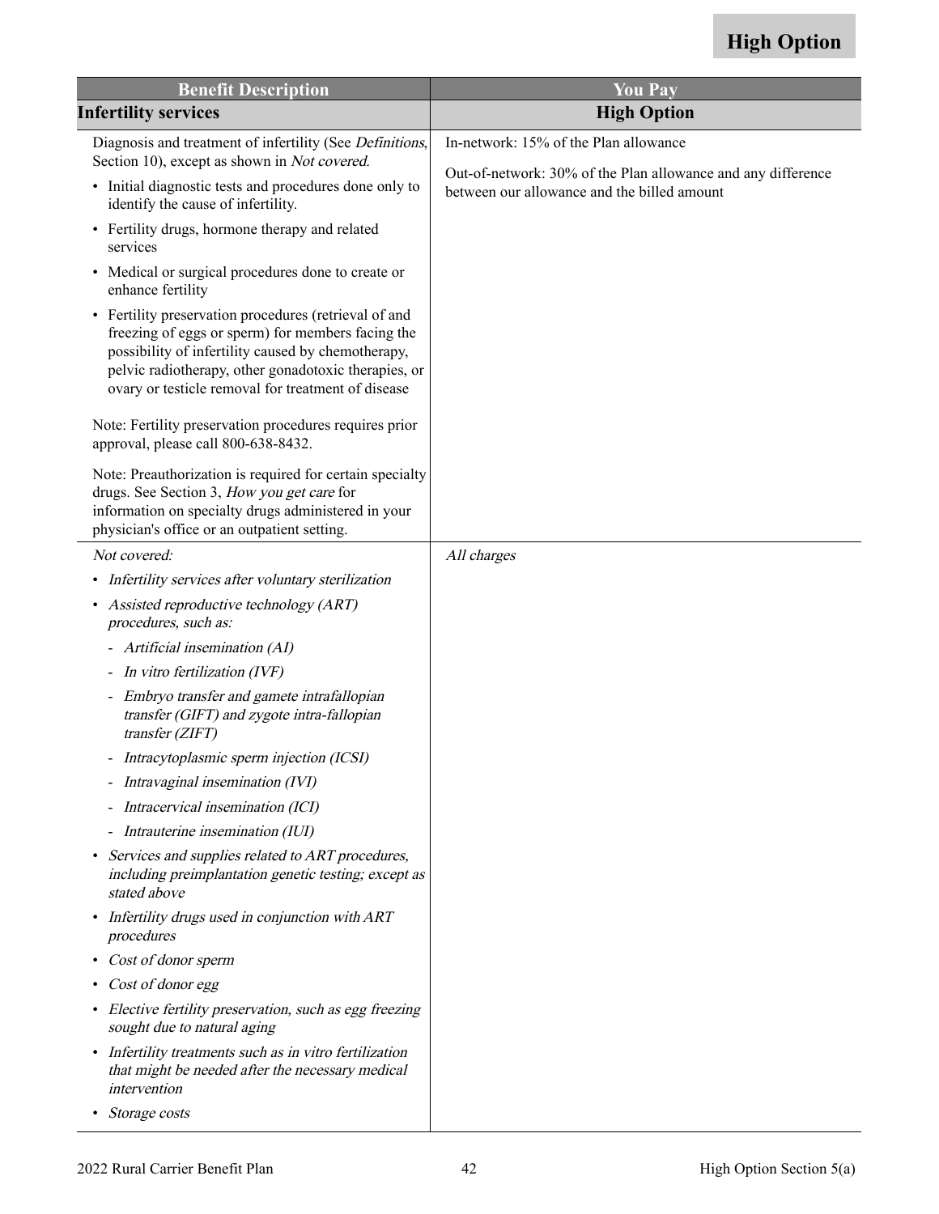**High Option**

| Benefit Description | You Pay |
|---|---|
| **Infertility services** | **High Option** |
| Diagnosis and treatment of infertility (See *Definitions*, Section 10), except as shown in *Not covered.*<br><br>• Initial diagnostic tests and procedures done only to identify the cause of infertility.<br>• Fertility drugs, hormone therapy and related services<br>• Medical or surgical procedures done to create or enhance fertility<br>• Fertility preservation procedures (retrieval of and freezing of eggs or sperm) for members facing the possibility of infertility caused by chemotherapy, pelvic radiotherapy, other gonadotoxic therapies, or ovary or testicle removal for treatment of disease<br><br>Note: Fertility preservation procedures requires prior approval, please call 800-638-8432.<br><br>Note: Preauthorization is required for certain specialty drugs. See Section 3, *How you get care* for information on specialty drugs administered in your physician's office or an outpatient setting. | In-network: 15% of the Plan allowance<br><br>Out-of-network: 30% of the Plan allowance and any difference between our allowance and the billed amount |
| *Not covered:*<br><br>• *Infertility services after voluntary sterilization*<br>• *Assisted reproductive technology (ART) procedures, such as:*<br>  - *Artificial insemination (AI)*<br>  - *In vitro fertilization (IVF)*<br>  - *Embryo transfer and gamete intrafallopian transfer (GIFT) and zygote intra-fallopian transfer (ZIFT)*<br>  - *Intracytoplasmic sperm injection (ICSI)*<br>  - *Intravaginal insemination (IVI)*<br>  - *Intracervical insemination (ICI)*<br>  - *Intrauterine insemination (IUI)*<br>• *Services and supplies related to ART procedures, including preimplantation genetic testing; except as stated above*<br>• *Infertility drugs used in conjunction with ART procedures*<br>• *Cost of donor sperm*<br>• *Cost of donor egg*<br>• *Elective fertility preservation, such as egg freezing sought due to natural aging*<br>• *Infertility treatments such as in vitro fertilization that might be needed after the necessary medical intervention*<br>• *Storage costs* | *All charges* |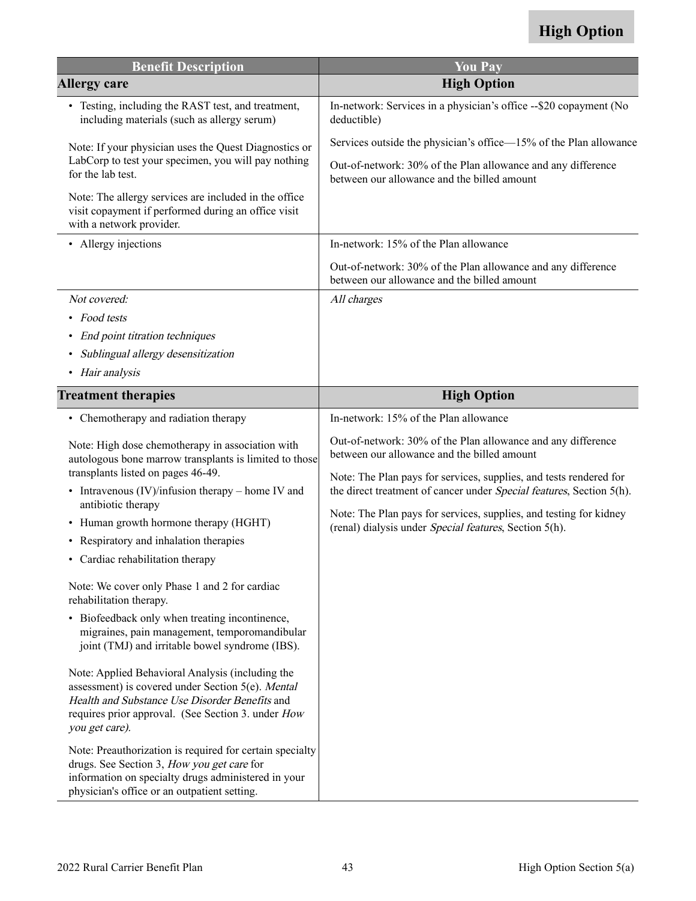**High Option**

| Benefit Description | You Pay |
|---|---|
| **Allergy care** | **High Option** |
| • Testing, including the RAST test, and treatment, including materials (such as allergy serum)<br><br>Note: If your physician uses the Quest Diagnostics or LabCorp to test your specimen, you will pay nothing for the lab test.<br><br>Note: The allergy services are included in the office visit copayment if performed during an office visit with a network provider. | In-network: Services in a physician's office --$20 copayment (No deductible)<br><br>Services outside the physician's office—15% of the Plan allowance<br><br>Out-of-network: 30% of the Plan allowance and any difference between our allowance and the billed amount |
| • Allergy injections | In-network: 15% of the Plan allowance<br><br>Out-of-network: 30% of the Plan allowance and any difference between our allowance and the billed amount |
| *Not covered:*<br>• *Food tests*<br>• *End point titration techniques*<br>• *Sublingual allergy desensitization*<br>• *Hair analysis* | *All charges* |
| **Treatment therapies** | **High Option** |
| • Chemotherapy and radiation therapy<br><br>Note: High dose chemotherapy in association with autologous bone marrow transplants is limited to those transplants listed on pages 46-49.<br><br>• Intravenous (IV)/infusion therapy – home IV and antibiotic therapy<br>• Human growth hormone therapy (HGHT)<br>• Respiratory and inhalation therapies<br>• Cardiac rehabilitation therapy<br><br>Note: We cover only Phase 1 and 2 for cardiac rehabilitation therapy.<br><br>• Biofeedback only when treating incontinence, migraines, pain management, temporomandibular joint (TMJ) and irritable bowel syndrome (IBS).<br><br>Note: Applied Behavioral Analysis (including the assessment) is covered under Section 5(e). *Mental Health and Substance Use Disorder Benefits* and requires prior approval. (See Section 3. under *How you get care).*<br><br>Note: Preauthorization is required for certain specialty drugs. See Section 3, *How you get care* for information on specialty drugs administered in your physician's office or an outpatient setting. | In-network: 15% of the Plan allowance<br><br>Out-of-network: 30% of the Plan allowance and any difference between our allowance and the billed amount<br><br>Note: The Plan pays for services, supplies, and tests rendered for the direct treatment of cancer under *Special features*, Section 5(h).<br><br>Note: The Plan pays for services, supplies, and testing for kidney (renal) dialysis under *Special features*, Section 5(h). |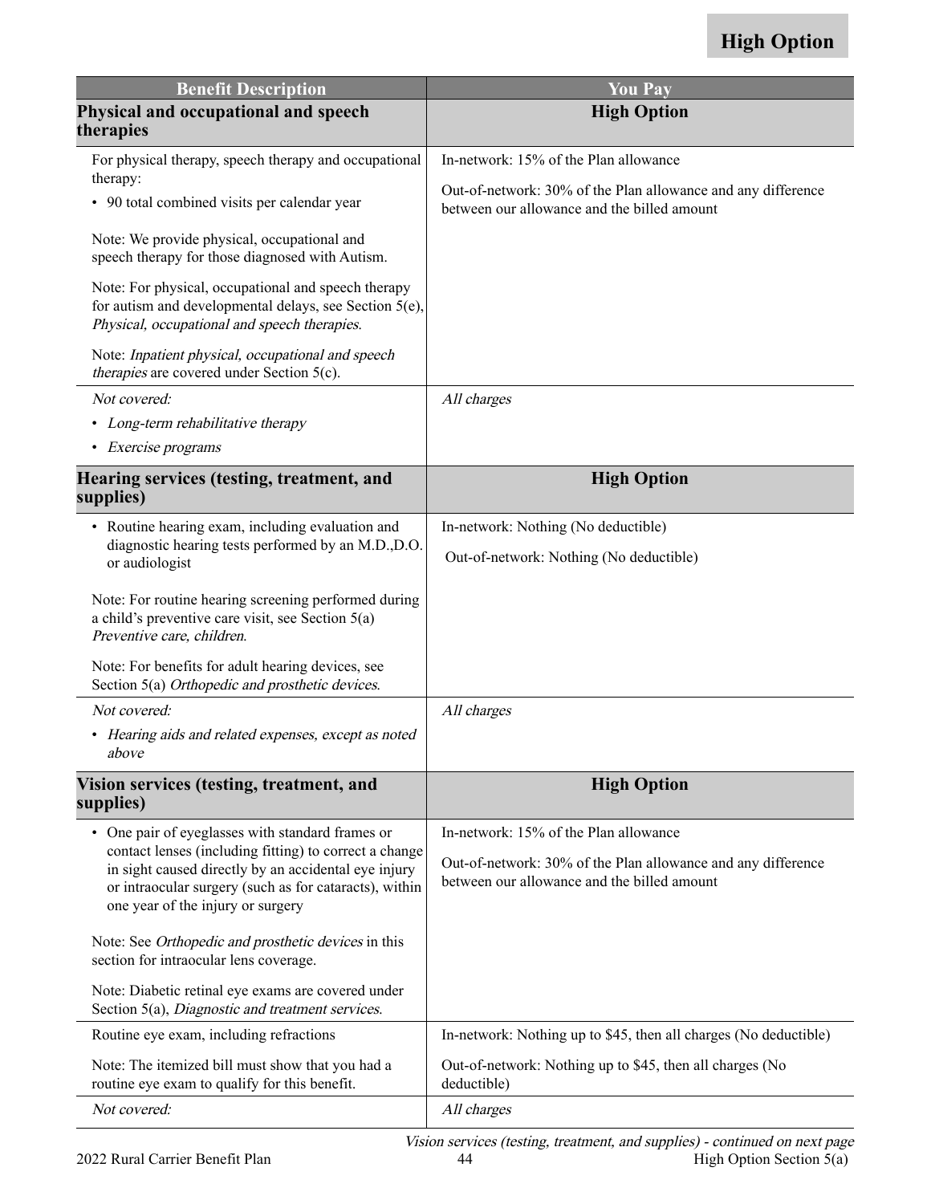**High Option**

| Benefit Description | You Pay |
|---|---|
| **Physical and occupational and speech therapies** | **High Option** |
| For physical therapy, speech therapy and occupational therapy:<br>• 90 total combined visits per calendar year<br><br>Note: We provide physical, occupational and speech therapy for those diagnosed with Autism.<br><br>Note: For physical, occupational and speech therapy for autism and developmental delays, see Section 5(e), *Physical, occupational and speech therapies*.<br><br>Note: *Inpatient physical, occupational and speech therapies* are covered under Section 5(c). | In-network: 15% of the Plan allowance<br><br>Out-of-network: 30% of the Plan allowance and any difference between our allowance and the billed amount |
| *Not covered:*<br>• *Long-term rehabilitative therapy*<br>• *Exercise programs* | *All charges* |
| **Hearing services (testing, treatment, and supplies)** | **High Option** |
| • Routine hearing exam, including evaluation and diagnostic hearing tests performed by an M.D.,D.O. or audiologist<br><br>Note: For routine hearing screening performed during a child's preventive care visit, see Section 5(a) *Preventive care, children*.<br><br>Note: For benefits for adult hearing devices, see Section 5(a) *Orthopedic and prosthetic devices*. | In-network: Nothing (No deductible)<br><br>Out-of-network: Nothing (No deductible) |
| *Not covered:*<br>• *Hearing aids and related expenses, except as noted above* | *All charges* |
| **Vision services (testing, treatment, and supplies)** | **High Option** |
| • One pair of eyeglasses with standard frames or contact lenses (including fitting) to correct a change in sight caused directly by an accidental eye injury or intraocular surgery (such as for cataracts), within one year of the injury or surgery<br><br>Note: See *Orthopedic and prosthetic devices* in this section for intraocular lens coverage.<br><br>Note: Diabetic retinal eye exams are covered under Section 5(a), *Diagnostic and treatment services*. | In-network: 15% of the Plan allowance<br><br>Out-of-network: 30% of the Plan allowance and any difference between our allowance and the billed amount |
| Routine eye exam, including refractions<br><br>Note: The itemized bill must show that you had a routine eye exam to qualify for this benefit. | In-network: Nothing up to $45, then all charges (No deductible)<br><br>Out-of-network: Nothing up to $45, then all charges (No deductible) |
| *Not covered:* | *All charges* |

*Vision services (testing, treatment, and supplies) - continued on next page*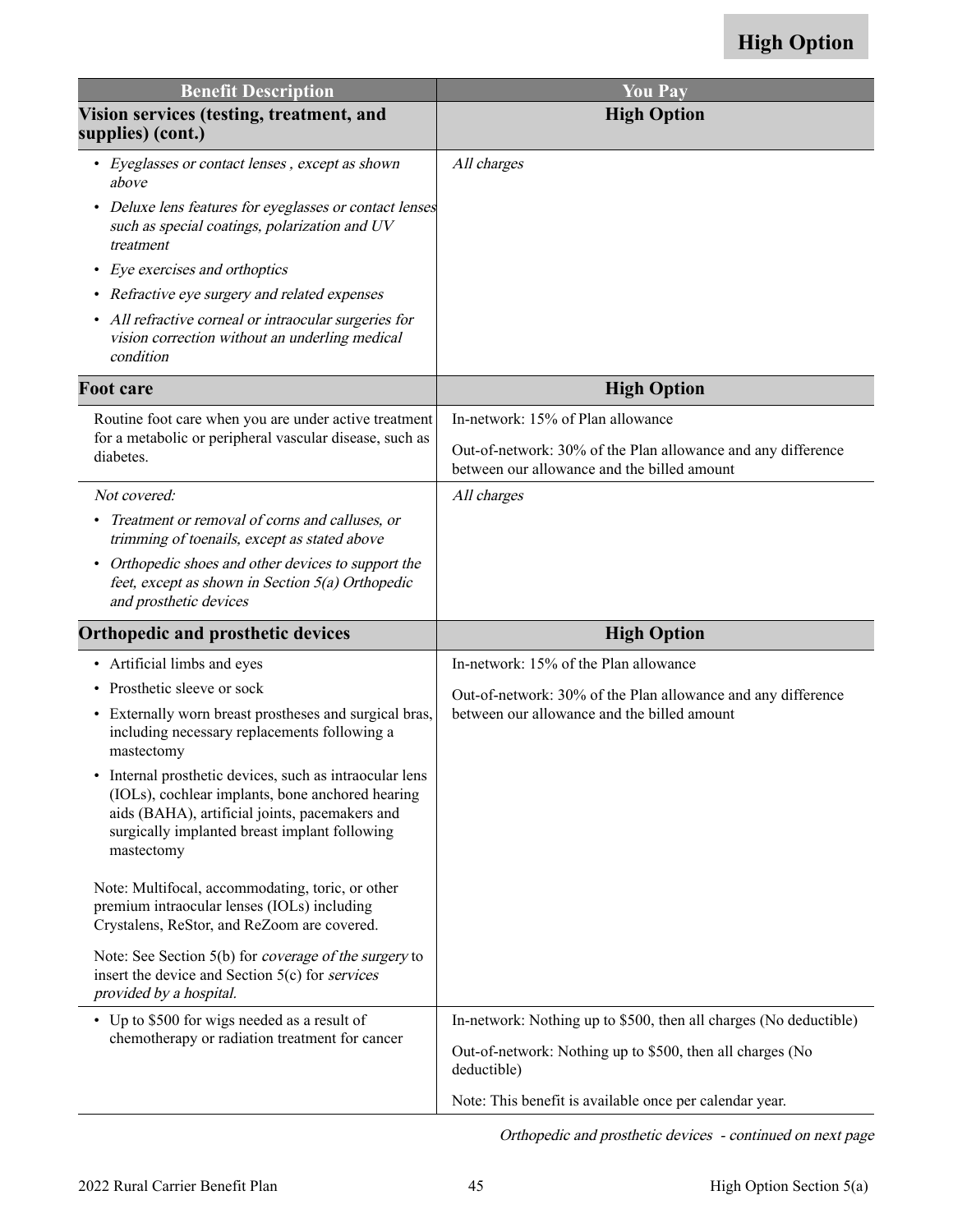**High Option**

| Benefit Description | You Pay |
|---|---|
| **Vision services (testing, treatment, and supplies) (cont.)** | **High Option** |
| • *Eyeglasses or contact lenses , except as shown above*<br>• *Deluxe lens features for eyeglasses or contact lenses such as special coatings, polarization and UV treatment*<br>• *Eye exercises and orthoptics*<br>• *Refractive eye surgery and related expenses*<br>• *All refractive corneal or intraocular surgeries for vision correction without an underling medical condition* | *All charges* |
| **Foot care** | **High Option** |
| Routine foot care when you are under active treatment for a metabolic or peripheral vascular disease, such as diabetes. | In-network: 15% of Plan allowance<br><br>Out-of-network: 30% of the Plan allowance and any difference between our allowance and the billed amount |
| *Not covered:*<br>• *Treatment or removal of corns and calluses, or trimming of toenails, except as stated above*<br>• *Orthopedic shoes and other devices to support the feet, except as shown in Section 5(a) Orthopedic and prosthetic devices* | *All charges* |
| **Orthopedic and prosthetic devices** | **High Option** |
| • Artificial limbs and eyes<br>• Prosthetic sleeve or sock<br>• Externally worn breast prostheses and surgical bras, including necessary replacements following a mastectomy<br>• Internal prosthetic devices, such as intraocular lens (IOLs), cochlear implants, bone anchored hearing aids (BAHA), artificial joints, pacemakers and surgically implanted breast implant following mastectomy<br><br>Note: Multifocal, accommodating, toric, or other premium intraocular lenses (IOLs) including Crystalens, ReStor, and ReZoom are covered.<br><br>Note: See Section 5(b) for *coverage of the surgery* to insert the device and Section 5(c) for *services provided by a hospital.* | In-network: 15% of the Plan allowance<br><br>Out-of-network: 30% of the Plan allowance and any difference between our allowance and the billed amount |
| • Up to $500 for wigs needed as a result of chemotherapy or radiation treatment for cancer | In-network: Nothing up to $500, then all charges (No deductible)<br><br>Out-of-network: Nothing up to $500, then all charges (No deductible)<br><br>Note: This benefit is available once per calendar year. |

*Orthopedic and prosthetic devices - continued on next page*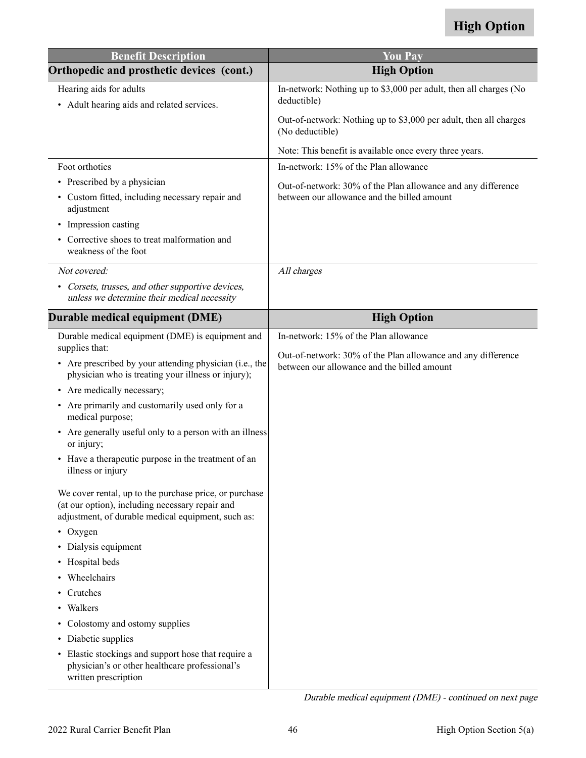**High Option**

| Benefit Description | You Pay |
|---|---|
| **Orthopedic and prosthetic devices (cont.)** | **High Option** |
| Hearing aids for adults<br>• Adult hearing aids and related services. | In-network: Nothing up to $3,000 per adult, then all charges (No deductible)<br>Out-of-network: Nothing up to $3,000 per adult, then all charges (No deductible)<br>Note: This benefit is available once every three years. |
| Foot orthotics<br>• Prescribed by a physician<br>• Custom fitted, including necessary repair and adjustment<br>• Impression casting<br>• Corrective shoes to treat malformation and weakness of the foot | In-network: 15% of the Plan allowance<br>Out-of-network: 30% of the Plan allowance and any difference between our allowance and the billed amount |
| *Not covered:*<br>• *Corsets, trusses, and other supportive devices, unless we determine their medical necessity* | *All charges* |
| **Durable medical equipment (DME)** | **High Option** |
| Durable medical equipment (DME) is equipment and supplies that:<br>• Are prescribed by your attending physician (i.e., the physician who is treating your illness or injury);<br>• Are medically necessary;<br>• Are primarily and customarily used only for a medical purpose;<br>• Are generally useful only to a person with an illness or injury;<br>• Have a therapeutic purpose in the treatment of an illness or injury<br><br>We cover rental, up to the purchase price, or purchase (at our option), including necessary repair and adjustment, of durable medical equipment, such as:<br>• Oxygen<br>• Dialysis equipment<br>• Hospital beds<br>• Wheelchairs<br>• Crutches<br>• Walkers<br>• Colostomy and ostomy supplies<br>• Diabetic supplies<br>• Elastic stockings and support hose that require a physician's or other healthcare professional's written prescription | In-network: 15% of the Plan allowance<br>Out-of-network: 30% of the Plan allowance and any difference between our allowance and the billed amount |

*Durable medical equipment (DME) - continued on next page*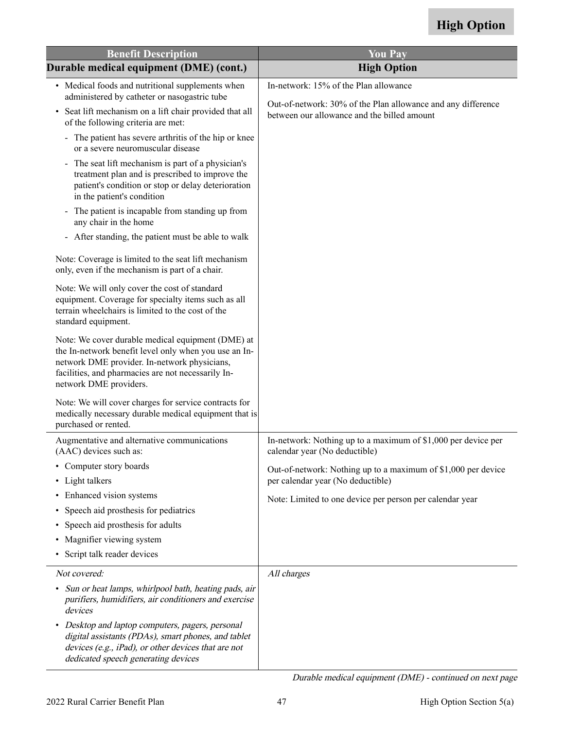**High Option**

| Benefit Description | You Pay |
|---|---|
| **Durable medical equipment (DME) (cont.)** | **High Option** |
| • Medical foods and nutritional supplements when administered by catheter or nasogastric tube<br>• Seat lift mechanism on a lift chair provided that all of the following criteria are met:<br>- The patient has severe arthritis of the hip or knee or a severe neuromuscular disease<br>- The seat lift mechanism is part of a physician's treatment plan and is prescribed to improve the patient's condition or stop or delay deterioration in the patient's condition<br>- The patient is incapable from standing up from any chair in the home<br>- After standing, the patient must be able to walk<br><br>Note: Coverage is limited to the seat lift mechanism only, even if the mechanism is part of a chair.<br><br>Note: We will only cover the cost of standard equipment. Coverage for specialty items such as all terrain wheelchairs is limited to the cost of the standard equipment.<br><br>Note: We cover durable medical equipment (DME) at the In-network benefit level only when you use an In-network DME provider. In-network physicians, facilities, and pharmacies are not necessarily In-network DME providers.<br><br>Note: We will cover charges for service contracts for medically necessary durable medical equipment that is purchased or rented. | In-network: 15% of the Plan allowance<br><br>Out-of-network: 30% of the Plan allowance and any difference between our allowance and the billed amount |
| Augmentative and alternative communications (AAC) devices such as:<br>• Computer story boards<br>• Light talkers<br>• Enhanced vision systems<br>• Speech aid prosthesis for pediatrics<br>• Speech aid prosthesis for adults<br>• Magnifier viewing system<br>• Script talk reader devices | In-network: Nothing up to a maximum of $1,000 per device per calendar year (No deductible)<br><br>Out-of-network: Nothing up to a maximum of $1,000 per device per calendar year (No deductible)<br><br>Note: Limited to one device per person per calendar year |
| *Not covered:*<br>• *Sun or heat lamps, whirlpool bath, heating pads, air purifiers, humidifiers, air conditioners and exercise devices*<br>• *Desktop and laptop computers, pagers, personal digital assistants (PDAs), smart phones, and tablet devices (e.g., iPad), or other devices that are not dedicated speech generating devices* | *All charges* |

*Durable medical equipment (DME) - continued on next page*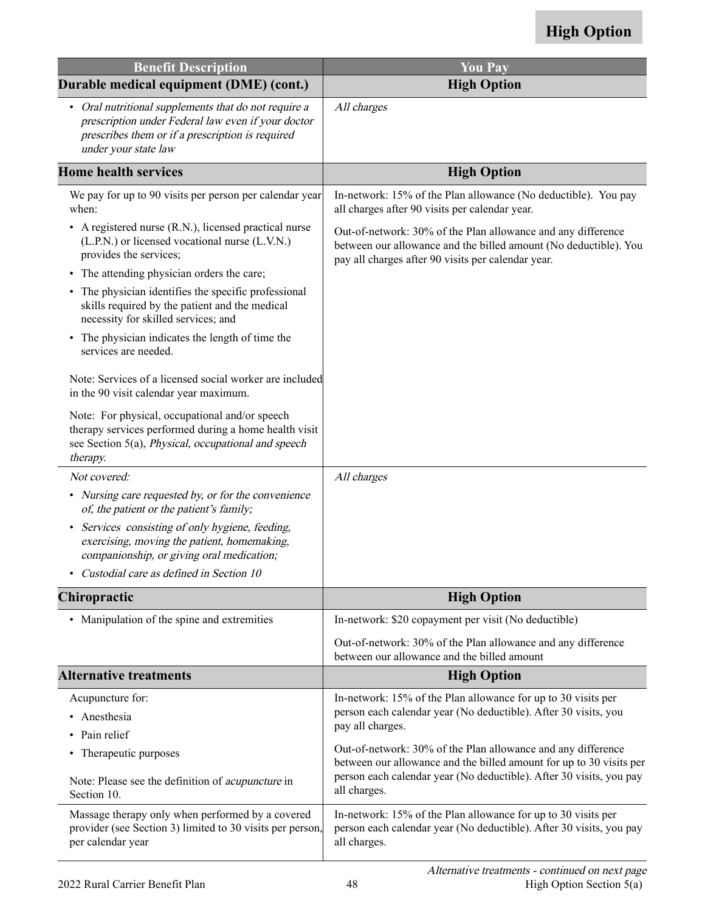**High Option**

| Benefit Description | You Pay |
|---|---|
| **Durable medical equipment (DME) (cont.)** | **High Option** |
| • *Oral nutritional supplements that do not require a prescription under Federal law even if your doctor prescribes them or if a prescription is required under your state law* | *All charges* |
| **Home health services** | **High Option** |
| We pay for up to 90 visits per person per calendar year when:<br>• A registered nurse (R.N.), licensed practical nurse (L.P.N.) or licensed vocational nurse (L.V.N.) provides the services;<br>• The attending physician orders the care;<br>• The physician identifies the specific professional skills required by the patient and the medical necessity for skilled services; and<br>• The physician indicates the length of time the services are needed.<br><br>Note: Services of a licensed social worker are included in the 90 visit calendar year maximum.<br><br>Note: For physical, occupational and/or speech therapy services performed during a home health visit see Section 5(a), *Physical, occupational and speech therapy.* | In-network: 15% of the Plan allowance (No deductible). You pay all charges after 90 visits per calendar year.<br><br>Out-of-network: 30% of the Plan allowance and any difference between our allowance and the billed amount (No deductible). You pay all charges after 90 visits per calendar year. |
| *Not covered:*<br>• *Nursing care requested by, or for the convenience of, the patient or the patient's family;*<br>• *Services consisting of only hygiene, feeding, exercising, moving the patient, homemaking, companionship, or giving oral medication;*<br>• *Custodial care as defined in Section 10* | *All charges* |
| **Chiropractic** | **High Option** |
| • Manipulation of the spine and extremities | In-network: $20 copayment per visit (No deductible)<br><br>Out-of-network: 30% of the Plan allowance and any difference between our allowance and the billed amount |
| **Alternative treatments** | **High Option** |
| Acupuncture for:<br>• Anesthesia<br>• Pain relief<br>• Therapeutic purposes<br><br>Note: Please see the definition of *acupuncture* in Section 10. | In-network: 15% of the Plan allowance for up to 30 visits per person each calendar year (No deductible). After 30 visits, you pay all charges.<br><br>Out-of-network: 30% of the Plan allowance and any difference between our allowance and the billed amount for up to 30 visits per person each calendar year (No deductible). After 30 visits, you pay all charges. |
| Massage therapy only when performed by a covered provider (see Section 3) limited to 30 visits per person, per calendar year | In-network: 15% of the Plan allowance for up to 30 visits per person each calendar year (No deductible). After 30 visits, you pay all charges. |

*Alternative treatments - continued on next page*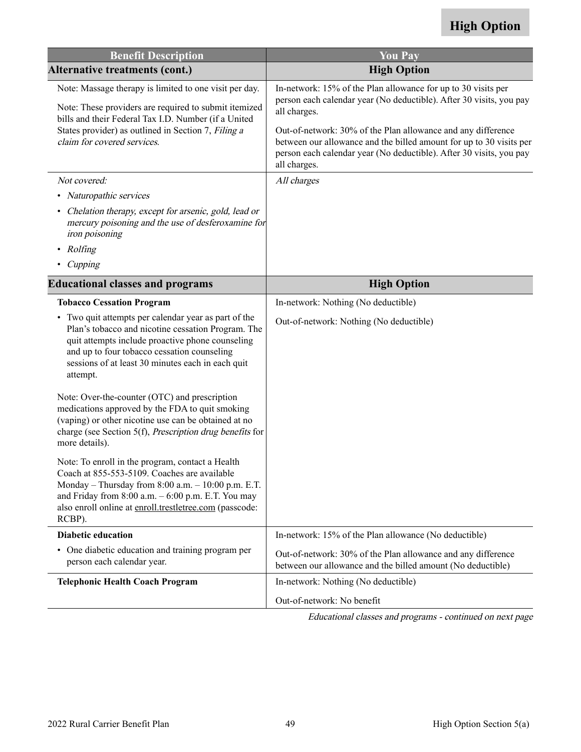**High Option**

| Benefit Description | You Pay |
|---|---|
| **Alternative treatments (cont.)** | **High Option** |
| Note: Massage therapy is limited to one visit per day.<br><br>Note: These providers are required to submit itemized bills and their Federal Tax I.D. Number (if a United States provider) as outlined in Section 7, *Filing a claim for covered services.* | In-network: 15% of the Plan allowance for up to 30 visits per person each calendar year (No deductible). After 30 visits, you pay all charges.<br><br>Out-of-network: 30% of the Plan allowance and any difference between our allowance and the billed amount for up to 30 visits per person each calendar year (No deductible). After 30 visits, you pay all charges. |
| *Not covered:*<br>• *Naturopathic services*<br>• *Chelation therapy, except for arsenic, gold, lead or mercury poisoning and the use of desferoxamine for iron poisoning*<br>• *Rolfing*<br>• *Cupping* | *All charges* |
| **Educational classes and programs** | **High Option** |
| **Tobacco Cessation Program**<br>• Two quit attempts per calendar year as part of the Plan's tobacco and nicotine cessation Program. The quit attempts include proactive phone counseling and up to four tobacco cessation counseling sessions of at least 30 minutes each in each quit attempt.<br><br>Note: Over-the-counter (OTC) and prescription medications approved by the FDA to quit smoking (vaping) or other nicotine use can be obtained at no charge (see Section 5(f), *Prescription drug benefits* for more details).<br><br>Note: To enroll in the program, contact a Health Coach at 855-553-5109. Coaches are available Monday – Thursday from 8:00 a.m. – 10:00 p.m. E.T. and Friday from 8:00 a.m. – 6:00 p.m. E.T. You may also enroll online at enroll.trestletree.com (passcode: RCBP). | In-network: Nothing (No deductible)<br><br>Out-of-network: Nothing (No deductible) |
| **Diabetic education**<br>• One diabetic education and training program per person each calendar year. | In-network: 15% of the Plan allowance (No deductible)<br><br>Out-of-network: 30% of the Plan allowance and any difference between our allowance and the billed amount (No deductible) |
| **Telephonic Health Coach Program** | In-network: Nothing (No deductible)<br><br>Out-of-network: No benefit |

*Educational classes and programs - continued on next page*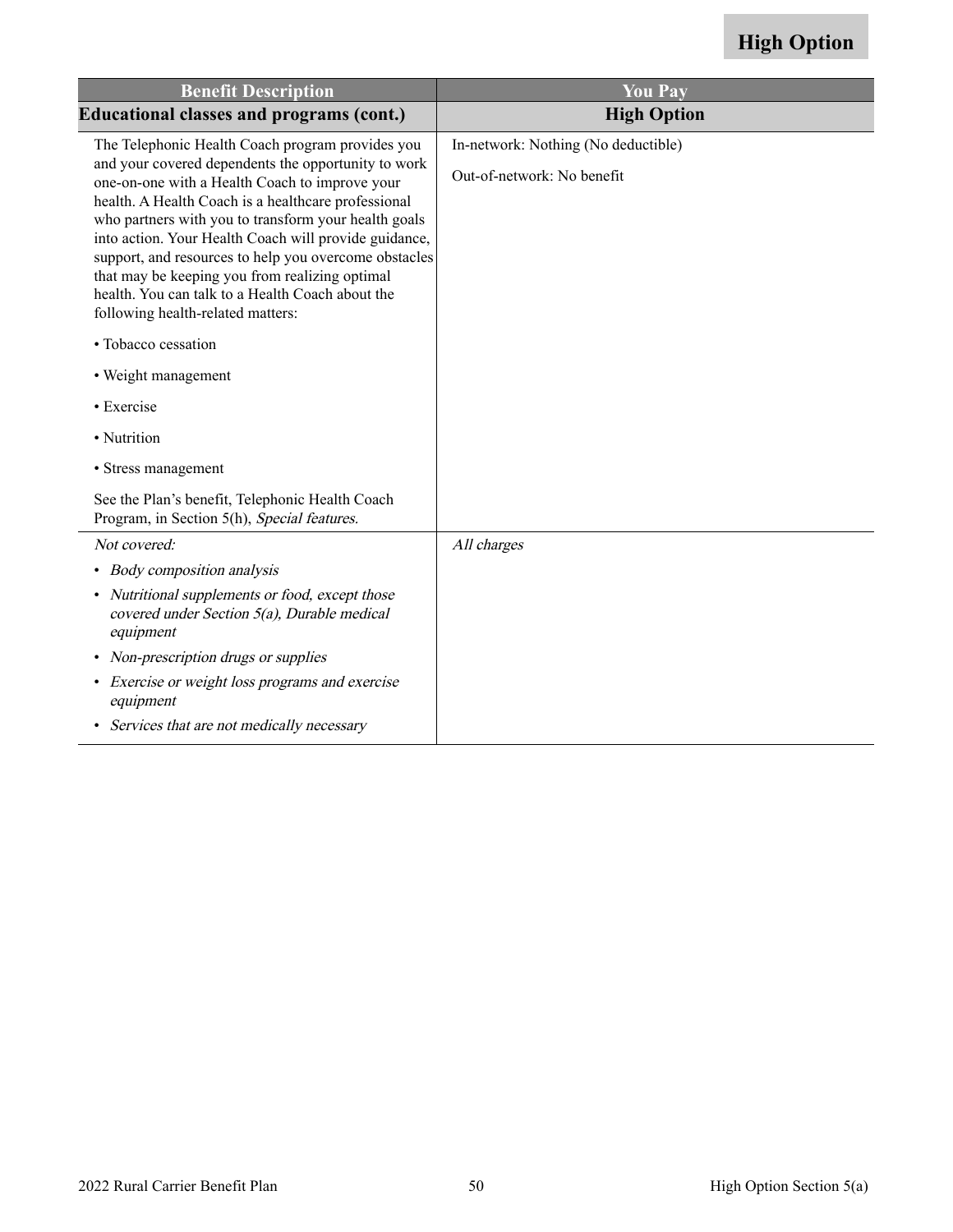| Benefit Description | You Pay |
|---|---|
| **Educational classes and programs (cont.)** | **High Option** |
| The Telephonic Health Coach program provides you and your covered dependents the opportunity to work one-on-one with a Health Coach to improve your health. A Health Coach is a healthcare professional who partners with you to transform your health goals into action. Your Health Coach will provide guidance, support, and resources to help you overcome obstacles that may be keeping you from realizing optimal health. You can talk to a Health Coach about the following health-related matters: <br>• Tobacco cessation <br>• Weight management <br>• Exercise <br>• Nutrition <br>• Stress management <br>See the Plan's benefit, Telephonic Health Coach Program, in Section 5(h), *Special features.* | In-network: Nothing (No deductible) <br>Out-of-network: No benefit |
| *Not covered:* <br>• *Body composition analysis* <br>• *Nutritional supplements or food, except those covered under Section 5(a), Durable medical equipment* <br>• *Non-prescription drugs or supplies* <br>• *Exercise or weight loss programs and exercise equipment* <br>• *Services that are not medically necessary* | *All charges* |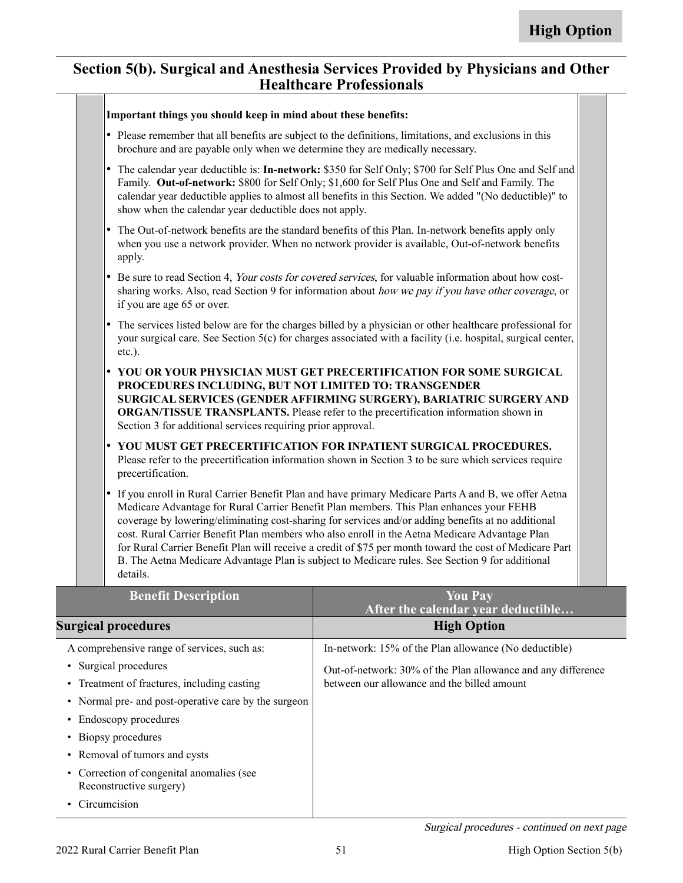**High Option**

## Section 5(b). Surgical and Anesthesia Services Provided by Physicians and Other Healthcare Professionals

**Important things you should keep in mind about these benefits:**

- Please remember that all benefits are subject to the definitions, limitations, and exclusions in this brochure and are payable only when we determine they are medically necessary.
- The calendar year deductible is: **In-network:** $350 for Self Only; $700 for Self Plus One and Self and Family. **Out-of-network:** $800 for Self Only; $1,600 for Self Plus One and Self and Family. The calendar year deductible applies to almost all benefits in this Section. We added "(No deductible)" to show when the calendar year deductible does not apply.
- The Out-of-network benefits are the standard benefits of this Plan. In-network benefits apply only when you use a network provider. When no network provider is available, Out-of-network benefits apply.
- Be sure to read Section 4, *Your costs for covered services*, for valuable information about how cost-sharing works. Also, read Section 9 for information about *how we pay if you have other coverage*, or if you are age 65 or over.
- The services listed below are for the charges billed by a physician or other healthcare professional for your surgical care. See Section 5(c) for charges associated with a facility (i.e. hospital, surgical center, etc.).
- **YOU OR YOUR PHYSICIAN MUST GET PRECERTIFICATION FOR SOME SURGICAL PROCEDURES INCLUDING, BUT NOT LIMITED TO: TRANSGENDER SURGICAL SERVICES (GENDER AFFIRMING SURGERY), BARIATRIC SURGERY AND ORGAN/TISSUE TRANSPLANTS.** Please refer to the precertification information shown in Section 3 for additional services requiring prior approval.
- **YOU MUST GET PRECERTIFICATION FOR INPATIENT SURGICAL PROCEDURES.** Please refer to the precertification information shown in Section 3 to be sure which services require precertification.
- If you enroll in Rural Carrier Benefit Plan and have primary Medicare Parts A and B, we offer Aetna Medicare Advantage for Rural Carrier Benefit Plan members. This Plan enhances your FEHB coverage by lowering/eliminating cost-sharing for services and/or adding benefits at no additional cost. Rural Carrier Benefit Plan members who also enroll in the Aetna Medicare Advantage Plan for Rural Carrier Benefit Plan will receive a credit of $75 per month toward the cost of Medicare Part B. The Aetna Medicare Advantage Plan is subject to Medicare rules. See Section 9 for additional details.

| Benefit Description | You Pay<br>After the calendar year deductible… |
|---|---|
| **Surgical procedures** | **High Option** |
| A comprehensive range of services, such as:<br>• Surgical procedures<br>• Treatment of fractures, including casting<br>• Normal pre- and post-operative care by the surgeon<br>• Endoscopy procedures<br>• Biopsy procedures<br>• Removal of tumors and cysts<br>• Correction of congenital anomalies (see Reconstructive surgery)<br>• Circumcision | In-network: 15% of the Plan allowance (No deductible)<br><br>Out-of-network: 30% of the Plan allowance and any difference between our allowance and the billed amount |

*Surgical procedures - continued on next page*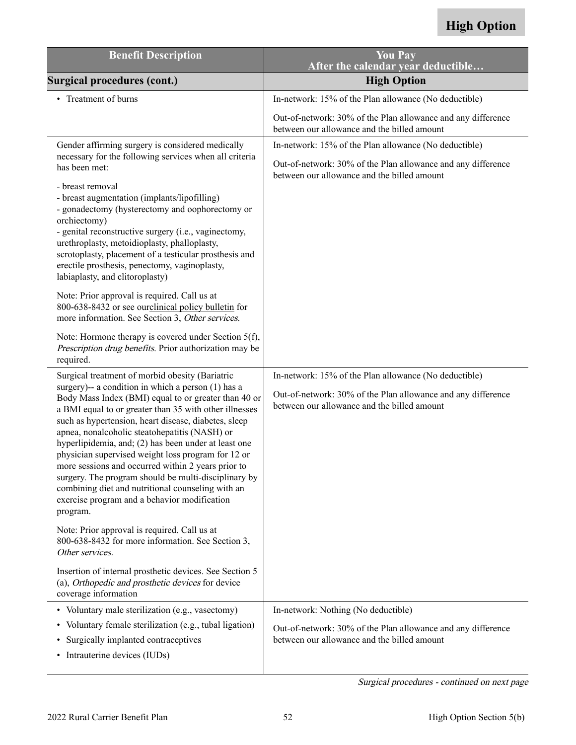**High Option**

| Benefit Description | You Pay<br>After the calendar year deductible… |
|---|---|
| **Surgical procedures (cont.)** | **High Option** |
| • Treatment of burns | In-network: 15% of the Plan allowance (No deductible)<br><br>Out-of-network: 30% of the Plan allowance and any difference between our allowance and the billed amount |
| Gender affirming surgery is considered medically necessary for the following services when all criteria has been met:<br><br>- breast removal<br>- breast augmentation (implants/lipofilling)<br>- gonadectomy (hysterectomy and oophorectomy or orchiectomy)<br>- genital reconstructive surgery (i.e., vaginectomy, urethroplasty, metoidioplasty, phalloplasty, scrotoplasty, placement of a testicular prosthesis and erectile prosthesis, penectomy, vaginoplasty, labiaplasty, and clitoroplasty)<br><br>Note: Prior approval is required. Call us at 800-638-8432 or see ourclinical policy bulletin for more information. See Section 3, *Other services.*<br><br>Note: Hormone therapy is covered under Section 5(f), *Prescription drug benefits.* Prior authorization may be required. | In-network: 15% of the Plan allowance (No deductible)<br><br>Out-of-network: 30% of the Plan allowance and any difference between our allowance and the billed amount |
| Surgical treatment of morbid obesity (Bariatric surgery)-- a condition in which a person (1) has a Body Mass Index (BMI) equal to or greater than 40 or a BMI equal to or greater than 35 with other illnesses such as hypertension, heart disease, diabetes, sleep apnea, nonalcoholic steatohepatitis (NASH) or hyperlipidemia, and; (2) has been under at least one physician supervised weight loss program for 12 or more sessions and occurred within 2 years prior to surgery. The program should be multi-disciplinary by combining diet and nutritional counseling with an exercise program and a behavior modification program.<br><br>Note: Prior approval is required. Call us at 800-638-8432 for more information. See Section 3, *Other services.*<br><br>Insertion of internal prosthetic devices. See Section 5 (a), *Orthopedic and prosthetic devices* for device coverage information | In-network: 15% of the Plan allowance (No deductible)<br><br>Out-of-network: 30% of the Plan allowance and any difference between our allowance and the billed amount |
| • Voluntary male sterilization (e.g., vasectomy)<br>• Voluntary female sterilization (e.g., tubal ligation)<br>• Surgically implanted contraceptives<br>• Intrauterine devices (IUDs) | In-network: Nothing (No deductible)<br><br>Out-of-network: 30% of the Plan allowance and any difference between our allowance and the billed amount |

*Surgical procedures - continued on next page*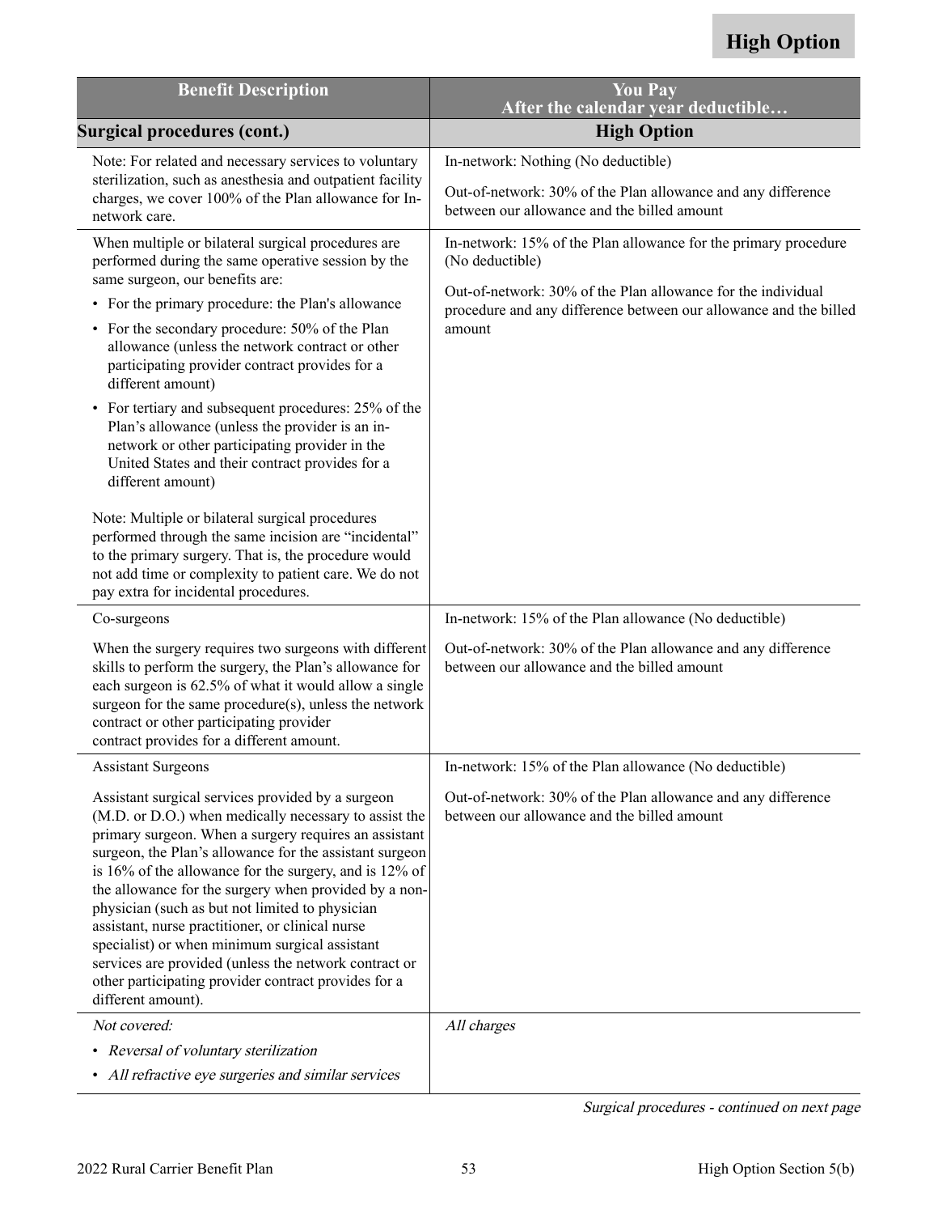**High Option**

| Benefit Description | You Pay<br>After the calendar year deductible… |
|---|---|
| **Surgical procedures (cont.)** | **High Option** |
| Note: For related and necessary services to voluntary sterilization, such as anesthesia and outpatient facility charges, we cover 100% of the Plan allowance for In-network care. | In-network: Nothing (No deductible)<br><br>Out-of-network: 30% of the Plan allowance and any difference between our allowance and the billed amount |
| When multiple or bilateral surgical procedures are performed during the same operative session by the same surgeon, our benefits are:<br>• For the primary procedure: the Plan's allowance<br>• For the secondary procedure: 50% of the Plan allowance (unless the network contract or other participating provider contract provides for a different amount)<br>• For tertiary and subsequent procedures: 25% of the Plan's allowance (unless the provider is an in-network or other participating provider in the United States and their contract provides for a different amount)<br><br>Note: Multiple or bilateral surgical procedures performed through the same incision are "incidental" to the primary surgery. That is, the procedure would not add time or complexity to patient care. We do not pay extra for incidental procedures. | In-network: 15% of the Plan allowance for the primary procedure (No deductible)<br><br>Out-of-network: 30% of the Plan allowance for the individual procedure and any difference between our allowance and the billed amount |
| Co-surgeons<br><br>When the surgery requires two surgeons with different skills to perform the surgery, the Plan's allowance for each surgeon is 62.5% of what it would allow a single surgeon for the same procedure(s), unless the network contract or other participating provider contract provides for a different amount. | In-network: 15% of the Plan allowance (No deductible)<br><br>Out-of-network: 30% of the Plan allowance and any difference between our allowance and the billed amount |
| Assistant Surgeons<br><br>Assistant surgical services provided by a surgeon (M.D. or D.O.) when medically necessary to assist the primary surgeon. When a surgery requires an assistant surgeon, the Plan's allowance for the assistant surgeon is 16% of the allowance for the surgery, and is 12% of the allowance for the surgery when provided by a non-physician (such as but not limited to physician assistant, nurse practitioner, or clinical nurse specialist) or when minimum surgical assistant services are provided (unless the network contract or other participating provider contract provides for a different amount). | In-network: 15% of the Plan allowance (No deductible)<br><br>Out-of-network: 30% of the Plan allowance and any difference between our allowance and the billed amount |
| *Not covered:*<br>• *Reversal of voluntary sterilization*<br>• *All refractive eye surgeries and similar services* | *All charges* |

*Surgical procedures - continued on next page*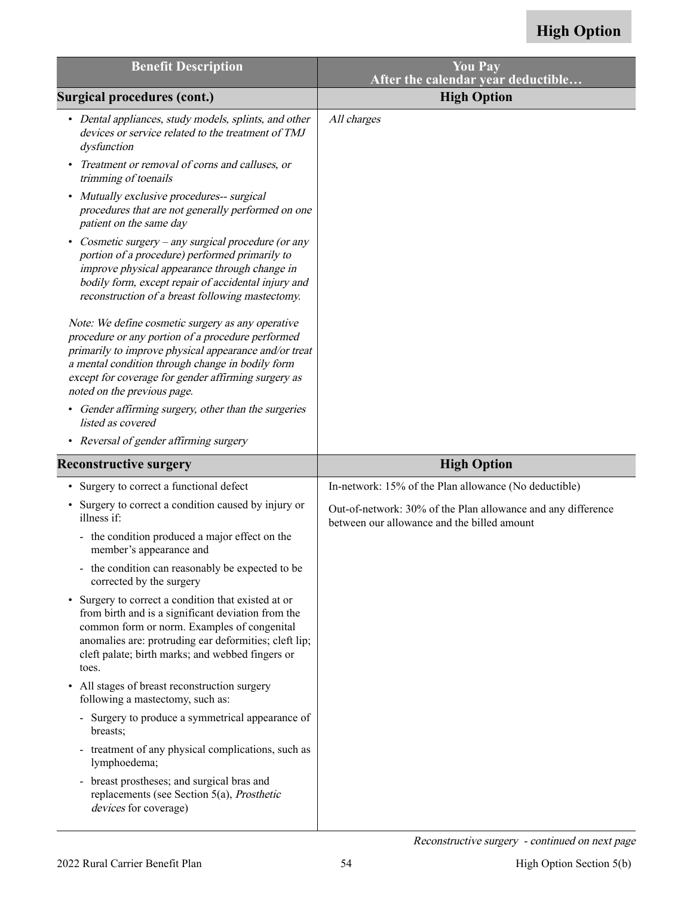| Benefit Description | You Pay After the calendar year deductible… |
|---|---|
| **Surgical procedures (cont.)** | **High Option** |
| • *Dental appliances, study models, splints, and other devices or service related to the treatment of TMJ dysfunction*<br>• *Treatment or removal of corns and calluses, or trimming of toenails*<br>• *Mutually exclusive procedures-- surgical procedures that are not generally performed on one patient on the same day*<br>• *Cosmetic surgery – any surgical procedure (or any portion of a procedure) performed primarily to improve physical appearance through change in bodily form, except repair of accidental injury and reconstruction of a breast following mastectomy.*<br><br>*Note: We define cosmetic surgery as any operative procedure or any portion of a procedure performed primarily to improve physical appearance and/or treat a mental condition through change in bodily form except for coverage for gender affirming surgery as noted on the previous page.*<br>• *Gender affirming surgery, other than the surgeries listed as covered*<br>• *Reversal of gender affirming surgery* | *All charges* |
| **Reconstructive surgery** | **High Option** |
| • Surgery to correct a functional defect<br>• Surgery to correct a condition caused by injury or illness if:<br>- the condition produced a major effect on the member's appearance and<br>- the condition can reasonably be expected to be corrected by the surgery<br>• Surgery to correct a condition that existed at or from birth and is a significant deviation from the common form or norm. Examples of congenital anomalies are: protruding ear deformities; cleft lip; cleft palate; birth marks; and webbed fingers or toes.<br>• All stages of breast reconstruction surgery following a mastectomy, such as:<br>- Surgery to produce a symmetrical appearance of breasts;<br>- treatment of any physical complications, such as lymphoedema;<br>- breast prostheses; and surgical bras and replacements (see Section 5(a), *Prosthetic devices* for coverage) | In-network: 15% of the Plan allowance (No deductible)<br><br>Out-of-network: 30% of the Plan allowance and any difference between our allowance and the billed amount |

*Reconstructive surgery - continued on next page*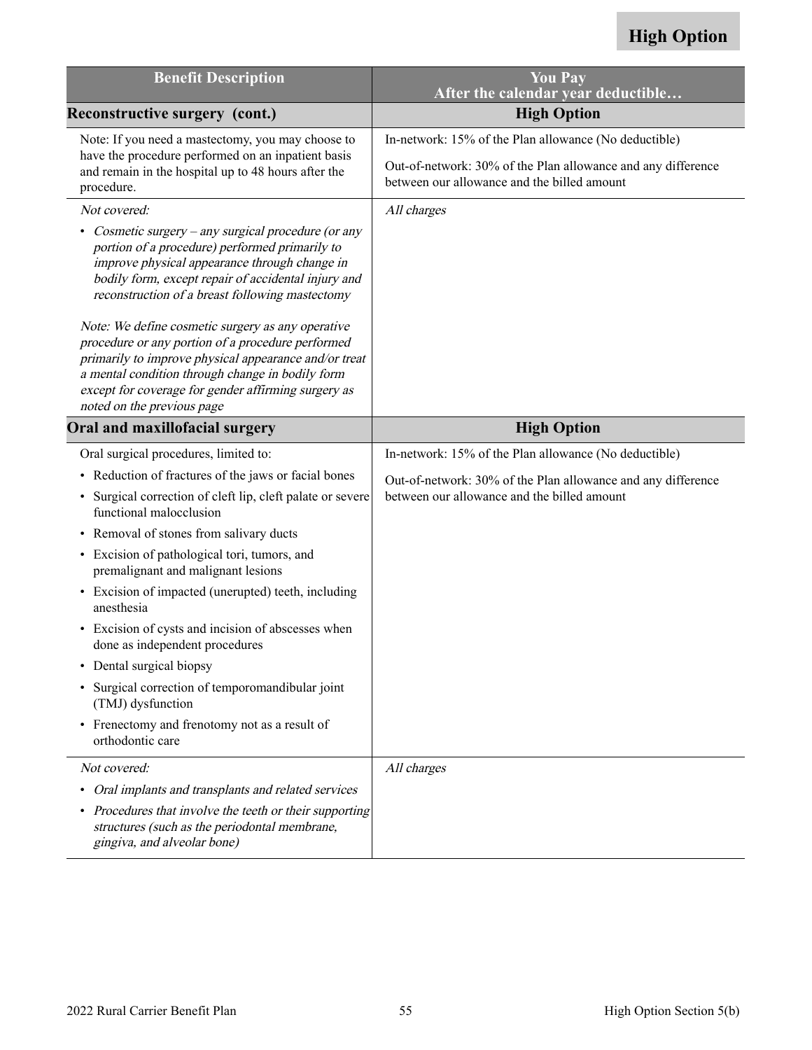High Option

| Benefit Description | You Pay<br>After the calendar year deductible… |
|---|---|
| **Reconstructive surgery (cont.)** | **High Option** |
| Note: If you need a mastectomy, you may choose to have the procedure performed on an inpatient basis and remain in the hospital up to 48 hours after the procedure. | In-network: 15% of the Plan allowance (No deductible)<br><br>Out-of-network: 30% of the Plan allowance and any difference between our allowance and the billed amount |
| *Not covered:*<br><br>• *Cosmetic surgery – any surgical procedure (or any portion of a procedure) performed primarily to improve physical appearance through change in bodily form, except repair of accidental injury and reconstruction of a breast following mastectomy*<br><br>*Note: We define cosmetic surgery as any operative procedure or any portion of a procedure performed primarily to improve physical appearance and/or treat a mental condition through change in bodily form except for coverage for gender affirming surgery as noted on the previous page* | *All charges* |
| **Oral and maxillofacial surgery** | **High Option** |
| Oral surgical procedures, limited to:<br><br>• Reduction of fractures of the jaws or facial bones<br>• Surgical correction of cleft lip, cleft palate or severe functional malocclusion<br>• Removal of stones from salivary ducts<br>• Excision of pathological tori, tumors, and premalignant and malignant lesions<br>• Excision of impacted (unerupted) teeth, including anesthesia<br>• Excision of cysts and incision of abscesses when done as independent procedures<br>• Dental surgical biopsy<br>• Surgical correction of temporomandibular joint (TMJ) dysfunction<br>• Frenectomy and frenotomy not as a result of orthodontic care | In-network: 15% of the Plan allowance (No deductible)<br><br>Out-of-network: 30% of the Plan allowance and any difference between our allowance and the billed amount |
| *Not covered:*<br><br>• *Oral implants and transplants and related services*<br>• *Procedures that involve the teeth or their supporting structures (such as the periodontal membrane, gingiva, and alveolar bone)* | *All charges* |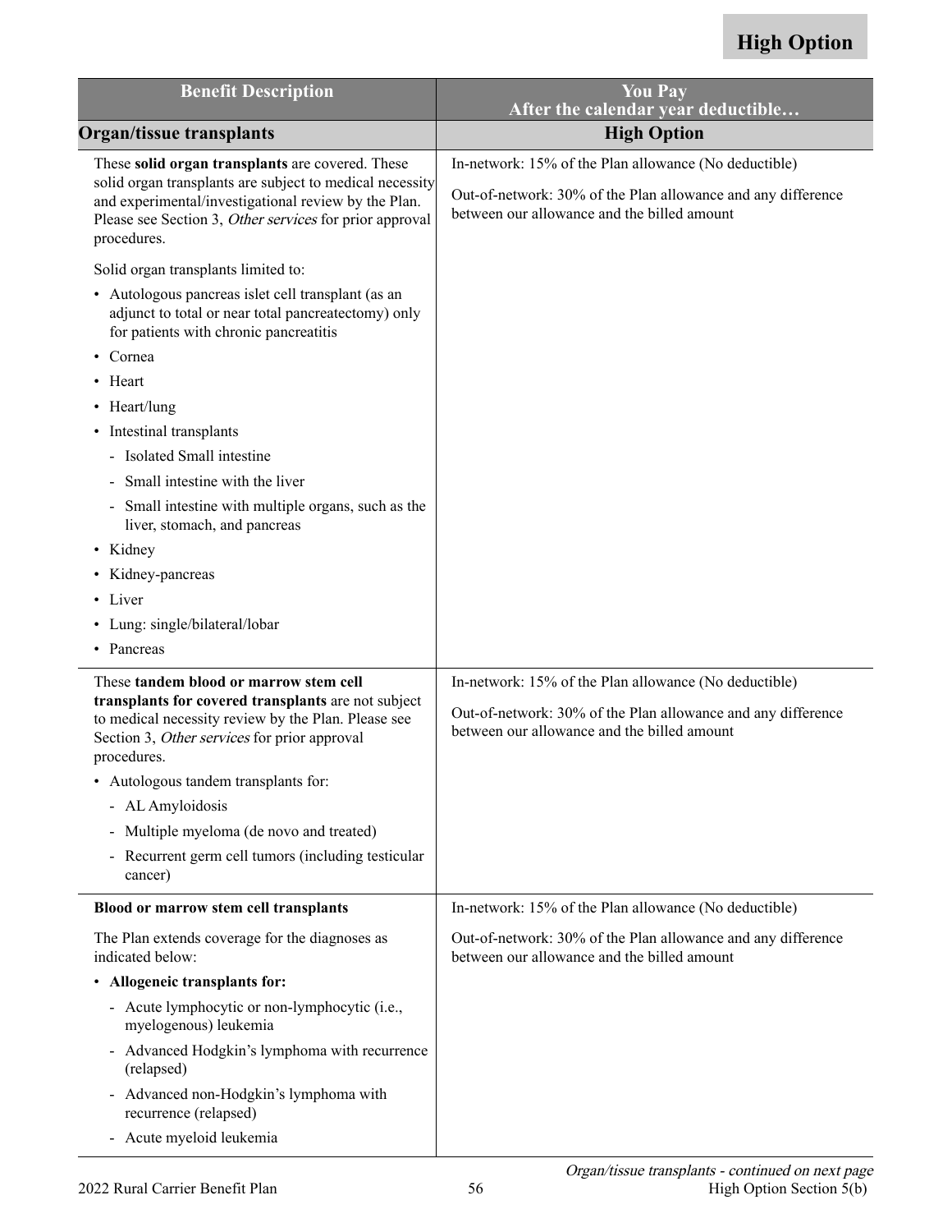**High Option**

| Benefit Description | You Pay<br>After the calendar year deductible… |
|---|---|
| **Organ/tissue transplants** | **High Option** |
| These **solid organ transplants** are covered. These solid organ transplants are subject to medical necessity and experimental/investigational review by the Plan. Please see Section 3, *Other services* for prior approval procedures.<br><br>Solid organ transplants limited to:<br>• Autologous pancreas islet cell transplant (as an adjunct to total or near total pancreatectomy) only for patients with chronic pancreatitis<br>• Cornea<br>• Heart<br>• Heart/lung<br>• Intestinal transplants<br>- Isolated Small intestine<br>- Small intestine with the liver<br>- Small intestine with multiple organs, such as the liver, stomach, and pancreas<br>• Kidney<br>• Kidney-pancreas<br>• Liver<br>• Lung: single/bilateral/lobar<br>• Pancreas | In-network: 15% of the Plan allowance (No deductible)<br><br>Out-of-network: 30% of the Plan allowance and any difference between our allowance and the billed amount |
| These **tandem blood or marrow stem cell transplants for covered transplants** are not subject to medical necessity review by the Plan. Please see Section 3, *Other services* for prior approval procedures.<br>• Autologous tandem transplants for:<br>- AL Amyloidosis<br>- Multiple myeloma (de novo and treated)<br>- Recurrent germ cell tumors (including testicular cancer) | In-network: 15% of the Plan allowance (No deductible)<br><br>Out-of-network: 30% of the Plan allowance and any difference between our allowance and the billed amount |
| **Blood or marrow stem cell transplants**<br><br>The Plan extends coverage for the diagnoses as indicated below:<br>• **Allogeneic transplants for:**<br>- Acute lymphocytic or non-lymphocytic (i.e., myelogenous) leukemia<br>- Advanced Hodgkin's lymphoma with recurrence (relapsed)<br>- Advanced non-Hodgkin's lymphoma with recurrence (relapsed)<br>- Acute myeloid leukemia | In-network: 15% of the Plan allowance (No deductible)<br><br>Out-of-network: 30% of the Plan allowance and any difference between our allowance and the billed amount |

*Organ/tissue transplants - continued on next page*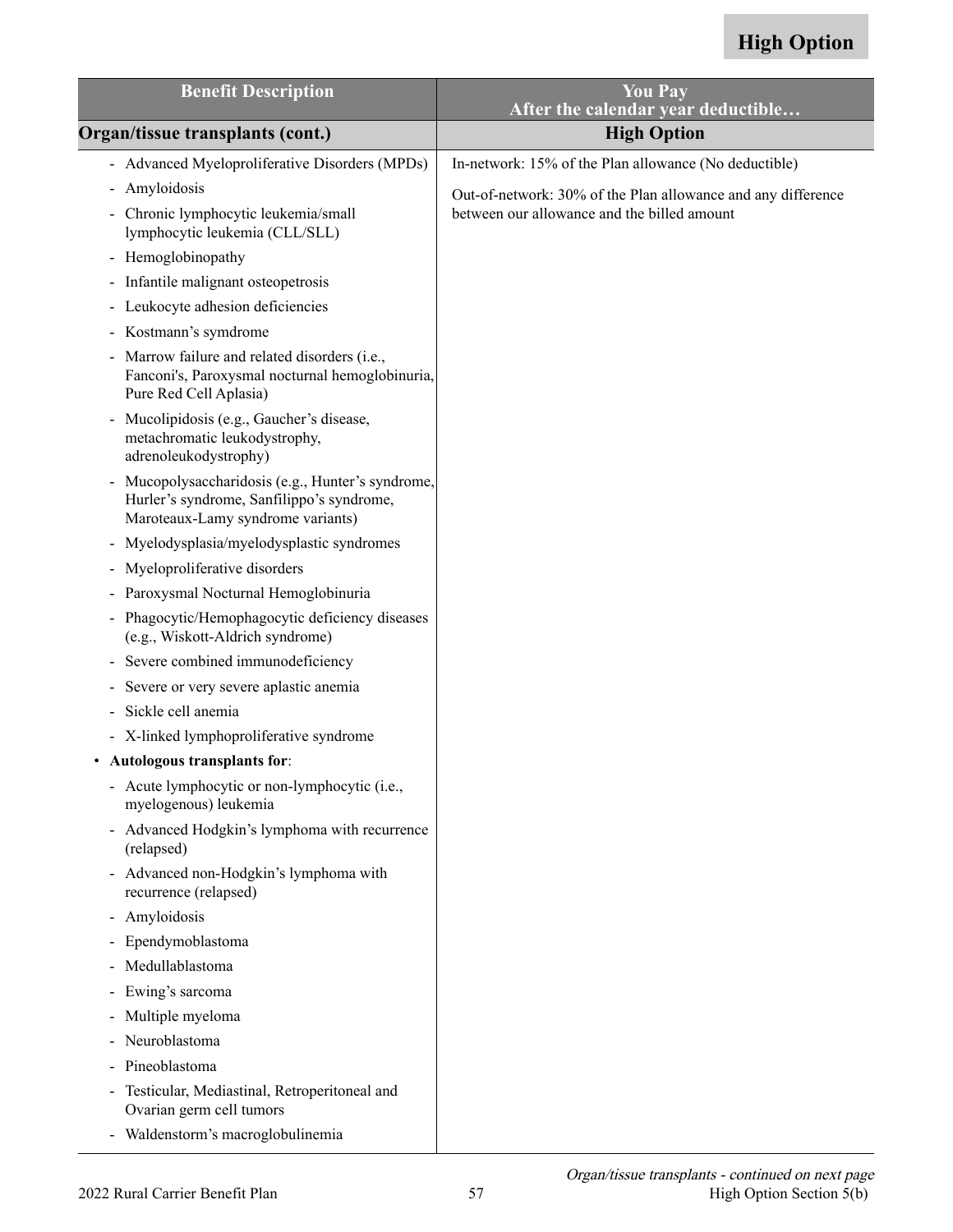**High Option**

| Benefit Description | You Pay<br>After the calendar year deductible… |
| --- | --- |
| **Organ/tissue transplants (cont.)** | **High Option** |
| - Advanced Myeloproliferative Disorders (MPDs)<br>- Amyloidosis<br>- Chronic lymphocytic leukemia/small lymphocytic leukemia (CLL/SLL)<br>- Hemoglobinopathy<br>- Infantile malignant osteopetrosis<br>- Leukocyte adhesion deficiencies<br>- Kostmann's symdrome<br>- Marrow failure and related disorders (i.e., Fanconi's, Paroxysmal nocturnal hemoglobinuria, Pure Red Cell Aplasia)<br>- Mucolipidosis (e.g., Gaucher's disease, metachromatic leukodystrophy, adrenoleukodystrophy)<br>- Mucopolysaccharidosis (e.g., Hunter's syndrome, Hurler's syndrome, Sanfilippo's syndrome, Maroteaux-Lamy syndrome variants)<br>- Myelodysplasia/myelodysplastic syndromes<br>- Myeloproliferative disorders<br>- Paroxysmal Nocturnal Hemoglobinuria<br>- Phagocytic/Hemophagocytic deficiency diseases (e.g., Wiskott-Aldrich syndrome)<br>- Severe combined immunodeficiency<br>- Severe or very severe aplastic anemia<br>- Sickle cell anemia<br>- X-linked lymphoproliferative syndrome<br>• **Autologous transplants for**:<br>- Acute lymphocytic or non-lymphocytic (i.e., myelogenous) leukemia<br>- Advanced Hodgkin's lymphoma with recurrence (relapsed)<br>- Advanced non-Hodgkin's lymphoma with recurrence (relapsed)<br>- Amyloidosis<br>- Ependymoblastoma<br>- Medullablastoma<br>- Ewing's sarcoma<br>- Multiple myeloma<br>- Neuroblastoma<br>- Pineoblastoma<br>- Testicular, Mediastinal, Retroperitoneal and Ovarian germ cell tumors<br>- Waldenstorm's macroglobulinemia | In-network: 15% of the Plan allowance (No deductible)<br><br>Out-of-network: 30% of the Plan allowance and any difference between our allowance and the billed amount |

*Organ/tissue transplants - continued on next page*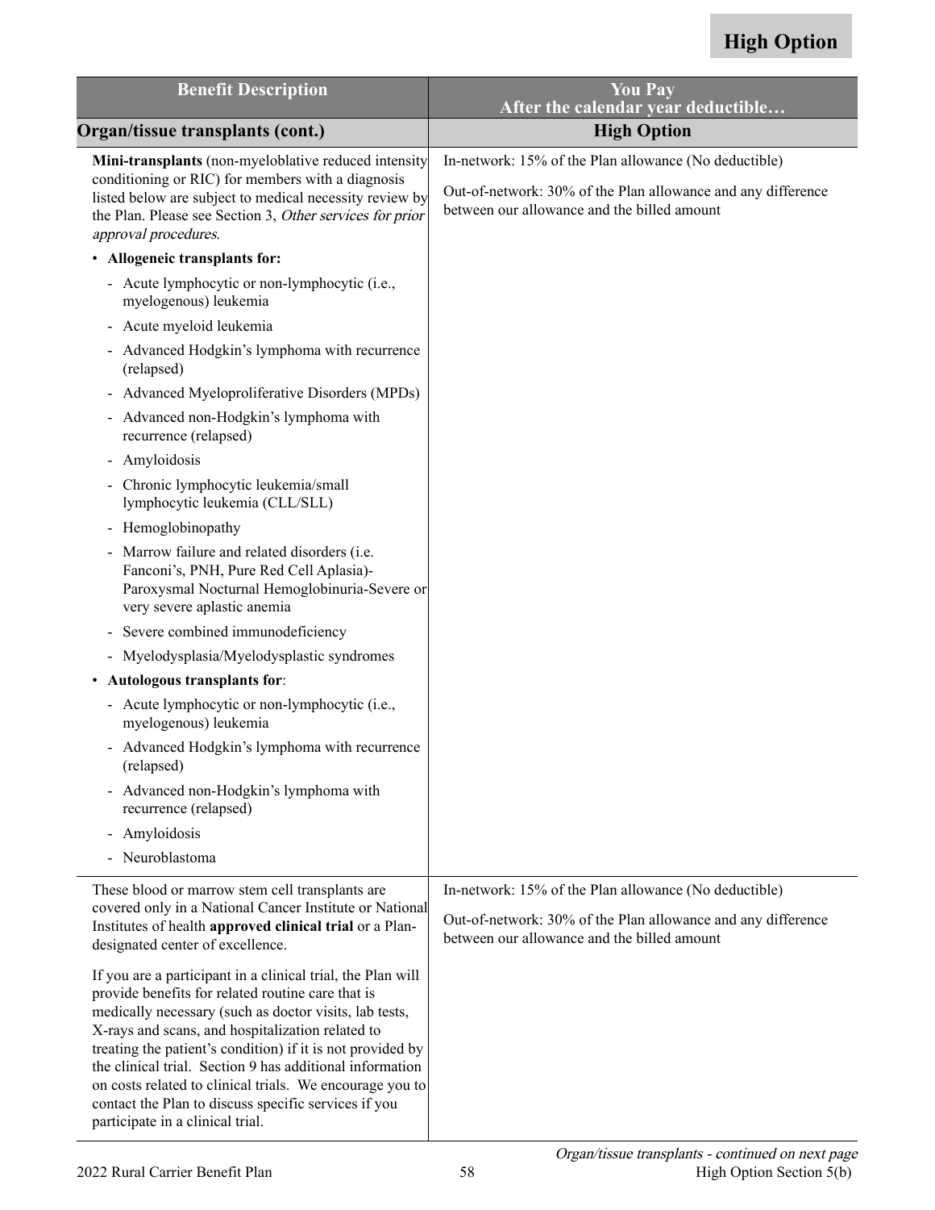**High Option**

| Benefit Description | You Pay<br>After the calendar year deductible… |
|---|---|
| **Organ/tissue transplants (cont.)** | **High Option** |
| **Mini-transplants** (non-myeloblative reduced intensity conditioning or RIC) for members with a diagnosis listed below are subject to medical necessity review by the Plan. Please see Section 3, *Other services for prior approval procedures*.<br>• **Allogeneic transplants for:**<br>- Acute lymphocytic or non-lymphocytic (i.e., myelogenous) leukemia<br>- Acute myeloid leukemia<br>- Advanced Hodgkin's lymphoma with recurrence (relapsed)<br>- Advanced Myeloproliferative Disorders (MPDs)<br>- Advanced non-Hodgkin's lymphoma with recurrence (relapsed)<br>- Amyloidosis<br>- Chronic lymphocytic leukemia/small lymphocytic leukemia (CLL/SLL)<br>- Hemoglobinopathy<br>- Marrow failure and related disorders (i.e. Fanconi's, PNH, Pure Red Cell Aplasia)-Paroxysmal Nocturnal Hemoglobinuria-Severe or very severe aplastic anemia<br>- Severe combined immunodeficiency<br>- Myelodysplasia/Myelodysplastic syndromes<br>• **Autologous transplants for**:<br>- Acute lymphocytic or non-lymphocytic (i.e., myelogenous) leukemia<br>- Advanced Hodgkin's lymphoma with recurrence (relapsed)<br>- Advanced non-Hodgkin's lymphoma with recurrence (relapsed)<br>- Amyloidosis<br>- Neuroblastoma | In-network: 15% of the Plan allowance (No deductible)<br><br>Out-of-network: 30% of the Plan allowance and any difference between our allowance and the billed amount |
| These blood or marrow stem cell transplants are covered only in a National Cancer Institute or National Institutes of health **approved clinical trial** or a Plan-designated center of excellence.<br><br>If you are a participant in a clinical trial, the Plan will provide benefits for related routine care that is medically necessary (such as doctor visits, lab tests, X-rays and scans, and hospitalization related to treating the patient's condition) if it is not provided by the clinical trial. Section 9 has additional information on costs related to clinical trials. We encourage you to contact the Plan to discuss specific services if you participate in a clinical trial. | In-network: 15% of the Plan allowance (No deductible)<br><br>Out-of-network: 30% of the Plan allowance and any difference between our allowance and the billed amount |

*Organ/tissue transplants - continued on next page*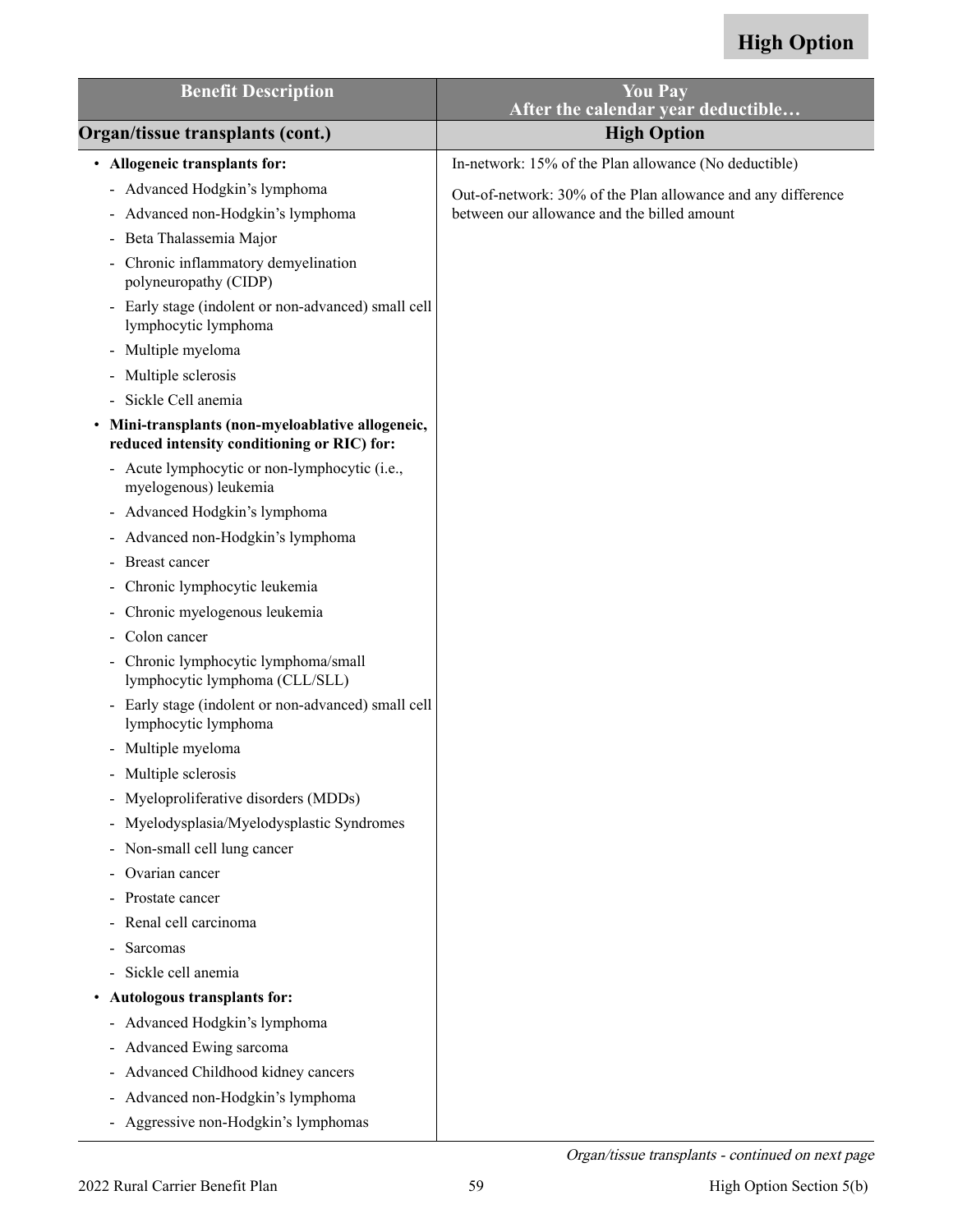**High Option**

| Benefit Description | You Pay After the calendar year deductible… |
| --- | --- |
| **Organ/tissue transplants (cont.)** | **High Option** |
| • **Allogeneic transplants for:**<br>- Advanced Hodgkin's lymphoma<br>- Advanced non-Hodgkin's lymphoma<br>- Beta Thalassemia Major<br>- Chronic inflammatory demyelination polyneuropathy (CIDP)<br>- Early stage (indolent or non-advanced) small cell lymphocytic lymphoma<br>- Multiple myeloma<br>- Multiple sclerosis<br>- Sickle Cell anemia<br>• **Mini-transplants (non-myeloablative allogeneic, reduced intensity conditioning or RIC) for:**<br>- Acute lymphocytic or non-lymphocytic (i.e., myelogenous) leukemia<br>- Advanced Hodgkin's lymphoma<br>- Advanced non-Hodgkin's lymphoma<br>- Breast cancer<br>- Chronic lymphocytic leukemia<br>- Chronic myelogenous leukemia<br>- Colon cancer<br>- Chronic lymphocytic lymphoma/small lymphocytic lymphoma (CLL/SLL)<br>- Early stage (indolent or non-advanced) small cell lymphocytic lymphoma<br>- Multiple myeloma<br>- Multiple sclerosis<br>- Myeloproliferative disorders (MDDs)<br>- Myelodysplasia/Myelodysplastic Syndromes<br>- Non-small cell lung cancer<br>- Ovarian cancer<br>- Prostate cancer<br>- Renal cell carcinoma<br>- Sarcomas<br>- Sickle cell anemia<br>• **Autologous transplants for:**<br>- Advanced Hodgkin's lymphoma<br>- Advanced Ewing sarcoma<br>- Advanced Childhood kidney cancers<br>- Advanced non-Hodgkin's lymphoma<br>- Aggressive non-Hodgkin's lymphomas | In-network: 15% of the Plan allowance (No deductible)<br><br>Out-of-network: 30% of the Plan allowance and any difference between our allowance and the billed amount |

*Organ/tissue transplants - continued on next page*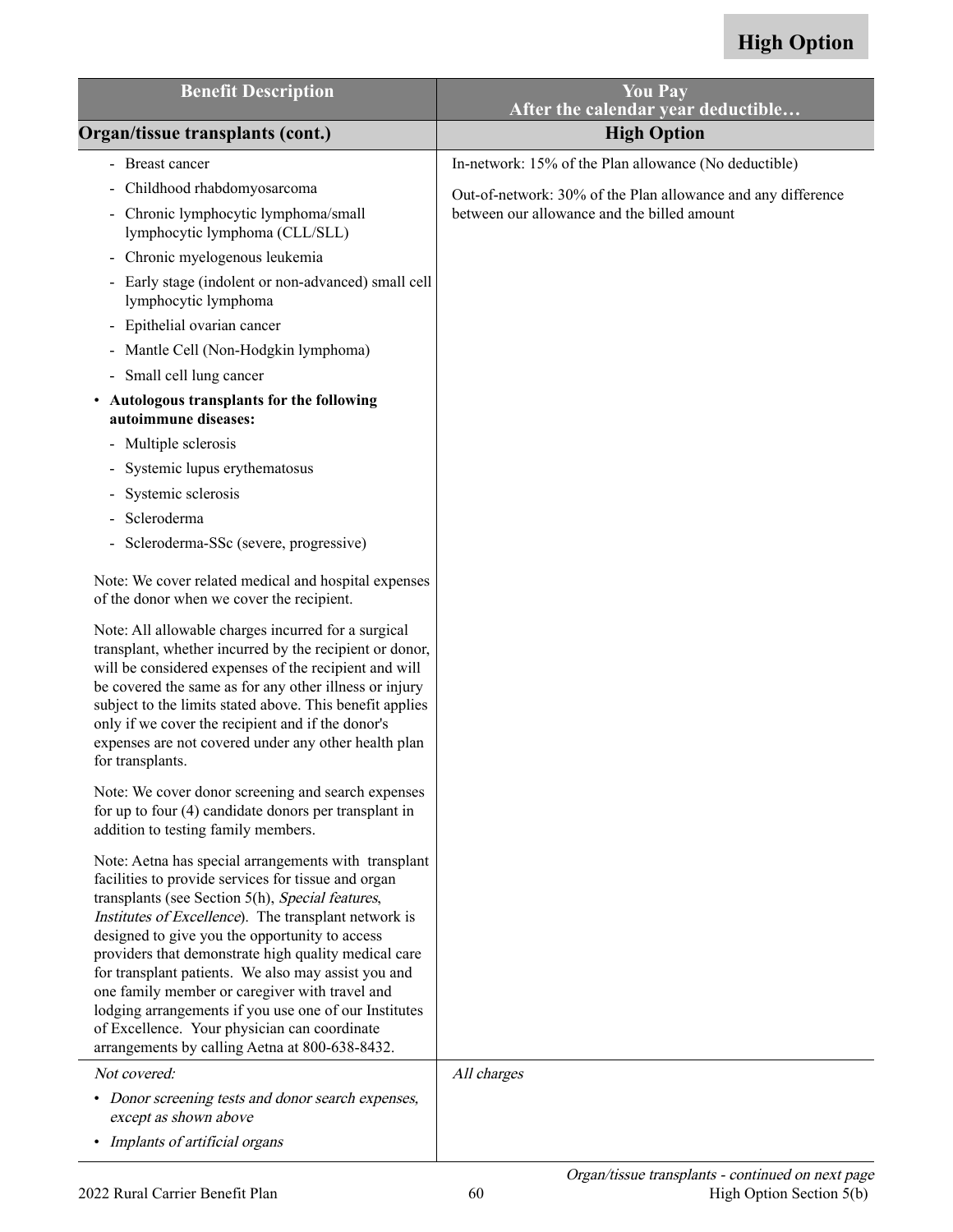**High Option**

| Benefit Description | You Pay After the calendar year deductible… |
|---|---|
| **Organ/tissue transplants (cont.)** | **High Option** |
| - Breast cancer<br>- Childhood rhabdomyosarcoma<br>- Chronic lymphocytic lymphoma/small lymphocytic lymphoma (CLL/SLL)<br>- Chronic myelogenous leukemia<br>- Early stage (indolent or non-advanced) small cell lymphocytic lymphoma<br>- Epithelial ovarian cancer<br>- Mantle Cell (Non-Hodgkin lymphoma)<br>- Small cell lung cancer<br>• **Autologous transplants for the following autoimmune diseases:**<br>- Multiple sclerosis<br>- Systemic lupus erythematosus<br>- Systemic sclerosis<br>- Scleroderma<br>- Scleroderma-SSc (severe, progressive)<br><br>Note: We cover related medical and hospital expenses of the donor when we cover the recipient.<br><br>Note: All allowable charges incurred for a surgical transplant, whether incurred by the recipient or donor, will be considered expenses of the recipient and will be covered the same as for any other illness or injury subject to the limits stated above. This benefit applies only if we cover the recipient and if the donor's expenses are not covered under any other health plan for transplants.<br><br>Note: We cover donor screening and search expenses for up to four (4) candidate donors per transplant in addition to testing family members.<br><br>Note: Aetna has special arrangements with transplant facilities to provide services for tissue and organ transplants (see Section 5(h), *Special features, Institutes of Excellence*). The transplant network is designed to give you the opportunity to access providers that demonstrate high quality medical care for transplant patients. We also may assist you and one family member or caregiver with travel and lodging arrangements if you use one of our Institutes of Excellence. Your physician can coordinate arrangements by calling Aetna at 800-638-8432. | In-network: 15% of the Plan allowance (No deductible)<br><br>Out-of-network: 30% of the Plan allowance and any difference between our allowance and the billed amount |
| *Not covered:*<br>• *Donor screening tests and donor search expenses, except as shown above*<br>• *Implants of artificial organs* | *All charges* |

*Organ/tissue transplants - continued on next page*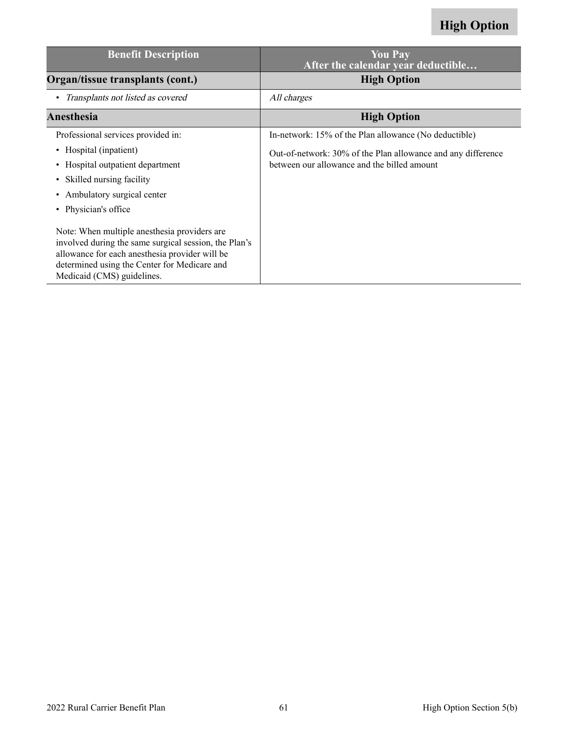**High Option**

| Benefit Description | You Pay<br>After the calendar year deductible… |
|---|---|
| **Organ/tissue transplants (cont.)** | **High Option** |
| • *Transplants not listed as covered* | *All charges* |
| **Anesthesia** | **High Option** |
| Professional services provided in:<br>• Hospital (inpatient)<br>• Hospital outpatient department<br>• Skilled nursing facility<br>• Ambulatory surgical center<br>• Physician's office<br><br>Note: When multiple anesthesia providers are involved during the same surgical session, the Plan's allowance for each anesthesia provider will be determined using the Center for Medicare and Medicaid (CMS) guidelines. | In-network: 15% of the Plan allowance (No deductible)<br><br>Out-of-network: 30% of the Plan allowance and any difference between our allowance and the billed amount |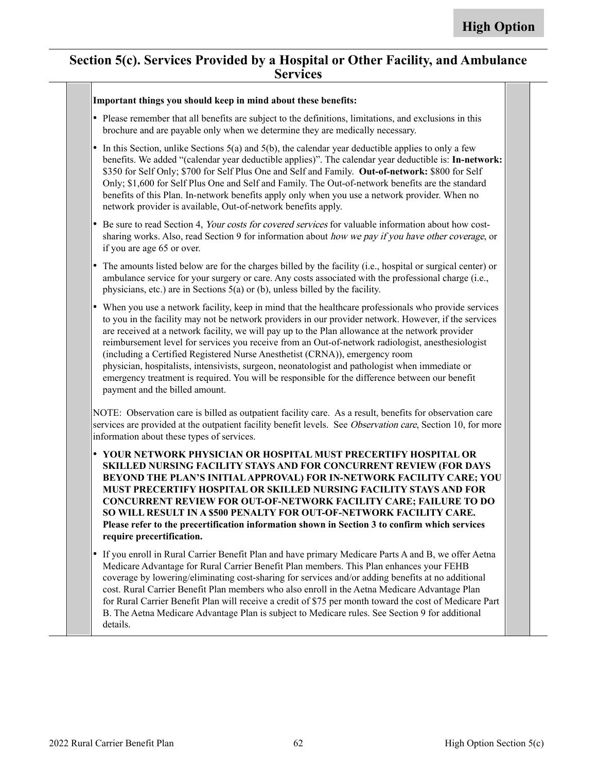## Section 5(c). Services Provided by a Hospital or Other Facility, and Ambulance Services

**Important things you should keep in mind about these benefits:**

- Please remember that all benefits are subject to the definitions, limitations, and exclusions in this brochure and are payable only when we determine they are medically necessary.
- In this Section, unlike Sections 5(a) and 5(b), the calendar year deductible applies to only a few benefits. We added "(calendar year deductible applies)". The calendar year deductible is: **In-network:** $350 for Self Only; $700 for Self Plus One and Self and Family. **Out-of-network:** $800 for Self Only; $1,600 for Self Plus One and Self and Family. The Out-of-network benefits are the standard benefits of this Plan. In-network benefits apply only when you use a network provider. When no network provider is available, Out-of-network benefits apply.
- Be sure to read Section 4, *Your costs for covered services* for valuable information about how cost-sharing works. Also, read Section 9 for information about *how we pay if you have other coverage*, or if you are age 65 or over.
- The amounts listed below are for the charges billed by the facility (i.e., hospital or surgical center) or ambulance service for your surgery or care. Any costs associated with the professional charge (i.e., physicians, etc.) are in Sections 5(a) or (b), unless billed by the facility.
- When you use a network facility, keep in mind that the healthcare professionals who provide services to you in the facility may not be network providers in our provider network. However, if the services are received at a network facility, we will pay up to the Plan allowance at the network provider reimbursement level for services you receive from an Out-of-network radiologist, anesthesiologist (including a Certified Registered Nurse Anesthetist (CRNA)), emergency room physician, hospitalists, intensivists, surgeon, neonatologist and pathologist when immediate or emergency treatment is required. You will be responsible for the difference between our benefit payment and the billed amount.

NOTE: Observation care is billed as outpatient facility care. As a result, benefits for observation care services are provided at the outpatient facility benefit levels. See *Observation care*, Section 10, for more information about these types of services.

- **YOUR NETWORK PHYSICIAN OR HOSPITAL MUST PRECERTIFY HOSPITAL OR SKILLED NURSING FACILITY STAYS AND FOR CONCURRENT REVIEW (FOR DAYS BEYOND THE PLAN'S INITIAL APPROVAL) FOR IN-NETWORK FACILITY CARE; YOU MUST PRECERTIFY HOSPITAL OR SKILLED NURSING FACILITY STAYS AND FOR CONCURRENT REVIEW FOR OUT-OF-NETWORK FACILITY CARE; FAILURE TO DO SO WILL RESULT IN A $500 PENALTY FOR OUT-OF-NETWORK FACILITY CARE. Please refer to the precertification information shown in Section 3 to confirm which services require precertification.**
- If you enroll in Rural Carrier Benefit Plan and have primary Medicare Parts A and B, we offer Aetna Medicare Advantage for Rural Carrier Benefit Plan members. This Plan enhances your FEHB coverage by lowering/eliminating cost-sharing for services and/or adding benefits at no additional cost. Rural Carrier Benefit Plan members who also enroll in the Aetna Medicare Advantage Plan for Rural Carrier Benefit Plan will receive a credit of $75 per month toward the cost of Medicare Part B. The Aetna Medicare Advantage Plan is subject to Medicare rules. See Section 9 for additional details.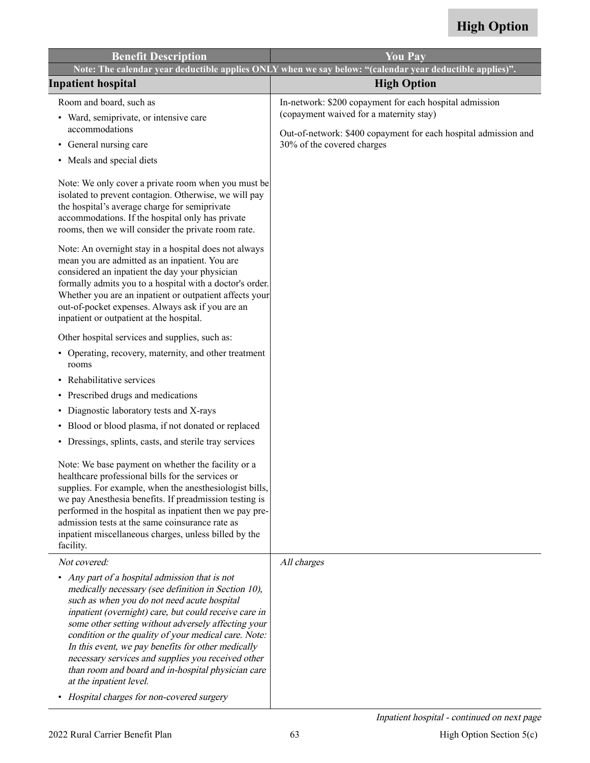**High Option**

| Benefit Description | You Pay |
|---|---|
| Note: The calendar year deductible applies ONLY when we say below: "(calendar year deductible applies)". | |
| **Inpatient hospital** | **High Option** |
| Room and board, such as<br>• Ward, semiprivate, or intensive care accommodations<br>• General nursing care<br>• Meals and special diets<br><br>Note: We only cover a private room when you must be isolated to prevent contagion. Otherwise, we will pay the hospital's average charge for semiprivate accommodations. If the hospital only has private rooms, then we will consider the private room rate.<br><br>Note: An overnight stay in a hospital does not always mean you are admitted as an inpatient. You are considered an inpatient the day your physician formally admits you to a hospital with a doctor's order. Whether you are an inpatient or outpatient affects your out-of-pocket expenses. Always ask if you are an inpatient or outpatient at the hospital.<br><br>Other hospital services and supplies, such as:<br>• Operating, recovery, maternity, and other treatment rooms<br>• Rehabilitative services<br>• Prescribed drugs and medications<br>• Diagnostic laboratory tests and X-rays<br>• Blood or blood plasma, if not donated or replaced<br>• Dressings, splints, casts, and sterile tray services<br><br>Note: We base payment on whether the facility or a healthcare professional bills for the services or supplies. For example, when the anesthesiologist bills, we pay Anesthesia benefits. If preadmission testing is performed in the hospital as inpatient then we pay pre-admission tests at the same coinsurance rate as inpatient miscellaneous charges, unless billed by the facility. | In-network: $200 copayment for each hospital admission (copayment waived for a maternity stay)<br><br>Out-of-network: $400 copayment for each hospital admission and 30% of the covered charges |
| *Not covered:*<br>• *Any part of a hospital admission that is not medically necessary (see definition in Section 10), such as when you do not need acute hospital inpatient (overnight) care, but could receive care in some other setting without adversely affecting your condition or the quality of your medical care. Note: In this event, we pay benefits for other medically necessary services and supplies you received other than room and board and in-hospital physician care at the inpatient level.*<br>• *Hospital charges for non-covered surgery* | *All charges* |

*Inpatient hospital - continued on next page*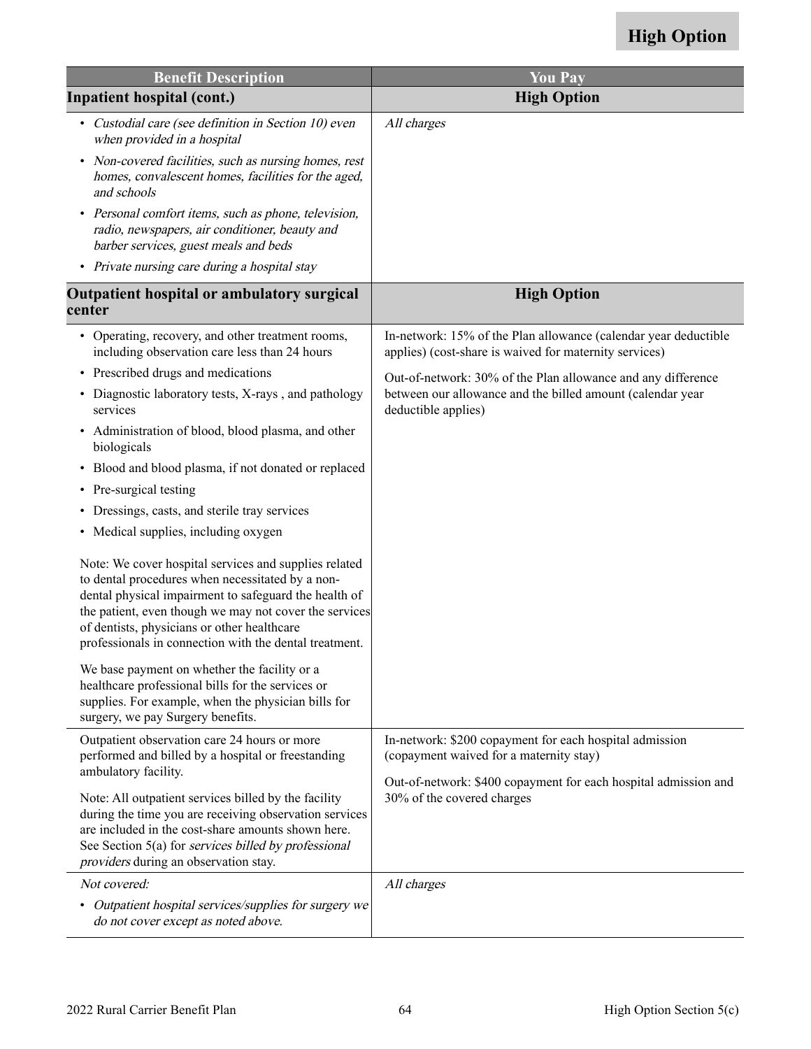**High Option**

| Benefit Description | You Pay |
|---|---|
| **Inpatient hospital (cont.)** | **High Option** |
| • *Custodial care (see definition in Section 10) even when provided in a hospital*<br>• *Non-covered facilities, such as nursing homes, rest homes, convalescent homes, facilities for the aged, and schools*<br>• *Personal comfort items, such as phone, television, radio, newspapers, air conditioner, beauty and barber services, guest meals and beds*<br>• *Private nursing care during a hospital stay* | *All charges* |
| **Outpatient hospital or ambulatory surgical center** | **High Option** |
| • Operating, recovery, and other treatment rooms, including observation care less than 24 hours<br>• Prescribed drugs and medications<br>• Diagnostic laboratory tests, X-rays , and pathology services<br>• Administration of blood, blood plasma, and other biologicals<br>• Blood and blood plasma, if not donated or replaced<br>• Pre-surgical testing<br>• Dressings, casts, and sterile tray services<br>• Medical supplies, including oxygen<br><br>Note: We cover hospital services and supplies related to dental procedures when necessitated by a non-dental physical impairment to safeguard the health of the patient, even though we may not cover the services of dentists, physicians or other healthcare professionals in connection with the dental treatment.<br><br>We base payment on whether the facility or a healthcare professional bills for the services or supplies. For example, when the physician bills for surgery, we pay Surgery benefits. | In-network: 15% of the Plan allowance (calendar year deductible applies) (cost-share is waived for maternity services)<br><br>Out-of-network: 30% of the Plan allowance and any difference between our allowance and the billed amount (calendar year deductible applies) |
| Outpatient observation care 24 hours or more performed and billed by a hospital or freestanding ambulatory facility.<br><br>Note: All outpatient services billed by the facility during the time you are receiving observation services are included in the cost-share amounts shown here. See Section 5(a) for *services billed by professional providers* during an observation stay. | In-network: $200 copayment for each hospital admission (copayment waived for a maternity stay)<br><br>Out-of-network: $400 copayment for each hospital admission and 30% of the covered charges |
| *Not covered:*<br>• *Outpatient hospital services/supplies for surgery we do not cover except as noted above.* | *All charges* |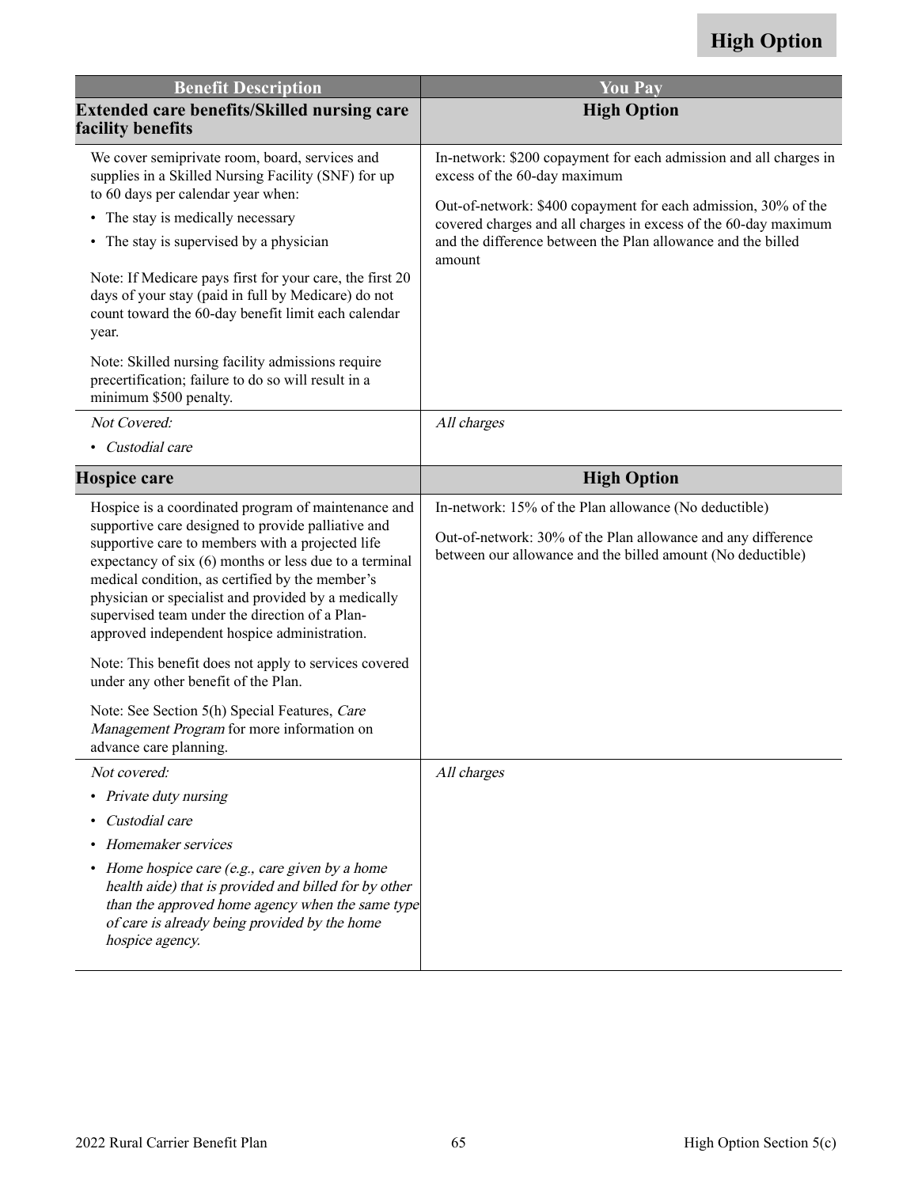**High Option**

| Benefit Description | You Pay |
|---|---|
| **Extended care benefits/Skilled nursing care facility benefits** | **High Option** |
| We cover semiprivate room, board, services and supplies in a Skilled Nursing Facility (SNF) for up to 60 days per calendar year when:<br>• The stay is medically necessary<br>• The stay is supervised by a physician<br><br>Note: If Medicare pays first for your care, the first 20 days of your stay (paid in full by Medicare) do not count toward the 60-day benefit limit each calendar year.<br><br>Note: Skilled nursing facility admissions require precertification; failure to do so will result in a minimum $500 penalty. | In-network: $200 copayment for each admission and all charges in excess of the 60-day maximum<br><br>Out-of-network: $400 copayment for each admission, 30% of the covered charges and all charges in excess of the 60-day maximum and the difference between the Plan allowance and the billed amount |
| *Not Covered:*<br>• *Custodial care* | *All charges* |
| **Hospice care** | **High Option** |
| Hospice is a coordinated program of maintenance and supportive care designed to provide palliative and supportive care to members with a projected life expectancy of six (6) months or less due to a terminal medical condition, as certified by the member's physician or specialist and provided by a medically supervised team under the direction of a Plan-approved independent hospice administration.<br><br>Note: This benefit does not apply to services covered under any other benefit of the Plan.<br><br>Note: See Section 5(h) Special Features, *Care Management Program* for more information on advance care planning. | In-network: 15% of the Plan allowance (No deductible)<br><br>Out-of-network: 30% of the Plan allowance and any difference between our allowance and the billed amount (No deductible) |
| *Not covered:*<br>• *Private duty nursing*<br>• *Custodial care*<br>• *Homemaker services*<br>• *Home hospice care (e.g., care given by a home health aide) that is provided and billed for by other than the approved home agency when the same type of care is already being provided by the home hospice agency.* | *All charges* |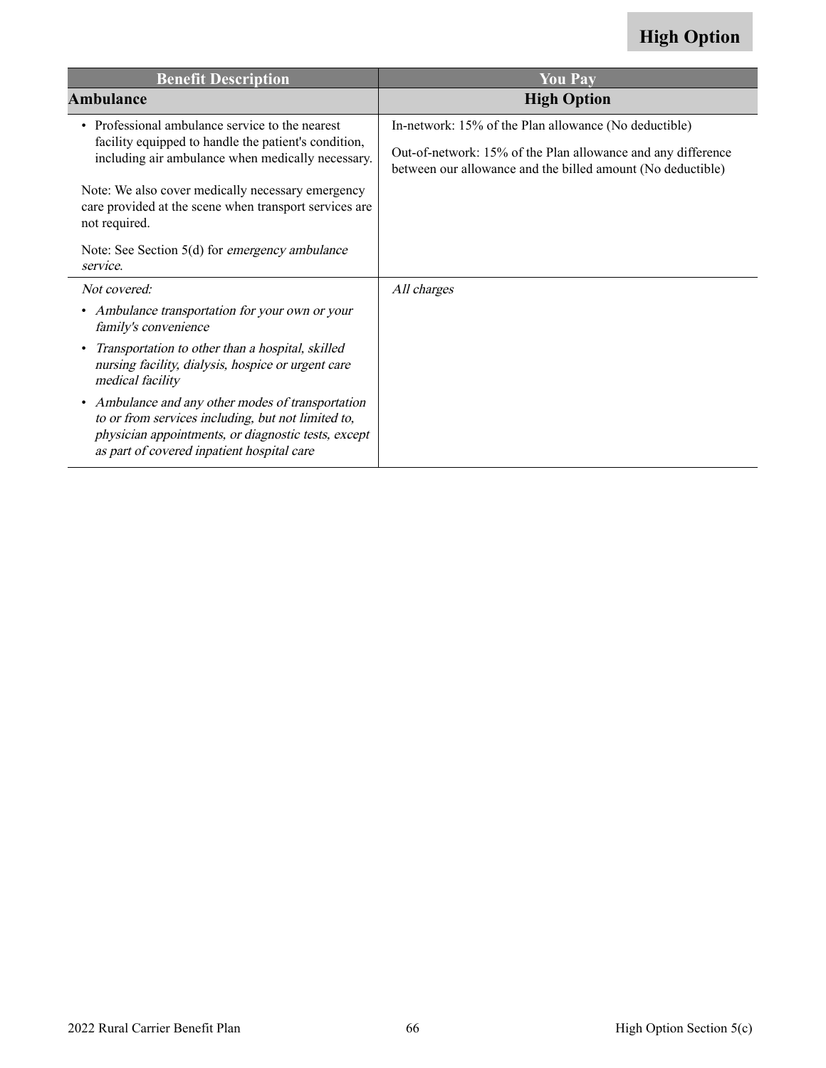**High Option**

| Benefit Description | You Pay |
|---|---|
| **Ambulance** | **High Option** |
| • Professional ambulance service to the nearest facility equipped to handle the patient's condition, including air ambulance when medically necessary.<br><br>Note: We also cover medically necessary emergency care provided at the scene when transport services are not required.<br><br>Note: See Section 5(d) for *emergency ambulance service*. | In-network: 15% of the Plan allowance (No deductible)<br><br>Out-of-network: 15% of the Plan allowance and any difference between our allowance and the billed amount (No deductible) |
| *Not covered:*<br><br>• *Ambulance transportation for your own or your family's convenience*<br><br>• *Transportation to other than a hospital, skilled nursing facility, dialysis, hospice or urgent care medical facility*<br><br>• *Ambulance and any other modes of transportation to or from services including, but not limited to, physician appointments, or diagnostic tests, except as part of covered inpatient hospital care* | *All charges* |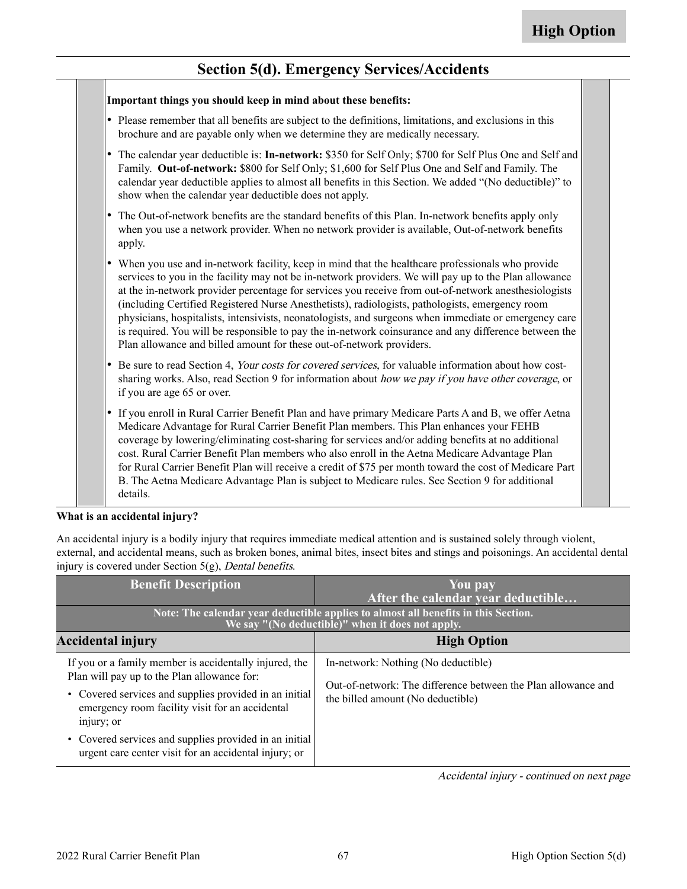# Section 5(d). Emergency Services/Accidents

**Important things you should keep in mind about these benefits:**

- Please remember that all benefits are subject to the definitions, limitations, and exclusions in this brochure and are payable only when we determine they are medically necessary.
- The calendar year deductible is: **In-network:** $350 for Self Only; $700 for Self Plus One and Self and Family. **Out-of-network:** $800 for Self Only; $1,600 for Self Plus One and Self and Family. The calendar year deductible applies to almost all benefits in this Section. We added "(No deductible)" to show when the calendar year deductible does not apply.
- The Out-of-network benefits are the standard benefits of this Plan. In-network benefits apply only when you use a network provider. When no network provider is available, Out-of-network benefits apply.
- When you use and in-network facility, keep in mind that the healthcare professionals who provide services to you in the facility may not be in-network providers. We will pay up to the Plan allowance at the in-network provider percentage for services you receive from out-of-network anesthesiologists (including Certified Registered Nurse Anesthetists), radiologists, pathologists, emergency room physicians, hospitalists, intensivists, neonatologists, and surgeons when immediate or emergency care is required. You will be responsible to pay the in-network coinsurance and any difference between the Plan allowance and billed amount for these out-of-network providers.
- Be sure to read Section 4, *Your costs for covered services,* for valuable information about how cost-sharing works. Also, read Section 9 for information about *how we pay if you have other coverage*, or if you are age 65 or over.
- If you enroll in Rural Carrier Benefit Plan and have primary Medicare Parts A and B, we offer Aetna Medicare Advantage for Rural Carrier Benefit Plan members. This Plan enhances your FEHB coverage by lowering/eliminating cost-sharing for services and/or adding benefits at no additional cost. Rural Carrier Benefit Plan members who also enroll in the Aetna Medicare Advantage Plan for Rural Carrier Benefit Plan will receive a credit of $75 per month toward the cost of Medicare Part B. The Aetna Medicare Advantage Plan is subject to Medicare rules. See Section 9 for additional details.

**What is an accidental injury?**

An accidental injury is a bodily injury that requires immediate medical attention and is sustained solely through violent, external, and accidental means, such as broken bones, animal bites, insect bites and stings and poisonings. An accidental dental injury is covered under Section 5(g), *Dental benefits*.

| Benefit Description | You pay After the calendar year deductible… |
|---|---|
| Note: The calendar year deductible applies to almost all benefits in this Section. We say "(No deductible)" when it does not apply. | |
| **Accidental injury** | **High Option** |
| If you or a family member is accidentally injured, the Plan will pay up to the Plan allowance for:<br>• Covered services and supplies provided in an initial emergency room facility visit for an accidental injury; or<br>• Covered services and supplies provided in an initial urgent care center visit for an accidental injury; or | In-network: Nothing (No deductible)<br><br>Out-of-network: The difference between the Plan allowance and the billed amount (No deductible) |

*Accidental injury - continued on next page*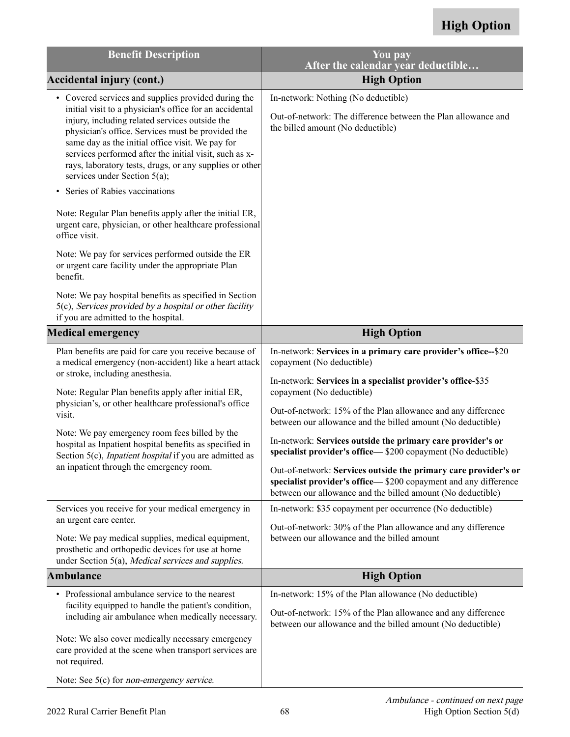**High Option**

| Benefit Description | You pay<br>After the calendar year deductible… |
|---|---|
| **Accidental injury (cont.)** | **High Option** |
| • Covered services and supplies provided during the initial visit to a physician's office for an accidental injury, including related services outside the physician's office. Services must be provided the same day as the initial office visit. We pay for services performed after the initial visit, such as x-rays, laboratory tests, drugs, or any supplies or other services under Section 5(a);<br>• Series of Rabies vaccinations<br><br>Note: Regular Plan benefits apply after the initial ER, urgent care, physician, or other healthcare professional office visit.<br><br>Note: We pay for services performed outside the ER or urgent care facility under the appropriate Plan benefit.<br><br>Note: We pay hospital benefits as specified in Section 5(c), *Services provided by a hospital or other facility* if you are admitted to the hospital. | In-network: Nothing (No deductible)<br><br>Out-of-network: The difference between the Plan allowance and the billed amount (No deductible) |
| **Medical emergency** | **High Option** |
| Plan benefits are paid for care you receive because of a medical emergency (non-accident) like a heart attack or stroke, including anesthesia.<br><br>Note: Regular Plan benefits apply after initial ER, physician's, or other healthcare professional's office visit.<br><br>Note: We pay emergency room fees billed by the hospital as Inpatient hospital benefits as specified in Section 5(c), *Inpatient hospital* if you are admitted as an inpatient through the emergency room. | In-network: **Services in a primary care provider's office--**$20 copayment (No deductible)<br><br>In-network: **Services in a specialist provider's office**-$35 copayment (No deductible)<br><br>Out-of-network: 15% of the Plan allowance and any difference between our allowance and the billed amount (No deductible)<br><br>In-network: **Services outside the primary care provider's or specialist provider's office—** $200 copayment (No deductible)<br><br>Out-of-network: **Services outside the primary care provider's or specialist provider's office—** $200 copayment and any difference between our allowance and the billed amount (No deductible) |
| Services you receive for your medical emergency in an urgent care center.<br><br>Note: We pay medical supplies, medical equipment, prosthetic and orthopedic devices for use at home under Section 5(a), *Medical services and supplies.* | In-network: $35 copayment per occurrence (No deductible)<br><br>Out-of-network: 30% of the Plan allowance and any difference between our allowance and the billed amount |
| **Ambulance** | **High Option** |
| • Professional ambulance service to the nearest facility equipped to handle the patient's condition, including air ambulance when medically necessary.<br><br>Note: We also cover medically necessary emergency care provided at the scene when transport services are not required.<br><br>Note: See 5(c) for *non-emergency service.* | In-network: 15% of the Plan allowance (No deductible)<br><br>Out-of-network: 15% of the Plan allowance and any difference between our allowance and the billed amount (No deductible) |

*Ambulance - continued on next page*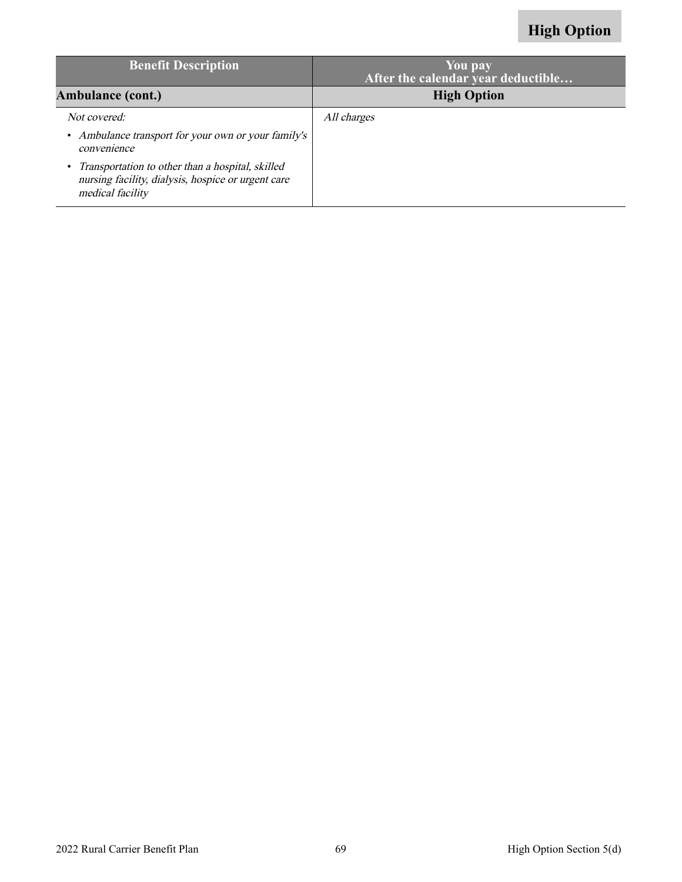| Benefit Description | You pay<br>After the calendar year deductible… |
|---|---|
| **Ambulance (cont.)** | **High Option** |
| *Not covered:*<br>• *Ambulance transport for your own or your family's convenience*<br>• *Transportation to other than a hospital, skilled nursing facility, dialysis, hospice or urgent care medical facility* | *All charges* |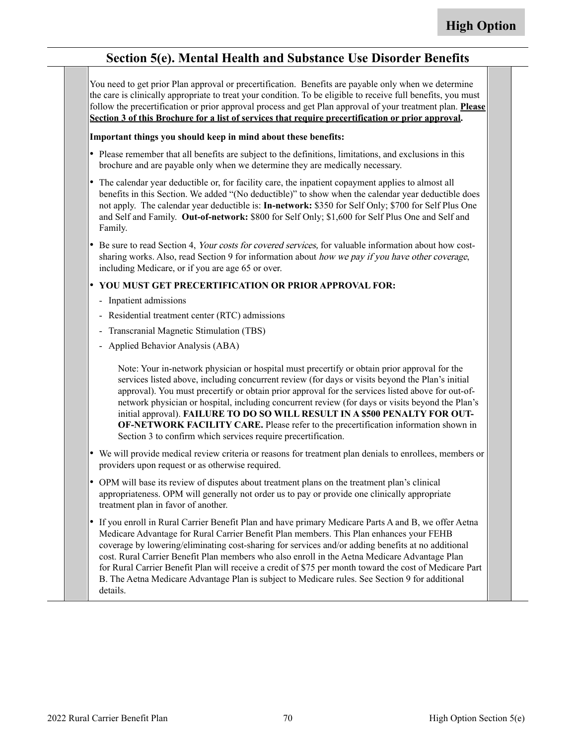**High Option**

## Section 5(e). Mental Health and Substance Use Disorder Benefits

You need to get prior Plan approval or precertification. Benefits are payable only when we determine the care is clinically appropriate to treat your condition. To be eligible to receive full benefits, you must follow the precertification or prior approval process and get Plan approval of your treatment plan. **Please Section 3 of this Brochure for a list of services that require precertification or prior approval.**

**Important things you should keep in mind about these benefits:**

- Please remember that all benefits are subject to the definitions, limitations, and exclusions in this brochure and are payable only when we determine they are medically necessary.
- The calendar year deductible or, for facility care, the inpatient copayment applies to almost all benefits in this Section. We added "(No deductible)" to show when the calendar year deductible does not apply. The calendar year deductible is: **In-network:** $350 for Self Only; $700 for Self Plus One and Self and Family. **Out-of-network:** $800 for Self Only; $1,600 for Self Plus One and Self and Family.
- Be sure to read Section 4, *Your costs for covered services,* for valuable information about how cost-sharing works. Also, read Section 9 for information about *how we pay if you have other coverage*, including Medicare, or if you are age 65 or over.
- **YOU MUST GET PRECERTIFICATION OR PRIOR APPROVAL FOR:**
  - Inpatient admissions
  - Residential treatment center (RTC) admissions
  - Transcranial Magnetic Stimulation (TBS)
  - Applied Behavior Analysis (ABA)

  Note: Your in-network physician or hospital must precertify or obtain prior approval for the services listed above, including concurrent review (for days or visits beyond the Plan's initial approval). You must precertify or obtain prior approval for the services listed above for out-of-network physician or hospital, including concurrent review (for days or visits beyond the Plan's initial approval). **FAILURE TO DO SO WILL RESULT IN A $500 PENALTY FOR OUT-OF-NETWORK FACILITY CARE.** Please refer to the precertification information shown in Section 3 to confirm which services require precertification.
- We will provide medical review criteria or reasons for treatment plan denials to enrollees, members or providers upon request or as otherwise required.
- OPM will base its review of disputes about treatment plans on the treatment plan's clinical appropriateness. OPM will generally not order us to pay or provide one clinically appropriate treatment plan in favor of another.
- If you enroll in Rural Carrier Benefit Plan and have primary Medicare Parts A and B, we offer Aetna Medicare Advantage for Rural Carrier Benefit Plan members. This Plan enhances your FEHB coverage by lowering/eliminating cost-sharing for services and/or adding benefits at no additional cost. Rural Carrier Benefit Plan members who also enroll in the Aetna Medicare Advantage Plan for Rural Carrier Benefit Plan will receive a credit of $75 per month toward the cost of Medicare Part B. The Aetna Medicare Advantage Plan is subject to Medicare rules. See Section 9 for additional details.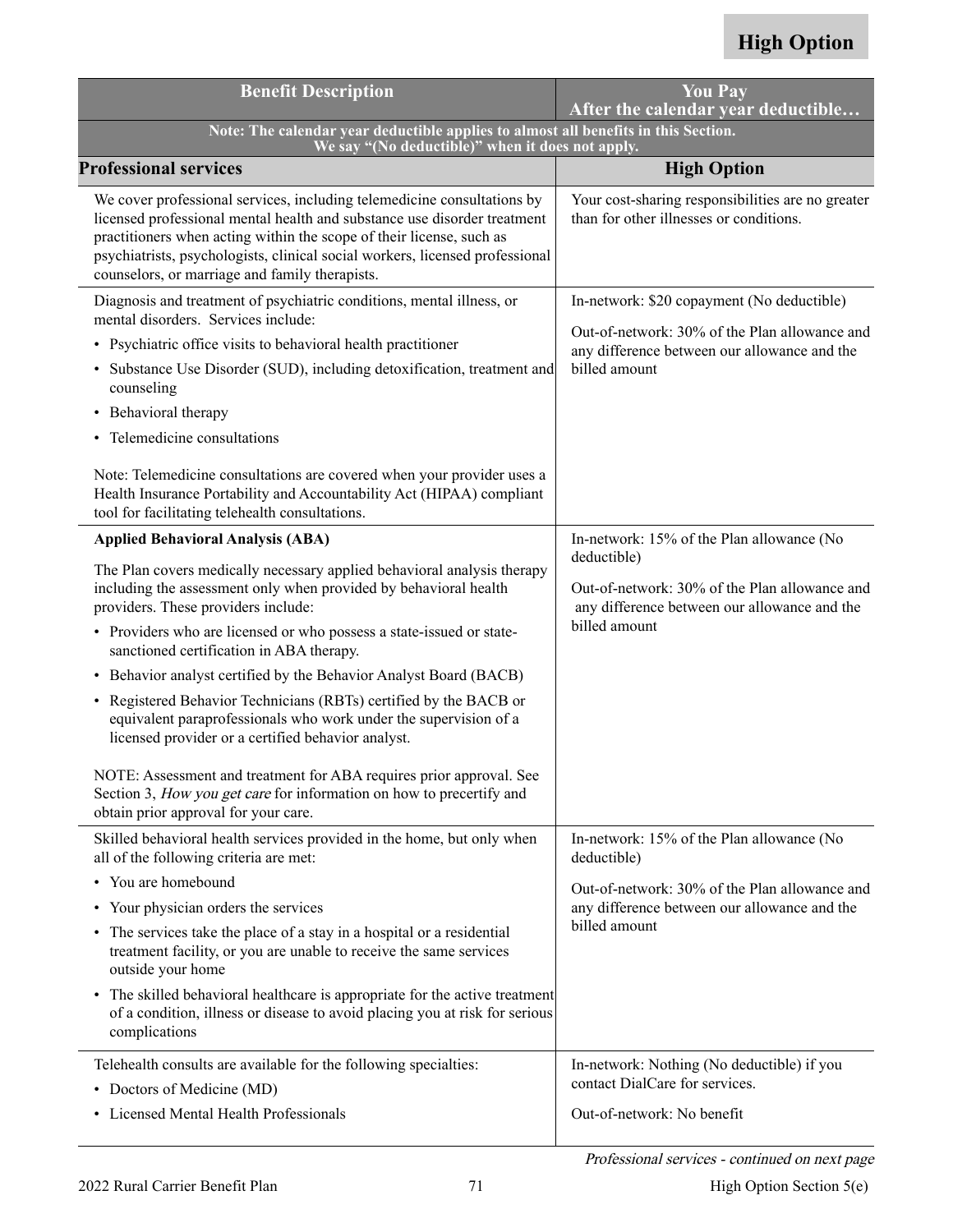**High Option**

| Benefit Description | You Pay<br>After the calendar year deductible… |
|---|---|
| **Note: The calendar year deductible applies to almost all benefits in this Section. We say "(No deductible)" when it does not apply.** | |
| **Professional services** | **High Option** |
| We cover professional services, including telemedicine consultations by licensed professional mental health and substance use disorder treatment practitioners when acting within the scope of their license, such as psychiatrists, psychologists, clinical social workers, licensed professional counselors, or marriage and family therapists. | Your cost-sharing responsibilities are no greater than for other illnesses or conditions. |
| Diagnosis and treatment of psychiatric conditions, mental illness, or mental disorders. Services include:<br>• Psychiatric office visits to behavioral health practitioner<br>• Substance Use Disorder (SUD), including detoxification, treatment and counseling<br>• Behavioral therapy<br>• Telemedicine consultations<br><br>Note: Telemedicine consultations are covered when your provider uses a Health Insurance Portability and Accountability Act (HIPAA) compliant tool for facilitating telehealth consultations. | In-network: $20 copayment (No deductible)<br><br>Out-of-network: 30% of the Plan allowance and any difference between our allowance and the billed amount |
| **Applied Behavioral Analysis (ABA)**<br><br>The Plan covers medically necessary applied behavioral analysis therapy including the assessment only when provided by behavioral health providers. These providers include:<br>• Providers who are licensed or who possess a state-issued or state-sanctioned certification in ABA therapy.<br>• Behavior analyst certified by the Behavior Analyst Board (BACB)<br>• Registered Behavior Technicians (RBTs) certified by the BACB or equivalent paraprofessionals who work under the supervision of a licensed provider or a certified behavior analyst.<br><br>NOTE: Assessment and treatment for ABA requires prior approval. See Section 3, *How you get care* for information on how to precertify and obtain prior approval for your care. | In-network: 15% of the Plan allowance (No deductible)<br><br>Out-of-network: 30% of the Plan allowance and any difference between our allowance and the billed amount |
| Skilled behavioral health services provided in the home, but only when all of the following criteria are met:<br>• You are homebound<br>• Your physician orders the services<br>• The services take the place of a stay in a hospital or a residential treatment facility, or you are unable to receive the same services outside your home<br>• The skilled behavioral healthcare is appropriate for the active treatment of a condition, illness or disease to avoid placing you at risk for serious complications | In-network: 15% of the Plan allowance (No deductible)<br><br>Out-of-network: 30% of the Plan allowance and any difference between our allowance and the billed amount |
| Telehealth consults are available for the following specialties:<br>• Doctors of Medicine (MD)<br>• Licensed Mental Health Professionals | In-network: Nothing (No deductible) if you contact DialCare for services.<br><br>Out-of-network: No benefit |

*Professional services - continued on next page*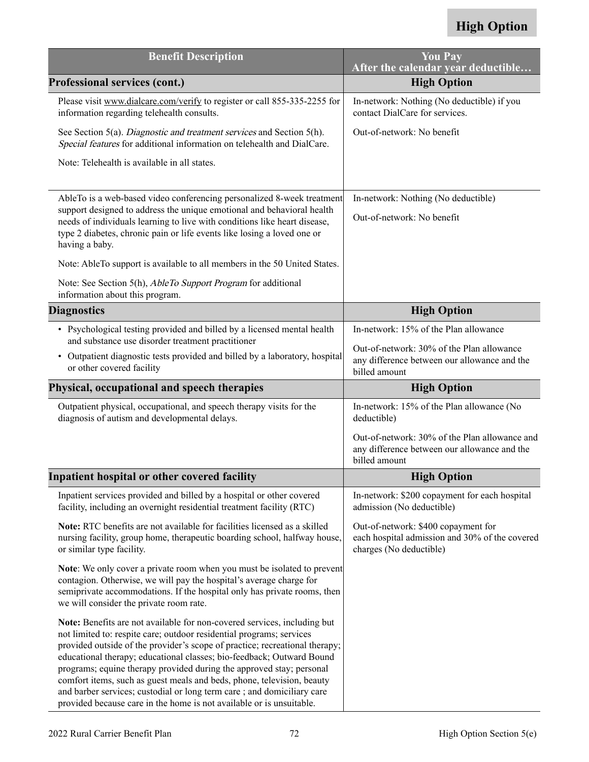**High Option**

| Benefit Description | You Pay<br>After the calendar year deductible… |
|---|---|
| **Professional services (cont.)** | **High Option** |
| Please visit www.dialcare.com/verify to register or call 855-335-2255 for information regarding telehealth consults.<br><br>See Section 5(a). *Diagnostic and treatment services* and Section 5(h). *Special features* for additional information on telehealth and DialCare.<br><br>Note: Telehealth is available in all states. | In-network: Nothing (No deductible) if you contact DialCare for services.<br><br>Out-of-network: No benefit |
| AbleTo is a web-based video conferencing personalized 8-week treatment support designed to address the unique emotional and behavioral health needs of individuals learning to live with conditions like heart disease, type 2 diabetes, chronic pain or life events like losing a loved one or having a baby.<br><br>Note: AbleTo support is available to all members in the 50 United States.<br><br>Note: See Section 5(h), *AbleTo Support Program* for additional information about this program. | In-network: Nothing (No deductible)<br><br>Out-of-network: No benefit |
| **Diagnostics** | **High Option** |
| • Psychological testing provided and billed by a licensed mental health and substance use disorder treatment practitioner<br>• Outpatient diagnostic tests provided and billed by a laboratory, hospital or other covered facility | In-network: 15% of the Plan allowance<br><br>Out-of-network: 30% of the Plan allowance any difference between our allowance and the billed amount |
| **Physical, occupational and speech therapies** | **High Option** |
| Outpatient physical, occupational, and speech therapy visits for the diagnosis of autism and developmental delays. | In-network: 15% of the Plan allowance (No deductible)<br><br>Out-of-network: 30% of the Plan allowance and any difference between our allowance and the billed amount |
| **Inpatient hospital or other covered facility** | **High Option** |
| Inpatient services provided and billed by a hospital or other covered facility, including an overnight residential treatment facility (RTC)<br><br>**Note:** RTC benefits are not available for facilities licensed as a skilled nursing facility, group home, therapeutic boarding school, halfway house, or similar type facility.<br><br>**Note**: We only cover a private room when you must be isolated to prevent contagion. Otherwise, we will pay the hospital's average charge for semiprivate accommodations. If the hospital only has private rooms, then we will consider the private room rate.<br><br>**Note:** Benefits are not available for non-covered services, including but not limited to: respite care; outdoor residential programs; services provided outside of the provider's scope of practice; recreational therapy; educational therapy; educational classes; bio-feedback; Outward Bound programs; equine therapy provided during the approved stay; personal comfort items, such as guest meals and beds, phone, television, beauty and barber services; custodial or long term care ; and domiciliary care provided because care in the home is not available or is unsuitable. | In-network: $200 copayment for each hospital admission (No deductible)<br><br>Out-of-network: $400 copayment for each hospital admission and 30% of the covered charges (No deductible) |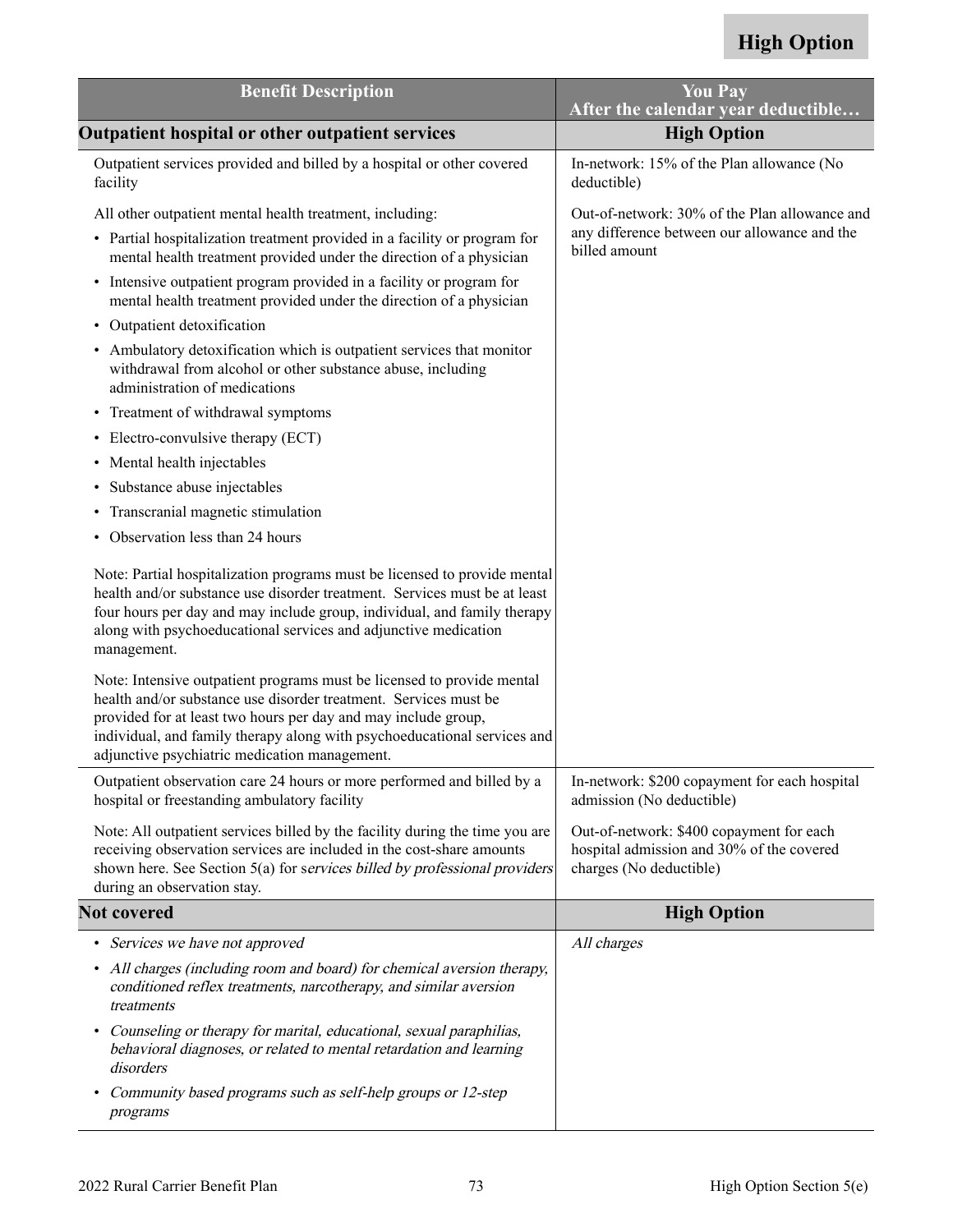**High Option**

| Benefit Description | You Pay<br>After the calendar year deductible… |
|---|---|
| **Outpatient hospital or other outpatient services** | **High Option** |
| Outpatient services provided and billed by a hospital or other covered facility<br><br>All other outpatient mental health treatment, including:<br>• Partial hospitalization treatment provided in a facility or program for mental health treatment provided under the direction of a physician<br>• Intensive outpatient program provided in a facility or program for mental health treatment provided under the direction of a physician<br>• Outpatient detoxification<br>• Ambulatory detoxification which is outpatient services that monitor withdrawal from alcohol or other substance abuse, including administration of medications<br>• Treatment of withdrawal symptoms<br>• Electro-convulsive therapy (ECT)<br>• Mental health injectables<br>• Substance abuse injectables<br>• Transcranial magnetic stimulation<br>• Observation less than 24 hours<br><br>Note: Partial hospitalization programs must be licensed to provide mental health and/or substance use disorder treatment. Services must be at least four hours per day and may include group, individual, and family therapy along with psychoeducational services and adjunctive medication management.<br><br>Note: Intensive outpatient programs must be licensed to provide mental health and/or substance use disorder treatment. Services must be provided for at least two hours per day and may include group, individual, and family therapy along with psychoeducational services and adjunctive psychiatric medication management. | In-network: 15% of the Plan allowance (No deductible)<br><br>Out-of-network: 30% of the Plan allowance and any difference between our allowance and the billed amount |
| Outpatient observation care 24 hours or more performed and billed by a hospital or freestanding ambulatory facility<br><br>Note: All outpatient services billed by the facility during the time you are receiving observation services are included in the cost-share amounts shown here. See Section 5(a) for *services billed by professional providers* during an observation stay. | In-network: $200 copayment for each hospital admission (No deductible)<br><br>Out-of-network: $400 copayment for each hospital admission and 30% of the covered charges (No deductible) |
| **Not covered** | **High Option** |
| • *Services we have not approved*<br>• *All charges (including room and board) for chemical aversion therapy, conditioned reflex treatments, narcotherapy, and similar aversion treatments*<br>• *Counseling or therapy for marital, educational, sexual paraphilias, behavioral diagnoses, or related to mental retardation and learning disorders*<br>• *Community based programs such as self-help groups or 12-step programs* | *All charges* |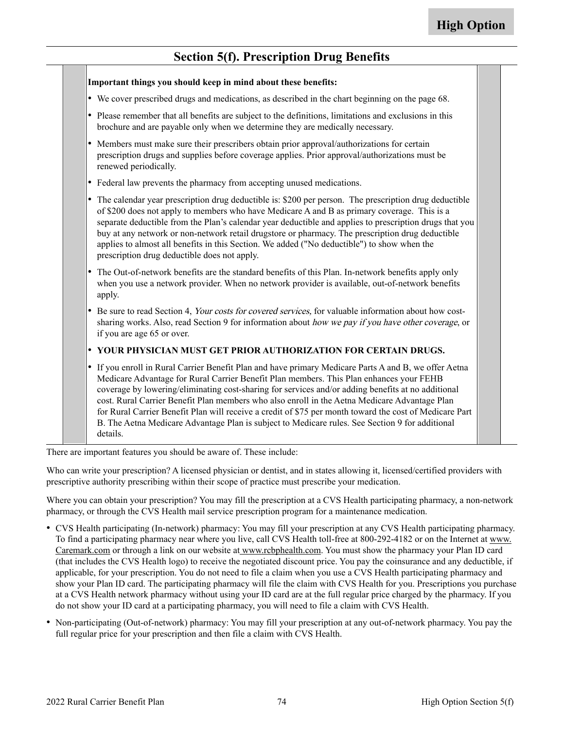High Option

## Section 5(f). Prescription Drug Benefits

**Important things you should keep in mind about these benefits:**

- We cover prescribed drugs and medications, as described in the chart beginning on the page 68.
- Please remember that all benefits are subject to the definitions, limitations and exclusions in this brochure and are payable only when we determine they are medically necessary.
- Members must make sure their prescribers obtain prior approval/authorizations for certain prescription drugs and supplies before coverage applies. Prior approval/authorizations must be renewed periodically.
- Federal law prevents the pharmacy from accepting unused medications.
- The calendar year prescription drug deductible is: $200 per person. The prescription drug deductible of $200 does not apply to members who have Medicare A and B as primary coverage. This is a separate deductible from the Plan's calendar year deductible and applies to prescription drugs that you buy at any network or non-network retail drugstore or pharmacy. The prescription drug deductible applies to almost all benefits in this Section. We added ("No deductible") to show when the prescription drug deductible does not apply.
- The Out-of-network benefits are the standard benefits of this Plan. In-network benefits apply only when you use a network provider. When no network provider is available, out-of-network benefits apply.
- Be sure to read Section 4, *Your costs for covered services,* for valuable information about how cost-sharing works. Also, read Section 9 for information about *how we pay if you have other coverage*, or if you are age 65 or over.
- **YOUR PHYSICIAN MUST GET PRIOR AUTHORIZATION FOR CERTAIN DRUGS.**
- If you enroll in Rural Carrier Benefit Plan and have primary Medicare Parts A and B, we offer Aetna Medicare Advantage for Rural Carrier Benefit Plan members. This Plan enhances your FEHB coverage by lowering/eliminating cost-sharing for services and/or adding benefits at no additional cost. Rural Carrier Benefit Plan members who also enroll in the Aetna Medicare Advantage Plan for Rural Carrier Benefit Plan will receive a credit of $75 per month toward the cost of Medicare Part B. The Aetna Medicare Advantage Plan is subject to Medicare rules. See Section 9 for additional details.

There are important features you should be aware of. These include:

Who can write your prescription? A licensed physician or dentist, and in states allowing it, licensed/certified providers with prescriptive authority prescribing within their scope of practice must prescribe your medication.

Where you can obtain your prescription? You may fill the prescription at a CVS Health participating pharmacy, a non-network pharmacy, or through the CVS Health mail service prescription program for a maintenance medication.

- CVS Health participating (In-network) pharmacy: You may fill your prescription at any CVS Health participating pharmacy. To find a participating pharmacy near where you live, call CVS Health toll-free at 800-292-4182 or on the Internet at www.Caremark.com or through a link on our website at www.rcbphealth.com. You must show the pharmacy your Plan ID card (that includes the CVS Health logo) to receive the negotiated discount price. You pay the coinsurance and any deductible, if applicable, for your prescription. You do not need to file a claim when you use a CVS Health participating pharmacy and show your Plan ID card. The participating pharmacy will file the claim with CVS Health for you. Prescriptions you purchase at a CVS Health network pharmacy without using your ID card are at the full regular price charged by the pharmacy. If you do not show your ID card at a participating pharmacy, you will need to file a claim with CVS Health.
- Non-participating (Out-of-network) pharmacy: You may fill your prescription at any out-of-network pharmacy. You pay the full regular price for your prescription and then file a claim with CVS Health.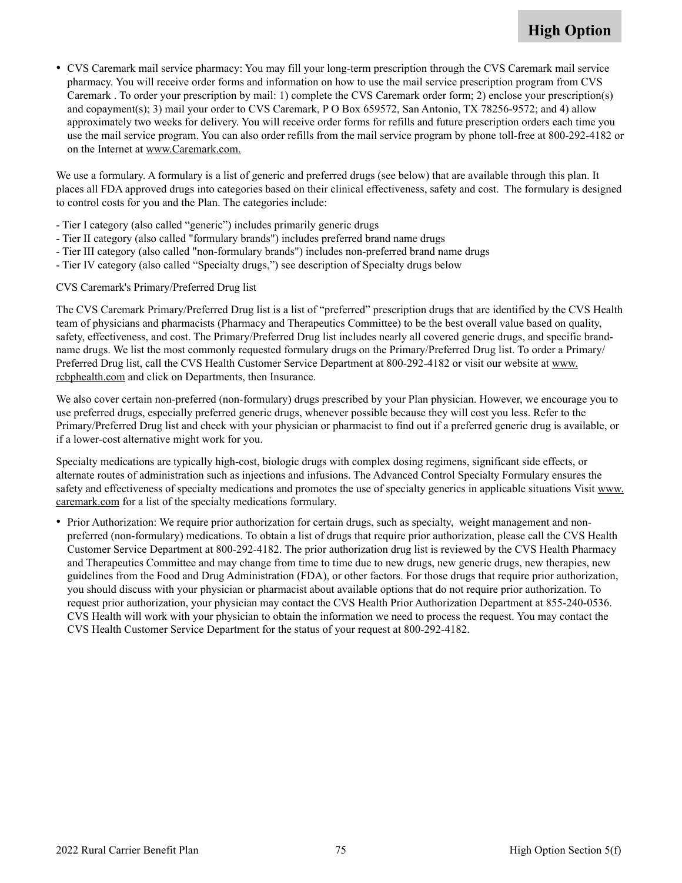- CVS Caremark mail service pharmacy: You may fill your long-term prescription through the CVS Caremark mail service pharmacy. You will receive order forms and information on how to use the mail service prescription program from CVS Caremark . To order your prescription by mail: 1) complete the CVS Caremark order form; 2) enclose your prescription(s) and copayment(s); 3) mail your order to CVS Caremark, P O Box 659572, San Antonio, TX 78256-9572; and 4) allow approximately two weeks for delivery. You will receive order forms for refills and future prescription orders each time you use the mail service program. You can also order refills from the mail service program by phone toll-free at 800-292-4182 or on the Internet at www.Caremark.com.

We use a formulary. A formulary is a list of generic and preferred drugs (see below) that are available through this plan. It places all FDA approved drugs into categories based on their clinical effectiveness, safety and cost. The formulary is designed to control costs for you and the Plan. The categories include:

- Tier I category (also called "generic") includes primarily generic drugs
- Tier II category (also called "formulary brands") includes preferred brand name drugs
- Tier III category (also called "non-formulary brands") includes non-preferred brand name drugs
- Tier IV category (also called "Specialty drugs,") see description of Specialty drugs below

CVS Caremark's Primary/Preferred Drug list

The CVS Caremark Primary/Preferred Drug list is a list of "preferred" prescription drugs that are identified by the CVS Health team of physicians and pharmacists (Pharmacy and Therapeutics Committee) to be the best overall value based on quality, safety, effectiveness, and cost. The Primary/Preferred Drug list includes nearly all covered generic drugs, and specific brand-name drugs. We list the most commonly requested formulary drugs on the Primary/Preferred Drug list. To order a Primary/Preferred Drug list, call the CVS Health Customer Service Department at 800-292-4182 or visit our website at www.rcbphealth.com and click on Departments, then Insurance.

We also cover certain non-preferred (non-formulary) drugs prescribed by your Plan physician. However, we encourage you to use preferred drugs, especially preferred generic drugs, whenever possible because they will cost you less. Refer to the Primary/Preferred Drug list and check with your physician or pharmacist to find out if a preferred generic drug is available, or if a lower-cost alternative might work for you.

Specialty medications are typically high-cost, biologic drugs with complex dosing regimens, significant side effects, or alternate routes of administration such as injections and infusions. The Advanced Control Specialty Formulary ensures the safety and effectiveness of specialty medications and promotes the use of specialty generics in applicable situations Visit www.caremark.com for a list of the specialty medications formulary.

- Prior Authorization: We require prior authorization for certain drugs, such as specialty, weight management and non-preferred (non-formulary) medications. To obtain a list of drugs that require prior authorization, please call the CVS Health Customer Service Department at 800-292-4182. The prior authorization drug list is reviewed by the CVS Health Pharmacy and Therapeutics Committee and may change from time to time due to new drugs, new generic drugs, new therapies, new guidelines from the Food and Drug Administration (FDA), or other factors. For those drugs that require prior authorization, you should discuss with your physician or pharmacist about available options that do not require prior authorization. To request prior authorization, your physician may contact the CVS Health Prior Authorization Department at 855-240-0536. CVS Health will work with your physician to obtain the information we need to process the request. You may contact the CVS Health Customer Service Department for the status of your request at 800-292-4182.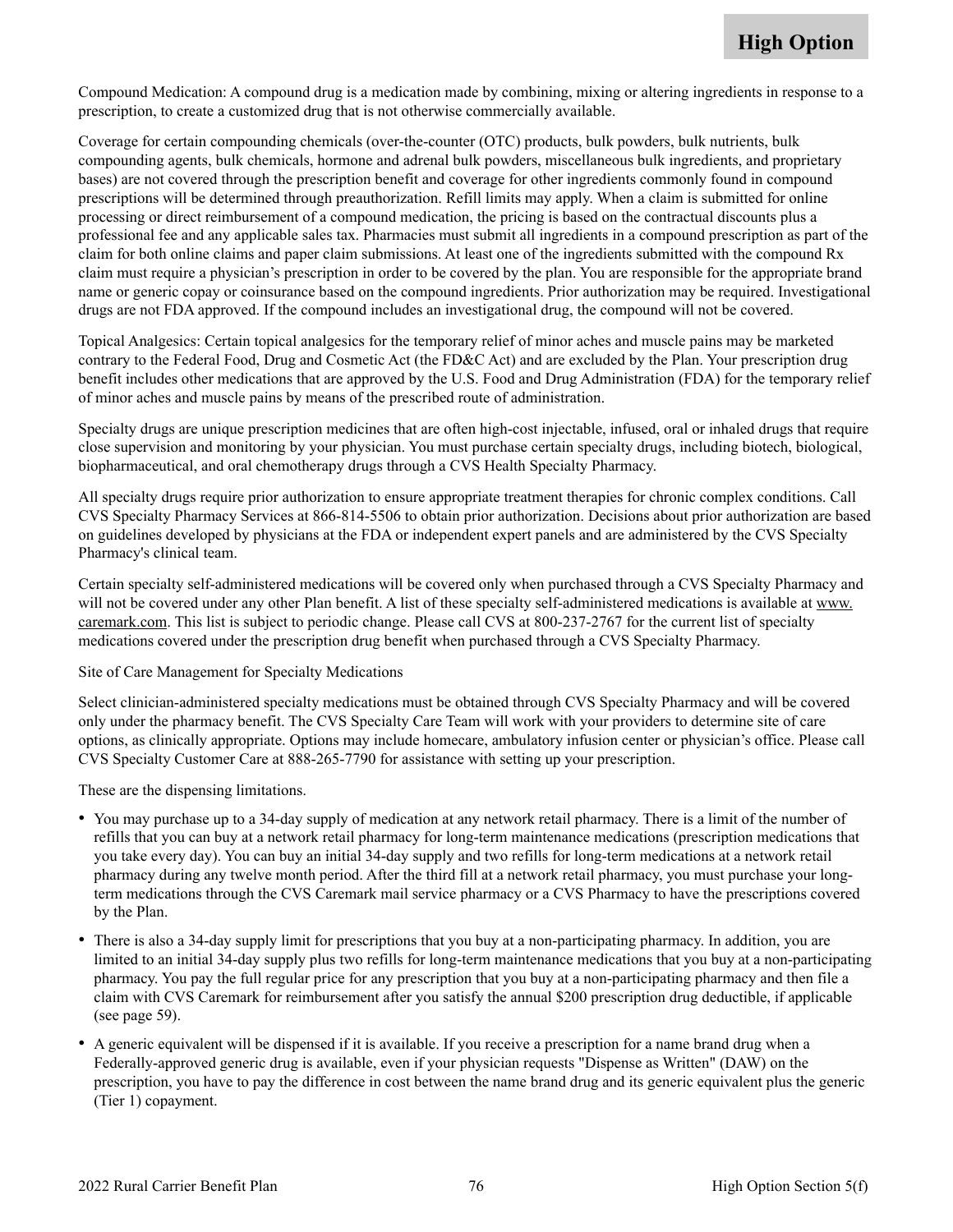Compound Medication: A compound drug is a medication made by combining, mixing or altering ingredients in response to a prescription, to create a customized drug that is not otherwise commercially available.

Coverage for certain compounding chemicals (over-the-counter (OTC) products, bulk powders, bulk nutrients, bulk compounding agents, bulk chemicals, hormone and adrenal bulk powders, miscellaneous bulk ingredients, and proprietary bases) are not covered through the prescription benefit and coverage for other ingredients commonly found in compound prescriptions will be determined through preauthorization. Refill limits may apply. When a claim is submitted for online processing or direct reimbursement of a compound medication, the pricing is based on the contractual discounts plus a professional fee and any applicable sales tax. Pharmacies must submit all ingredients in a compound prescription as part of the claim for both online claims and paper claim submissions. At least one of the ingredients submitted with the compound Rx claim must require a physician's prescription in order to be covered by the plan. You are responsible for the appropriate brand name or generic copay or coinsurance based on the compound ingredients. Prior authorization may be required. Investigational drugs are not FDA approved. If the compound includes an investigational drug, the compound will not be covered.

Topical Analgesics: Certain topical analgesics for the temporary relief of minor aches and muscle pains may be marketed contrary to the Federal Food, Drug and Cosmetic Act (the FD&C Act) and are excluded by the Plan. Your prescription drug benefit includes other medications that are approved by the U.S. Food and Drug Administration (FDA) for the temporary relief of minor aches and muscle pains by means of the prescribed route of administration.

Specialty drugs are unique prescription medicines that are often high-cost injectable, infused, oral or inhaled drugs that require close supervision and monitoring by your physician. You must purchase certain specialty drugs, including biotech, biological, biopharmaceutical, and oral chemotherapy drugs through a CVS Health Specialty Pharmacy.

All specialty drugs require prior authorization to ensure appropriate treatment therapies for chronic complex conditions. Call CVS Specialty Pharmacy Services at 866-814-5506 to obtain prior authorization. Decisions about prior authorization are based on guidelines developed by physicians at the FDA or independent expert panels and are administered by the CVS Specialty Pharmacy's clinical team.

Certain specialty self-administered medications will be covered only when purchased through a CVS Specialty Pharmacy and will not be covered under any other Plan benefit. A list of these specialty self-administered medications is available at www.caremark.com. This list is subject to periodic change. Please call CVS at 800-237-2767 for the current list of specialty medications covered under the prescription drug benefit when purchased through a CVS Specialty Pharmacy.

Site of Care Management for Specialty Medications

Select clinician-administered specialty medications must be obtained through CVS Specialty Pharmacy and will be covered only under the pharmacy benefit. The CVS Specialty Care Team will work with your providers to determine site of care options, as clinically appropriate. Options may include homecare, ambulatory infusion center or physician's office. Please call CVS Specialty Customer Care at 888-265-7790 for assistance with setting up your prescription.

These are the dispensing limitations.

- You may purchase up to a 34-day supply of medication at any network retail pharmacy. There is a limit of the number of refills that you can buy at a network retail pharmacy for long-term maintenance medications (prescription medications that you take every day). You can buy an initial 34-day supply and two refills for long-term medications at a network retail pharmacy during any twelve month period. After the third fill at a network retail pharmacy, you must purchase your long-term medications through the CVS Caremark mail service pharmacy or a CVS Pharmacy to have the prescriptions covered by the Plan.
- There is also a 34-day supply limit for prescriptions that you buy at a non-participating pharmacy. In addition, you are limited to an initial 34-day supply plus two refills for long-term maintenance medications that you buy at a non-participating pharmacy. You pay the full regular price for any prescription that you buy at a non-participating pharmacy and then file a claim with CVS Caremark for reimbursement after you satisfy the annual $200 prescription drug deductible, if applicable (see page 59).
- A generic equivalent will be dispensed if it is available. If you receive a prescription for a name brand drug when a Federally-approved generic drug is available, even if your physician requests "Dispense as Written" (DAW) on the prescription, you have to pay the difference in cost between the name brand drug and its generic equivalent plus the generic (Tier 1) copayment.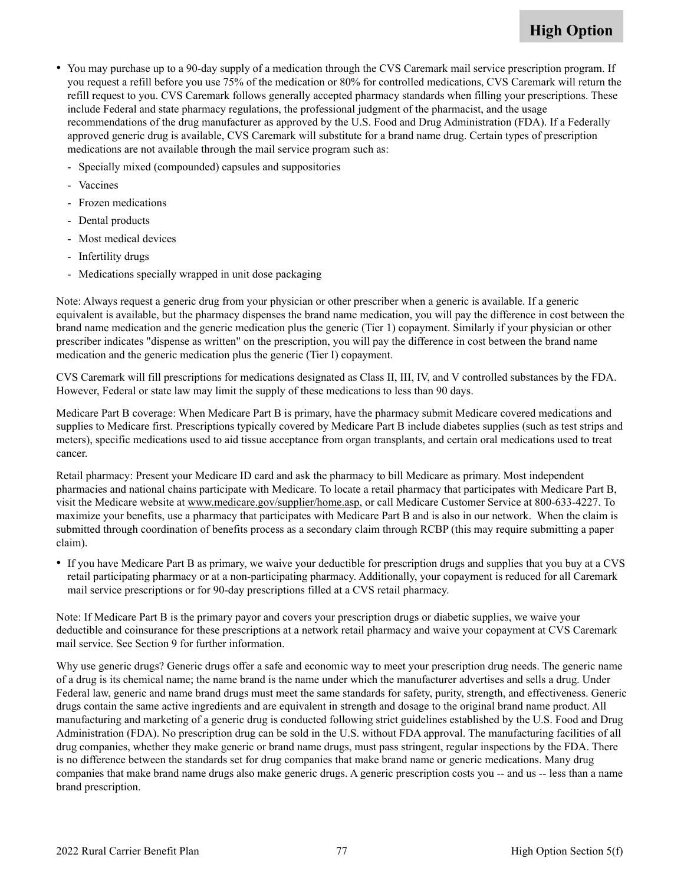- You may purchase up to a 90-day supply of a medication through the CVS Caremark mail service prescription program. If you request a refill before you use 75% of the medication or 80% for controlled medications, CVS Caremark will return the refill request to you. CVS Caremark follows generally accepted pharmacy standards when filling your prescriptions. These include Federal and state pharmacy regulations, the professional judgment of the pharmacist, and the usage recommendations of the drug manufacturer as approved by the U.S. Food and Drug Administration (FDA). If a Federally approved generic drug is available, CVS Caremark will substitute for a brand name drug. Certain types of prescription medications are not available through the mail service program such as:
  - Specially mixed (compounded) capsules and suppositories
  - Vaccines
  - Frozen medications
  - Dental products
  - Most medical devices
  - Infertility drugs
  - Medications specially wrapped in unit dose packaging

Note: Always request a generic drug from your physician or other prescriber when a generic is available. If a generic equivalent is available, but the pharmacy dispenses the brand name medication, you will pay the difference in cost between the brand name medication and the generic medication plus the generic (Tier 1) copayment. Similarly if your physician or other prescriber indicates "dispense as written" on the prescription, you will pay the difference in cost between the brand name medication and the generic medication plus the generic (Tier I) copayment.

CVS Caremark will fill prescriptions for medications designated as Class II, III, IV, and V controlled substances by the FDA. However, Federal or state law may limit the supply of these medications to less than 90 days.

Medicare Part B coverage: When Medicare Part B is primary, have the pharmacy submit Medicare covered medications and supplies to Medicare first. Prescriptions typically covered by Medicare Part B include diabetes supplies (such as test strips and meters), specific medications used to aid tissue acceptance from organ transplants, and certain oral medications used to treat cancer.

Retail pharmacy: Present your Medicare ID card and ask the pharmacy to bill Medicare as primary. Most independent pharmacies and national chains participate with Medicare. To locate a retail pharmacy that participates with Medicare Part B, visit the Medicare website at www.medicare.gov/supplier/home.asp, or call Medicare Customer Service at 800-633-4227. To maximize your benefits, use a pharmacy that participates with Medicare Part B and is also in our network. When the claim is submitted through coordination of benefits process as a secondary claim through RCBP (this may require submitting a paper claim).

- If you have Medicare Part B as primary, we waive your deductible for prescription drugs and supplies that you buy at a CVS retail participating pharmacy or at a non-participating pharmacy. Additionally, your copayment is reduced for all Caremark mail service prescriptions or for 90-day prescriptions filled at a CVS retail pharmacy.

Note: If Medicare Part B is the primary payor and covers your prescription drugs or diabetic supplies, we waive your deductible and coinsurance for these prescriptions at a network retail pharmacy and waive your copayment at CVS Caremark mail service. See Section 9 for further information.

Why use generic drugs? Generic drugs offer a safe and economic way to meet your prescription drug needs. The generic name of a drug is its chemical name; the name brand is the name under which the manufacturer advertises and sells a drug. Under Federal law, generic and name brand drugs must meet the same standards for safety, purity, strength, and effectiveness. Generic drugs contain the same active ingredients and are equivalent in strength and dosage to the original brand name product. All manufacturing and marketing of a generic drug is conducted following strict guidelines established by the U.S. Food and Drug Administration (FDA). No prescription drug can be sold in the U.S. without FDA approval. The manufacturing facilities of all drug companies, whether they make generic or brand name drugs, must pass stringent, regular inspections by the FDA. There is no difference between the standards set for drug companies that make brand name or generic medications. Many drug companies that make brand name drugs also make generic drugs. A generic prescription costs you -- and us -- less than a name brand prescription.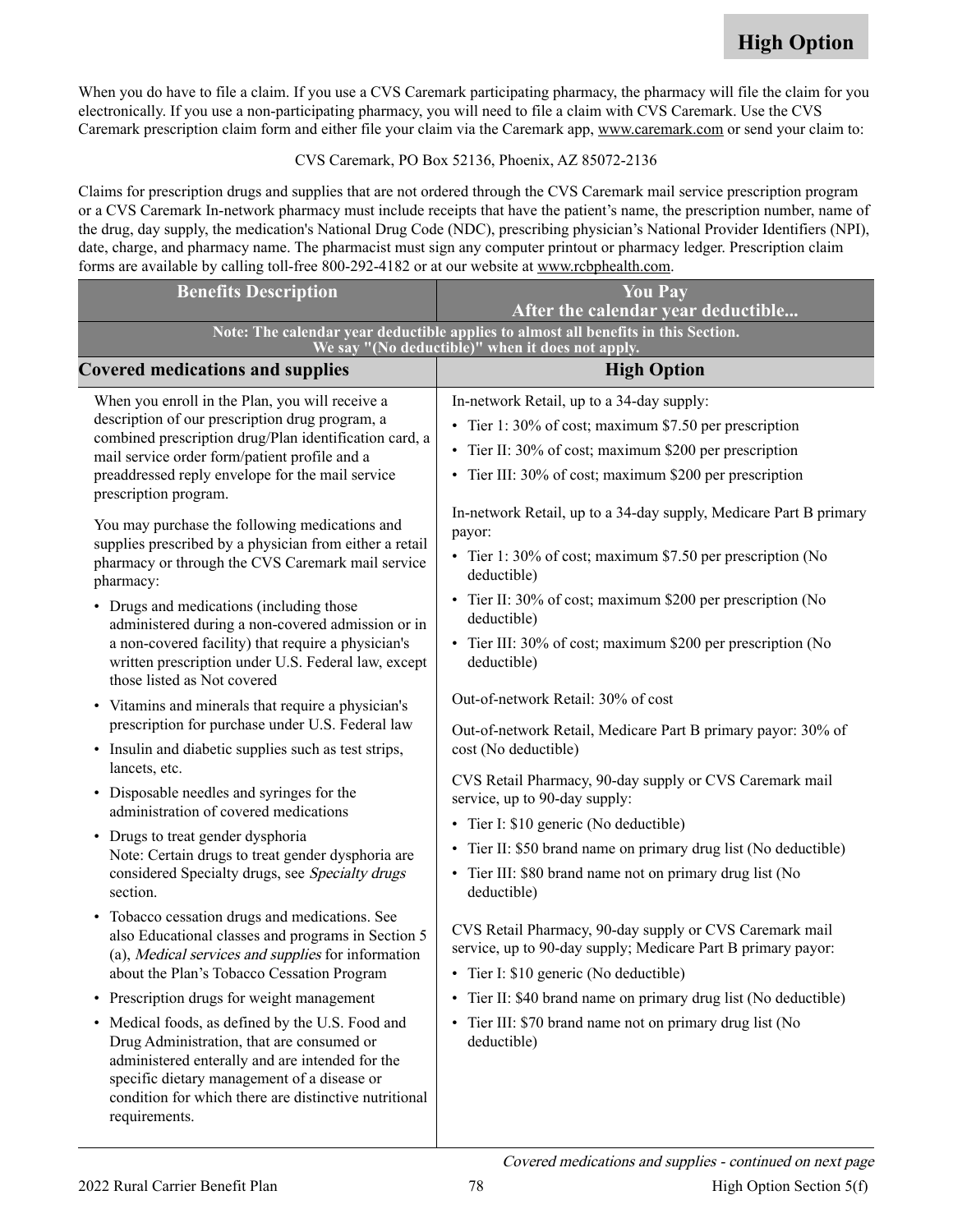When you do have to file a claim. If you use a CVS Caremark participating pharmacy, the pharmacy will file the claim for you electronically. If you use a non-participating pharmacy, you will need to file a claim with CVS Caremark. Use the CVS Caremark prescription claim form and either file your claim via the Caremark app, www.caremark.com or send your claim to:

CVS Caremark, PO Box 52136, Phoenix, AZ 85072-2136

Claims for prescription drugs and supplies that are not ordered through the CVS Caremark mail service prescription program or a CVS Caremark In-network pharmacy must include receipts that have the patient's name, the prescription number, name of the drug, day supply, the medication's National Drug Code (NDC), prescribing physician's National Provider Identifiers (NPI), date, charge, and pharmacy name. The pharmacist must sign any computer printout or pharmacy ledger. Prescription claim forms are available by calling toll-free 800-292-4182 or at our website at www.rcbphealth.com.

| Benefits Description | You Pay After the calendar year deductible... |
|---|---|
| **Note: The calendar year deductible applies to almost all benefits in this Section. We say "(No deductible)" when it does not apply.** | |
| **Covered medications and supplies** | **High Option** |
| When you enroll in the Plan, you will receive a description of our prescription drug program, a combined prescription drug/Plan identification card, a mail service order form/patient profile and a preaddressed reply envelope for the mail service prescription program.<br><br>You may purchase the following medications and supplies prescribed by a physician from either a retail pharmacy or through the CVS Caremark mail service pharmacy:<br><br>• Drugs and medications (including those administered during a non-covered admission or in a non-covered facility) that require a physician's written prescription under U.S. Federal law, except those listed as Not covered<br>• Vitamins and minerals that require a physician's prescription for purchase under U.S. Federal law<br>• Insulin and diabetic supplies such as test strips, lancets, etc.<br>• Disposable needles and syringes for the administration of covered medications<br>• Drugs to treat gender dysphoria<br>Note: Certain drugs to treat gender dysphoria are considered Specialty drugs, see *Specialty drugs* section.<br>• Tobacco cessation drugs and medications. See also Educational classes and programs in Section 5 (a), *Medical services and supplies* for information about the Plan's Tobacco Cessation Program<br>• Prescription drugs for weight management<br>• Medical foods, as defined by the U.S. Food and Drug Administration, that are consumed or administered enterally and are intended for the specific dietary management of a disease or condition for which there are distinctive nutritional requirements. | In-network Retail, up to a 34-day supply:<br>• Tier 1: 30% of cost; maximum $7.50 per prescription<br>• Tier II: 30% of cost; maximum $200 per prescription<br>• Tier III: 30% of cost; maximum $200 per prescription<br><br>In-network Retail, up to a 34-day supply, Medicare Part B primary payor:<br>• Tier 1: 30% of cost; maximum $7.50 per prescription (No deductible)<br>• Tier II: 30% of cost; maximum $200 per prescription (No deductible)<br>• Tier III: 30% of cost; maximum $200 per prescription (No deductible)<br><br>Out-of-network Retail: 30% of cost<br><br>Out-of-network Retail, Medicare Part B primary payor: 30% of cost (No deductible)<br><br>CVS Retail Pharmacy, 90-day supply or CVS Caremark mail service, up to 90-day supply:<br>• Tier I: $10 generic (No deductible)<br>• Tier II: $50 brand name on primary drug list (No deductible)<br>• Tier III: $80 brand name not on primary drug list (No deductible)<br><br>CVS Retail Pharmacy, 90-day supply or CVS Caremark mail service, up to 90-day supply; Medicare Part B primary payor:<br>• Tier I: $10 generic (No deductible)<br>• Tier II: $40 brand name on primary drug list (No deductible)<br>• Tier III: $70 brand name not on primary drug list (No deductible) |

*Covered medications and supplies - continued on next page*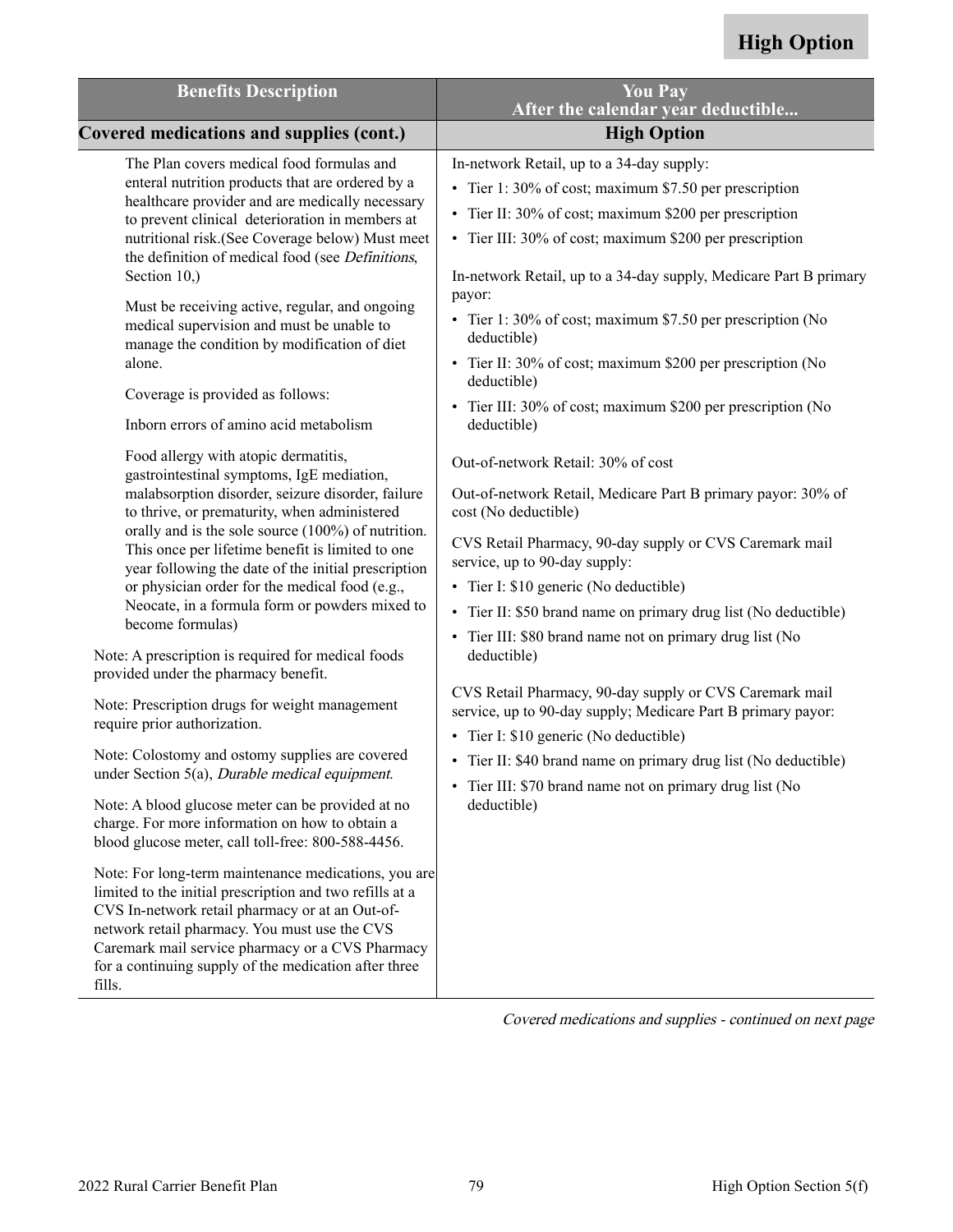**High Option**

| Benefits Description | You Pay After the calendar year deductible... |
|---|---|
| **Covered medications and supplies (cont.)** | **High Option** |
| The Plan covers medical food formulas and enteral nutrition products that are ordered by a healthcare provider and are medically necessary to prevent clinical deterioration in members at nutritional risk.(See Coverage below) Must meet the definition of medical food (see *Definitions*, Section 10,)<br><br>Must be receiving active, regular, and ongoing medical supervision and must be unable to manage the condition by modification of diet alone.<br><br>Coverage is provided as follows:<br><br>Inborn errors of amino acid metabolism<br><br>Food allergy with atopic dermatitis, gastrointestinal symptoms, IgE mediation, malabsorption disorder, seizure disorder, failure to thrive, or prematurity, when administered orally and is the sole source (100%) of nutrition. This once per lifetime benefit is limited to one year following the date of the initial prescription or physician order for the medical food (e.g., Neocate, in a formula form or powders mixed to become formulas)<br><br>Note: A prescription is required for medical foods provided under the pharmacy benefit.<br><br>Note: Prescription drugs for weight management require prior authorization.<br><br>Note: Colostomy and ostomy supplies are covered under Section 5(a), *Durable medical equipment*.<br><br>Note: A blood glucose meter can be provided at no charge. For more information on how to obtain a blood glucose meter, call toll-free: 800-588-4456.<br><br>Note: For long-term maintenance medications, you are limited to the initial prescription and two refills at a CVS In-network retail pharmacy or at an Out-of-network retail pharmacy. You must use the CVS Caremark mail service pharmacy or a CVS Pharmacy for a continuing supply of the medication after three fills. | In-network Retail, up to a 34-day supply:<br>• Tier 1: 30% of cost; maximum $7.50 per prescription<br>• Tier II: 30% of cost; maximum $200 per prescription<br>• Tier III: 30% of cost; maximum $200 per prescription<br><br>In-network Retail, up to a 34-day supply, Medicare Part B primary payor:<br>• Tier 1: 30% of cost; maximum $7.50 per prescription (No deductible)<br>• Tier II: 30% of cost; maximum $200 per prescription (No deductible)<br>• Tier III: 30% of cost; maximum $200 per prescription (No deductible)<br><br>Out-of-network Retail: 30% of cost<br><br>Out-of-network Retail, Medicare Part B primary payor: 30% of cost (No deductible)<br><br>CVS Retail Pharmacy, 90-day supply or CVS Caremark mail service, up to 90-day supply:<br>• Tier I: $10 generic (No deductible)<br>• Tier II: $50 brand name on primary drug list (No deductible)<br>• Tier III: $80 brand name not on primary drug list (No deductible)<br><br>CVS Retail Pharmacy, 90-day supply or CVS Caremark mail service, up to 90-day supply; Medicare Part B primary payor:<br>• Tier I: $10 generic (No deductible)<br>• Tier II: $40 brand name on primary drug list (No deductible)<br>• Tier III: $70 brand name not on primary drug list (No deductible) |

*Covered medications and supplies - continued on next page*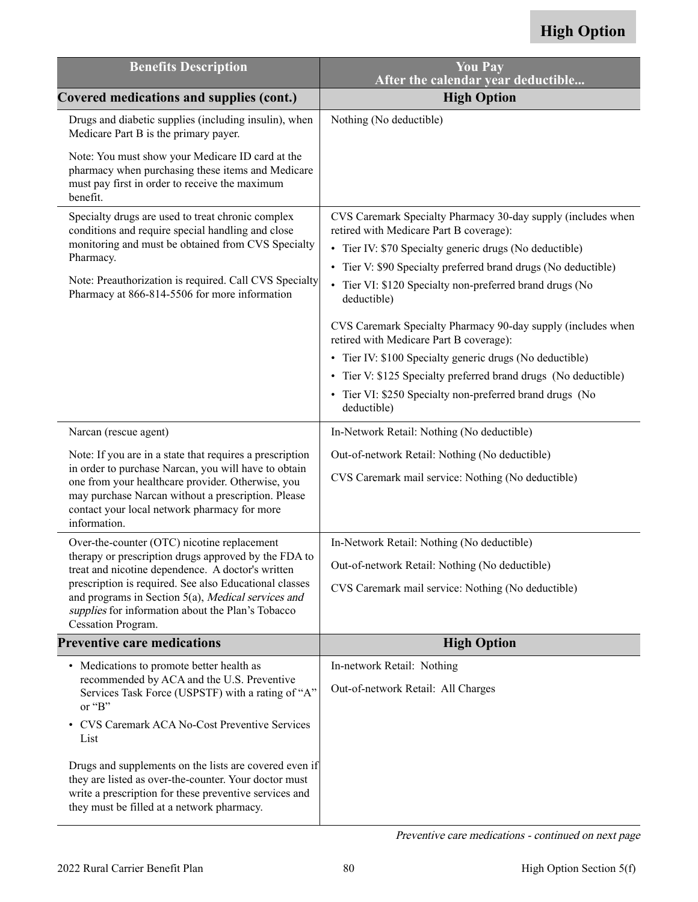**High Option**

| Benefits Description | You Pay<br>After the calendar year deductible... |
| --- | --- |
| **Covered medications and supplies (cont.)** | **High Option** |
| Drugs and diabetic supplies (including insulin), when Medicare Part B is the primary payer.<br><br>Note: You must show your Medicare ID card at the pharmacy when purchasing these items and Medicare must pay first in order to receive the maximum benefit. | Nothing (No deductible) |
| Specialty drugs are used to treat chronic complex conditions and require special handling and close monitoring and must be obtained from CVS Specialty Pharmacy.<br><br>Note: Preauthorization is required. Call CVS Specialty Pharmacy at 866-814-5506 for more information | CVS Caremark Specialty Pharmacy 30-day supply (includes when retired with Medicare Part B coverage):<br>• Tier IV: $70 Specialty generic drugs (No deductible)<br>• Tier V: $90 Specialty preferred brand drugs (No deductible)<br>• Tier VI: $120 Specialty non-preferred brand drugs (No deductible)<br><br>CVS Caremark Specialty Pharmacy 90-day supply (includes when retired with Medicare Part B coverage):<br>• Tier IV: $100 Specialty generic drugs (No deductible)<br>• Tier V: $125 Specialty preferred brand drugs (No deductible)<br>• Tier VI: $250 Specialty non-preferred brand drugs (No deductible) |
| Narcan (rescue agent)<br><br>Note: If you are in a state that requires a prescription in order to purchase Narcan, you will have to obtain one from your healthcare provider. Otherwise, you may purchase Narcan without a prescription. Please contact your local network pharmacy for more information. | In-Network Retail: Nothing (No deductible)<br><br>Out-of-network Retail: Nothing (No deductible)<br><br>CVS Caremark mail service: Nothing (No deductible) |
| Over-the-counter (OTC) nicotine replacement therapy or prescription drugs approved by the FDA to treat and nicotine dependence. A doctor's written prescription is required. See also Educational classes and programs in Section 5(a), *Medical services and supplies* for information about the Plan's Tobacco Cessation Program. | In-Network Retail: Nothing (No deductible)<br><br>Out-of-network Retail: Nothing (No deductible)<br><br>CVS Caremark mail service: Nothing (No deductible) |
| **Preventive care medications** | **High Option** |
| • Medications to promote better health as recommended by ACA and the U.S. Preventive Services Task Force (USPSTF) with a rating of "A" or "B"<br>• CVS Caremark ACA No-Cost Preventive Services List<br><br>Drugs and supplements on the lists are covered even if they are listed as over-the-counter. Your doctor must write a prescription for these preventive services and they must be filled at a network pharmacy. | In-network Retail: Nothing<br><br>Out-of-network Retail: All Charges |

*Preventive care medications - continued on next page*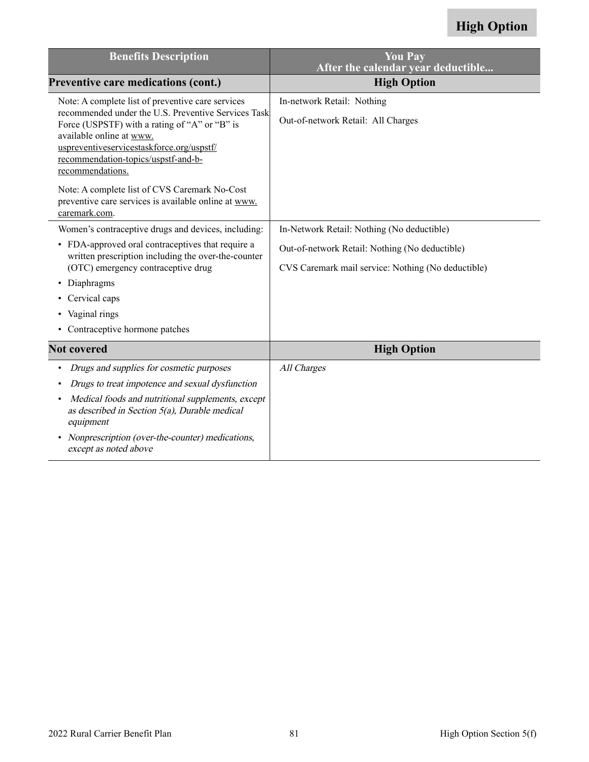**High Option**

| Benefits Description | You Pay<br>After the calendar year deductible... |
|---|---|
| **Preventive care medications (cont.)** | **High Option** |
| Note: A complete list of preventive care services recommended under the U.S. Preventive Services Task Force (USPSTF) with a rating of "A" or "B" is available online at www.uspreventiveservicestaskforce.org/uspstf/recommendation-topics/uspstf-and-b-recommendations.<br><br>Note: A complete list of CVS Caremark No-Cost preventive care services is available online at www.caremark.com. | In-network Retail: Nothing<br><br>Out-of-network Retail: All Charges |
| Women's contraceptive drugs and devices, including:<br>• FDA-approved oral contraceptives that require a written prescription including the over-the-counter (OTC) emergency contraceptive drug<br>• Diaphragms<br>• Cervical caps<br>• Vaginal rings<br>• Contraceptive hormone patches | In-Network Retail: Nothing (No deductible)<br><br>Out-of-network Retail: Nothing (No deductible)<br><br>CVS Caremark mail service: Nothing (No deductible) |
| **Not covered** | **High Option** |
| • *Drugs and supplies for cosmetic purposes*<br>• *Drugs to treat impotence and sexual dysfunction*<br>• *Medical foods and nutritional supplements, except as described in Section 5(a), Durable medical equipment*<br>• *Nonprescription (over-the-counter) medications, except as noted above* | *All Charges* |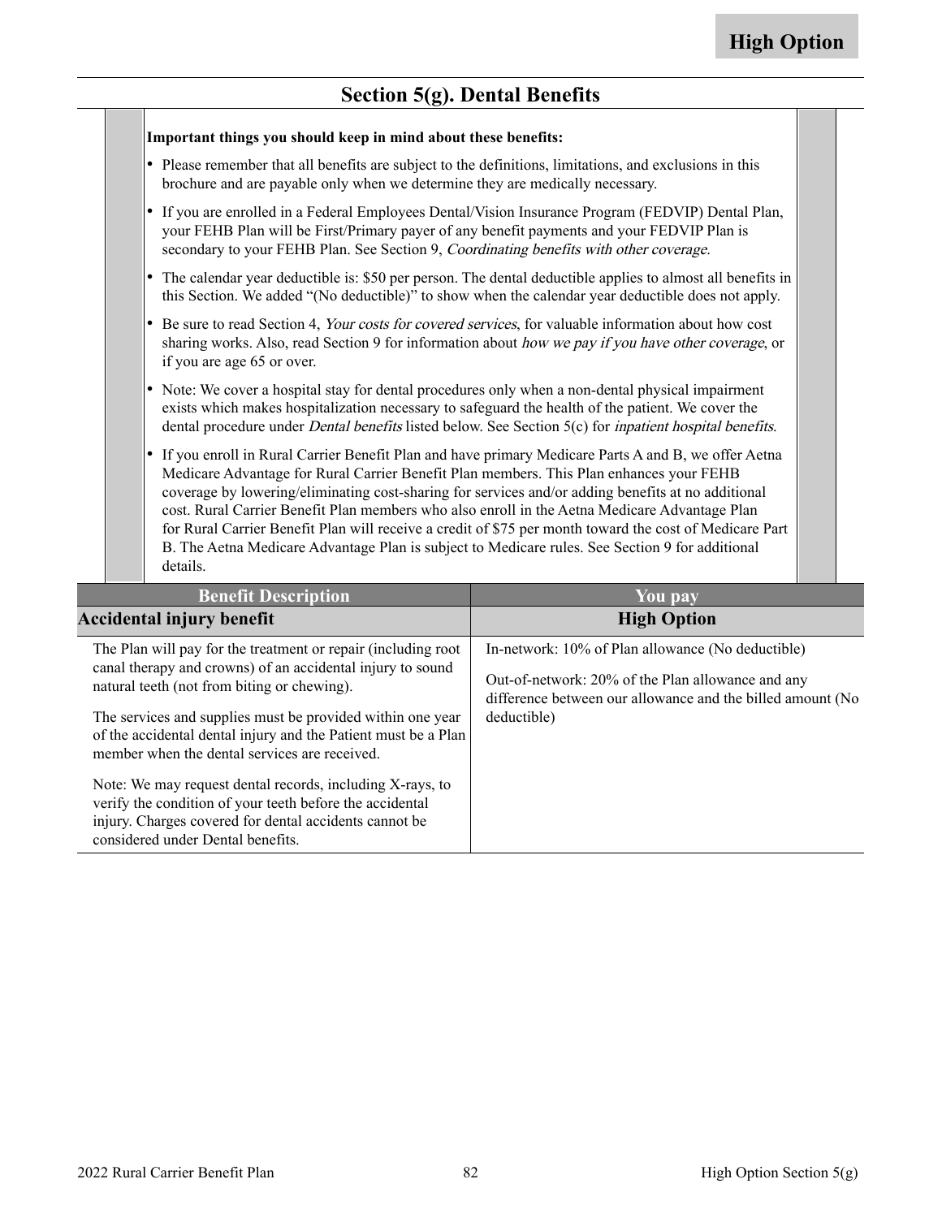High Option

## Section 5(g). Dental Benefits

**Important things you should keep in mind about these benefits:**

- Please remember that all benefits are subject to the definitions, limitations, and exclusions in this brochure and are payable only when we determine they are medically necessary.
- If you are enrolled in a Federal Employees Dental/Vision Insurance Program (FEDVIP) Dental Plan, your FEHB Plan will be First/Primary payer of any benefit payments and your FEDVIP Plan is secondary to your FEHB Plan. See Section 9, *Coordinating benefits with other coverage.*
- The calendar year deductible is: $50 per person. The dental deductible applies to almost all benefits in this Section. We added "(No deductible)" to show when the calendar year deductible does not apply.
- Be sure to read Section 4, *Your costs for covered services*, for valuable information about how cost sharing works. Also, read Section 9 for information about *how we pay if you have other coverage*, or if you are age 65 or over.
- Note: We cover a hospital stay for dental procedures only when a non-dental physical impairment exists which makes hospitalization necessary to safeguard the health of the patient. We cover the dental procedure under *Dental benefits* listed below. See Section 5(c) for *inpatient hospital benefits.*
- If you enroll in Rural Carrier Benefit Plan and have primary Medicare Parts A and B, we offer Aetna Medicare Advantage for Rural Carrier Benefit Plan members. This Plan enhances your FEHB coverage by lowering/eliminating cost-sharing for services and/or adding benefits at no additional cost. Rural Carrier Benefit Plan members who also enroll in the Aetna Medicare Advantage Plan for Rural Carrier Benefit Plan will receive a credit of $75 per month toward the cost of Medicare Part B. The Aetna Medicare Advantage Plan is subject to Medicare rules. See Section 9 for additional details.

| Benefit Description | You pay |
|---|---|
| **Accidental injury benefit** | **High Option** |
| The Plan will pay for the treatment or repair (including root canal therapy and crowns) of an accidental injury to sound natural teeth (not from biting or chewing).<br><br>The services and supplies must be provided within one year of the accidental dental injury and the Patient must be a Plan member when the dental services are received.<br><br>Note: We may request dental records, including X-rays, to verify the condition of your teeth before the accidental injury. Charges covered for dental accidents cannot be considered under Dental benefits. | In-network: 10% of Plan allowance (No deductible)<br><br>Out-of-network: 20% of the Plan allowance and any difference between our allowance and the billed amount (No deductible) |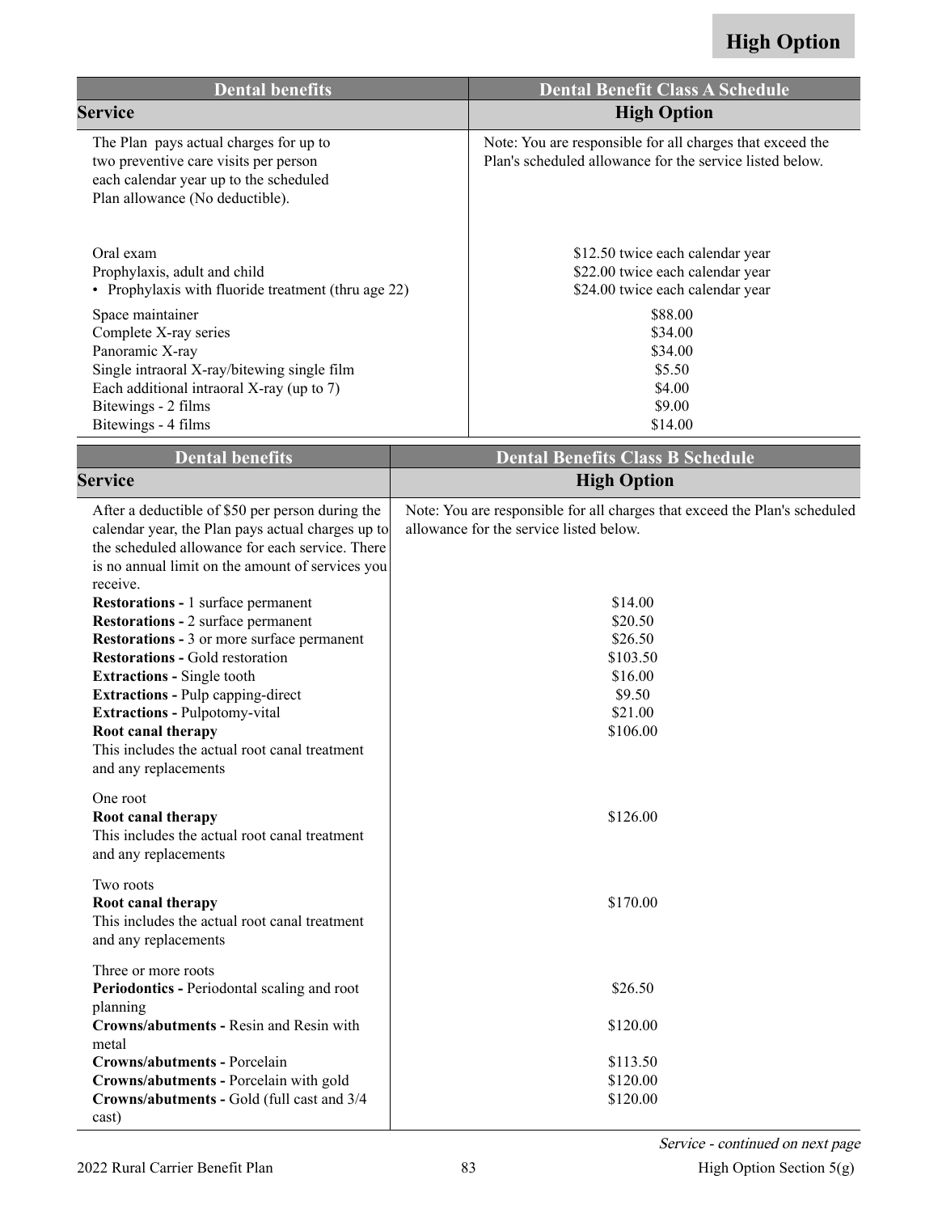**High Option**

| Dental benefits | Dental Benefit Class A Schedule |
|---|---|
| **Service** | **High Option** |
| The Plan pays actual charges for up to two preventive care visits per person each calendar year up to the scheduled Plan allowance (No deductible). | Note: You are responsible for all charges that exceed the Plan's scheduled allowance for the service listed below. |
| Oral exam | $12.50 twice each calendar year |
| Prophylaxis, adult and child | $22.00 twice each calendar year |
| • Prophylaxis with fluoride treatment (thru age 22) | $24.00 twice each calendar year |
| Space maintainer | $88.00 |
| Complete X-ray series | $34.00 |
| Panoramic X-ray | $34.00 |
| Single intraoral X-ray/bitewing single film | $5.50 |
| Each additional intraoral X-ray (up to 7) | $4.00 |
| Bitewings - 2 films | $9.00 |
| Bitewings - 4 films | $14.00 |

| Dental benefits | Dental Benefits Class B Schedule |
|---|---|
| **Service** | **High Option** |
| After a deductible of $50 per person during the calendar year, the Plan pays actual charges up to the scheduled allowance for each service. There is no annual limit on the amount of services you receive. | Note: You are responsible for all charges that exceed the Plan's scheduled allowance for the service listed below. |
| **Restorations -** 1 surface permanent | $14.00 |
| **Restorations -** 2 surface permanent | $20.50 |
| **Restorations -** 3 or more surface permanent | $26.50 |
| **Restorations -** Gold restoration | $103.50 |
| **Extractions -** Single tooth | $16.00 |
| **Extractions -** Pulp capping-direct | $9.50 |
| **Extractions -** Pulpotomy-vital | $21.00 |
| **Root canal therapy** This includes the actual root canal treatment and any replacements One root | $106.00 |
| **Root canal therapy** This includes the actual root canal treatment and any replacements Two roots | $126.00 |
| **Root canal therapy** This includes the actual root canal treatment and any replacements Three or more roots | $170.00 |
| **Periodontics -** Periodontal scaling and root planning | $26.50 |
| **Crowns/abutments -** Resin and Resin with metal | $120.00 |
| **Crowns/abutments -** Porcelain | $113.50 |
| **Crowns/abutments -** Porcelain with gold | $120.00 |
| **Crowns/abutments -** Gold (full cast and 3/4 cast) | $120.00 |

*Service - continued on next page*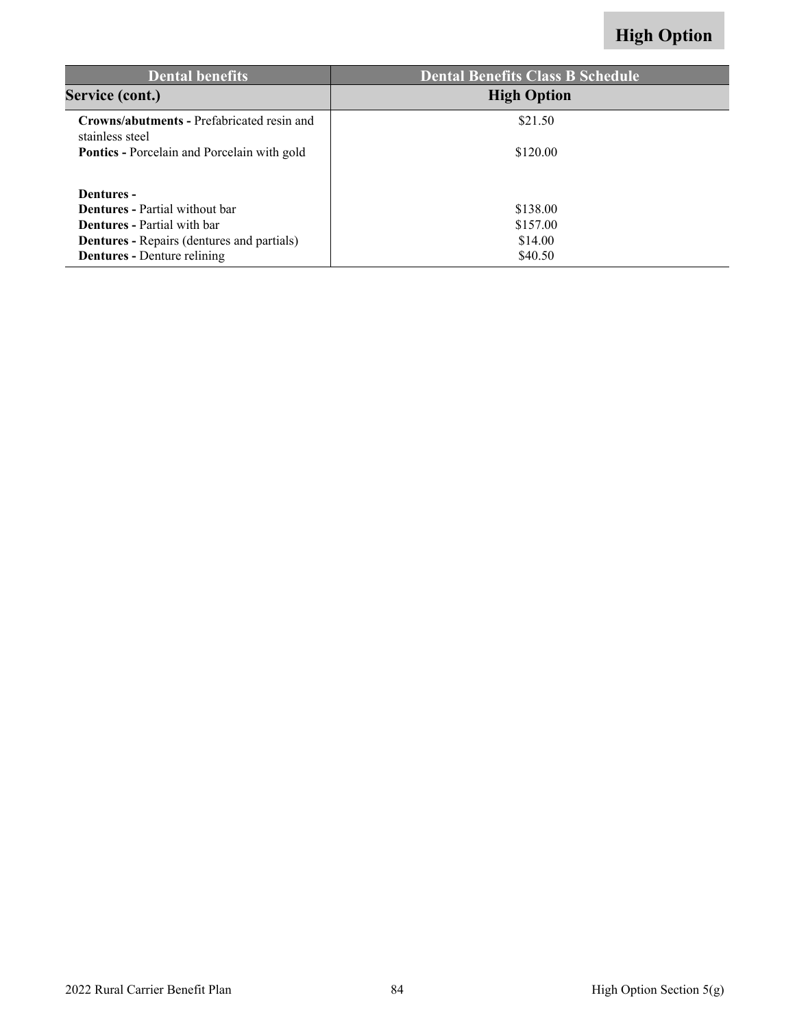| Dental benefits | Dental Benefits Class B Schedule |
|---|---|
| **Service (cont.)** | **High Option** |
| **Crowns/abutments -** Prefabricated resin and stainless steel | $21.50 |
| **Pontics -** Porcelain and Porcelain with gold | $120.00 |
| **Dentures -** | |
| **Dentures -** Partial without bar | $138.00 |
| **Dentures -** Partial with bar | $157.00 |
| **Dentures -** Repairs (dentures and partials) | $14.00 |
| **Dentures -** Denture relining | $40.50 |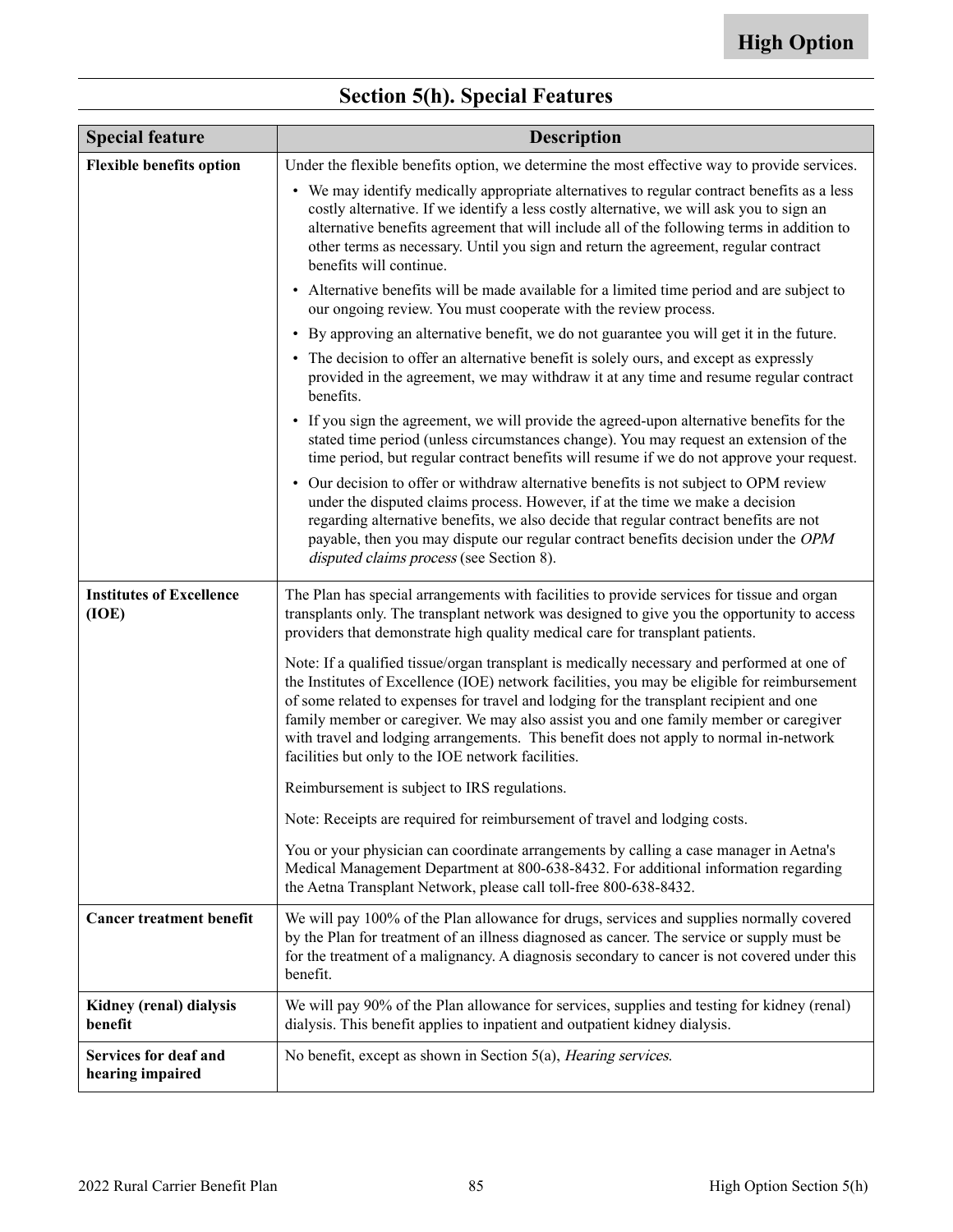High Option

## Section 5(h). Special Features

| Special feature | Description |
|---|---|
| **Flexible benefits option** | Under the flexible benefits option, we determine the most effective way to provide services.<br>• We may identify medically appropriate alternatives to regular contract benefits as a less costly alternative. If we identify a less costly alternative, we will ask you to sign an alternative benefits agreement that will include all of the following terms in addition to other terms as necessary. Until you sign and return the agreement, regular contract benefits will continue.<br>• Alternative benefits will be made available for a limited time period and are subject to our ongoing review. You must cooperate with the review process.<br>• By approving an alternative benefit, we do not guarantee you will get it in the future.<br>• The decision to offer an alternative benefit is solely ours, and except as expressly provided in the agreement, we may withdraw it at any time and resume regular contract benefits.<br>• If you sign the agreement, we will provide the agreed-upon alternative benefits for the stated time period (unless circumstances change). You may request an extension of the time period, but regular contract benefits will resume if we do not approve your request.<br>• Our decision to offer or withdraw alternative benefits is not subject to OPM review under the disputed claims process. However, if at the time we make a decision regarding alternative benefits, we also decide that regular contract benefits are not payable, then you may dispute our regular contract benefits decision under the *OPM disputed claims process* (see Section 8). |
| **Institutes of Excellence (IOE)** | The Plan has special arrangements with facilities to provide services for tissue and organ transplants only. The transplant network was designed to give you the opportunity to access providers that demonstrate high quality medical care for transplant patients.<br><br>Note: If a qualified tissue/organ transplant is medically necessary and performed at one of the Institutes of Excellence (IOE) network facilities, you may be eligible for reimbursement of some related to expenses for travel and lodging for the transplant recipient and one family member or caregiver. We may also assist you and one family member or caregiver with travel and lodging arrangements. This benefit does not apply to normal in-network facilities but only to the IOE network facilities.<br><br>Reimbursement is subject to IRS regulations.<br><br>Note: Receipts are required for reimbursement of travel and lodging costs.<br><br>You or your physician can coordinate arrangements by calling a case manager in Aetna's Medical Management Department at 800-638-8432. For additional information regarding the Aetna Transplant Network, please call toll-free 800-638-8432. |
| **Cancer treatment benefit** | We will pay 100% of the Plan allowance for drugs, services and supplies normally covered by the Plan for treatment of an illness diagnosed as cancer. The service or supply must be for the treatment of a malignancy. A diagnosis secondary to cancer is not covered under this benefit. |
| **Kidney (renal) dialysis benefit** | We will pay 90% of the Plan allowance for services, supplies and testing for kidney (renal) dialysis. This benefit applies to inpatient and outpatient kidney dialysis. |
| **Services for deaf and hearing impaired** | No benefit, except as shown in Section 5(a), *Hearing services.* |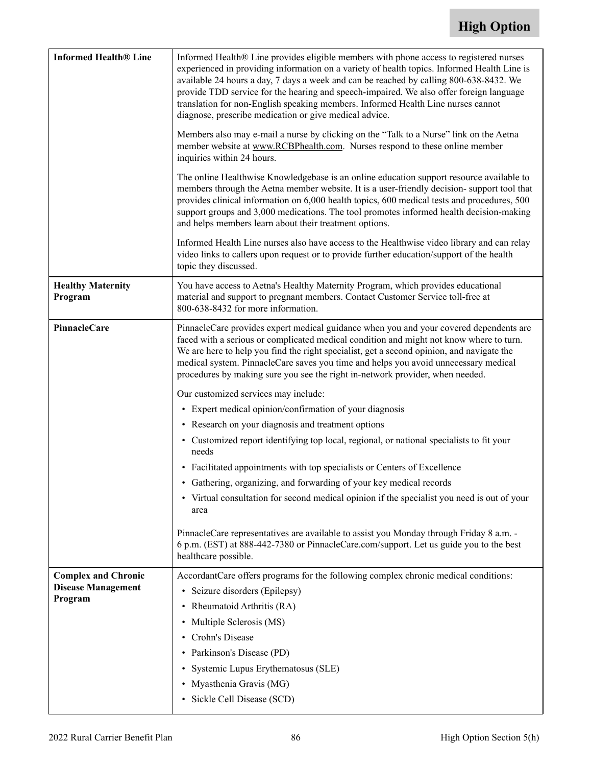| | |
|---|---|
| **Informed Health® Line** | Informed Health® Line provides eligible members with phone access to registered nurses experienced in providing information on a variety of health topics. Informed Health Line is available 24 hours a day, 7 days a week and can be reached by calling 800-638-8432. We provide TDD service for the hearing and speech-impaired. We also offer foreign language translation for non-English speaking members. Informed Health Line nurses cannot diagnose, prescribe medication or give medical advice.<br><br>Members also may e-mail a nurse by clicking on the "Talk to a Nurse" link on the Aetna member website at www.RCBPhealth.com. Nurses respond to these online member inquiries within 24 hours.<br><br>The online Healthwise Knowledgebase is an online education support resource available to members through the Aetna member website. It is a user-friendly decision- support tool that provides clinical information on 6,000 health topics, 600 medical tests and procedures, 500 support groups and 3,000 medications. The tool promotes informed health decision-making and helps members learn about their treatment options.<br><br>Informed Health Line nurses also have access to the Healthwise video library and can relay video links to callers upon request or to provide further education/support of the health topic they discussed. |
| **Healthy Maternity Program** | You have access to Aetna's Healthy Maternity Program, which provides educational material and support to pregnant members. Contact Customer Service toll-free at 800-638-8432 for more information. |
| **PinnacleCare** | PinnacleCare provides expert medical guidance when you and your covered dependents are faced with a serious or complicated medical condition and might not know where to turn. We are here to help you find the right specialist, get a second opinion, and navigate the medical system. PinnacleCare saves you time and helps you avoid unnecessary medical procedures by making sure you see the right in-network provider, when needed.<br><br>Our customized services may include:<br>• Expert medical opinion/confirmation of your diagnosis<br>• Research on your diagnosis and treatment options<br>• Customized report identifying top local, regional, or national specialists to fit your needs<br>• Facilitated appointments with top specialists or Centers of Excellence<br>• Gathering, organizing, and forwarding of your key medical records<br>• Virtual consultation for second medical opinion if the specialist you need is out of your area<br><br>PinnacleCare representatives are available to assist you Monday through Friday 8 a.m. - 6 p.m. (EST) at 888-442-7380 or PinnacleCare.com/support. Let us guide you to the best healthcare possible. |
| **Complex and Chronic Disease Management Program** | AccordantCare offers programs for the following complex chronic medical conditions:<br>• Seizure disorders (Epilepsy)<br>• Rheumatoid Arthritis (RA)<br>• Multiple Sclerosis (MS)<br>• Crohn's Disease<br>• Parkinson's Disease (PD)<br>• Systemic Lupus Erythematosus (SLE)<br>• Myasthenia Gravis (MG)<br>• Sickle Cell Disease (SCD) |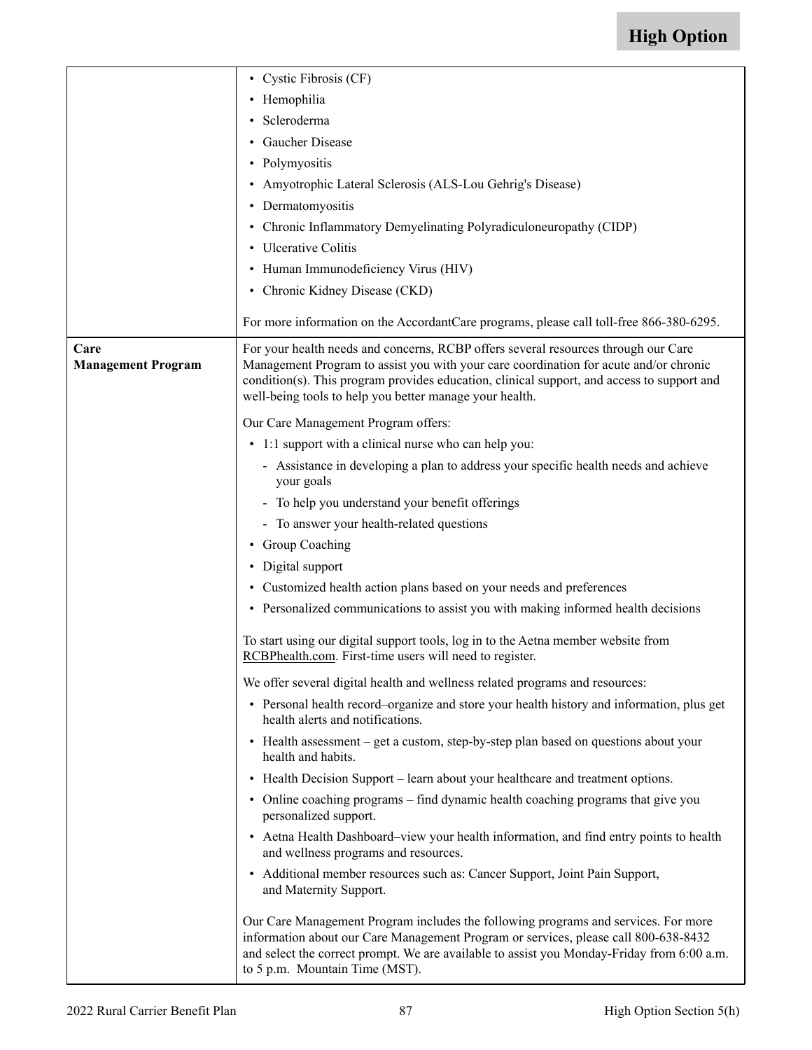| | |
|---|---|
| | • Cystic Fibrosis (CF)<br>• Hemophilia<br>• Scleroderma<br>• Gaucher Disease<br>• Polymyositis<br>• Amyotrophic Lateral Sclerosis (ALS-Lou Gehrig's Disease)<br>• Dermatomyositis<br>• Chronic Inflammatory Demyelinating Polyradiculoneuropathy (CIDP)<br>• Ulcerative Colitis<br>• Human Immunodeficiency Virus (HIV)<br>• Chronic Kidney Disease (CKD)<br><br>For more information on the AccordantCare programs, please call toll-free 866-380-6295. |
| **Care Management Program** | For your health needs and concerns, RCBP offers several resources through our Care Management Program to assist you with your care coordination for acute and/or chronic condition(s). This program provides education, clinical support, and access to support and well-being tools to help you better manage your health.<br><br>Our Care Management Program offers:<br>• 1:1 support with a clinical nurse who can help you:<br>  - Assistance in developing a plan to address your specific health needs and achieve your goals<br>  - To help you understand your benefit offerings<br>  - To answer your health-related questions<br>• Group Coaching<br>• Digital support<br>• Customized health action plans based on your needs and preferences<br>• Personalized communications to assist you with making informed health decisions<br><br>To start using our digital support tools, log in to the Aetna member website from RCBPhealth.com. First-time users will need to register.<br><br>We offer several digital health and wellness related programs and resources:<br>• Personal health record–organize and store your health history and information, plus get health alerts and notifications.<br>• Health assessment – get a custom, step-by-step plan based on questions about your health and habits.<br>• Health Decision Support – learn about your healthcare and treatment options.<br>• Online coaching programs – find dynamic health coaching programs that give you personalized support.<br>• Aetna Health Dashboard–view your health information, and find entry points to health and wellness programs and resources.<br>• Additional member resources such as: Cancer Support, Joint Pain Support, and Maternity Support.<br><br>Our Care Management Program includes the following programs and services. For more information about our Care Management Program or services, please call 800-638-8432 and select the correct prompt. We are available to assist you Monday-Friday from 6:00 a.m. to 5 p.m. Mountain Time (MST). |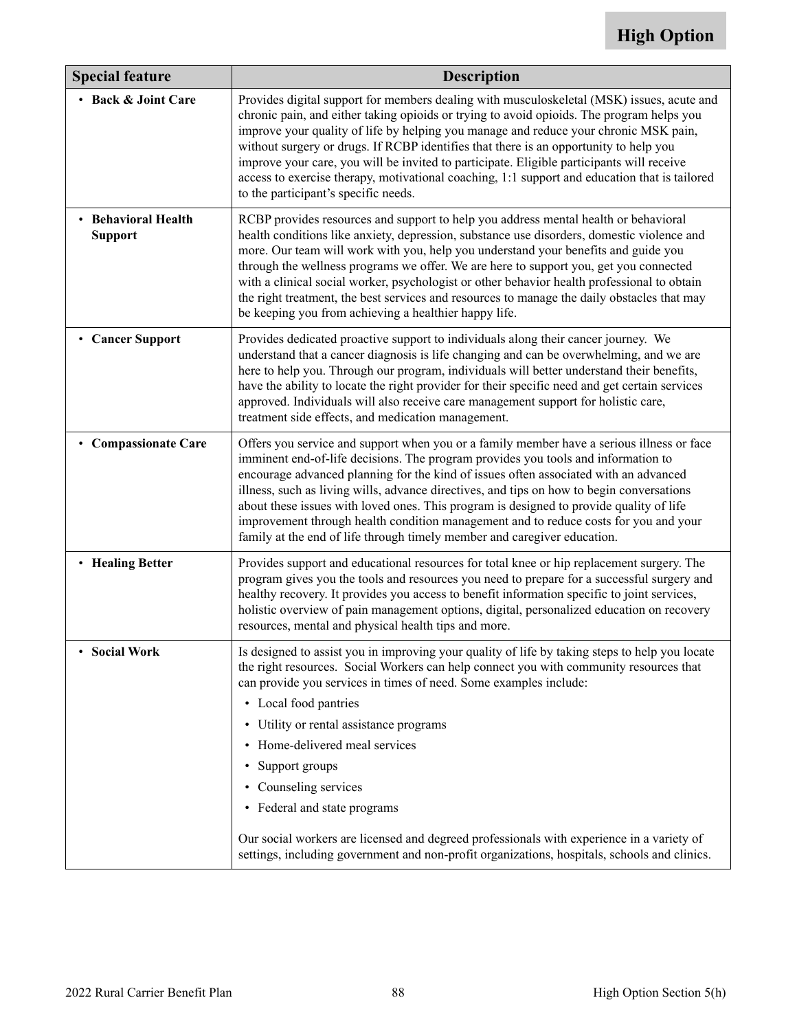**High Option**

| Special feature | Description |
| --- | --- |
| • **Back & Joint Care** | Provides digital support for members dealing with musculoskeletal (MSK) issues, acute and chronic pain, and either taking opioids or trying to avoid opioids. The program helps you improve your quality of life by helping you manage and reduce your chronic MSK pain, without surgery or drugs. If RCBP identifies that there is an opportunity to help you improve your care, you will be invited to participate. Eligible participants will receive access to exercise therapy, motivational coaching, 1:1 support and education that is tailored to the participant's specific needs. |
| • **Behavioral Health Support** | RCBP provides resources and support to help you address mental health or behavioral health conditions like anxiety, depression, substance use disorders, domestic violence and more. Our team will work with you, help you understand your benefits and guide you through the wellness programs we offer. We are here to support you, get you connected with a clinical social worker, psychologist or other behavior health professional to obtain the right treatment, the best services and resources to manage the daily obstacles that may be keeping you from achieving a healthier happy life. |
| • **Cancer Support** | Provides dedicated proactive support to individuals along their cancer journey. We understand that a cancer diagnosis is life changing and can be overwhelming, and we are here to help you. Through our program, individuals will better understand their benefits, have the ability to locate the right provider for their specific need and get certain services approved. Individuals will also receive care management support for holistic care, treatment side effects, and medication management. |
| • **Compassionate Care** | Offers you service and support when you or a family member have a serious illness or face imminent end-of-life decisions. The program provides you tools and information to encourage advanced planning for the kind of issues often associated with an advanced illness, such as living wills, advance directives, and tips on how to begin conversations about these issues with loved ones. This program is designed to provide quality of life improvement through health condition management and to reduce costs for you and your family at the end of life through timely member and caregiver education. |
| • **Healing Better** | Provides support and educational resources for total knee or hip replacement surgery. The program gives you the tools and resources you need to prepare for a successful surgery and healthy recovery. It provides you access to benefit information specific to joint services, holistic overview of pain management options, digital, personalized education on recovery resources, mental and physical health tips and more. |
| • **Social Work** | Is designed to assist you in improving your quality of life by taking steps to help you locate the right resources. Social Workers can help connect you with community resources that can provide you services in times of need. Some examples include:<br>• Local food pantries<br>• Utility or rental assistance programs<br>• Home-delivered meal services<br>• Support groups<br>• Counseling services<br>• Federal and state programs<br><br>Our social workers are licensed and degreed professionals with experience in a variety of settings, including government and non-profit organizations, hospitals, schools and clinics. |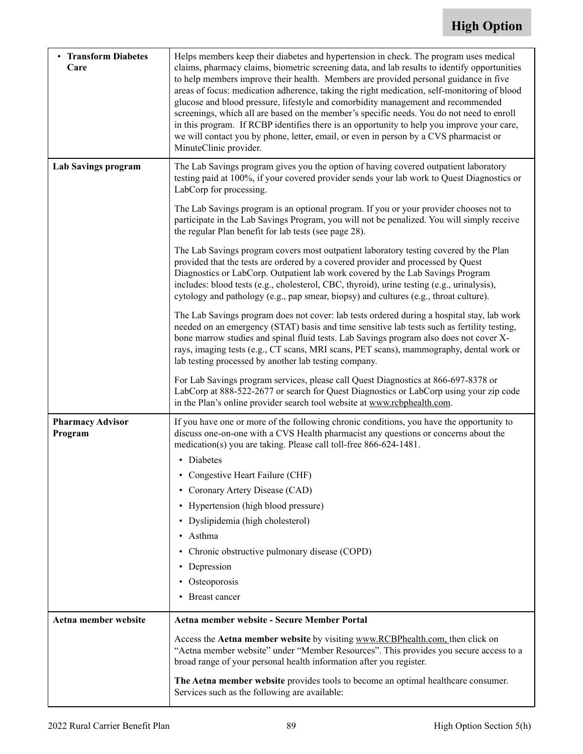| | |
|---|---|
| • **Transform Diabetes Care** | Helps members keep their diabetes and hypertension in check. The program uses medical claims, pharmacy claims, biometric screening data, and lab results to identify opportunities to help members improve their health. Members are provided personal guidance in five areas of focus: medication adherence, taking the right medication, self-monitoring of blood glucose and blood pressure, lifestyle and comorbidity management and recommended screenings, which all are based on the member's specific needs. You do not need to enroll in this program. If RCBP identifies there is an opportunity to help you improve your care, we will contact you by phone, letter, email, or even in person by a CVS pharmacist or MinuteClinic provider. |
| **Lab Savings program** | The Lab Savings program gives you the option of having covered outpatient laboratory testing paid at 100%, if your covered provider sends your lab work to Quest Diagnostics or LabCorp for processing.<br><br>The Lab Savings program is an optional program. If you or your provider chooses not to participate in the Lab Savings Program, you will not be penalized. You will simply receive the regular Plan benefit for lab tests (see page 28).<br><br>The Lab Savings program covers most outpatient laboratory testing covered by the Plan provided that the tests are ordered by a covered provider and processed by Quest Diagnostics or LabCorp. Outpatient lab work covered by the Lab Savings Program includes: blood tests (e.g., cholesterol, CBC, thyroid), urine testing (e.g., urinalysis), cytology and pathology (e.g., pap smear, biopsy) and cultures (e.g., throat culture).<br><br>The Lab Savings program does not cover: lab tests ordered during a hospital stay, lab work needed on an emergency (STAT) basis and time sensitive lab tests such as fertility testing, bone marrow studies and spinal fluid tests. Lab Savings program also does not cover X-rays, imaging tests (e.g., CT scans, MRI scans, PET scans), mammography, dental work or lab testing processed by another lab testing company.<br><br>For Lab Savings program services, please call Quest Diagnostics at 866-697-8378 or LabCorp at 888-522-2677 or search for Quest Diagnostics or LabCorp using your zip code in the Plan's online provider search tool website at www.rcbphealth.com. |
| **Pharmacy Advisor Program** | If you have one or more of the following chronic conditions, you have the opportunity to discuss one-on-one with a CVS Health pharmacist any questions or concerns about the medication(s) you are taking. Please call toll-free 866-624-1481.<br>• Diabetes<br>• Congestive Heart Failure (CHF)<br>• Coronary Artery Disease (CAD)<br>• Hypertension (high blood pressure)<br>• Dyslipidemia (high cholesterol)<br>• Asthma<br>• Chronic obstructive pulmonary disease (COPD)<br>• Depression<br>• Osteoporosis<br>• Breast cancer |
| **Aetna member website** | **Aetna member website - Secure Member Portal**<br><br>Access the **Aetna member website** by visiting www.RCBPhealth.com, then click on "Aetna member website" under "Member Resources". This provides you secure access to a broad range of your personal health information after you register.<br><br>**The Aetna member website** provides tools to become an optimal healthcare consumer. Services such as the following are available: |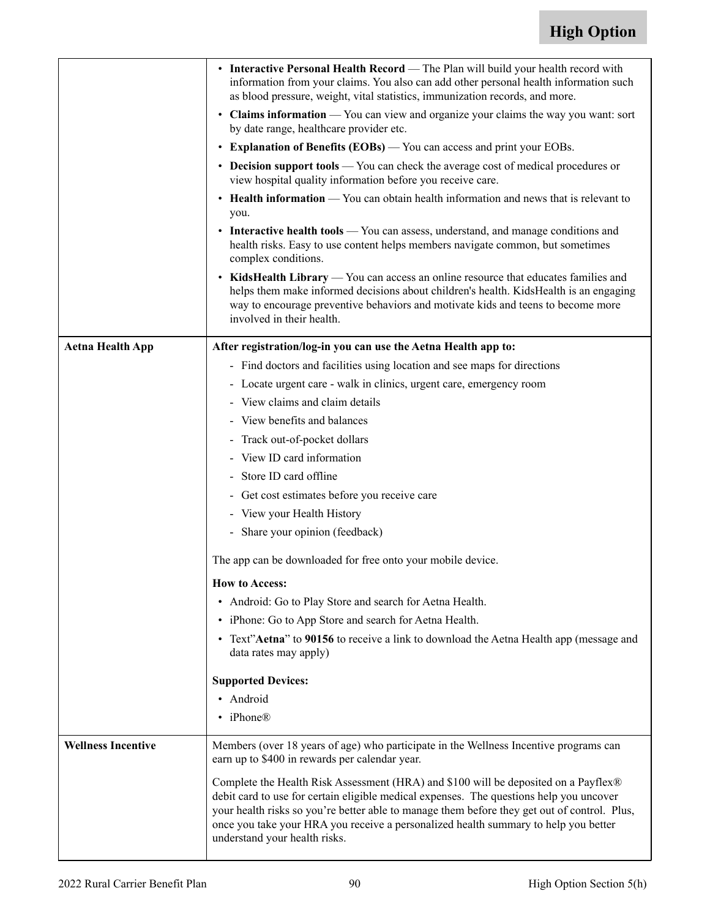| | |
|---|---|
| | • **Interactive Personal Health Record** — The Plan will build your health record with information from your claims. You also can add other personal health information such as blood pressure, weight, vital statistics, immunization records, and more.<br>• **Claims information** — You can view and organize your claims the way you want: sort by date range, healthcare provider etc.<br>• **Explanation of Benefits (EOBs)** — You can access and print your EOBs.<br>• **Decision support tools** — You can check the average cost of medical procedures or view hospital quality information before you receive care.<br>• **Health information** — You can obtain health information and news that is relevant to you.<br>• **Interactive health tools** — You can assess, understand, and manage conditions and health risks. Easy to use content helps members navigate common, but sometimes complex conditions.<br>• **KidsHealth Library** — You can access an online resource that educates families and helps them make informed decisions about children's health. KidsHealth is an engaging way to encourage preventive behaviors and motivate kids and teens to become more involved in their health. |
| **Aetna Health App** | **After registration/log-in you can use the Aetna Health app to:**<br>- Find doctors and facilities using location and see maps for directions<br>- Locate urgent care - walk in clinics, urgent care, emergency room<br>- View claims and claim details<br>- View benefits and balances<br>- Track out-of-pocket dollars<br>- View ID card information<br>- Store ID card offline<br>- Get cost estimates before you receive care<br>- View your Health History<br>- Share your opinion (feedback)<br><br>The app can be downloaded for free onto your mobile device.<br><br>**How to Access:**<br>• Android: Go to Play Store and search for Aetna Health.<br>• iPhone: Go to App Store and search for Aetna Health.<br>• Text"**Aetna**" to **90156** to receive a link to download the Aetna Health app (message and data rates may apply)<br><br>**Supported Devices:**<br>• Android<br>• iPhone® |
| **Wellness Incentive** | Members (over 18 years of age) who participate in the Wellness Incentive programs can earn up to $400 in rewards per calendar year.<br><br>Complete the Health Risk Assessment (HRA) and $100 will be deposited on a Payflex® debit card to use for certain eligible medical expenses. The questions help you uncover your health risks so you're better able to manage them before they get out of control. Plus, once you take your HRA you receive a personalized health summary to help you better understand your health risks. |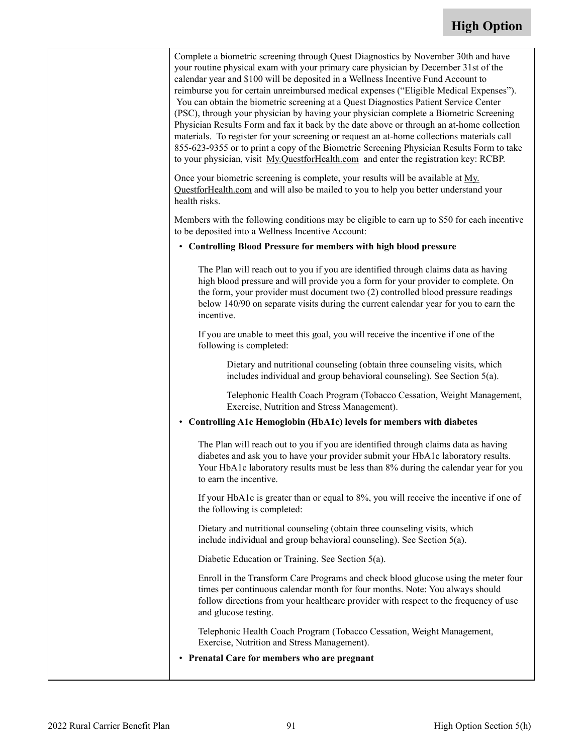Complete a biometric screening through Quest Diagnostics by November 30th and have your routine physical exam with your primary care physician by December 31st of the calendar year and $100 will be deposited in a Wellness Incentive Fund Account to reimburse you for certain unreimbursed medical expenses ("Eligible Medical Expenses"). You can obtain the biometric screening at a Quest Diagnostics Patient Service Center (PSC), through your physician by having your physician complete a Biometric Screening Physician Results Form and fax it back by the date above or through an at-home collection materials. To register for your screening or request an at-home collections materials call 855-623-9355 or to print a copy of the Biometric Screening Physician Results Form to take to your physician, visit My.QuestforHealth.com and enter the registration key: RCBP.

Once your biometric screening is complete, your results will be available at My.QuestforHealth.com and will also be mailed to you to help you better understand your health risks.

Members with the following conditions may be eligible to earn up to $50 for each incentive to be deposited into a Wellness Incentive Account:

- **Controlling Blood Pressure for members with high blood pressure**

  The Plan will reach out to you if you are identified through claims data as having high blood pressure and will provide you a form for your provider to complete. On the form, your provider must document two (2) controlled blood pressure readings below 140/90 on separate visits during the current calendar year for you to earn the incentive.

  If you are unable to meet this goal, you will receive the incentive if one of the following is completed:

  Dietary and nutritional counseling (obtain three counseling visits, which includes individual and group behavioral counseling). See Section 5(a).

  Telephonic Health Coach Program (Tobacco Cessation, Weight Management, Exercise, Nutrition and Stress Management).

- **Controlling A1c Hemoglobin (HbA1c) levels for members with diabetes**

  The Plan will reach out to you if you are identified through claims data as having diabetes and ask you to have your provider submit your HbA1c laboratory results. Your HbA1c laboratory results must be less than 8% during the calendar year for you to earn the incentive.

  If your HbA1c is greater than or equal to 8%, you will receive the incentive if one of the following is completed:

  Dietary and nutritional counseling (obtain three counseling visits, which include individual and group behavioral counseling). See Section 5(a).

  Diabetic Education or Training. See Section 5(a).

  Enroll in the Transform Care Programs and check blood glucose using the meter four times per continuous calendar month for four months. Note: You always should follow directions from your healthcare provider with respect to the frequency of use and glucose testing.

  Telephonic Health Coach Program (Tobacco Cessation, Weight Management, Exercise, Nutrition and Stress Management).

- **Prenatal Care for members who are pregnant**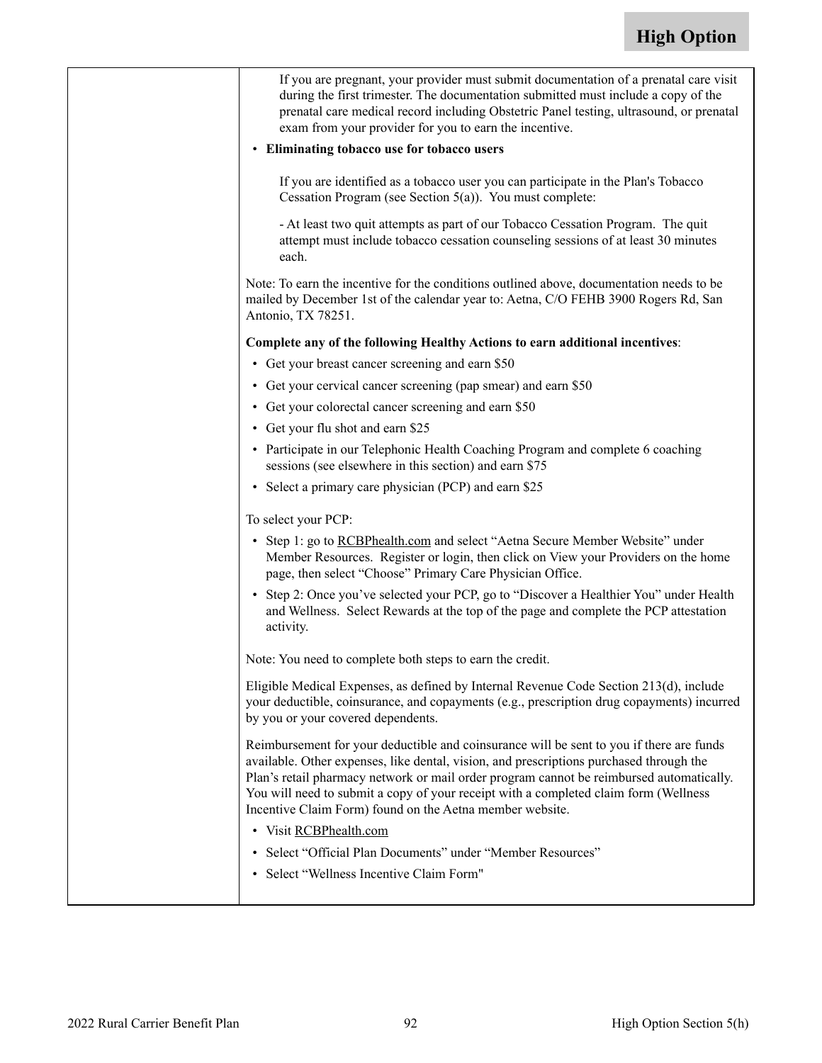If you are pregnant, your provider must submit documentation of a prenatal care visit during the first trimester. The documentation submitted must include a copy of the prenatal care medical record including Obstetric Panel testing, ultrasound, or prenatal exam from your provider for you to earn the incentive.

- **Eliminating tobacco use for tobacco users**

  If you are identified as a tobacco user you can participate in the Plan's Tobacco Cessation Program (see Section 5(a)). You must complete:

  - At least two quit attempts as part of our Tobacco Cessation Program. The quit attempt must include tobacco cessation counseling sessions of at least 30 minutes each.

Note: To earn the incentive for the conditions outlined above, documentation needs to be mailed by December 1st of the calendar year to: Aetna, C/O FEHB 3900 Rogers Rd, San Antonio, TX 78251.

**Complete any of the following Healthy Actions to earn additional incentives**:

- Get your breast cancer screening and earn $50
- Get your cervical cancer screening (pap smear) and earn $50
- Get your colorectal cancer screening and earn $50
- Get your flu shot and earn $25
- Participate in our Telephonic Health Coaching Program and complete 6 coaching sessions (see elsewhere in this section) and earn $75
- Select a primary care physician (PCP) and earn $25

To select your PCP:

- Step 1: go to RCBPhealth.com and select "Aetna Secure Member Website" under Member Resources. Register or login, then click on View your Providers on the home page, then select "Choose" Primary Care Physician Office.
- Step 2: Once you've selected your PCP, go to "Discover a Healthier You" under Health and Wellness. Select Rewards at the top of the page and complete the PCP attestation activity.

Note: You need to complete both steps to earn the credit.

Eligible Medical Expenses, as defined by Internal Revenue Code Section 213(d), include your deductible, coinsurance, and copayments (e.g., prescription drug copayments) incurred by you or your covered dependents.

Reimbursement for your deductible and coinsurance will be sent to you if there are funds available. Other expenses, like dental, vision, and prescriptions purchased through the Plan's retail pharmacy network or mail order program cannot be reimbursed automatically. You will need to submit a copy of your receipt with a completed claim form (Wellness Incentive Claim Form) found on the Aetna member website.

- Visit RCBPhealth.com
- Select "Official Plan Documents" under "Member Resources"
- Select "Wellness Incentive Claim Form"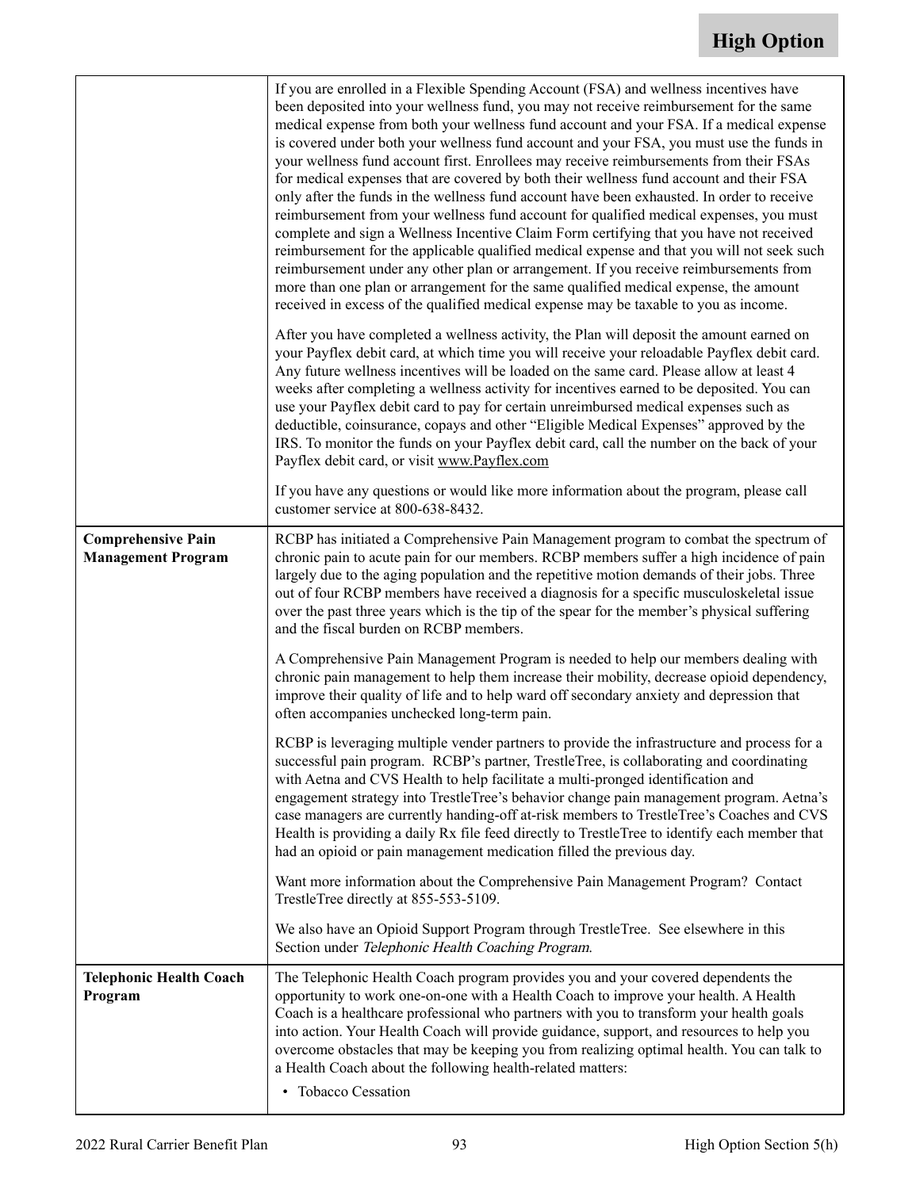| | |
|---|---|
| | If you are enrolled in a Flexible Spending Account (FSA) and wellness incentives have been deposited into your wellness fund, you may not receive reimbursement for the same medical expense from both your wellness fund account and your FSA. If a medical expense is covered under both your wellness fund account and your FSA, you must use the funds in your wellness fund account first. Enrollees may receive reimbursements from their FSAs for medical expenses that are covered by both their wellness fund account and their FSA only after the funds in the wellness fund account have been exhausted. In order to receive reimbursement from your wellness fund account for qualified medical expenses, you must complete and sign a Wellness Incentive Claim Form certifying that you have not received reimbursement for the applicable qualified medical expense and that you will not seek such reimbursement under any other plan or arrangement. If you receive reimbursements from more than one plan or arrangement for the same qualified medical expense, the amount received in excess of the qualified medical expense may be taxable to you as income.<br><br>After you have completed a wellness activity, the Plan will deposit the amount earned on your Payflex debit card, at which time you will receive your reloadable Payflex debit card. Any future wellness incentives will be loaded on the same card. Please allow at least 4 weeks after completing a wellness activity for incentives earned to be deposited. You can use your Payflex debit card to pay for certain unreimbursed medical expenses such as deductible, coinsurance, copays and other "Eligible Medical Expenses" approved by the IRS. To monitor the funds on your Payflex debit card, call the number on the back of your Payflex debit card, or visit www.Payflex.com<br><br>If you have any questions or would like more information about the program, please call customer service at 800-638-8432. |
| **Comprehensive Pain Management Program** | RCBP has initiated a Comprehensive Pain Management program to combat the spectrum of chronic pain to acute pain for our members. RCBP members suffer a high incidence of pain largely due to the aging population and the repetitive motion demands of their jobs. Three out of four RCBP members have received a diagnosis for a specific musculoskeletal issue over the past three years which is the tip of the spear for the member's physical suffering and the fiscal burden on RCBP members.<br><br>A Comprehensive Pain Management Program is needed to help our members dealing with chronic pain management to help them increase their mobility, decrease opioid dependency, improve their quality of life and to help ward off secondary anxiety and depression that often accompanies unchecked long-term pain.<br><br>RCBP is leveraging multiple vender partners to provide the infrastructure and process for a successful pain program. RCBP's partner, TrestleTree, is collaborating and coordinating with Aetna and CVS Health to help facilitate a multi-pronged identification and engagement strategy into TrestleTree's behavior change pain management program. Aetna's case managers are currently handing-off at-risk members to TrestleTree's Coaches and CVS Health is providing a daily Rx file feed directly to TrestleTree to identify each member that had an opioid or pain management medication filled the previous day.<br><br>Want more information about the Comprehensive Pain Management Program? Contact TrestleTree directly at 855-553-5109.<br><br>We also have an Opioid Support Program through TrestleTree. See elsewhere in this Section under *Telephonic Health Coaching Program*. |
| **Telephonic Health Coach Program** | The Telephonic Health Coach program provides you and your covered dependents the opportunity to work one-on-one with a Health Coach to improve your health. A Health Coach is a healthcare professional who partners with you to transform your health goals into action. Your Health Coach will provide guidance, support, and resources to help you overcome obstacles that may be keeping you from realizing optimal health. You can talk to a Health Coach about the following health-related matters:<br><br>• Tobacco Cessation |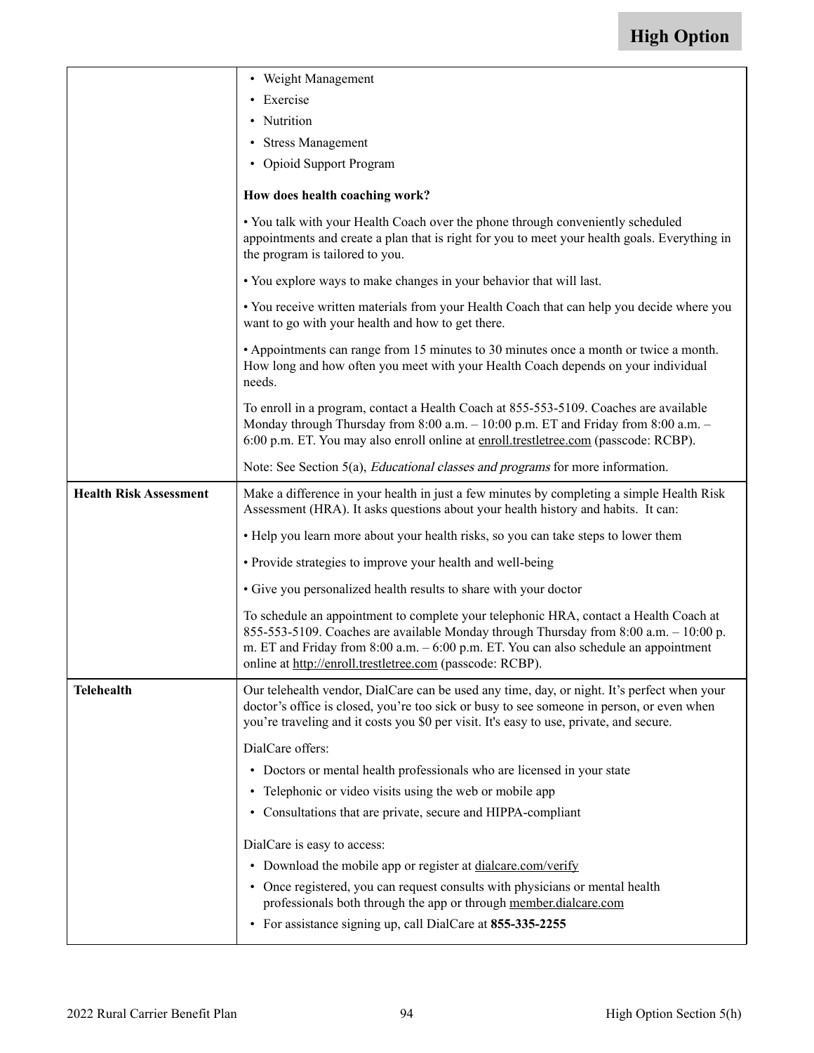| | |
|---|---|
| | • Weight Management<br>• Exercise<br>• Nutrition<br>• Stress Management<br>• Opioid Support Program<br><br>**How does health coaching work?**<br><br>• You talk with your Health Coach over the phone through conveniently scheduled appointments and create a plan that is right for you to meet your health goals. Everything in the program is tailored to you.<br><br>• You explore ways to make changes in your behavior that will last.<br><br>• You receive written materials from your Health Coach that can help you decide where you want to go with your health and how to get there.<br><br>• Appointments can range from 15 minutes to 30 minutes once a month or twice a month. How long and how often you meet with your Health Coach depends on your individual needs.<br><br>To enroll in a program, contact a Health Coach at 855-553-5109. Coaches are available Monday through Thursday from 8:00 a.m. – 10:00 p.m. ET and Friday from 8:00 a.m. – 6:00 p.m. ET. You may also enroll online at enroll.trestletree.com (passcode: RCBP).<br><br>Note: See Section 5(a), *Educational classes and programs* for more information. |
| **Health Risk Assessment** | Make a difference in your health in just a few minutes by completing a simple Health Risk Assessment (HRA). It asks questions about your health history and habits. It can:<br><br>• Help you learn more about your health risks, so you can take steps to lower them<br><br>• Provide strategies to improve your health and well-being<br><br>• Give you personalized health results to share with your doctor<br><br>To schedule an appointment to complete your telephonic HRA, contact a Health Coach at 855-553-5109. Coaches are available Monday through Thursday from 8:00 a.m. – 10:00 p.m. ET and Friday from 8:00 a.m. – 6:00 p.m. ET. You can also schedule an appointment online at http://enroll.trestletree.com (passcode: RCBP). |
| **Telehealth** | Our telehealth vendor, DialCare can be used any time, day, or night. It's perfect when your doctor's office is closed, you're too sick or busy to see someone in person, or even when you're traveling and it costs you $0 per visit. It's easy to use, private, and secure.<br><br>DialCare offers:<br><br>• Doctors or mental health professionals who are licensed in your state<br>• Telephonic or video visits using the web or mobile app<br>• Consultations that are private, secure and HIPPA-compliant<br><br>DialCare is easy to access:<br><br>• Download the mobile app or register at dialcare.com/verify<br>• Once registered, you can request consults with physicians or mental health professionals both through the app or through member.dialcare.com<br>• For assistance signing up, call DialCare at **855-335-2255** |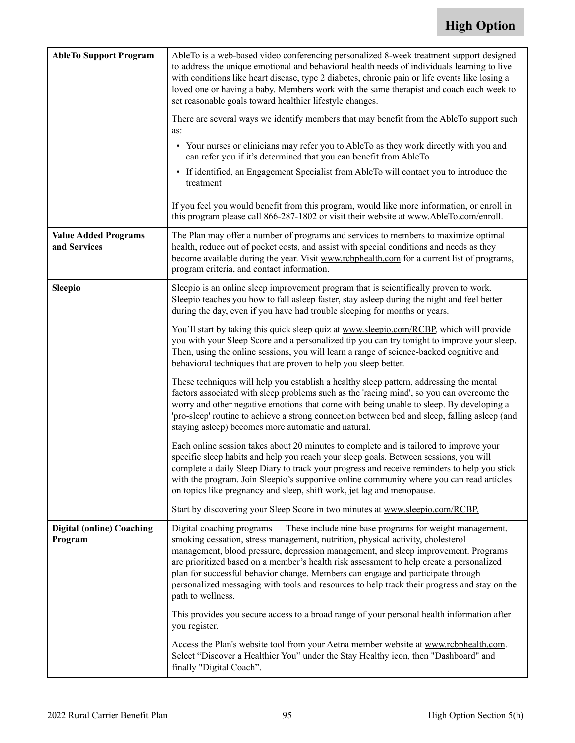**High Option**

| | |
|---|---|
| **AbleTo Support Program** | AbleTo is a web-based video conferencing personalized 8-week treatment support designed to address the unique emotional and behavioral health needs of individuals learning to live with conditions like heart disease, type 2 diabetes, chronic pain or life events like losing a loved one or having a baby. Members work with the same therapist and coach each week to set reasonable goals toward healthier lifestyle changes.<br><br>There are several ways we identify members that may benefit from the AbleTo support such as:<br><br>• Your nurses or clinicians may refer you to AbleTo as they work directly with you and can refer you if it's determined that you can benefit from AbleTo<br>• If identified, an Engagement Specialist from AbleTo will contact you to introduce the treatment<br><br>If you feel you would benefit from this program, would like more information, or enroll in this program please call 866-287-1802 or visit their website at www.AbleTo.com/enroll. |
| **Value Added Programs and Services** | The Plan may offer a number of programs and services to members to maximize optimal health, reduce out of pocket costs, and assist with special conditions and needs as they become available during the year. Visit www.rcbphealth.com for a current list of programs, program criteria, and contact information. |
| **Sleepio** | Sleepio is an online sleep improvement program that is scientifically proven to work. Sleepio teaches you how to fall asleep faster, stay asleep during the night and feel better during the day, even if you have had trouble sleeping for months or years.<br><br>You'll start by taking this quick sleep quiz at www.sleepio.com/RCBP, which will provide you with your Sleep Score and a personalized tip you can try tonight to improve your sleep. Then, using the online sessions, you will learn a range of science-backed cognitive and behavioral techniques that are proven to help you sleep better.<br><br>These techniques will help you establish a healthy sleep pattern, addressing the mental factors associated with sleep problems such as the 'racing mind', so you can overcome the worry and other negative emotions that come with being unable to sleep. By developing a 'pro-sleep' routine to achieve a strong connection between bed and sleep, falling asleep (and staying asleep) becomes more automatic and natural.<br><br>Each online session takes about 20 minutes to complete and is tailored to improve your specific sleep habits and help you reach your sleep goals. Between sessions, you will complete a daily Sleep Diary to track your progress and receive reminders to help you stick with the program. Join Sleepio's supportive online community where you can read articles on topics like pregnancy and sleep, shift work, jet lag and menopause.<br><br>Start by discovering your Sleep Score in two minutes at www.sleepio.com/RCBP. |
| **Digital (online) Coaching Program** | Digital coaching programs — These include nine base programs for weight management, smoking cessation, stress management, nutrition, physical activity, cholesterol management, blood pressure, depression management, and sleep improvement. Programs are prioritized based on a member's health risk assessment to help create a personalized plan for successful behavior change. Members can engage and participate through personalized messaging with tools and resources to help track their progress and stay on the path to wellness.<br><br>This provides you secure access to a broad range of your personal health information after you register.<br><br>Access the Plan's website tool from your Aetna member website at www.rcbphealth.com. Select "Discover a Healthier You" under the Stay Healthy icon, then "Dashboard" and finally "Digital Coach". |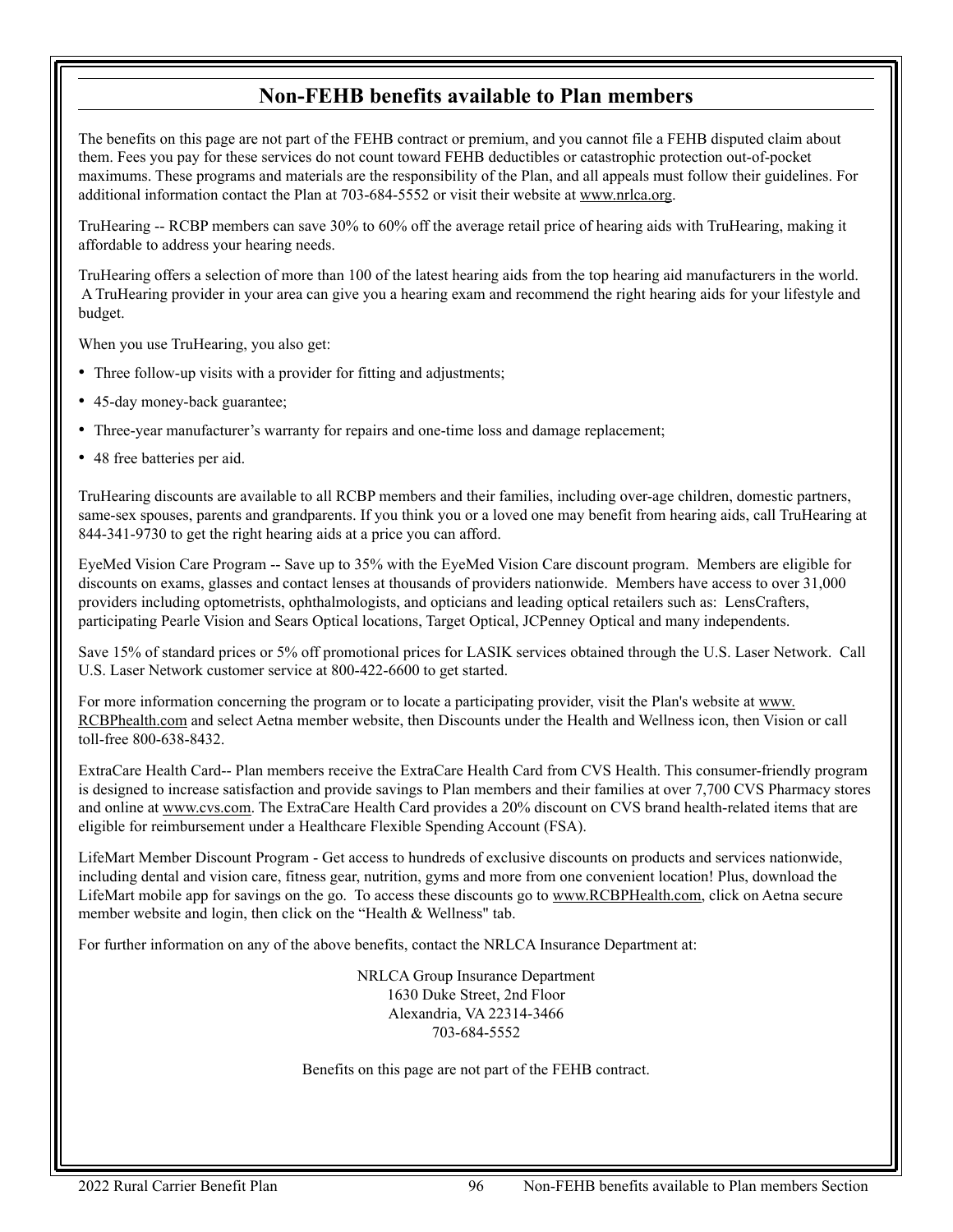## Non-FEHB benefits available to Plan members

The benefits on this page are not part of the FEHB contract or premium, and you cannot file a FEHB disputed claim about them. Fees you pay for these services do not count toward FEHB deductibles or catastrophic protection out-of-pocket maximums. These programs and materials are the responsibility of the Plan, and all appeals must follow their guidelines. For additional information contact the Plan at 703-684-5552 or visit their website at www.nrlca.org.

TruHearing -- RCBP members can save 30% to 60% off the average retail price of hearing aids with TruHearing, making it affordable to address your hearing needs.

TruHearing offers a selection of more than 100 of the latest hearing aids from the top hearing aid manufacturers in the world. A TruHearing provider in your area can give you a hearing exam and recommend the right hearing aids for your lifestyle and budget.

When you use TruHearing, you also get:

- Three follow-up visits with a provider for fitting and adjustments;
- 45-day money-back guarantee;
- Three-year manufacturer's warranty for repairs and one-time loss and damage replacement;
- 48 free batteries per aid.

TruHearing discounts are available to all RCBP members and their families, including over-age children, domestic partners, same-sex spouses, parents and grandparents. If you think you or a loved one may benefit from hearing aids, call TruHearing at 844-341-9730 to get the right hearing aids at a price you can afford.

EyeMed Vision Care Program -- Save up to 35% with the EyeMed Vision Care discount program. Members are eligible for discounts on exams, glasses and contact lenses at thousands of providers nationwide. Members have access to over 31,000 providers including optometrists, ophthalmologists, and opticians and leading optical retailers such as: LensCrafters, participating Pearle Vision and Sears Optical locations, Target Optical, JCPenney Optical and many independents.

Save 15% of standard prices or 5% off promotional prices for LASIK services obtained through the U.S. Laser Network. Call U.S. Laser Network customer service at 800-422-6600 to get started.

For more information concerning the program or to locate a participating provider, visit the Plan's website at www.RCBPhealth.com and select Aetna member website, then Discounts under the Health and Wellness icon, then Vision or call toll-free 800-638-8432.

ExtraCare Health Card-- Plan members receive the ExtraCare Health Card from CVS Health. This consumer-friendly program is designed to increase satisfaction and provide savings to Plan members and their families at over 7,700 CVS Pharmacy stores and online at www.cvs.com. The ExtraCare Health Card provides a 20% discount on CVS brand health-related items that are eligible for reimbursement under a Healthcare Flexible Spending Account (FSA).

LifeMart Member Discount Program - Get access to hundreds of exclusive discounts on products and services nationwide, including dental and vision care, fitness gear, nutrition, gyms and more from one convenient location! Plus, download the LifeMart mobile app for savings on the go. To access these discounts go to www.RCBPHealth.com, click on Aetna secure member website and login, then click on the "Health & Wellness" tab.

For further information on any of the above benefits, contact the NRLCA Insurance Department at:

NRLCA Group Insurance Department
1630 Duke Street, 2nd Floor
Alexandria, VA 22314-3466
703-684-5552

Benefits on this page are not part of the FEHB contract.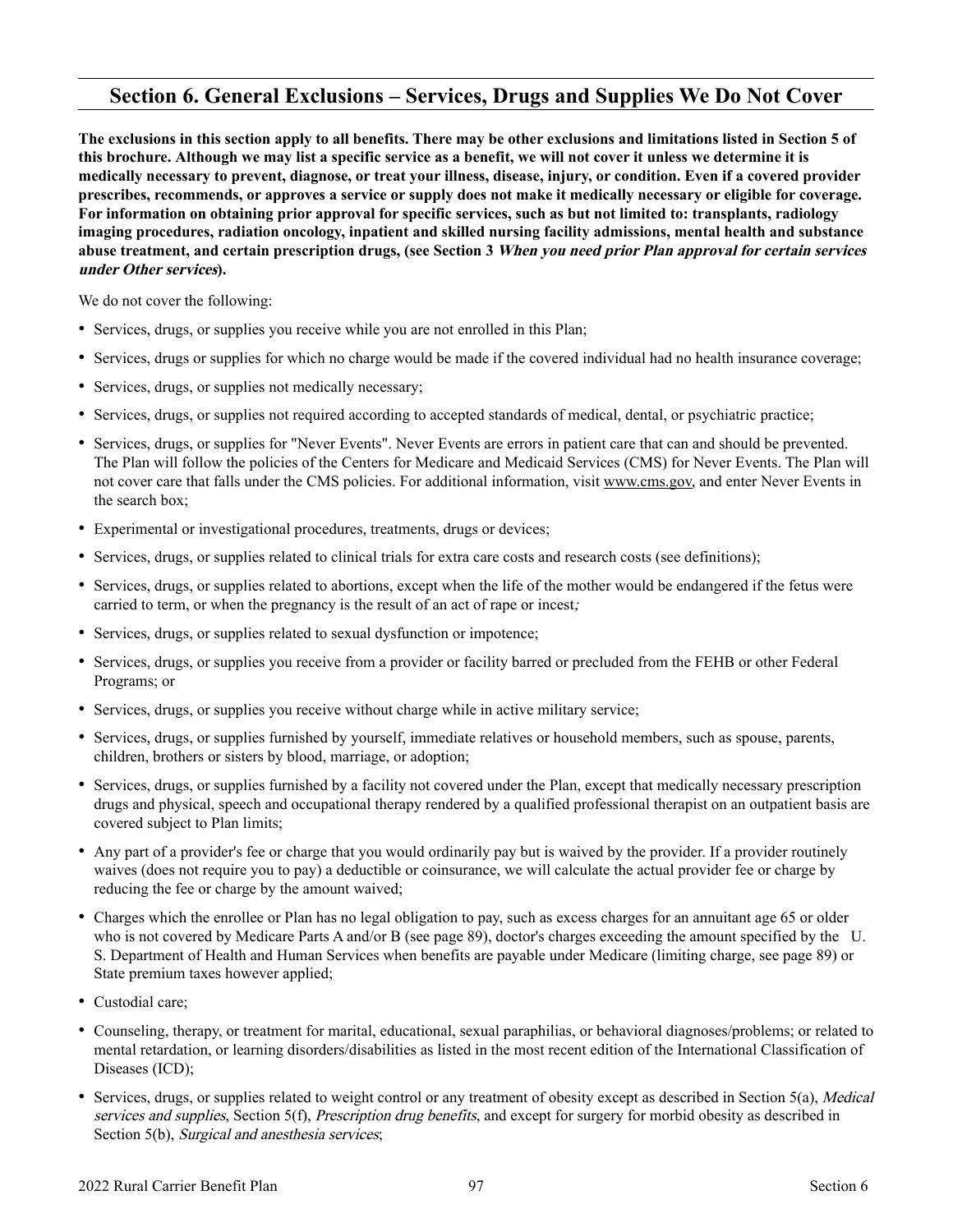## Section 6. General Exclusions – Services, Drugs and Supplies We Do Not Cover

**The exclusions in this section apply to all benefits. There may be other exclusions and limitations listed in Section 5 of this brochure. Although we may list a specific service as a benefit, we will not cover it unless we determine it is medically necessary to prevent, diagnose, or treat your illness, disease, injury, or condition. Even if a covered provider prescribes, recommends, or approves a service or supply does not make it medically necessary or eligible for coverage. For information on obtaining prior approval for specific services, such as but not limited to: transplants, radiology imaging procedures, radiation oncology, inpatient and skilled nursing facility admissions, mental health and substance abuse treatment, and certain prescription drugs, (see Section 3 *When you need prior Plan approval for certain services under Other services*).**

We do not cover the following:

- Services, drugs, or supplies you receive while you are not enrolled in this Plan;
- Services, drugs or supplies for which no charge would be made if the covered individual had no health insurance coverage;
- Services, drugs, or supplies not medically necessary;
- Services, drugs, or supplies not required according to accepted standards of medical, dental, or psychiatric practice;
- Services, drugs, or supplies for "Never Events". Never Events are errors in patient care that can and should be prevented. The Plan will follow the policies of the Centers for Medicare and Medicaid Services (CMS) for Never Events. The Plan will not cover care that falls under the CMS policies. For additional information, visit www.cms.gov, and enter Never Events in the search box;
- Experimental or investigational procedures, treatments, drugs or devices;
- Services, drugs, or supplies related to clinical trials for extra care costs and research costs (see definitions);
- Services, drugs, or supplies related to abortions, except when the life of the mother would be endangered if the fetus were carried to term, or when the pregnancy is the result of an act of rape or incest;
- Services, drugs, or supplies related to sexual dysfunction or impotence;
- Services, drugs, or supplies you receive from a provider or facility barred or precluded from the FEHB or other Federal Programs; or
- Services, drugs, or supplies you receive without charge while in active military service;
- Services, drugs, or supplies furnished by yourself, immediate relatives or household members, such as spouse, parents, children, brothers or sisters by blood, marriage, or adoption;
- Services, drugs, or supplies furnished by a facility not covered under the Plan, except that medically necessary prescription drugs and physical, speech and occupational therapy rendered by a qualified professional therapist on an outpatient basis are covered subject to Plan limits;
- Any part of a provider's fee or charge that you would ordinarily pay but is waived by the provider. If a provider routinely waives (does not require you to pay) a deductible or coinsurance, we will calculate the actual provider fee or charge by reducing the fee or charge by the amount waived;
- Charges which the enrollee or Plan has no legal obligation to pay, such as excess charges for an annuitant age 65 or older who is not covered by Medicare Parts A and/or B (see page 89), doctor's charges exceeding the amount specified by the U. S. Department of Health and Human Services when benefits are payable under Medicare (limiting charge, see page 89) or State premium taxes however applied;
- Custodial care;
- Counseling, therapy, or treatment for marital, educational, sexual paraphilias, or behavioral diagnoses/problems; or related to mental retardation, or learning disorders/disabilities as listed in the most recent edition of the International Classification of Diseases (ICD);
- Services, drugs, or supplies related to weight control or any treatment of obesity except as described in Section 5(a), *Medical services and supplies*, Section 5(f), *Prescription drug benefits*, and except for surgery for morbid obesity as described in Section 5(b), *Surgical and anesthesia services*;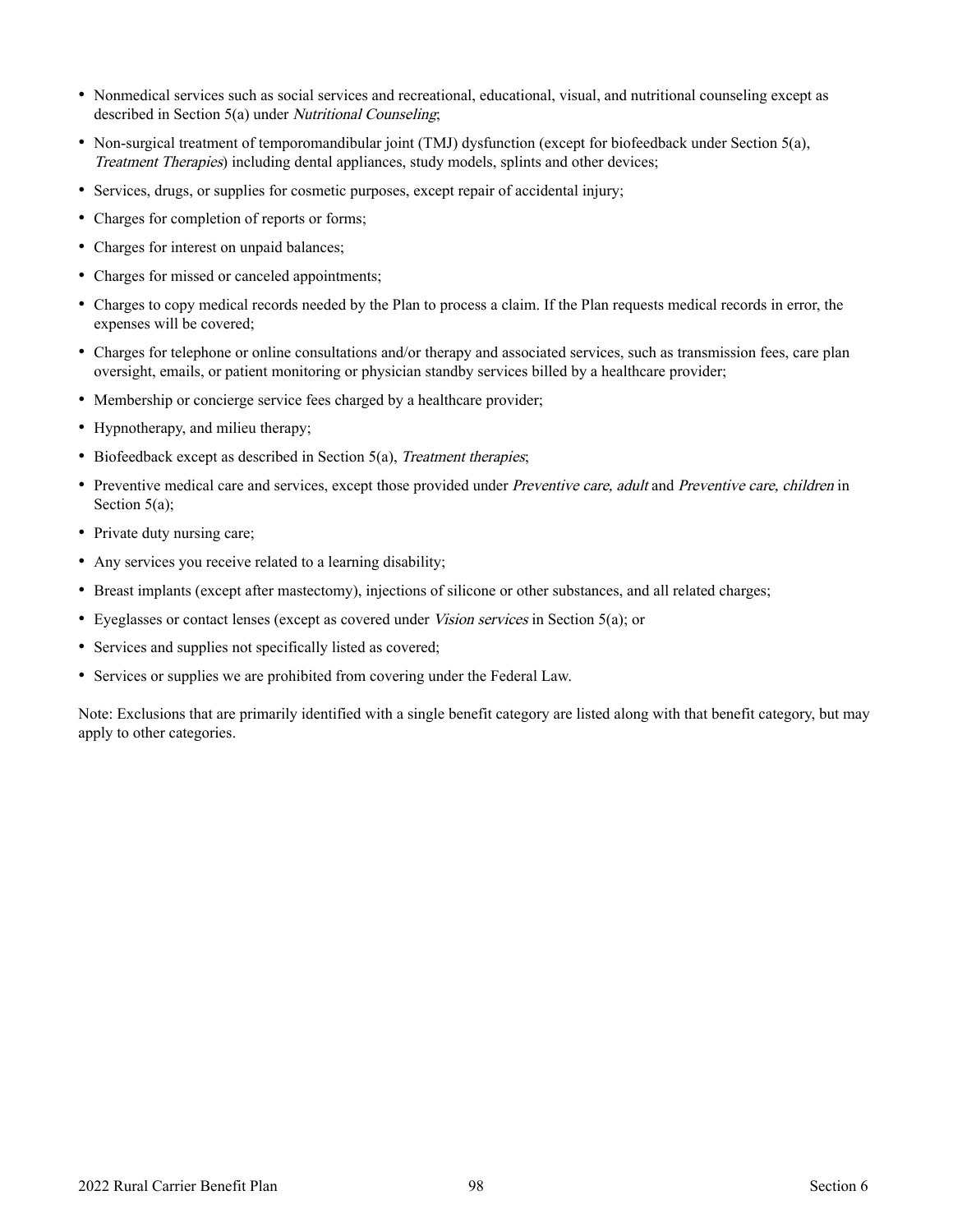- Nonmedical services such as social services and recreational, educational, visual, and nutritional counseling except as described in Section 5(a) under *Nutritional Counseling*;
- Non-surgical treatment of temporomandibular joint (TMJ) dysfunction (except for biofeedback under Section 5(a), *Treatment Therapies*) including dental appliances, study models, splints and other devices;
- Services, drugs, or supplies for cosmetic purposes, except repair of accidental injury;
- Charges for completion of reports or forms;
- Charges for interest on unpaid balances;
- Charges for missed or canceled appointments;
- Charges to copy medical records needed by the Plan to process a claim. If the Plan requests medical records in error, the expenses will be covered;
- Charges for telephone or online consultations and/or therapy and associated services, such as transmission fees, care plan oversight, emails, or patient monitoring or physician standby services billed by a healthcare provider;
- Membership or concierge service fees charged by a healthcare provider;
- Hypnotherapy, and milieu therapy;
- Biofeedback except as described in Section 5(a), *Treatment therapies*;
- Preventive medical care and services, except those provided under *Preventive care, adult* and *Preventive care, children* in Section 5(a);
- Private duty nursing care;
- Any services you receive related to a learning disability;
- Breast implants (except after mastectomy), injections of silicone or other substances, and all related charges;
- Eyeglasses or contact lenses (except as covered under *Vision services* in Section 5(a); or
- Services and supplies not specifically listed as covered;
- Services or supplies we are prohibited from covering under the Federal Law.

Note: Exclusions that are primarily identified with a single benefit category are listed along with that benefit category, but may apply to other categories.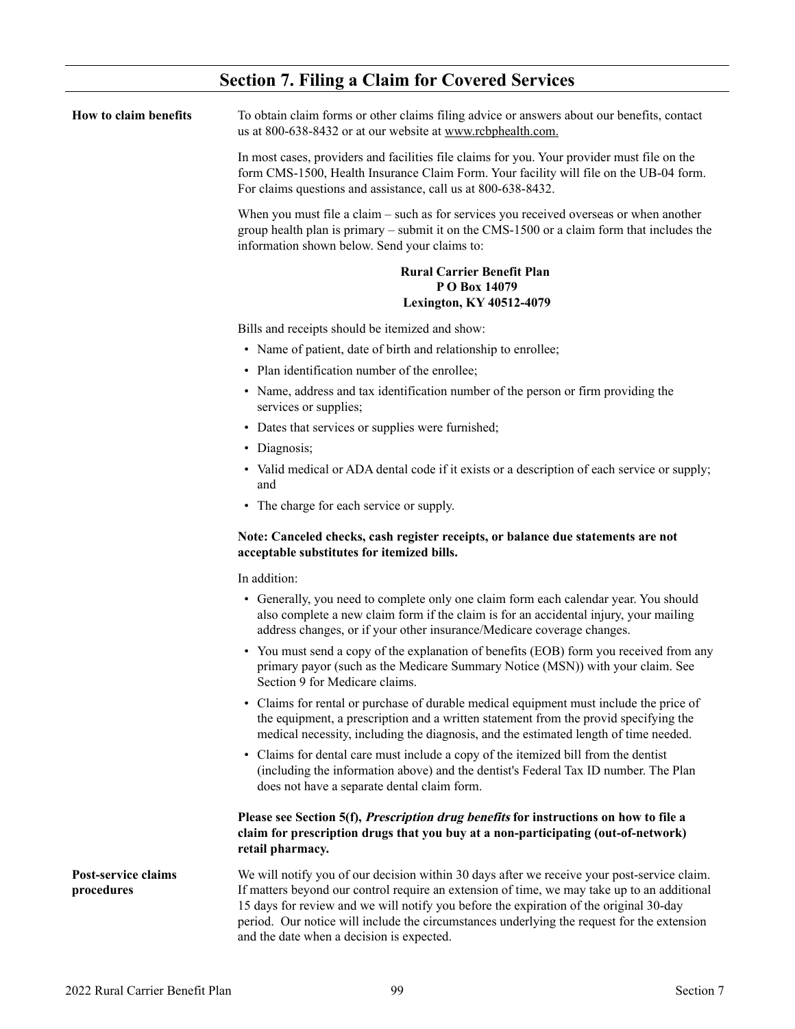## Section 7. Filing a Claim for Covered Services

**How to claim benefits**

To obtain claim forms or other claims filing advice or answers about our benefits, contact us at 800-638-8432 or at our website at www.rcbphealth.com.

In most cases, providers and facilities file claims for you. Your provider must file on the form CMS-1500, Health Insurance Claim Form. Your facility will file on the UB-04 form. For claims questions and assistance, call us at 800-638-8432.

When you must file a claim – such as for services you received overseas or when another group health plan is primary – submit it on the CMS-1500 or a claim form that includes the information shown below. Send your claims to:

**Rural Carrier Benefit Plan**
**P O Box 14079**
**Lexington, KY 40512-4079**

Bills and receipts should be itemized and show:

- Name of patient, date of birth and relationship to enrollee;
- Plan identification number of the enrollee;
- Name, address and tax identification number of the person or firm providing the services or supplies;
- Dates that services or supplies were furnished;
- Diagnosis;
- Valid medical or ADA dental code if it exists or a description of each service or supply; and
- The charge for each service or supply.

**Note: Canceled checks, cash register receipts, or balance due statements are not acceptable substitutes for itemized bills.**

In addition:

- Generally, you need to complete only one claim form each calendar year. You should also complete a new claim form if the claim is for an accidental injury, your mailing address changes, or if your other insurance/Medicare coverage changes.
- You must send a copy of the explanation of benefits (EOB) form you received from any primary payor (such as the Medicare Summary Notice (MSN)) with your claim. See Section 9 for Medicare claims.
- Claims for rental or purchase of durable medical equipment must include the price of the equipment, a prescription and a written statement from the provid specifying the medical necessity, including the diagnosis, and the estimated length of time needed.
- Claims for dental care must include a copy of the itemized bill from the dentist (including the information above) and the dentist's Federal Tax ID number. The Plan does not have a separate dental claim form.

**Please see Section 5(f), *Prescription drug benefits* for instructions on how to file a claim for prescription drugs that you buy at a non-participating (out-of-network) retail pharmacy.**

**Post-service claims procedures**

We will notify you of our decision within 30 days after we receive your post-service claim. If matters beyond our control require an extension of time, we may take up to an additional 15 days for review and we will notify you before the expiration of the original 30-day period. Our notice will include the circumstances underlying the request for the extension and the date when a decision is expected.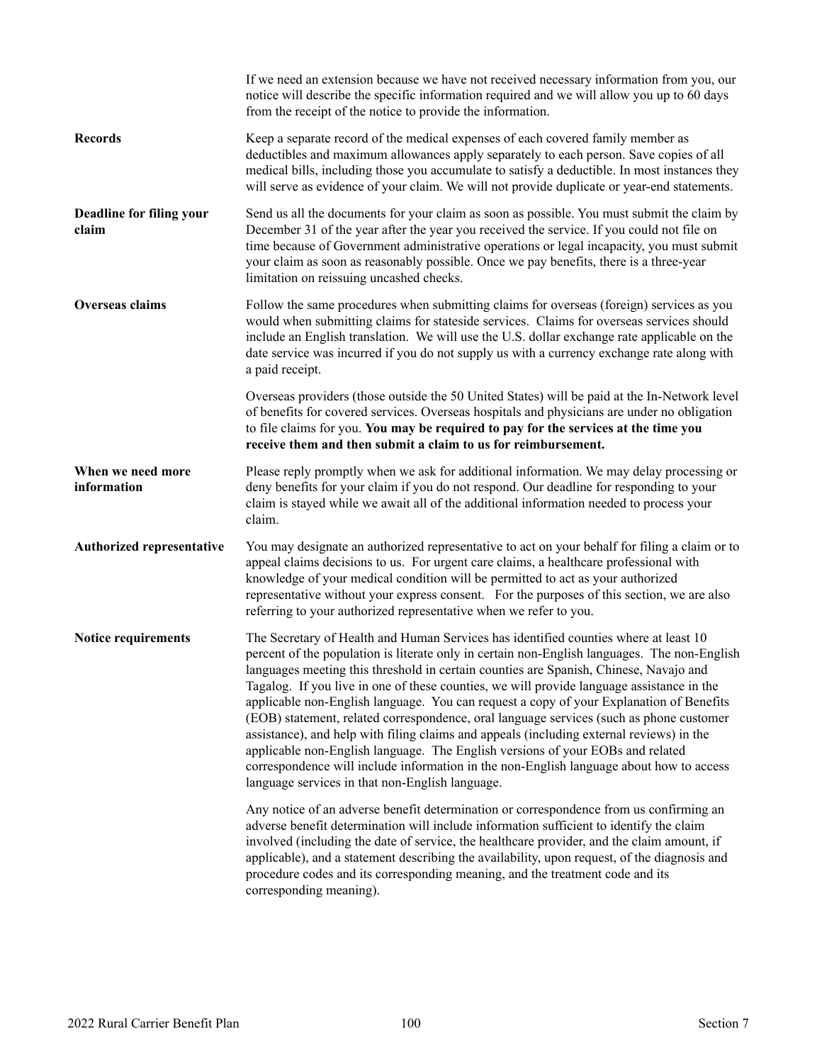If we need an extension because we have not received necessary information from you, our notice will describe the specific information required and we will allow you up to 60 days from the receipt of the notice to provide the information.

**Records**

Keep a separate record of the medical expenses of each covered family member as deductibles and maximum allowances apply separately to each person. Save copies of all medical bills, including those you accumulate to satisfy a deductible. In most instances they will serve as evidence of your claim. We will not provide duplicate or year-end statements.

**Deadline for filing your claim**

Send us all the documents for your claim as soon as possible. You must submit the claim by December 31 of the year after the year you received the service. If you could not file on time because of Government administrative operations or legal incapacity, you must submit your claim as soon as reasonably possible. Once we pay benefits, there is a three-year limitation on reissuing uncashed checks.

**Overseas claims**

Follow the same procedures when submitting claims for overseas (foreign) services as you would when submitting claims for stateside services. Claims for overseas services should include an English translation. We will use the U.S. dollar exchange rate applicable on the date service was incurred if you do not supply us with a currency exchange rate along with a paid receipt.

Overseas providers (those outside the 50 United States) will be paid at the In-Network level of benefits for covered services. Overseas hospitals and physicians are under no obligation to file claims for you. **You may be required to pay for the services at the time you receive them and then submit a claim to us for reimbursement.**

**When we need more information**

Please reply promptly when we ask for additional information. We may delay processing or deny benefits for your claim if you do not respond. Our deadline for responding to your claim is stayed while we await all of the additional information needed to process your claim.

**Authorized representative**

You may designate an authorized representative to act on your behalf for filing a claim or to appeal claims decisions to us. For urgent care claims, a healthcare professional with knowledge of your medical condition will be permitted to act as your authorized representative without your express consent. For the purposes of this section, we are also referring to your authorized representative when we refer to you.

**Notice requirements**

The Secretary of Health and Human Services has identified counties where at least 10 percent of the population is literate only in certain non-English languages. The non-English languages meeting this threshold in certain counties are Spanish, Chinese, Navajo and Tagalog. If you live in one of these counties, we will provide language assistance in the applicable non-English language. You can request a copy of your Explanation of Benefits (EOB) statement, related correspondence, oral language services (such as phone customer assistance), and help with filing claims and appeals (including external reviews) in the applicable non-English language. The English versions of your EOBs and related correspondence will include information in the non-English language about how to access language services in that non-English language.

Any notice of an adverse benefit determination or correspondence from us confirming an adverse benefit determination will include information sufficient to identify the claim involved (including the date of service, the healthcare provider, and the claim amount, if applicable), and a statement describing the availability, upon request, of the diagnosis and procedure codes and its corresponding meaning, and the treatment code and its corresponding meaning).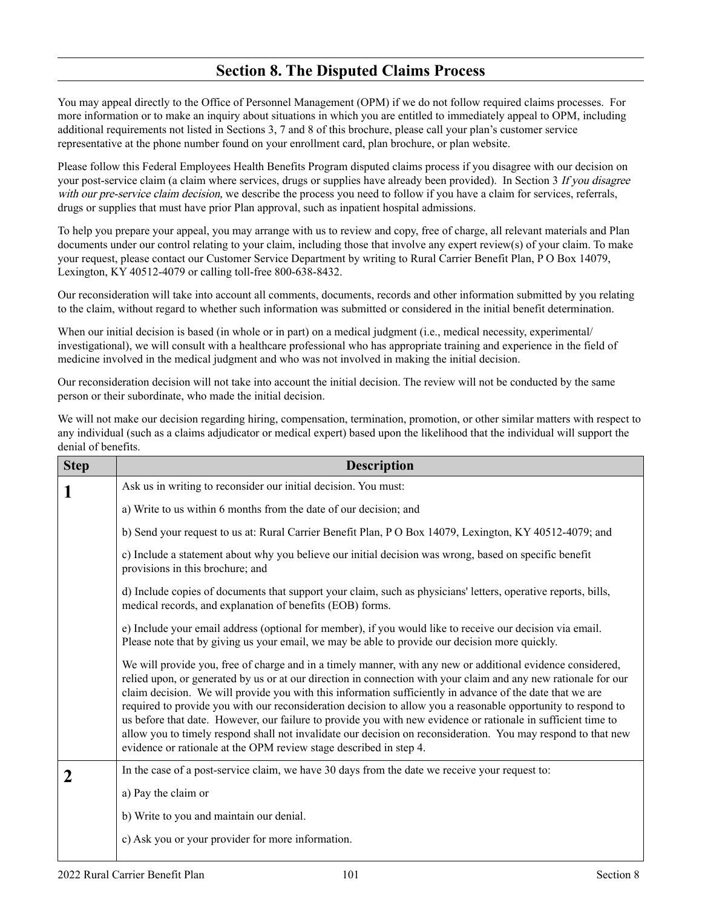## Section 8. The Disputed Claims Process

You may appeal directly to the Office of Personnel Management (OPM) if we do not follow required claims processes. For more information or to make an inquiry about situations in which you are entitled to immediately appeal to OPM, including additional requirements not listed in Sections 3, 7 and 8 of this brochure, please call your plan's customer service representative at the phone number found on your enrollment card, plan brochure, or plan website.

Please follow this Federal Employees Health Benefits Program disputed claims process if you disagree with our decision on your post-service claim (a claim where services, drugs or supplies have already been provided). In Section 3 *If you disagree with our pre-service claim decision,* we describe the process you need to follow if you have a claim for services, referrals, drugs or supplies that must have prior Plan approval, such as inpatient hospital admissions.

To help you prepare your appeal, you may arrange with us to review and copy, free of charge, all relevant materials and Plan documents under our control relating to your claim, including those that involve any expert review(s) of your claim. To make your request, please contact our Customer Service Department by writing to Rural Carrier Benefit Plan, P O Box 14079, Lexington, KY 40512-4079 or calling toll-free 800-638-8432.

Our reconsideration will take into account all comments, documents, records and other information submitted by you relating to the claim, without regard to whether such information was submitted or considered in the initial benefit determination.

When our initial decision is based (in whole or in part) on a medical judgment (i.e., medical necessity, experimental/ investigational), we will consult with a healthcare professional who has appropriate training and experience in the field of medicine involved in the medical judgment and who was not involved in making the initial decision.

Our reconsideration decision will not take into account the initial decision. The review will not be conducted by the same person or their subordinate, who made the initial decision.

We will not make our decision regarding hiring, compensation, termination, promotion, or other similar matters with respect to any individual (such as a claims adjudicator or medical expert) based upon the likelihood that the individual will support the denial of benefits.

| Step | Description |
|---|---|
| **1** | Ask us in writing to reconsider our initial decision. You must:<br><br>a) Write to us within 6 months from the date of our decision; and<br><br>b) Send your request to us at: Rural Carrier Benefit Plan, P O Box 14079, Lexington, KY 40512-4079; and<br><br>c) Include a statement about why you believe our initial decision was wrong, based on specific benefit provisions in this brochure; and<br><br>d) Include copies of documents that support your claim, such as physicians' letters, operative reports, bills, medical records, and explanation of benefits (EOB) forms.<br><br>e) Include your email address (optional for member), if you would like to receive our decision via email. Please note that by giving us your email, we may be able to provide our decision more quickly.<br><br>We will provide you, free of charge and in a timely manner, with any new or additional evidence considered, relied upon, or generated by us or at our direction in connection with your claim and any new rationale for our claim decision. We will provide you with this information sufficiently in advance of the date that we are required to provide you with our reconsideration decision to allow you a reasonable opportunity to respond to us before that date. However, our failure to provide you with new evidence or rationale in sufficient time to allow you to timely respond shall not invalidate our decision on reconsideration. You may respond to that new evidence or rationale at the OPM review stage described in step 4. |
| **2** | In the case of a post-service claim, we have 30 days from the date we receive your request to:<br><br>a) Pay the claim or<br><br>b) Write to you and maintain our denial.<br><br>c) Ask you or your provider for more information. |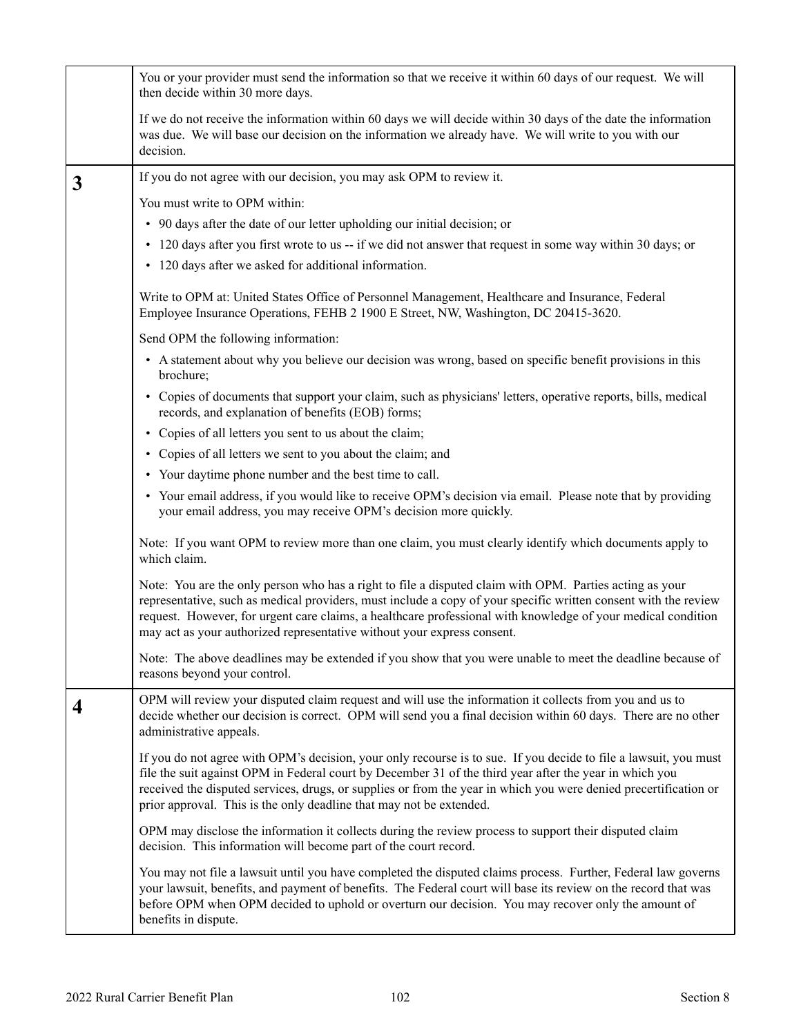| | |
|---|---|
| | You or your provider must send the information so that we receive it within 60 days of our request. We will then decide within 30 more days.<br><br>If we do not receive the information within 60 days we will decide within 30 days of the date the information was due. We will base our decision on the information we already have. We will write to you with our decision. |
| **3** | If you do not agree with our decision, you may ask OPM to review it.<br><br>You must write to OPM within:<br>• 90 days after the date of our letter upholding our initial decision; or<br>• 120 days after you first wrote to us -- if we did not answer that request in some way within 30 days; or<br>• 120 days after we asked for additional information.<br><br>Write to OPM at: United States Office of Personnel Management, Healthcare and Insurance, Federal Employee Insurance Operations, FEHB 2 1900 E Street, NW, Washington, DC 20415-3620.<br><br>Send OPM the following information:<br>• A statement about why you believe our decision was wrong, based on specific benefit provisions in this brochure;<br>• Copies of documents that support your claim, such as physicians' letters, operative reports, bills, medical records, and explanation of benefits (EOB) forms;<br>• Copies of all letters you sent to us about the claim;<br>• Copies of all letters we sent to you about the claim; and<br>• Your daytime phone number and the best time to call.<br>• Your email address, if you would like to receive OPM's decision via email. Please note that by providing your email address, you may receive OPM's decision more quickly.<br><br>Note: If you want OPM to review more than one claim, you must clearly identify which documents apply to which claim.<br><br>Note: You are the only person who has a right to file a disputed claim with OPM. Parties acting as your representative, such as medical providers, must include a copy of your specific written consent with the review request. However, for urgent care claims, a healthcare professional with knowledge of your medical condition may act as your authorized representative without your express consent.<br><br>Note: The above deadlines may be extended if you show that you were unable to meet the deadline because of reasons beyond your control. |
| **4** | OPM will review your disputed claim request and will use the information it collects from you and us to decide whether our decision is correct. OPM will send you a final decision within 60 days. There are no other administrative appeals.<br><br>If you do not agree with OPM's decision, your only recourse is to sue. If you decide to file a lawsuit, you must file the suit against OPM in Federal court by December 31 of the third year after the year in which you received the disputed services, drugs, or supplies or from the year in which you were denied precertification or prior approval. This is the only deadline that may not be extended.<br><br>OPM may disclose the information it collects during the review process to support their disputed claim decision. This information will become part of the court record.<br><br>You may not file a lawsuit until you have completed the disputed claims process. Further, Federal law governs your lawsuit, benefits, and payment of benefits. The Federal court will base its review on the record that was before OPM when OPM decided to uphold or overturn our decision. You may recover only the amount of benefits in dispute. |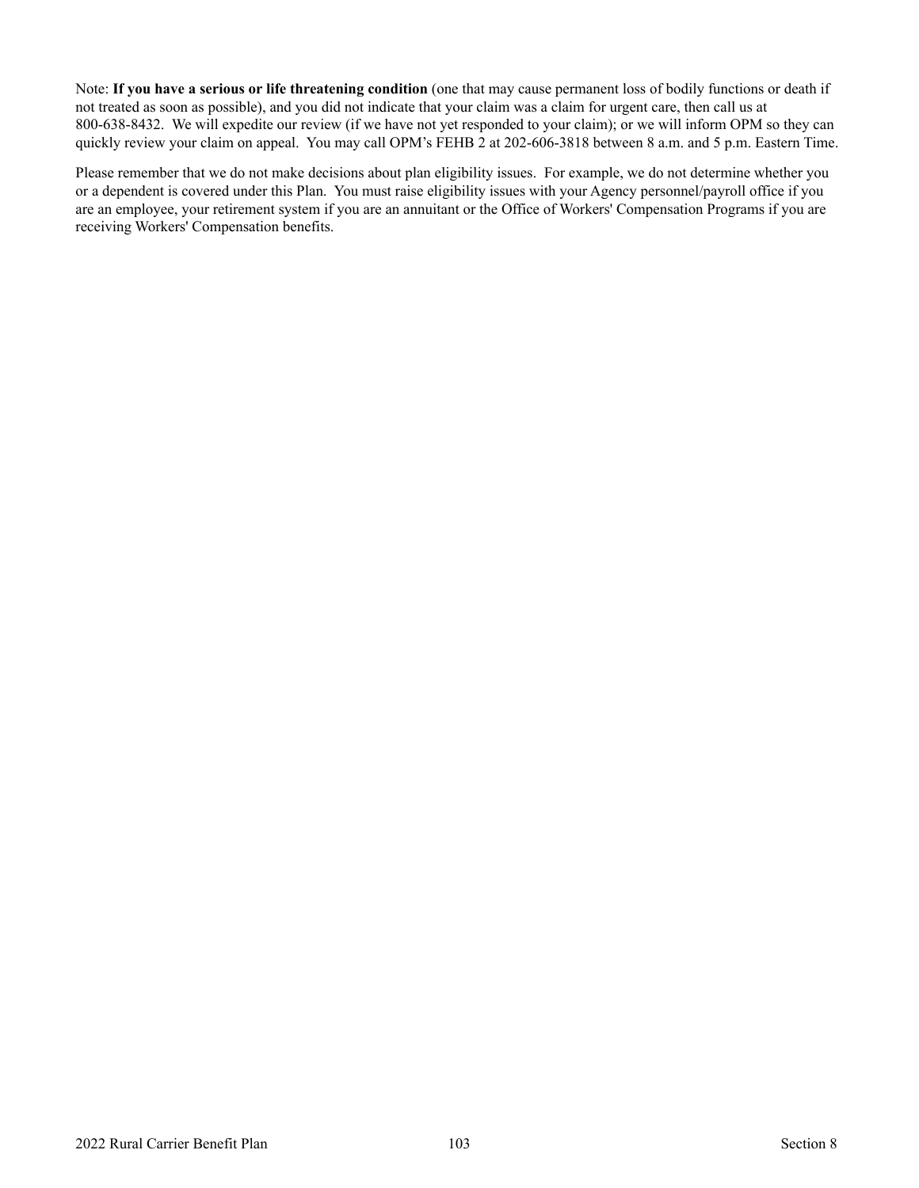Note: **If you have a serious or life threatening condition** (one that may cause permanent loss of bodily functions or death if not treated as soon as possible), and you did not indicate that your claim was a claim for urgent care, then call us at 800-638-8432. We will expedite our review (if we have not yet responded to your claim); or we will inform OPM so they can quickly review your claim on appeal. You may call OPM's FEHB 2 at 202-606-3818 between 8 a.m. and 5 p.m. Eastern Time.

Please remember that we do not make decisions about plan eligibility issues. For example, we do not determine whether you or a dependent is covered under this Plan. You must raise eligibility issues with your Agency personnel/payroll office if you are an employee, your retirement system if you are an annuitant or the Office of Workers' Compensation Programs if you are receiving Workers' Compensation benefits.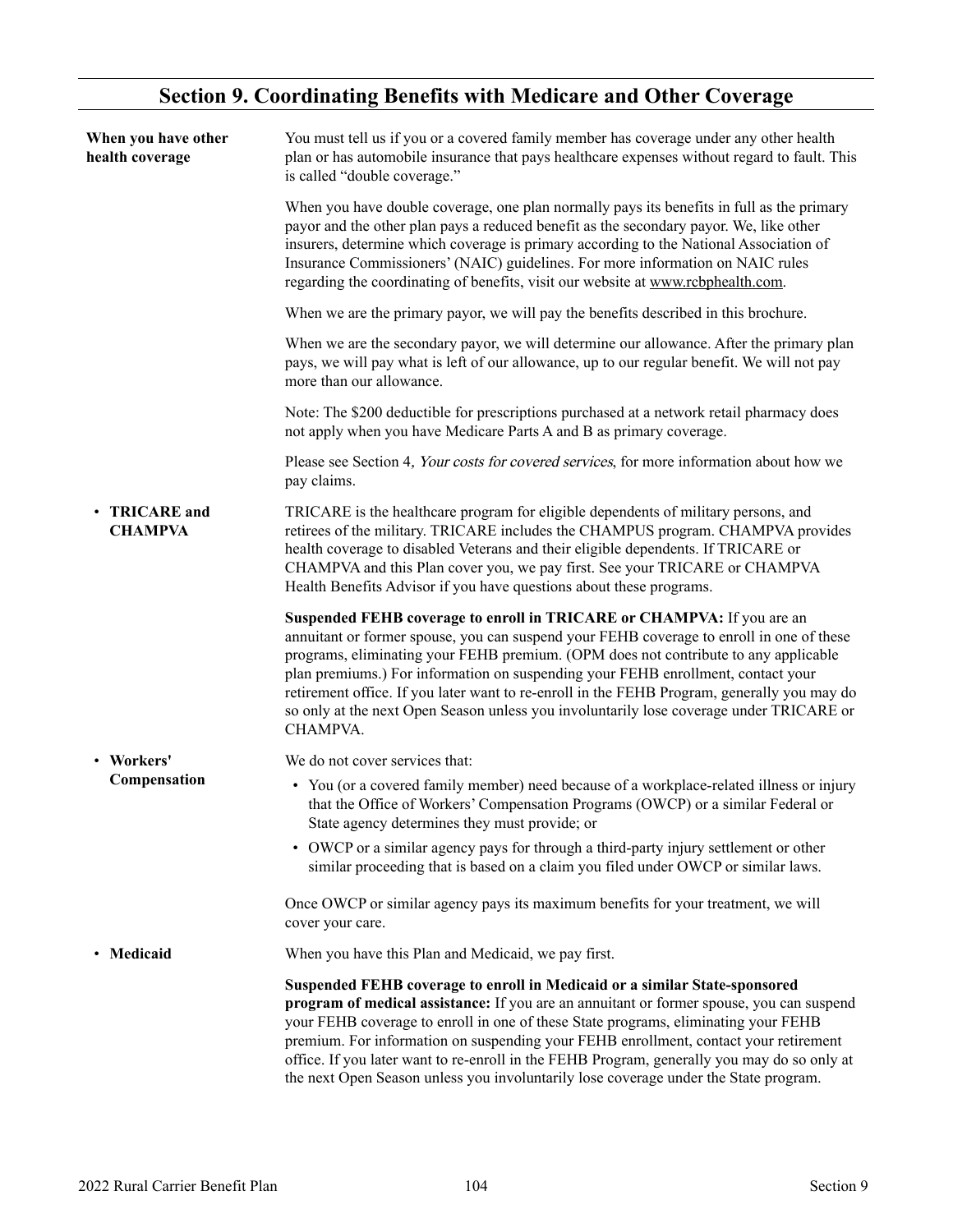# Section 9. Coordinating Benefits with Medicare and Other Coverage

**When you have other health coverage**

You must tell us if you or a covered family member has coverage under any other health plan or has automobile insurance that pays healthcare expenses without regard to fault. This is called "double coverage."

When you have double coverage, one plan normally pays its benefits in full as the primary payor and the other plan pays a reduced benefit as the secondary payor. We, like other insurers, determine which coverage is primary according to the National Association of Insurance Commissioners' (NAIC) guidelines. For more information on NAIC rules regarding the coordinating of benefits, visit our website at www.rcbphealth.com.

When we are the primary payor, we will pay the benefits described in this brochure.

When we are the secondary payor, we will determine our allowance. After the primary plan pays, we will pay what is left of our allowance, up to our regular benefit. We will not pay more than our allowance.

Note: The $200 deductible for prescriptions purchased at a network retail pharmacy does not apply when you have Medicare Parts A and B as primary coverage.

Please see Section 4, *Your costs for covered services*, for more information about how we pay claims.

- **TRICARE and CHAMPVA**

TRICARE is the healthcare program for eligible dependents of military persons, and retirees of the military. TRICARE includes the CHAMPUS program. CHAMPVA provides health coverage to disabled Veterans and their eligible dependents. If TRICARE or CHAMPVA and this Plan cover you, we pay first. See your TRICARE or CHAMPVA Health Benefits Advisor if you have questions about these programs.

**Suspended FEHB coverage to enroll in TRICARE or CHAMPVA:** If you are an annuitant or former spouse, you can suspend your FEHB coverage to enroll in one of these programs, eliminating your FEHB premium. (OPM does not contribute to any applicable plan premiums.) For information on suspending your FEHB enrollment, contact your retirement office. If you later want to re-enroll in the FEHB Program, generally you may do so only at the next Open Season unless you involuntarily lose coverage under TRICARE or CHAMPVA.

- **Workers' Compensation**

We do not cover services that:

- You (or a covered family member) need because of a workplace-related illness or injury that the Office of Workers' Compensation Programs (OWCP) or a similar Federal or State agency determines they must provide; or
- OWCP or a similar agency pays for through a third-party injury settlement or other similar proceeding that is based on a claim you filed under OWCP or similar laws.

Once OWCP or similar agency pays its maximum benefits for your treatment, we will cover your care.

- **Medicaid**

When you have this Plan and Medicaid, we pay first.

**Suspended FEHB coverage to enroll in Medicaid or a similar State-sponsored program of medical assistance:** If you are an annuitant or former spouse, you can suspend your FEHB coverage to enroll in one of these State programs, eliminating your FEHB premium. For information on suspending your FEHB enrollment, contact your retirement office. If you later want to re-enroll in the FEHB Program, generally you may do so only at the next Open Season unless you involuntarily lose coverage under the State program.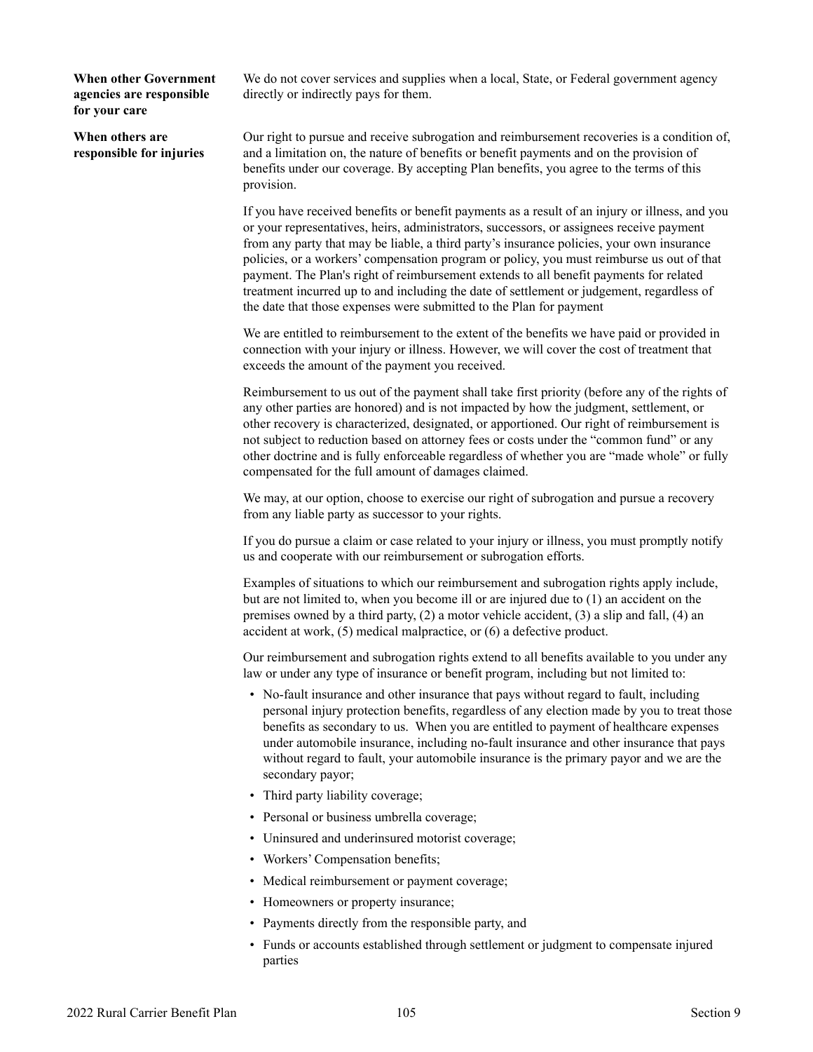**When other Government agencies are responsible for your care**

We do not cover services and supplies when a local, State, or Federal government agency directly or indirectly pays for them.

**When others are responsible for injuries**

Our right to pursue and receive subrogation and reimbursement recoveries is a condition of, and a limitation on, the nature of benefits or benefit payments and on the provision of benefits under our coverage. By accepting Plan benefits, you agree to the terms of this provision.

If you have received benefits or benefit payments as a result of an injury or illness, and you or your representatives, heirs, administrators, successors, or assignees receive payment from any party that may be liable, a third party's insurance policies, your own insurance policies, or a workers' compensation program or policy, you must reimburse us out of that payment. The Plan's right of reimbursement extends to all benefit payments for related treatment incurred up to and including the date of settlement or judgement, regardless of the date that those expenses were submitted to the Plan for payment

We are entitled to reimbursement to the extent of the benefits we have paid or provided in connection with your injury or illness. However, we will cover the cost of treatment that exceeds the amount of the payment you received.

Reimbursement to us out of the payment shall take first priority (before any of the rights of any other parties are honored) and is not impacted by how the judgment, settlement, or other recovery is characterized, designated, or apportioned. Our right of reimbursement is not subject to reduction based on attorney fees or costs under the "common fund" or any other doctrine and is fully enforceable regardless of whether you are "made whole" or fully compensated for the full amount of damages claimed.

We may, at our option, choose to exercise our right of subrogation and pursue a recovery from any liable party as successor to your rights.

If you do pursue a claim or case related to your injury or illness, you must promptly notify us and cooperate with our reimbursement or subrogation efforts.

Examples of situations to which our reimbursement and subrogation rights apply include, but are not limited to, when you become ill or are injured due to (1) an accident on the premises owned by a third party, (2) a motor vehicle accident, (3) a slip and fall, (4) an accident at work, (5) medical malpractice, or (6) a defective product.

Our reimbursement and subrogation rights extend to all benefits available to you under any law or under any type of insurance or benefit program, including but not limited to:

- No-fault insurance and other insurance that pays without regard to fault, including personal injury protection benefits, regardless of any election made by you to treat those benefits as secondary to us. When you are entitled to payment of healthcare expenses under automobile insurance, including no-fault insurance and other insurance that pays without regard to fault, your automobile insurance is the primary payor and we are the secondary payor;
- Third party liability coverage;
- Personal or business umbrella coverage;
- Uninsured and underinsured motorist coverage;
- Workers' Compensation benefits;
- Medical reimbursement or payment coverage;
- Homeowners or property insurance;
- Payments directly from the responsible party, and
- Funds or accounts established through settlement or judgment to compensate injured parties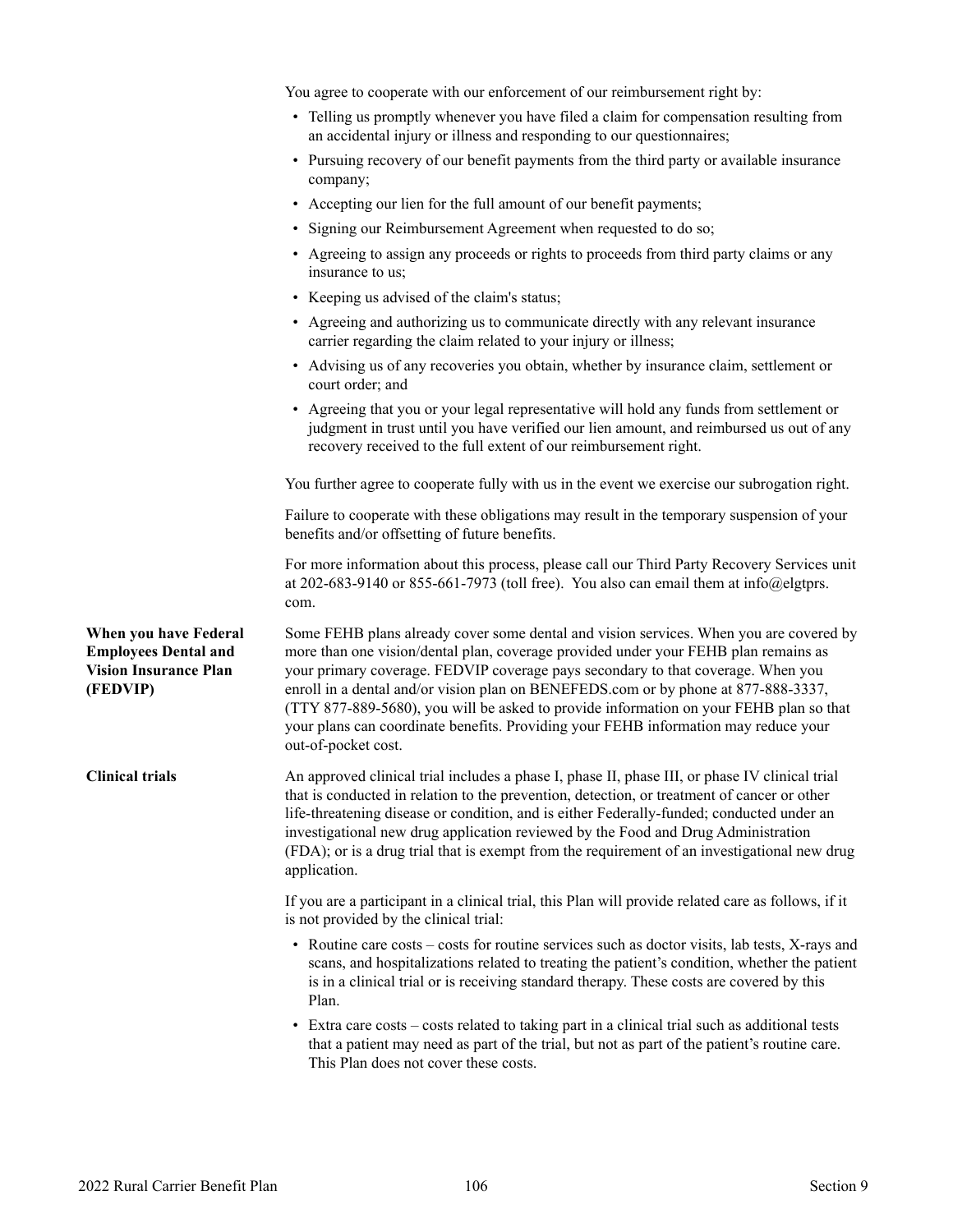You agree to cooperate with our enforcement of our reimbursement right by:

- Telling us promptly whenever you have filed a claim for compensation resulting from an accidental injury or illness and responding to our questionnaires;
- Pursuing recovery of our benefit payments from the third party or available insurance company;
- Accepting our lien for the full amount of our benefit payments;
- Signing our Reimbursement Agreement when requested to do so;
- Agreeing to assign any proceeds or rights to proceeds from third party claims or any insurance to us;
- Keeping us advised of the claim's status;
- Agreeing and authorizing us to communicate directly with any relevant insurance carrier regarding the claim related to your injury or illness;
- Advising us of any recoveries you obtain, whether by insurance claim, settlement or court order; and
- Agreeing that you or your legal representative will hold any funds from settlement or judgment in trust until you have verified our lien amount, and reimbursed us out of any recovery received to the full extent of our reimbursement right.

You further agree to cooperate fully with us in the event we exercise our subrogation right.

Failure to cooperate with these obligations may result in the temporary suspension of your benefits and/or offsetting of future benefits.

For more information about this process, please call our Third Party Recovery Services unit at 202-683-9140 or 855-661-7973 (toll free). You also can email them at info@elgtprs.com.

**When you have Federal Employees Dental and Vision Insurance Plan (FEDVIP)**

Some FEHB plans already cover some dental and vision services. When you are covered by more than one vision/dental plan, coverage provided under your FEHB plan remains as your primary coverage. FEDVIP coverage pays secondary to that coverage. When you enroll in a dental and/or vision plan on BENEFEDS.com or by phone at 877-888-3337, (TTY 877-889-5680), you will be asked to provide information on your FEHB plan so that your plans can coordinate benefits. Providing your FEHB information may reduce your out-of-pocket cost.

**Clinical trials**

An approved clinical trial includes a phase I, phase II, phase III, or phase IV clinical trial that is conducted in relation to the prevention, detection, or treatment of cancer or other life-threatening disease or condition, and is either Federally-funded; conducted under an investigational new drug application reviewed by the Food and Drug Administration (FDA); or is a drug trial that is exempt from the requirement of an investigational new drug application.

If you are a participant in a clinical trial, this Plan will provide related care as follows, if it is not provided by the clinical trial:

- Routine care costs – costs for routine services such as doctor visits, lab tests, X-rays and scans, and hospitalizations related to treating the patient's condition, whether the patient is in a clinical trial or is receiving standard therapy. These costs are covered by this Plan.
- Extra care costs – costs related to taking part in a clinical trial such as additional tests that a patient may need as part of the trial, but not as part of the patient's routine care. This Plan does not cover these costs.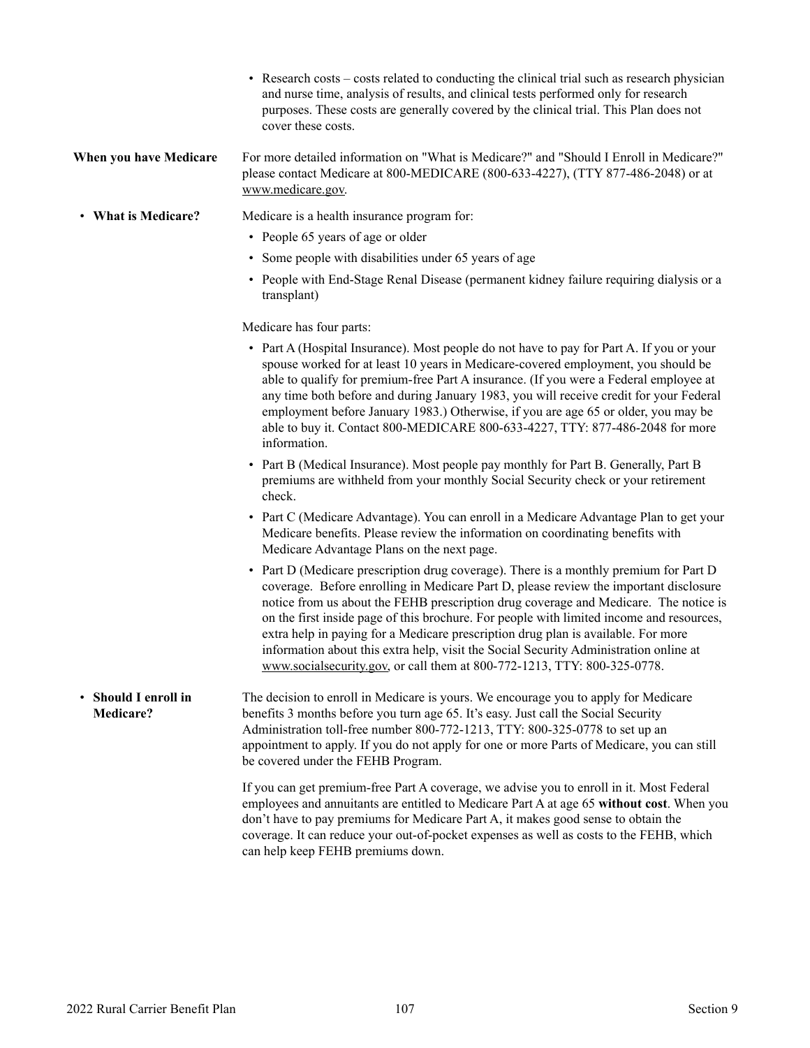- Research costs – costs related to conducting the clinical trial such as research physician and nurse time, analysis of results, and clinical tests performed only for research purposes. These costs are generally covered by the clinical trial. This Plan does not cover these costs.

**When you have Medicare**

For more detailed information on "What is Medicare?" and "Should I Enroll in Medicare?" please contact Medicare at 800-MEDICARE (800-633-4227), (TTY 877-486-2048) or at www.medicare.gov.

- **What is Medicare?**

Medicare is a health insurance program for:

- People 65 years of age or older
- Some people with disabilities under 65 years of age
- People with End-Stage Renal Disease (permanent kidney failure requiring dialysis or a transplant)

Medicare has four parts:

- Part A (Hospital Insurance). Most people do not have to pay for Part A. If you or your spouse worked for at least 10 years in Medicare-covered employment, you should be able to qualify for premium-free Part A insurance. (If you were a Federal employee at any time both before and during January 1983, you will receive credit for your Federal employment before January 1983.) Otherwise, if you are age 65 or older, you may be able to buy it. Contact 800-MEDICARE 800-633-4227, TTY: 877-486-2048 for more information.
- Part B (Medical Insurance). Most people pay monthly for Part B. Generally, Part B premiums are withheld from your monthly Social Security check or your retirement check.
- Part C (Medicare Advantage). You can enroll in a Medicare Advantage Plan to get your Medicare benefits. Please review the information on coordinating benefits with Medicare Advantage Plans on the next page.
- Part D (Medicare prescription drug coverage). There is a monthly premium for Part D coverage. Before enrolling in Medicare Part D, please review the important disclosure notice from us about the FEHB prescription drug coverage and Medicare. The notice is on the first inside page of this brochure. For people with limited income and resources, extra help in paying for a Medicare prescription drug plan is available. For more information about this extra help, visit the Social Security Administration online at www.socialsecurity.gov, or call them at 800-772-1213, TTY: 800-325-0778.

- **Should I enroll in Medicare?**

The decision to enroll in Medicare is yours. We encourage you to apply for Medicare benefits 3 months before you turn age 65. It's easy. Just call the Social Security Administration toll-free number 800-772-1213, TTY: 800-325-0778 to set up an appointment to apply. If you do not apply for one or more Parts of Medicare, you can still be covered under the FEHB Program.

If you can get premium-free Part A coverage, we advise you to enroll in it. Most Federal employees and annuitants are entitled to Medicare Part A at age 65 **without cost**. When you don't have to pay premiums for Medicare Part A, it makes good sense to obtain the coverage. It can reduce your out-of-pocket expenses as well as costs to the FEHB, which can help keep FEHB premiums down.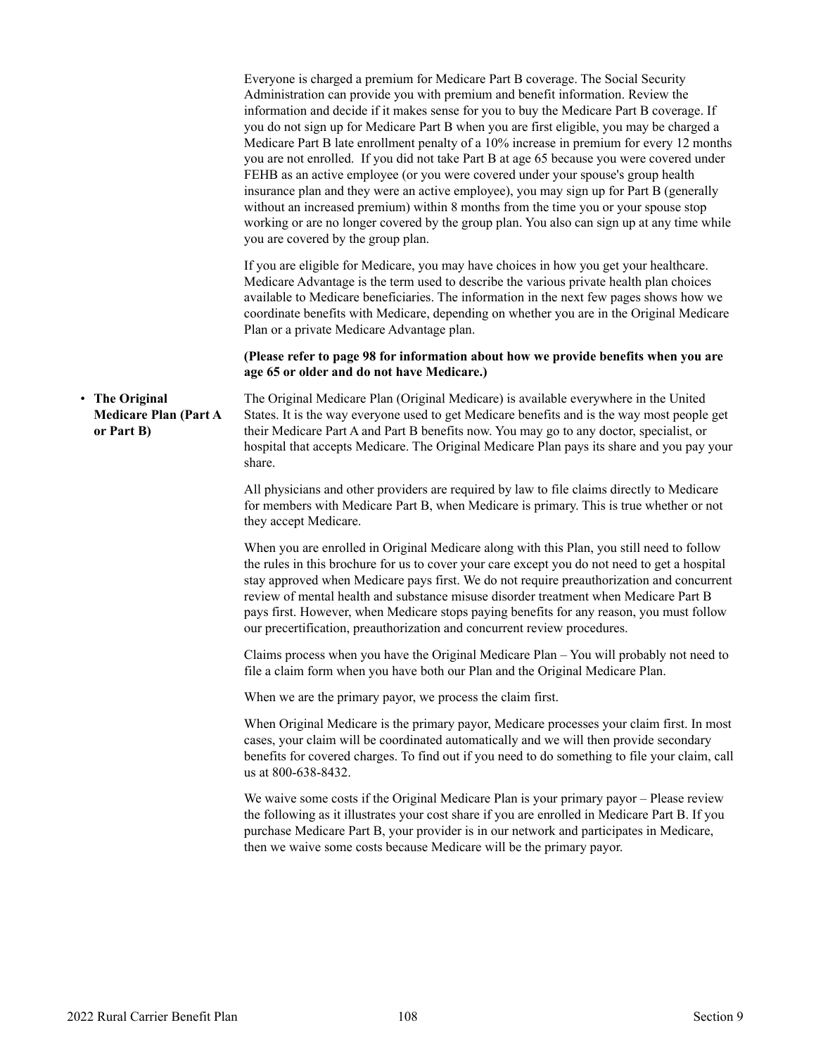Everyone is charged a premium for Medicare Part B coverage. The Social Security Administration can provide you with premium and benefit information. Review the information and decide if it makes sense for you to buy the Medicare Part B coverage. If you do not sign up for Medicare Part B when you are first eligible, you may be charged a Medicare Part B late enrollment penalty of a 10% increase in premium for every 12 months you are not enrolled. If you did not take Part B at age 65 because you were covered under FEHB as an active employee (or you were covered under your spouse's group health insurance plan and they were an active employee), you may sign up for Part B (generally without an increased premium) within 8 months from the time you or your spouse stop working or are no longer covered by the group plan. You also can sign up at any time while you are covered by the group plan.

If you are eligible for Medicare, you may have choices in how you get your healthcare. Medicare Advantage is the term used to describe the various private health plan choices available to Medicare beneficiaries. The information in the next few pages shows how we coordinate benefits with Medicare, depending on whether you are in the Original Medicare Plan or a private Medicare Advantage plan.

**(Please refer to page 98 for information about how we provide benefits when you are age 65 or older and do not have Medicare.)**

- **The Original Medicare Plan (Part A or Part B)**

The Original Medicare Plan (Original Medicare) is available everywhere in the United States. It is the way everyone used to get Medicare benefits and is the way most people get their Medicare Part A and Part B benefits now. You may go to any doctor, specialist, or hospital that accepts Medicare. The Original Medicare Plan pays its share and you pay your share.

All physicians and other providers are required by law to file claims directly to Medicare for members with Medicare Part B, when Medicare is primary. This is true whether or not they accept Medicare.

When you are enrolled in Original Medicare along with this Plan, you still need to follow the rules in this brochure for us to cover your care except you do not need to get a hospital stay approved when Medicare pays first. We do not require preauthorization and concurrent review of mental health and substance misuse disorder treatment when Medicare Part B pays first. However, when Medicare stops paying benefits for any reason, you must follow our precertification, preauthorization and concurrent review procedures.

Claims process when you have the Original Medicare Plan – You will probably not need to file a claim form when you have both our Plan and the Original Medicare Plan.

When we are the primary payor, we process the claim first.

When Original Medicare is the primary payor, Medicare processes your claim first. In most cases, your claim will be coordinated automatically and we will then provide secondary benefits for covered charges. To find out if you need to do something to file your claim, call us at 800-638-8432.

We waive some costs if the Original Medicare Plan is your primary payor – Please review the following as it illustrates your cost share if you are enrolled in Medicare Part B. If you purchase Medicare Part B, your provider is in our network and participates in Medicare, then we waive some costs because Medicare will be the primary payor.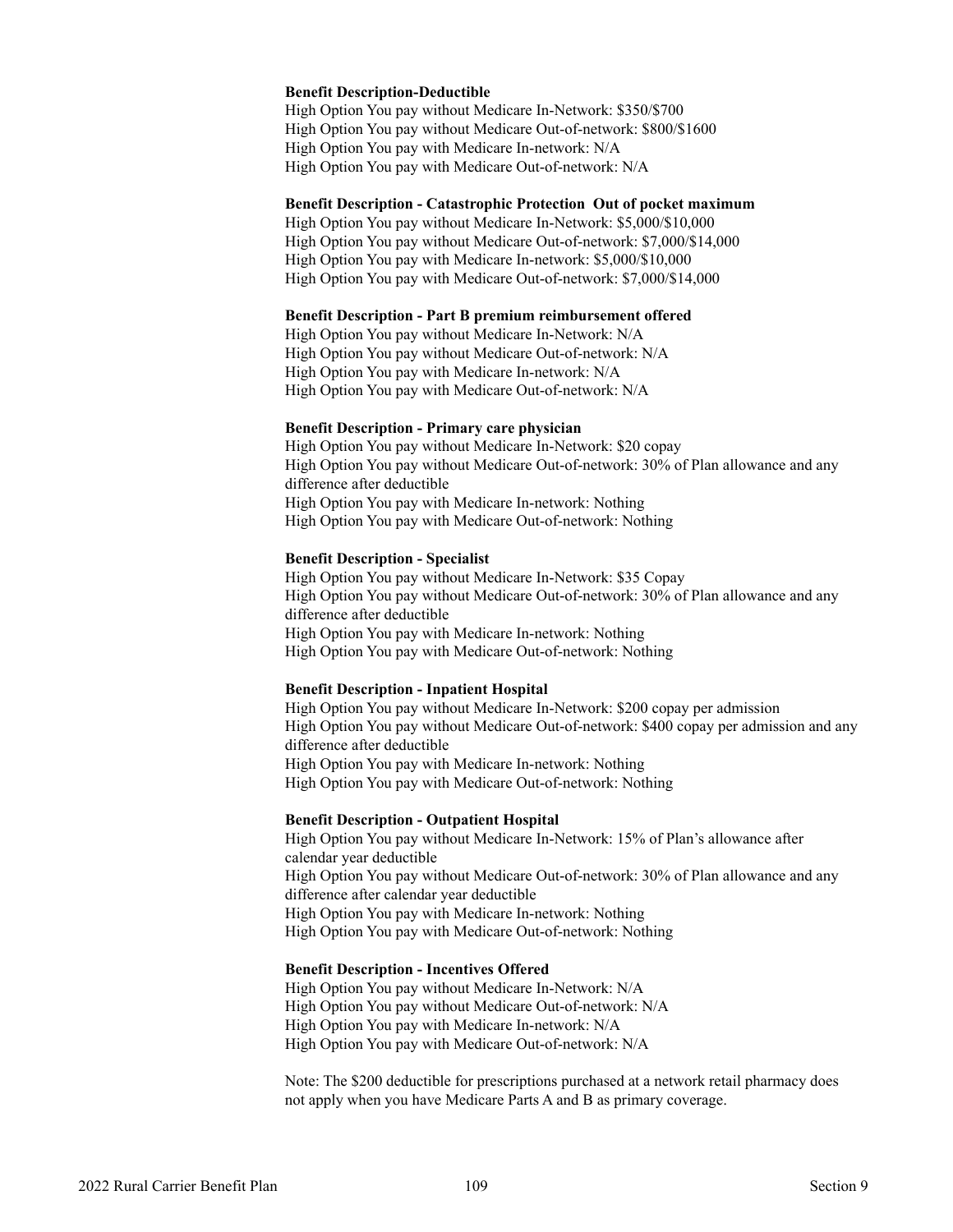**Benefit Description-Deductible**

High Option You pay without Medicare In-Network: $350/$700
High Option You pay without Medicare Out-of-network: $800/$1600
High Option You pay with Medicare In-network: N/A
High Option You pay with Medicare Out-of-network: N/A

**Benefit Description - Catastrophic Protection Out of pocket maximum**

High Option You pay without Medicare In-Network: $5,000/$10,000
High Option You pay without Medicare Out-of-network: $7,000/$14,000
High Option You pay with Medicare In-network: $5,000/$10,000
High Option You pay with Medicare Out-of-network: $7,000/$14,000

**Benefit Description - Part B premium reimbursement offered**

High Option You pay without Medicare In-Network: N/A
High Option You pay without Medicare Out-of-network: N/A
High Option You pay with Medicare In-network: N/A
High Option You pay with Medicare Out-of-network: N/A

**Benefit Description - Primary care physician**

High Option You pay without Medicare In-Network: $20 copay
High Option You pay without Medicare Out-of-network: 30% of Plan allowance and any difference after deductible
High Option You pay with Medicare In-network: Nothing
High Option You pay with Medicare Out-of-network: Nothing

**Benefit Description - Specialist**

High Option You pay without Medicare In-Network: $35 Copay
High Option You pay without Medicare Out-of-network: 30% of Plan allowance and any difference after deductible
High Option You pay with Medicare In-network: Nothing
High Option You pay with Medicare Out-of-network: Nothing

**Benefit Description - Inpatient Hospital**

High Option You pay without Medicare In-Network: $200 copay per admission
High Option You pay without Medicare Out-of-network: $400 copay per admission and any difference after deductible
High Option You pay with Medicare In-network: Nothing
High Option You pay with Medicare Out-of-network: Nothing

**Benefit Description - Outpatient Hospital**

High Option You pay without Medicare In-Network: 15% of Plan's allowance after calendar year deductible
High Option You pay without Medicare Out-of-network: 30% of Plan allowance and any difference after calendar year deductible
High Option You pay with Medicare In-network: Nothing
High Option You pay with Medicare Out-of-network: Nothing

**Benefit Description - Incentives Offered**

High Option You pay without Medicare In-Network: N/A
High Option You pay without Medicare Out-of-network: N/A
High Option You pay with Medicare In-network: N/A
High Option You pay with Medicare Out-of-network: N/A

Note: The $200 deductible for prescriptions purchased at a network retail pharmacy does not apply when you have Medicare Parts A and B as primary coverage.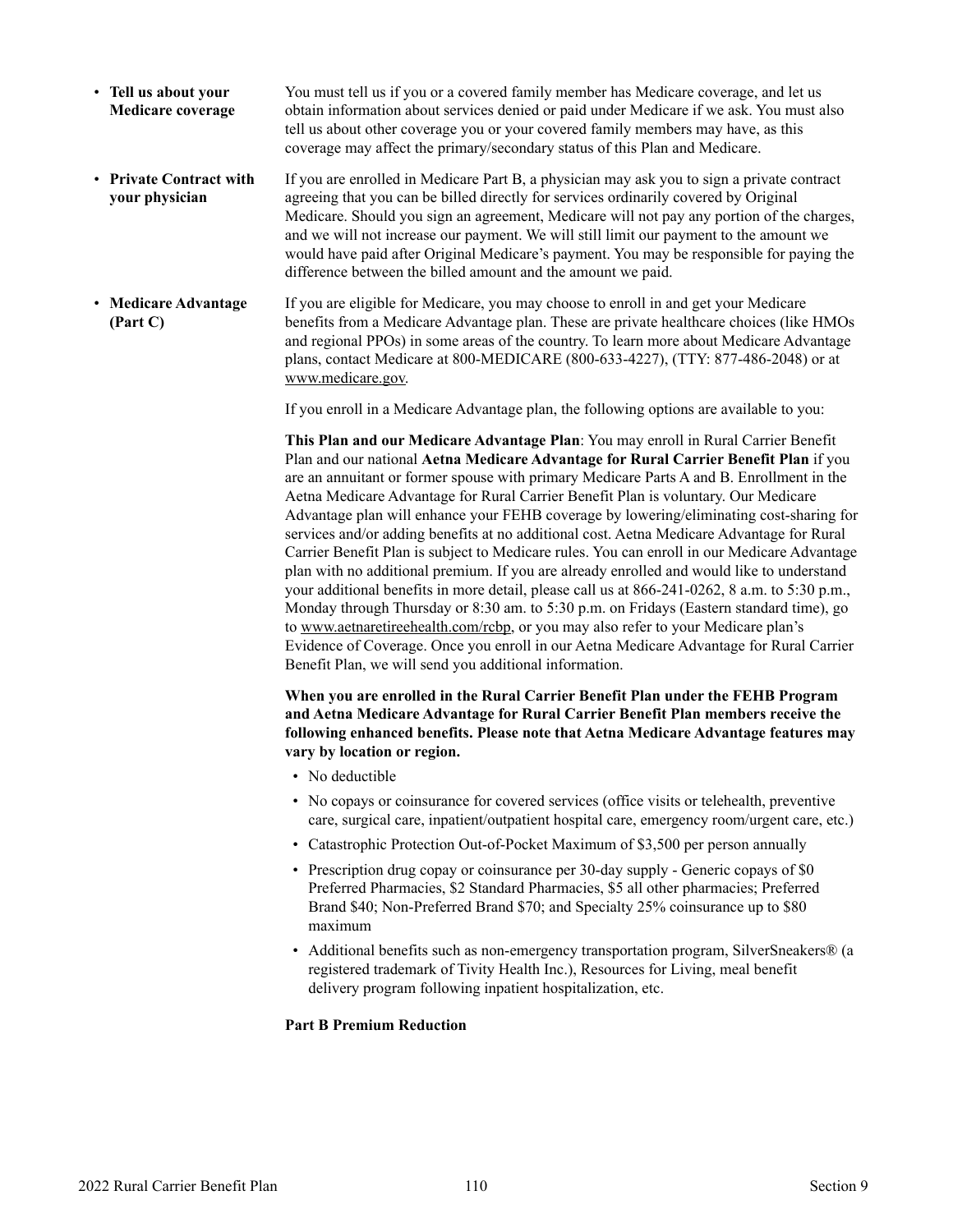- **Tell us about your Medicare coverage**

You must tell us if you or a covered family member has Medicare coverage, and let us obtain information about services denied or paid under Medicare if we ask. You must also tell us about other coverage you or your covered family members may have, as this coverage may affect the primary/secondary status of this Plan and Medicare.

- **Private Contract with your physician**

If you are enrolled in Medicare Part B, a physician may ask you to sign a private contract agreeing that you can be billed directly for services ordinarily covered by Original Medicare. Should you sign an agreement, Medicare will not pay any portion of the charges, and we will not increase our payment. We will still limit our payment to the amount we would have paid after Original Medicare's payment. You may be responsible for paying the difference between the billed amount and the amount we paid.

- **Medicare Advantage (Part C)**

If you are eligible for Medicare, you may choose to enroll in and get your Medicare benefits from a Medicare Advantage plan. These are private healthcare choices (like HMOs and regional PPOs) in some areas of the country. To learn more about Medicare Advantage plans, contact Medicare at 800-MEDICARE (800-633-4227), (TTY: 877-486-2048) or at www.medicare.gov.

If you enroll in a Medicare Advantage plan, the following options are available to you:

**This Plan and our Medicare Advantage Plan**: You may enroll in Rural Carrier Benefit Plan and our national **Aetna Medicare Advantage for Rural Carrier Benefit Plan** if you are an annuitant or former spouse with primary Medicare Parts A and B. Enrollment in the Aetna Medicare Advantage for Rural Carrier Benefit Plan is voluntary. Our Medicare Advantage plan will enhance your FEHB coverage by lowering/eliminating cost-sharing for services and/or adding benefits at no additional cost. Aetna Medicare Advantage for Rural Carrier Benefit Plan is subject to Medicare rules. You can enroll in our Medicare Advantage plan with no additional premium. If you are already enrolled and would like to understand your additional benefits in more detail, please call us at 866-241-0262, 8 a.m. to 5:30 p.m., Monday through Thursday or 8:30 am. to 5:30 p.m. on Fridays (Eastern standard time), go to www.aetnaretireehealth.com/rcbp, or you may also refer to your Medicare plan's Evidence of Coverage. Once you enroll in our Aetna Medicare Advantage for Rural Carrier Benefit Plan, we will send you additional information.

**When you are enrolled in the Rural Carrier Benefit Plan under the FEHB Program and Aetna Medicare Advantage for Rural Carrier Benefit Plan members receive the following enhanced benefits. Please note that Aetna Medicare Advantage features may vary by location or region.**

- No deductible
- No copays or coinsurance for covered services (office visits or telehealth, preventive care, surgical care, inpatient/outpatient hospital care, emergency room/urgent care, etc.)
- Catastrophic Protection Out-of-Pocket Maximum of $3,500 per person annually
- Prescription drug copay or coinsurance per 30-day supply - Generic copays of $0 Preferred Pharmacies, $2 Standard Pharmacies, $5 all other pharmacies; Preferred Brand $40; Non-Preferred Brand $70; and Specialty 25% coinsurance up to $80 maximum
- Additional benefits such as non-emergency transportation program, SilverSneakers® (a registered trademark of Tivity Health Inc.), Resources for Living, meal benefit delivery program following inpatient hospitalization, etc.

**Part B Premium Reduction**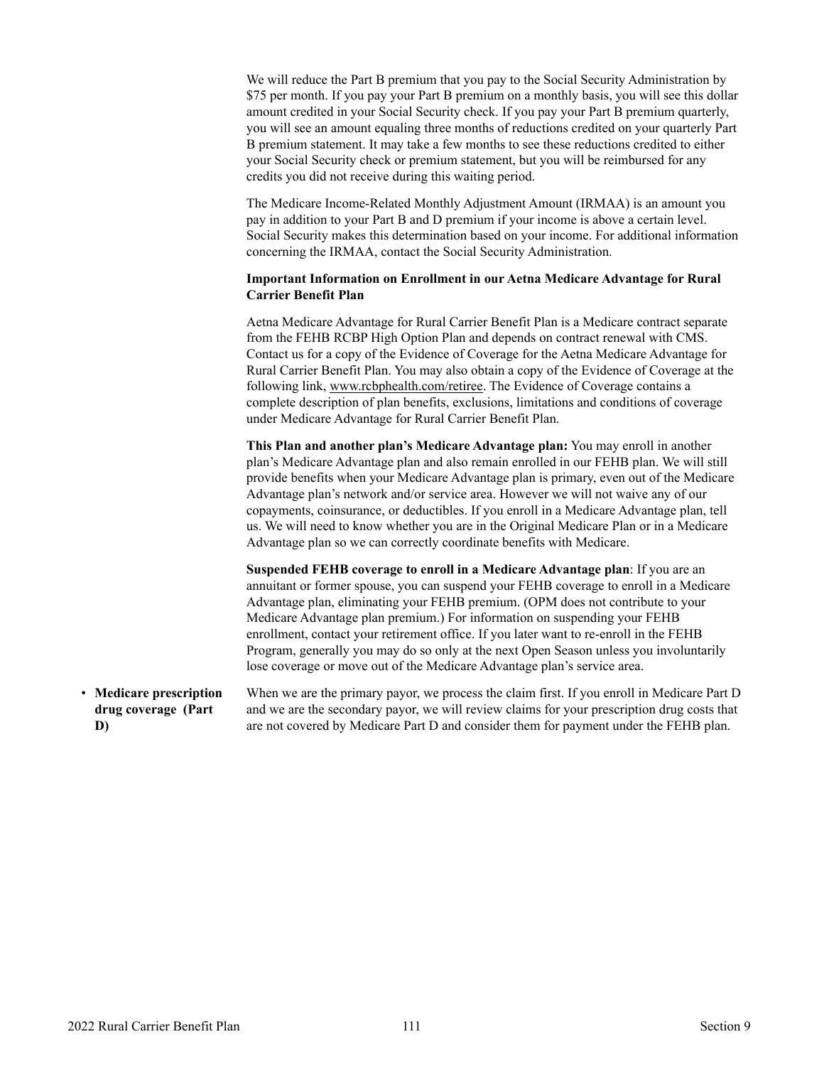We will reduce the Part B premium that you pay to the Social Security Administration by $75 per month. If you pay your Part B premium on a monthly basis, you will see this dollar amount credited in your Social Security check. If you pay your Part B premium quarterly, you will see an amount equaling three months of reductions credited on your quarterly Part B premium statement. It may take a few months to see these reductions credited to either your Social Security check or premium statement, but you will be reimbursed for any credits you did not receive during this waiting period.

The Medicare Income-Related Monthly Adjustment Amount (IRMAA) is an amount you pay in addition to your Part B and D premium if your income is above a certain level. Social Security makes this determination based on your income. For additional information concerning the IRMAA, contact the Social Security Administration.

**Important Information on Enrollment in our Aetna Medicare Advantage for Rural Carrier Benefit Plan**

Aetna Medicare Advantage for Rural Carrier Benefit Plan is a Medicare contract separate from the FEHB RCBP High Option Plan and depends on contract renewal with CMS. Contact us for a copy of the Evidence of Coverage for the Aetna Medicare Advantage for Rural Carrier Benefit Plan. You may also obtain a copy of the Evidence of Coverage at the following link, www.rcbphealth.com/retiree. The Evidence of Coverage contains a complete description of plan benefits, exclusions, limitations and conditions of coverage under Medicare Advantage for Rural Carrier Benefit Plan.

**This Plan and another plan's Medicare Advantage plan:** You may enroll in another plan's Medicare Advantage plan and also remain enrolled in our FEHB plan. We will still provide benefits when your Medicare Advantage plan is primary, even out of the Medicare Advantage plan's network and/or service area. However we will not waive any of our copayments, coinsurance, or deductibles. If you enroll in a Medicare Advantage plan, tell us. We will need to know whether you are in the Original Medicare Plan or in a Medicare Advantage plan so we can correctly coordinate benefits with Medicare.

**Suspended FEHB coverage to enroll in a Medicare Advantage plan**: If you are an annuitant or former spouse, you can suspend your FEHB coverage to enroll in a Medicare Advantage plan, eliminating your FEHB premium. (OPM does not contribute to your Medicare Advantage plan premium.) For information on suspending your FEHB enrollment, contact your retirement office. If you later want to re-enroll in the FEHB Program, generally you may do so only at the next Open Season unless you involuntarily lose coverage or move out of the Medicare Advantage plan's service area.

- **Medicare prescription drug coverage (Part D)**

When we are the primary payor, we process the claim first. If you enroll in Medicare Part D and we are the secondary payor, we will review claims for your prescription drug costs that are not covered by Medicare Part D and consider them for payment under the FEHB plan.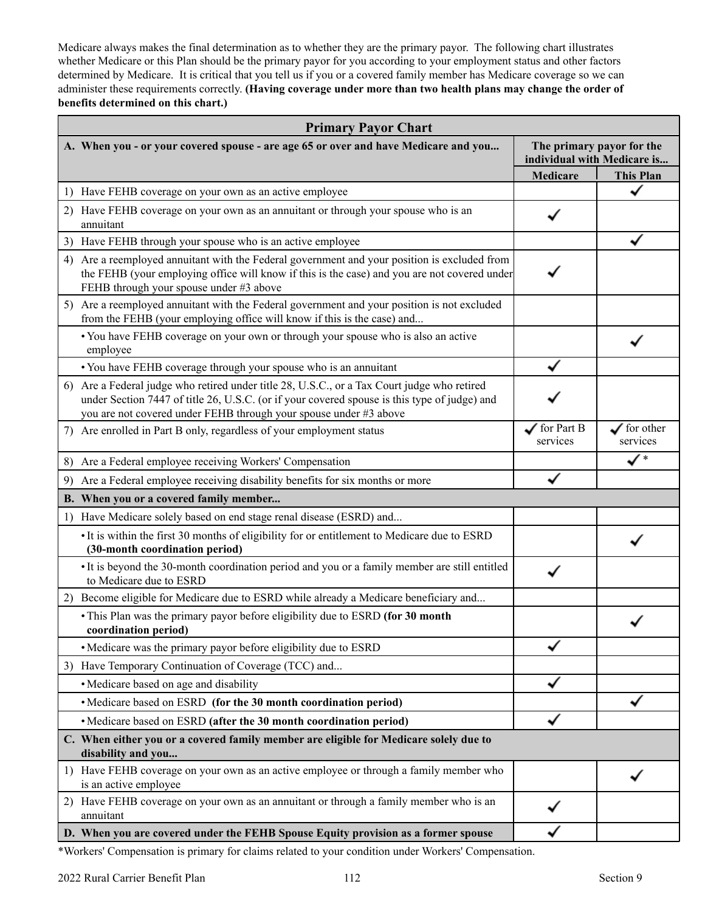Medicare always makes the final determination as to whether they are the primary payor. The following chart illustrates whether Medicare or this Plan should be the primary payor for you according to your employment status and other factors determined by Medicare. It is critical that you tell us if you or a covered family member has Medicare coverage so we can administer these requirements correctly. **(Having coverage under more than two health plans may change the order of benefits determined on this chart.)**

| **Primary Payor Chart** | | |
|---|---|---|
| **A. When you - or your covered spouse - are age 65 or over and have Medicare and you...** | **The primary payor for the individual with Medicare is...** | |
| | **Medicare** | **This Plan** |
| 1) Have FEHB coverage on your own as an active employee | | ✓ |
| 2) Have FEHB coverage on your own as an annuitant or through your spouse who is an annuitant | ✓ | |
| 3) Have FEHB through your spouse who is an active employee | | ✓ |
| 4) Are a reemployed annuitant with the Federal government and your position is excluded from the FEHB (your employing office will know if this is the case) and you are not covered under FEHB through your spouse under #3 above | ✓ | |
| 5) Are a reemployed annuitant with the Federal government and your position is not excluded from the FEHB (your employing office will know if this is the case) and... | | |
| • You have FEHB coverage on your own or through your spouse who is also an active employee | | ✓ |
| • You have FEHB coverage through your spouse who is an annuitant | ✓ | |
| 6) Are a Federal judge who retired under title 28, U.S.C., or a Tax Court judge who retired under Section 7447 of title 26, U.S.C. (or if your covered spouse is this type of judge) and you are not covered under FEHB through your spouse under #3 above | ✓ | |
| 7) Are enrolled in Part B only, regardless of your employment status | ✓ for Part B services | ✓ for other services |
| 8) Are a Federal employee receiving Workers' Compensation | | ✓* |
| 9) Are a Federal employee receiving disability benefits for six months or more | ✓ | |
| **B. When you or a covered family member...** | | |
| 1) Have Medicare solely based on end stage renal disease (ESRD) and... | | |
| • It is within the first 30 months of eligibility for or entitlement to Medicare due to ESRD **(30-month coordination period)** | | ✓ |
| • It is beyond the 30-month coordination period and you or a family member are still entitled to Medicare due to ESRD | ✓ | |
| 2) Become eligible for Medicare due to ESRD while already a Medicare beneficiary and... | | |
| • This Plan was the primary payor before eligibility due to ESRD **(for 30 month coordination period)** | | ✓ |
| • Medicare was the primary payor before eligibility due to ESRD | ✓ | |
| 3) Have Temporary Continuation of Coverage (TCC) and... | | |
| • Medicare based on age and disability | ✓ | |
| • Medicare based on ESRD **(for the 30 month coordination period)** | | ✓ |
| • Medicare based on ESRD **(after the 30 month coordination period)** | ✓ | |
| **C. When either you or a covered family member are eligible for Medicare solely due to disability and you...** | | |
| 1) Have FEHB coverage on your own as an active employee or through a family member who is an active employee | | ✓ |
| 2) Have FEHB coverage on your own as an annuitant or through a family member who is an annuitant | ✓ | |
| **D. When you are covered under the FEHB Spouse Equity provision as a former spouse** | ✓ | |

*Workers' Compensation is primary for claims related to your condition under Workers' Compensation.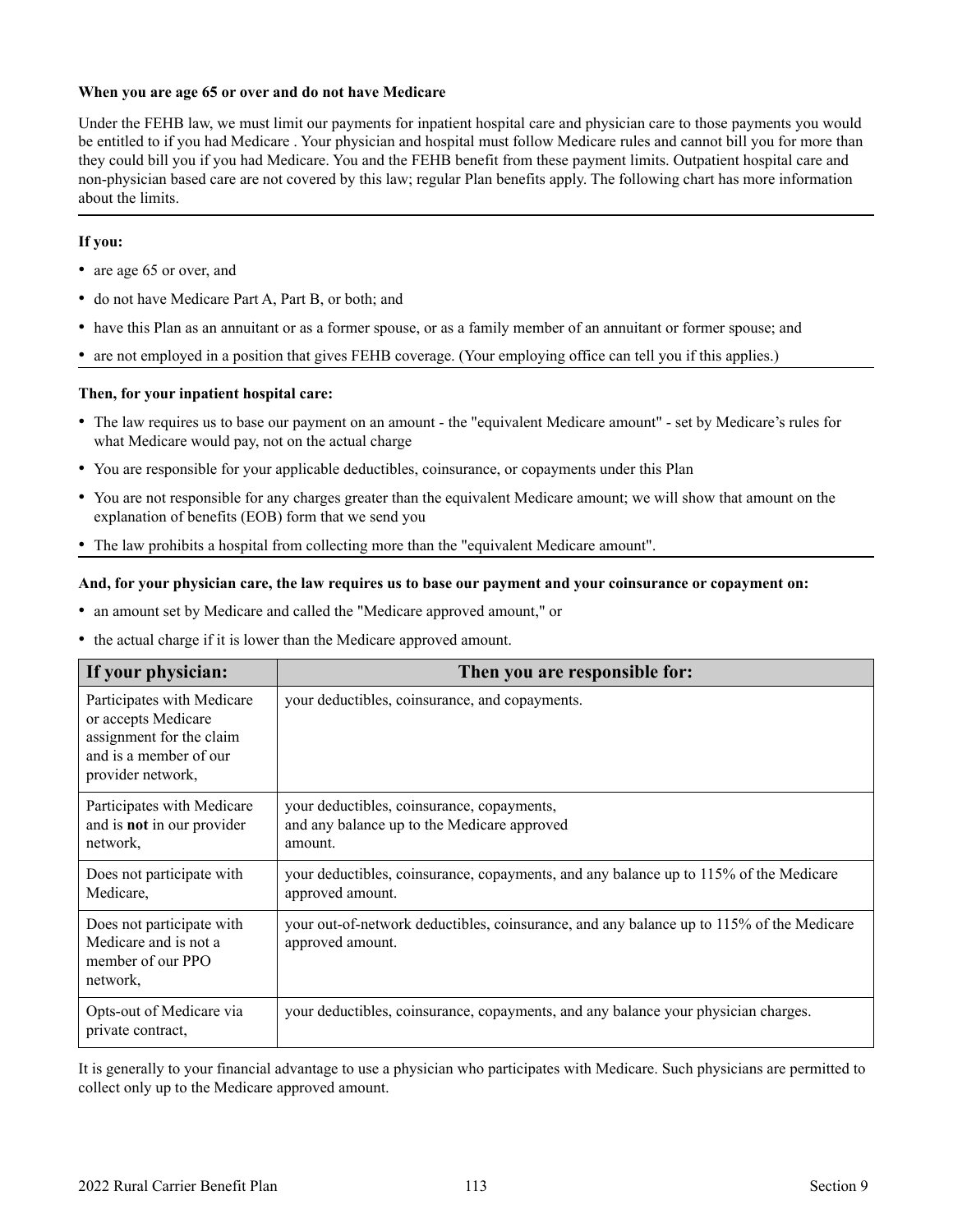**When you are age 65 or over and do not have Medicare**

Under the FEHB law, we must limit our payments for inpatient hospital care and physician care to those payments you would be entitled to if you had Medicare . Your physician and hospital must follow Medicare rules and cannot bill you for more than they could bill you if you had Medicare. You and the FEHB benefit from these payment limits. Outpatient hospital care and non-physician based care are not covered by this law; regular Plan benefits apply. The following chart has more information about the limits.

**If you:**

- are age 65 or over, and
- do not have Medicare Part A, Part B, or both; and
- have this Plan as an annuitant or as a former spouse, or as a family member of an annuitant or former spouse; and
- are not employed in a position that gives FEHB coverage. (Your employing office can tell you if this applies.)

**Then, for your inpatient hospital care:**

- The law requires us to base our payment on an amount - the "equivalent Medicare amount" - set by Medicare's rules for what Medicare would pay, not on the actual charge
- You are responsible for your applicable deductibles, coinsurance, or copayments under this Plan
- You are not responsible for any charges greater than the equivalent Medicare amount; we will show that amount on the explanation of benefits (EOB) form that we send you
- The law prohibits a hospital from collecting more than the "equivalent Medicare amount".

**And, for your physician care, the law requires us to base our payment and your coinsurance or copayment on:**

- an amount set by Medicare and called the "Medicare approved amount," or
- the actual charge if it is lower than the Medicare approved amount.

| If your physician: | Then you are responsible for: |
|---|---|
| Participates with Medicare or accepts Medicare assignment for the claim and is a member of our provider network, | your deductibles, coinsurance, and copayments. |
| Participates with Medicare and is **not** in our provider network, | your deductibles, coinsurance, copayments, and any balance up to the Medicare approved amount. |
| Does not participate with Medicare, | your deductibles, coinsurance, copayments, and any balance up to 115% of the Medicare approved amount. |
| Does not participate with Medicare and is not a member of our PPO network, | your out-of-network deductibles, coinsurance, and any balance up to 115% of the Medicare approved amount. |
| Opts-out of Medicare via private contract, | your deductibles, coinsurance, copayments, and any balance your physician charges. |

It is generally to your financial advantage to use a physician who participates with Medicare. Such physicians are permitted to collect only up to the Medicare approved amount.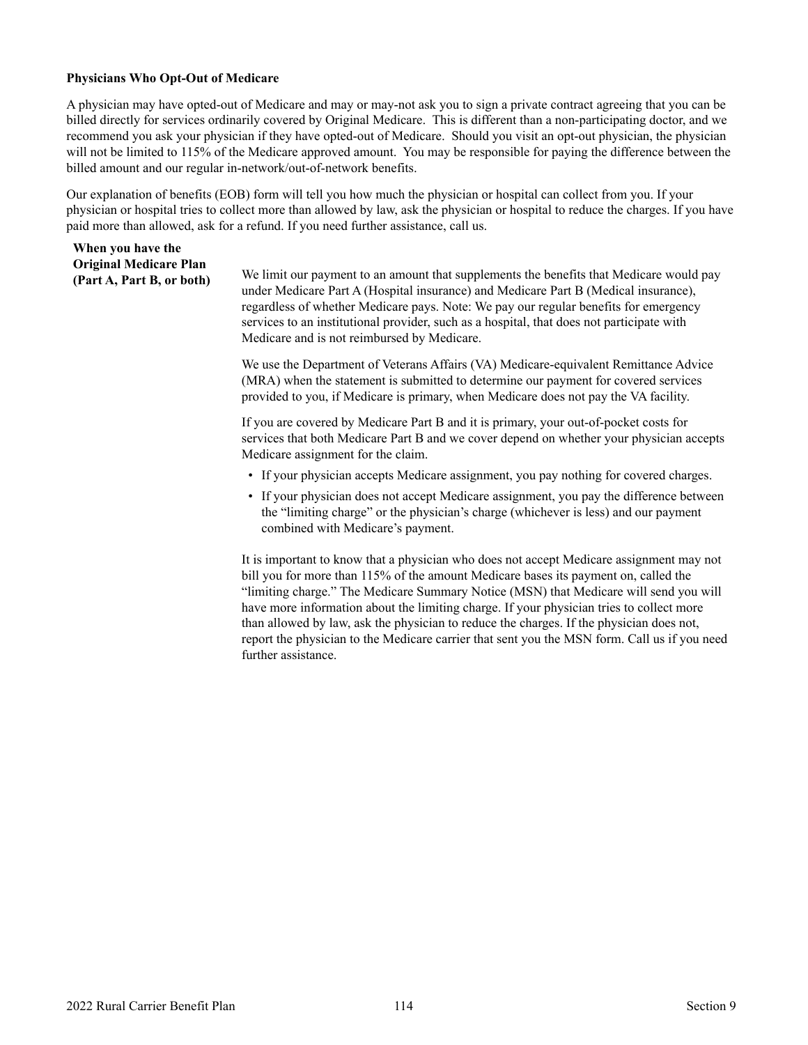**Physicians Who Opt-Out of Medicare**

A physician may have opted-out of Medicare and may or may-not ask you to sign a private contract agreeing that you can be billed directly for services ordinarily covered by Original Medicare. This is different than a non-participating doctor, and we recommend you ask your physician if they have opted-out of Medicare. Should you visit an opt-out physician, the physician will not be limited to 115% of the Medicare approved amount. You may be responsible for paying the difference between the billed amount and our regular in-network/out-of-network benefits.

Our explanation of benefits (EOB) form will tell you how much the physician or hospital can collect from you. If your physician or hospital tries to collect more than allowed by law, ask the physician or hospital to reduce the charges. If you have paid more than allowed, ask for a refund. If you need further assistance, call us.

**When you have the Original Medicare Plan (Part A, Part B, or both)**

We limit our payment to an amount that supplements the benefits that Medicare would pay under Medicare Part A (Hospital insurance) and Medicare Part B (Medical insurance), regardless of whether Medicare pays. Note: We pay our regular benefits for emergency services to an institutional provider, such as a hospital, that does not participate with Medicare and is not reimbursed by Medicare.

We use the Department of Veterans Affairs (VA) Medicare-equivalent Remittance Advice (MRA) when the statement is submitted to determine our payment for covered services provided to you, if Medicare is primary, when Medicare does not pay the VA facility.

If you are covered by Medicare Part B and it is primary, your out-of-pocket costs for services that both Medicare Part B and we cover depend on whether your physician accepts Medicare assignment for the claim.

- If your physician accepts Medicare assignment, you pay nothing for covered charges.
- If your physician does not accept Medicare assignment, you pay the difference between the "limiting charge" or the physician's charge (whichever is less) and our payment combined with Medicare's payment.

It is important to know that a physician who does not accept Medicare assignment may not bill you for more than 115% of the amount Medicare bases its payment on, called the "limiting charge." The Medicare Summary Notice (MSN) that Medicare will send you will have more information about the limiting charge. If your physician tries to collect more than allowed by law, ask the physician to reduce the charges. If the physician does not, report the physician to the Medicare carrier that sent you the MSN form. Call us if you need further assistance.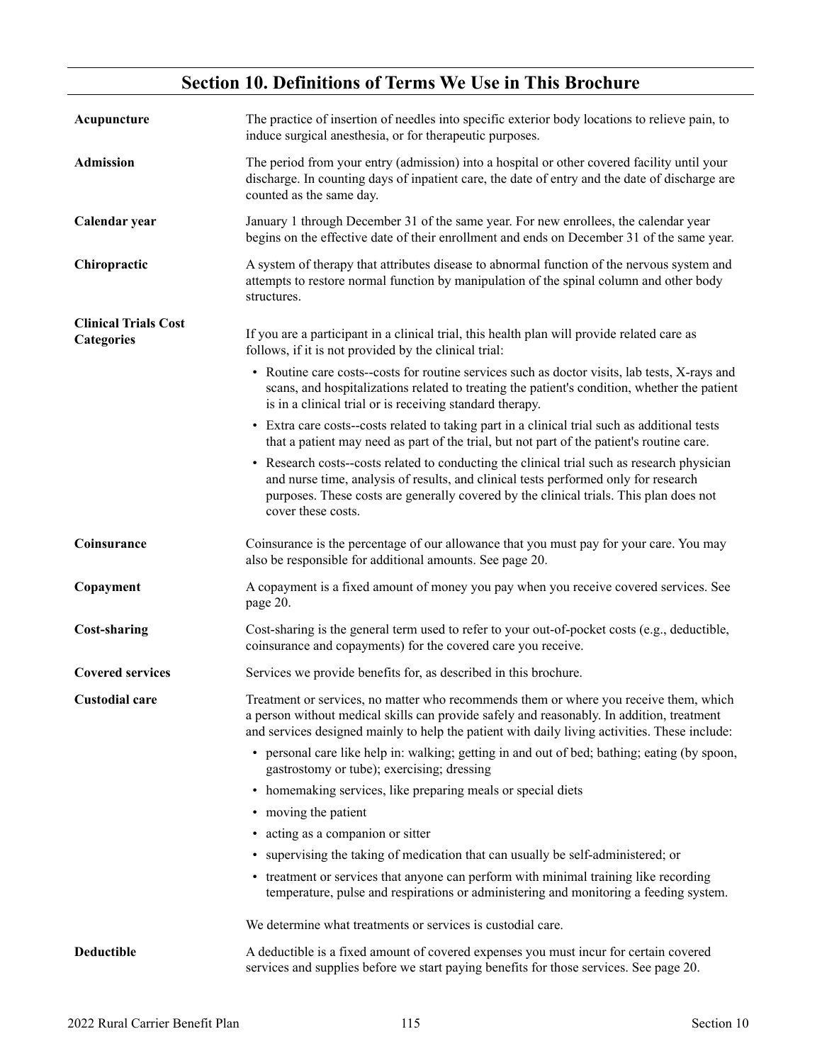## Section 10. Definitions of Terms We Use in This Brochure

**Acupuncture**

The practice of insertion of needles into specific exterior body locations to relieve pain, to induce surgical anesthesia, or for therapeutic purposes.

**Admission**

The period from your entry (admission) into a hospital or other covered facility until your discharge. In counting days of inpatient care, the date of entry and the date of discharge are counted as the same day.

**Calendar year**

January 1 through December 31 of the same year. For new enrollees, the calendar year begins on the effective date of their enrollment and ends on December 31 of the same year.

**Chiropractic**

A system of therapy that attributes disease to abnormal function of the nervous system and attempts to restore normal function by manipulation of the spinal column and other body structures.

**Clinical Trials Cost Categories**

If you are a participant in a clinical trial, this health plan will provide related care as follows, if it is not provided by the clinical trial:

- Routine care costs--costs for routine services such as doctor visits, lab tests, X-rays and scans, and hospitalizations related to treating the patient's condition, whether the patient is in a clinical trial or is receiving standard therapy.
- Extra care costs--costs related to taking part in a clinical trial such as additional tests that a patient may need as part of the trial, but not part of the patient's routine care.
- Research costs--costs related to conducting the clinical trial such as research physician and nurse time, analysis of results, and clinical tests performed only for research purposes. These costs are generally covered by the clinical trials. This plan does not cover these costs.

**Coinsurance**

Coinsurance is the percentage of our allowance that you must pay for your care. You may also be responsible for additional amounts. See page 20.

**Copayment**

A copayment is a fixed amount of money you pay when you receive covered services. See page 20.

**Cost-sharing**

Cost-sharing is the general term used to refer to your out-of-pocket costs (e.g., deductible, coinsurance and copayments) for the covered care you receive.

**Covered services**

Services we provide benefits for, as described in this brochure.

**Custodial care**

Treatment or services, no matter who recommends them or where you receive them, which a person without medical skills can provide safely and reasonably. In addition, treatment and services designed mainly to help the patient with daily living activities. These include:

- personal care like help in: walking; getting in and out of bed; bathing; eating (by spoon, gastrostomy or tube); exercising; dressing
- homemaking services, like preparing meals or special diets
- moving the patient
- acting as a companion or sitter
- supervising the taking of medication that can usually be self-administered; or
- treatment or services that anyone can perform with minimal training like recording temperature, pulse and respirations or administering and monitoring a feeding system.

We determine what treatments or services is custodial care.

**Deductible**

A deductible is a fixed amount of covered expenses you must incur for certain covered services and supplies before we start paying benefits for those services. See page 20.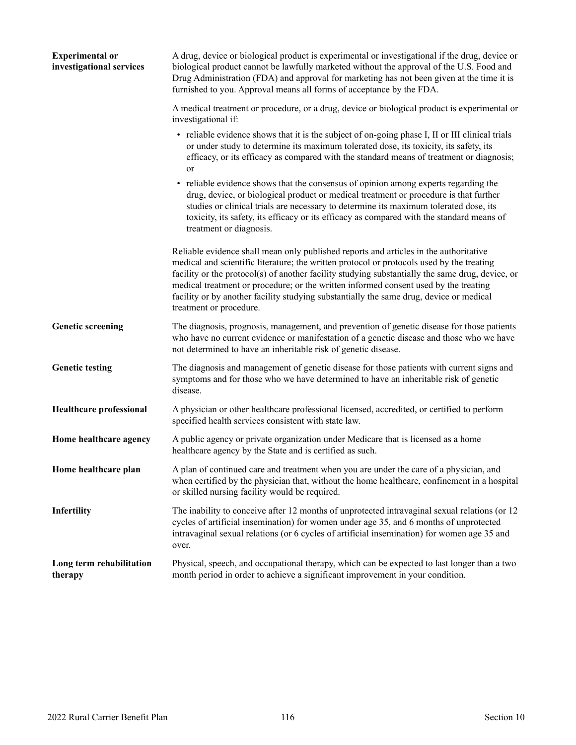**Experimental or investigational services**

A drug, device or biological product is experimental or investigational if the drug, device or biological product cannot be lawfully marketed without the approval of the U.S. Food and Drug Administration (FDA) and approval for marketing has not been given at the time it is furnished to you. Approval means all forms of acceptance by the FDA.

A medical treatment or procedure, or a drug, device or biological product is experimental or investigational if:

- reliable evidence shows that it is the subject of on-going phase I, II or III clinical trials or under study to determine its maximum tolerated dose, its toxicity, its safety, its efficacy, or its efficacy as compared with the standard means of treatment or diagnosis; or
- reliable evidence shows that the consensus of opinion among experts regarding the drug, device, or biological product or medical treatment or procedure is that further studies or clinical trials are necessary to determine its maximum tolerated dose, its toxicity, its safety, its efficacy or its efficacy as compared with the standard means of treatment or diagnosis.

Reliable evidence shall mean only published reports and articles in the authoritative medical and scientific literature; the written protocol or protocols used by the treating facility or the protocol(s) of another facility studying substantially the same drug, device, or medical treatment or procedure; or the written informed consent used by the treating facility or by another facility studying substantially the same drug, device or medical treatment or procedure.

**Genetic screening**

The diagnosis, prognosis, management, and prevention of genetic disease for those patients who have no current evidence or manifestation of a genetic disease and those who we have not determined to have an inheritable risk of genetic disease.

**Genetic testing**

The diagnosis and management of genetic disease for those patients with current signs and symptoms and for those who we have determined to have an inheritable risk of genetic disease.

**Healthcare professional**

A physician or other healthcare professional licensed, accredited, or certified to perform specified health services consistent with state law.

**Home healthcare agency**

A public agency or private organization under Medicare that is licensed as a home healthcare agency by the State and is certified as such.

**Home healthcare plan**

A plan of continued care and treatment when you are under the care of a physician, and when certified by the physician that, without the home healthcare, confinement in a hospital or skilled nursing facility would be required.

**Infertility**

The inability to conceive after 12 months of unprotected intravaginal sexual relations (or 12 cycles of artificial insemination) for women under age 35, and 6 months of unprotected intravaginal sexual relations (or 6 cycles of artificial insemination) for women age 35 and over.

**Long term rehabilitation therapy**

Physical, speech, and occupational therapy, which can be expected to last longer than a two month period in order to achieve a significant improvement in your condition.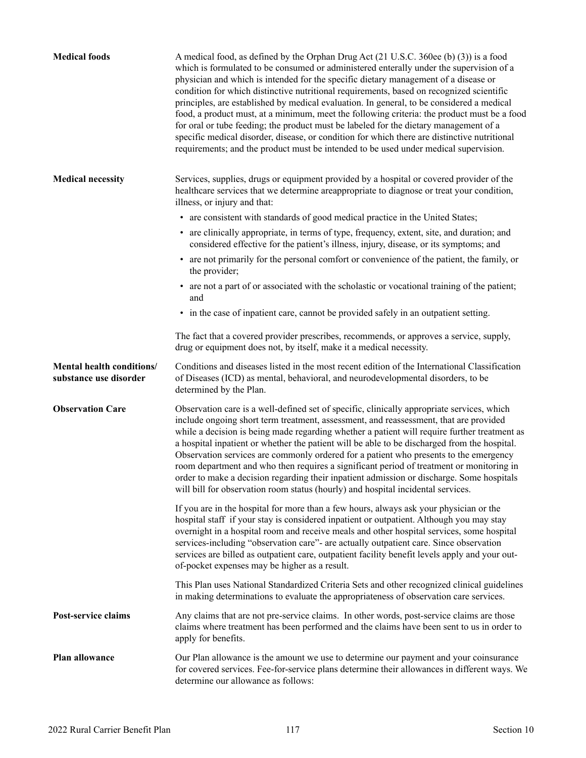**Medical foods**

A medical food, as defined by the Orphan Drug Act (21 U.S.C. 360ee (b) (3)) is a food which is formulated to be consumed or administered enterally under the supervision of a physician and which is intended for the specific dietary management of a disease or condition for which distinctive nutritional requirements, based on recognized scientific principles, are established by medical evaluation. In general, to be considered a medical food, a product must, at a minimum, meet the following criteria: the product must be a food for oral or tube feeding; the product must be labeled for the dietary management of a specific medical disorder, disease, or condition for which there are distinctive nutritional requirements; and the product must be intended to be used under medical supervision.

**Medical necessity**

Services, supplies, drugs or equipment provided by a hospital or covered provider of the healthcare services that we determine areappropriate to diagnose or treat your condition, illness, or injury and that:

- are consistent with standards of good medical practice in the United States;
- are clinically appropriate, in terms of type, frequency, extent, site, and duration; and considered effective for the patient's illness, injury, disease, or its symptoms; and
- are not primarily for the personal comfort or convenience of the patient, the family, or the provider;
- are not a part of or associated with the scholastic or vocational training of the patient; and
- in the case of inpatient care, cannot be provided safely in an outpatient setting.

The fact that a covered provider prescribes, recommends, or approves a service, supply, drug or equipment does not, by itself, make it a medical necessity.

**Mental health conditions/ substance use disorder**

Conditions and diseases listed in the most recent edition of the International Classification of Diseases (ICD) as mental, behavioral, and neurodevelopmental disorders, to be determined by the Plan.

**Observation Care**

Observation care is a well-defined set of specific, clinically appropriate services, which include ongoing short term treatment, assessment, and reassessment, that are provided while a decision is being made regarding whether a patient will require further treatment as a hospital inpatient or whether the patient will be able to be discharged from the hospital. Observation services are commonly ordered for a patient who presents to the emergency room department and who then requires a significant period of treatment or monitoring in order to make a decision regarding their inpatient admission or discharge. Some hospitals will bill for observation room status (hourly) and hospital incidental services.

If you are in the hospital for more than a few hours, always ask your physician or the hospital staff if your stay is considered inpatient or outpatient. Although you may stay overnight in a hospital room and receive meals and other hospital services, some hospital services-including "observation care"- are actually outpatient care. Since observation services are billed as outpatient care, outpatient facility benefit levels apply and your out-of-pocket expenses may be higher as a result.

This Plan uses National Standardized Criteria Sets and other recognized clinical guidelines in making determinations to evaluate the appropriateness of observation care services.

**Post-service claims**

Any claims that are not pre-service claims. In other words, post-service claims are those claims where treatment has been performed and the claims have been sent to us in order to apply for benefits.

**Plan allowance**

Our Plan allowance is the amount we use to determine our payment and your coinsurance for covered services. Fee-for-service plans determine their allowances in different ways. We determine our allowance as follows: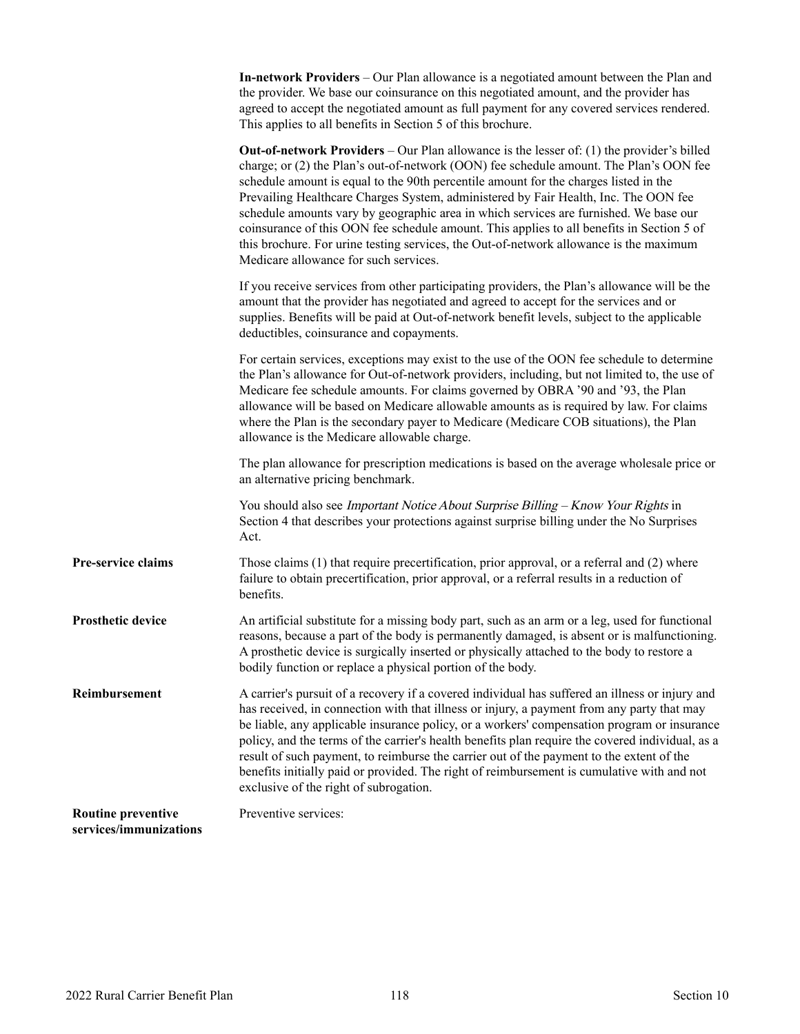**In-network Providers** – Our Plan allowance is a negotiated amount between the Plan and the provider. We base our coinsurance on this negotiated amount, and the provider has agreed to accept the negotiated amount as full payment for any covered services rendered. This applies to all benefits in Section 5 of this brochure.

**Out-of-network Providers** – Our Plan allowance is the lesser of: (1) the provider's billed charge; or (2) the Plan's out-of-network (OON) fee schedule amount. The Plan's OON fee schedule amount is equal to the 90th percentile amount for the charges listed in the Prevailing Healthcare Charges System, administered by Fair Health, Inc. The OON fee schedule amounts vary by geographic area in which services are furnished. We base our coinsurance of this OON fee schedule amount. This applies to all benefits in Section 5 of this brochure. For urine testing services, the Out-of-network allowance is the maximum Medicare allowance for such services.

If you receive services from other participating providers, the Plan's allowance will be the amount that the provider has negotiated and agreed to accept for the services and or supplies. Benefits will be paid at Out-of-network benefit levels, subject to the applicable deductibles, coinsurance and copayments.

For certain services, exceptions may exist to the use of the OON fee schedule to determine the Plan's allowance for Out-of-network providers, including, but not limited to, the use of Medicare fee schedule amounts. For claims governed by OBRA '90 and '93, the Plan allowance will be based on Medicare allowable amounts as is required by law. For claims where the Plan is the secondary payer to Medicare (Medicare COB situations), the Plan allowance is the Medicare allowable charge.

The plan allowance for prescription medications is based on the average wholesale price or an alternative pricing benchmark.

You should also see *Important Notice About Surprise Billing – Know Your Rights* in Section 4 that describes your protections against surprise billing under the No Surprises Act.

**Pre-service claims**

Those claims (1) that require precertification, prior approval, or a referral and (2) where failure to obtain precertification, prior approval, or a referral results in a reduction of benefits.

**Prosthetic device**

An artificial substitute for a missing body part, such as an arm or a leg, used for functional reasons, because a part of the body is permanently damaged, is absent or is malfunctioning. A prosthetic device is surgically inserted or physically attached to the body to restore a bodily function or replace a physical portion of the body.

**Reimbursement**

A carrier's pursuit of a recovery if a covered individual has suffered an illness or injury and has received, in connection with that illness or injury, a payment from any party that may be liable, any applicable insurance policy, or a workers' compensation program or insurance policy, and the terms of the carrier's health benefits plan require the covered individual, as a result of such payment, to reimburse the carrier out of the payment to the extent of the benefits initially paid or provided. The right of reimbursement is cumulative with and not exclusive of the right of subrogation.

**Routine preventive services/immunizations**

Preventive services: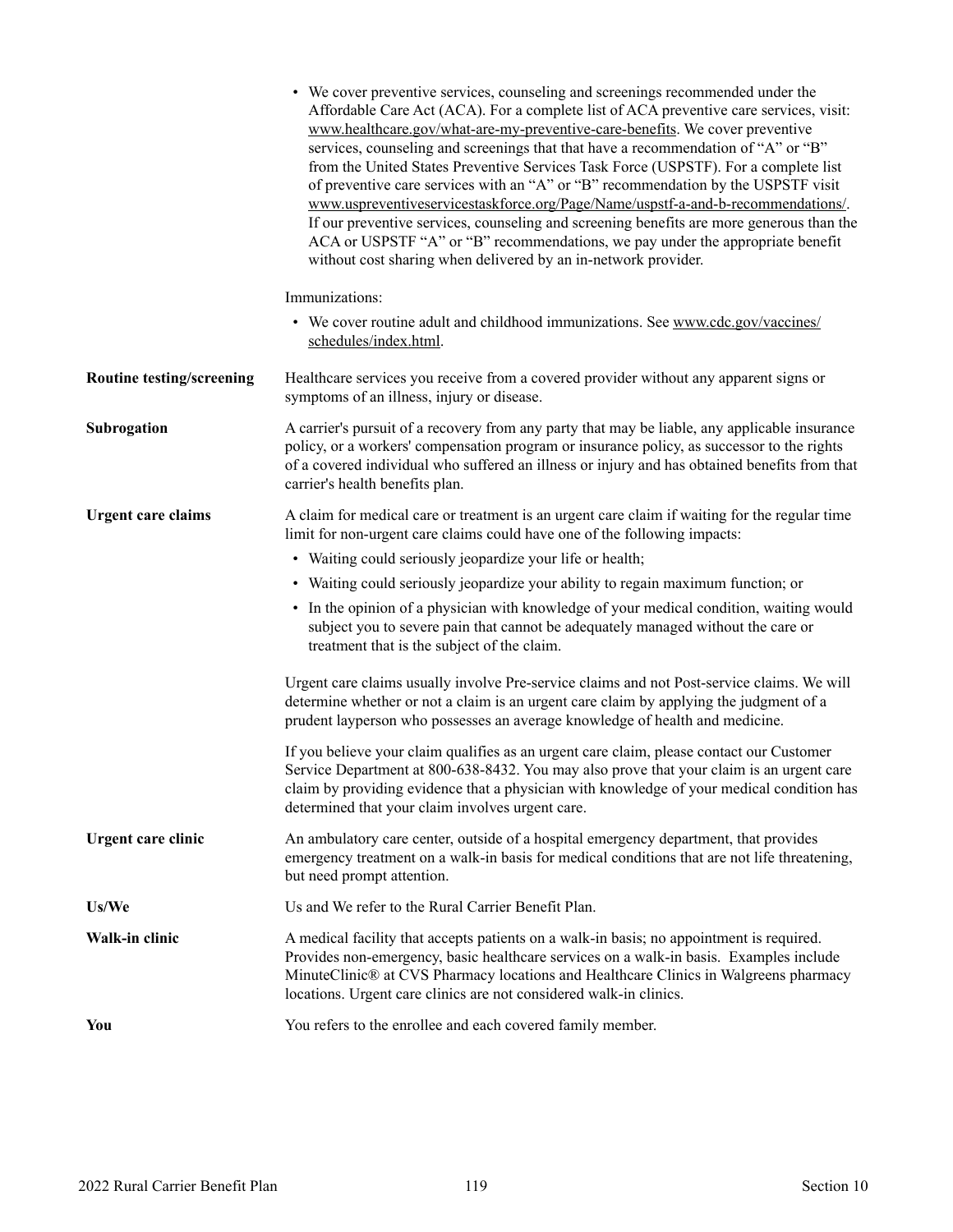- We cover preventive services, counseling and screenings recommended under the Affordable Care Act (ACA). For a complete list of ACA preventive care services, visit: www.healthcare.gov/what-are-my-preventive-care-benefits. We cover preventive services, counseling and screenings that that have a recommendation of "A" or "B" from the United States Preventive Services Task Force (USPSTF). For a complete list of preventive care services with an "A" or "B" recommendation by the USPSTF visit www.uspreventiveservicestaskforce.org/Page/Name/uspstf-a-and-b-recommendations/. If our preventive services, counseling and screening benefits are more generous than the ACA or USPSTF "A" or "B" recommendations, we pay under the appropriate benefit without cost sharing when delivered by an in-network provider.

Immunizations:

- We cover routine adult and childhood immunizations. See www.cdc.gov/vaccines/schedules/index.html.

**Routine testing/screening**

Healthcare services you receive from a covered provider without any apparent signs or symptoms of an illness, injury or disease.

**Subrogation**

A carrier's pursuit of a recovery from any party that may be liable, any applicable insurance policy, or a workers' compensation program or insurance policy, as successor to the rights of a covered individual who suffered an illness or injury and has obtained benefits from that carrier's health benefits plan.

**Urgent care claims**

A claim for medical care or treatment is an urgent care claim if waiting for the regular time limit for non-urgent care claims could have one of the following impacts:

- Waiting could seriously jeopardize your life or health;
- Waiting could seriously jeopardize your ability to regain maximum function; or
- In the opinion of a physician with knowledge of your medical condition, waiting would subject you to severe pain that cannot be adequately managed without the care or treatment that is the subject of the claim.

Urgent care claims usually involve Pre-service claims and not Post-service claims. We will determine whether or not a claim is an urgent care claim by applying the judgment of a prudent layperson who possesses an average knowledge of health and medicine.

If you believe your claim qualifies as an urgent care claim, please contact our Customer Service Department at 800-638-8432. You may also prove that your claim is an urgent care claim by providing evidence that a physician with knowledge of your medical condition has determined that your claim involves urgent care.

**Urgent care clinic**

An ambulatory care center, outside of a hospital emergency department, that provides emergency treatment on a walk-in basis for medical conditions that are not life threatening, but need prompt attention.

**Us/We**

Us and We refer to the Rural Carrier Benefit Plan.

**Walk-in clinic**

A medical facility that accepts patients on a walk-in basis; no appointment is required. Provides non-emergency, basic healthcare services on a walk-in basis. Examples include MinuteClinic® at CVS Pharmacy locations and Healthcare Clinics in Walgreens pharmacy locations. Urgent care clinics are not considered walk-in clinics.

**You**

You refers to the enrollee and each covered family member.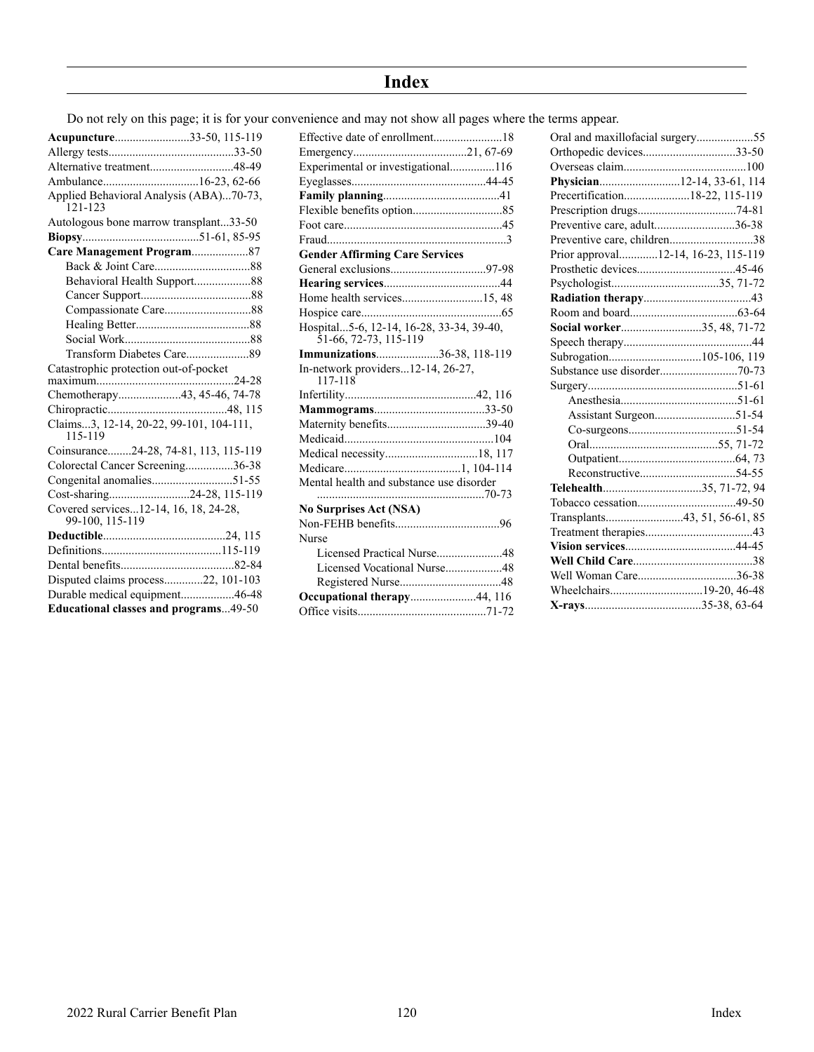# Index

Do not rely on this page; it is for your convenience and may not show all pages where the terms appear.

**Acupuncture**.........................33-50, 115-119
Allergy tests..........................................33-50
Alternative treatment............................48-49
Ambulance................................16-23, 62-66
Applied Behavioral Analysis (ABA)...70-73, 121-123
Autologous bone marrow transplant...33-50
**Biopsy**.......................................51-61, 85-95
**Care Management Program**...................87
- Back & Joint Care................................88
- Behavioral Health Support...................88
- Cancer Support.....................................88
- Compassionate Care.............................88
- Healing Better......................................88
- Social Work..........................................88
- Transform Diabetes Care.....................89

Catastrophic protection out-of-pocket maximum..............................................24-28
Chemotherapy.....................43, 45-46, 74-78
Chiropractic........................................48, 115
Claims...3, 12-14, 20-22, 99-101, 104-111, 115-119
Coinsurance........24-28, 74-81, 113, 115-119
Colorectal Cancer Screening................36-38
Congenital anomalies...........................51-55
Cost-sharing...........................24-28, 115-119
Covered services...12-14, 16, 18, 24-28, 99-100, 115-119
**Deductible**.........................................24, 115
Definitions........................................115-119
Dental benefits......................................82-84
Disputed claims process.............22, 101-103
Durable medical equipment..................46-48
**Educational classes and programs**...49-50
Effective date of enrollment.......................18
Emergency......................................21, 67-69
Experimental or investigational...............116
Eyeglasses............................................44-45
**Family planning**.......................................41
Flexible benefits option..............................85
Foot care....................................................45
Fraud............................................................3
**Gender Affirming Care Services**
General exclusions................................97-98
**Hearing services**.......................................44
Home health services...........................15, 48
Hospice care...............................................65
Hospital...5-6, 12-14, 16-28, 33-34, 39-40, 51-66, 72-73, 115-119
**Immunizations**.....................36-38, 118-119
In-network providers...12-14, 26-27, 117-118
Infertility............................................42, 116
**Mammograms**.....................................33-50
Maternity benefits.................................39-40
Medicaid..................................................104
Medical necessity...............................18, 117
Medicare.......................................1, 104-114
Mental health and substance use disorder ........................................................70-73
**No Surprises Act (NSA)**
Non-FEHB benefits...................................96
Nurse
- Licensed Practical Nurse......................48
- Licensed Vocational Nurse...................48
- Registered Nurse..................................48

**Occupational therapy**......................44, 116
Office visits...........................................71-72
Oral and maxillofacial surgery...................55
Orthopedic devices...............................33-50
Overseas claim.........................................100
**Physician**...........................12-14, 33-61, 114
Precertification......................18-22, 115-119
Prescription drugs.................................74-81
Preventive care, adult...........................36-38
Preventive care, children............................38
Prior approval.............12-14, 16-23, 115-119
Prosthetic devices.................................45-46
Psychologist....................................35, 71-72
**Radiation therapy**....................................43
Room and board....................................63-64
**Social worker**...........................35, 48, 71-72
Speech therapy...........................................44
Subrogation...............................105-106, 119
Substance use disorder..........................70-73
Surgery..................................................51-61
- Anesthesia.......................................51-61
- Assistant Surgeon...........................51-54
- Co-surgeons....................................51-54
- Oral...........................................55, 71-72
- Outpatient.......................................64, 73
- Reconstructive................................54-55

**Telehealth**.................................35, 71-72, 94
Tobacco cessation.................................49-50
Transplants..........................43, 51, 56-61, 85
Treatment therapies....................................43
**Vision services**.....................................44-45
**Well Child Care**........................................38
Well Woman Care.................................36-38
Wheelchairs...............................19-20, 46-48
**X-rays**.......................................35-38, 63-64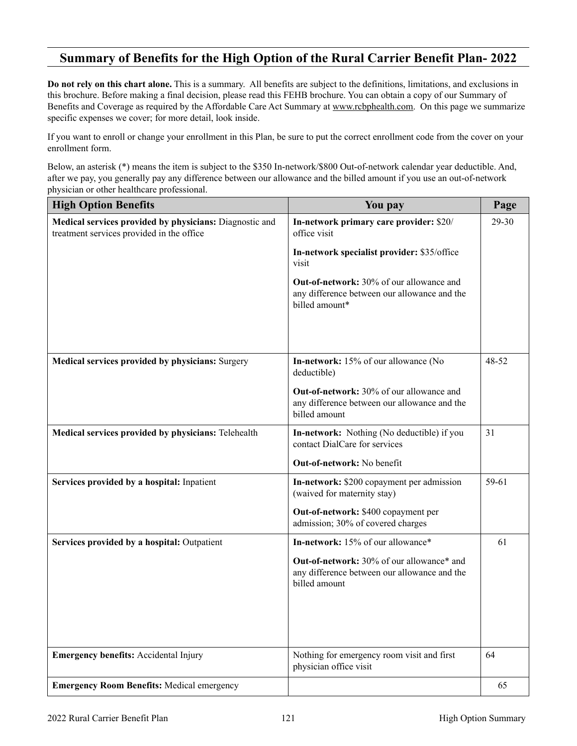## Summary of Benefits for the High Option of the Rural Carrier Benefit Plan- 2022

**Do not rely on this chart alone.** This is a summary. All benefits are subject to the definitions, limitations, and exclusions in this brochure. Before making a final decision, please read this FEHB brochure. You can obtain a copy of our Summary of Benefits and Coverage as required by the Affordable Care Act Summary at www.rcbphealth.com. On this page we summarize specific expenses we cover; for more detail, look inside.

If you want to enroll or change your enrollment in this Plan, be sure to put the correct enrollment code from the cover on your enrollment form.

Below, an asterisk (*) means the item is subject to the $350 In-network/$800 Out-of-network calendar year deductible. And, after we pay, you generally pay any difference between our allowance and the billed amount if you use an out-of-network physician or other healthcare professional.

| High Option Benefits | You pay | Page |
|---|---|---|
| **Medical services provided by physicians:** Diagnostic and treatment services provided in the office | **In-network primary care provider:** $20/ office visit<br><br>**In-network specialist provider:** $35/office visit<br><br>**Out-of-network:** 30% of our allowance and any difference between our allowance and the billed amount* | 29-30 |
| **Medical services provided by physicians:** Surgery | **In-network:** 15% of our allowance (No deductible)<br><br>**Out-of-network:** 30% of our allowance and any difference between our allowance and the billed amount | 48-52 |
| **Medical services provided by physicians:** Telehealth | **In-network:** Nothing (No deductible) if you contact DialCare for services<br><br>**Out-of-network:** No benefit | 31 |
| **Services provided by a hospital:** Inpatient | **In-network:** $200 copayment per admission (waived for maternity stay)<br><br>**Out-of-network:** $400 copayment per admission; 30% of covered charges | 59-61 |
| **Services provided by a hospital:** Outpatient | **In-network:** 15% of our allowance*<br><br>**Out-of-network:** 30% of our allowance* and any difference between our allowance and the billed amount | 61 |
| **Emergency benefits:** Accidental Injury | Nothing for emergency room visit and first physician office visit | 64 |
| **Emergency Room Benefits:** Medical emergency | | 65 |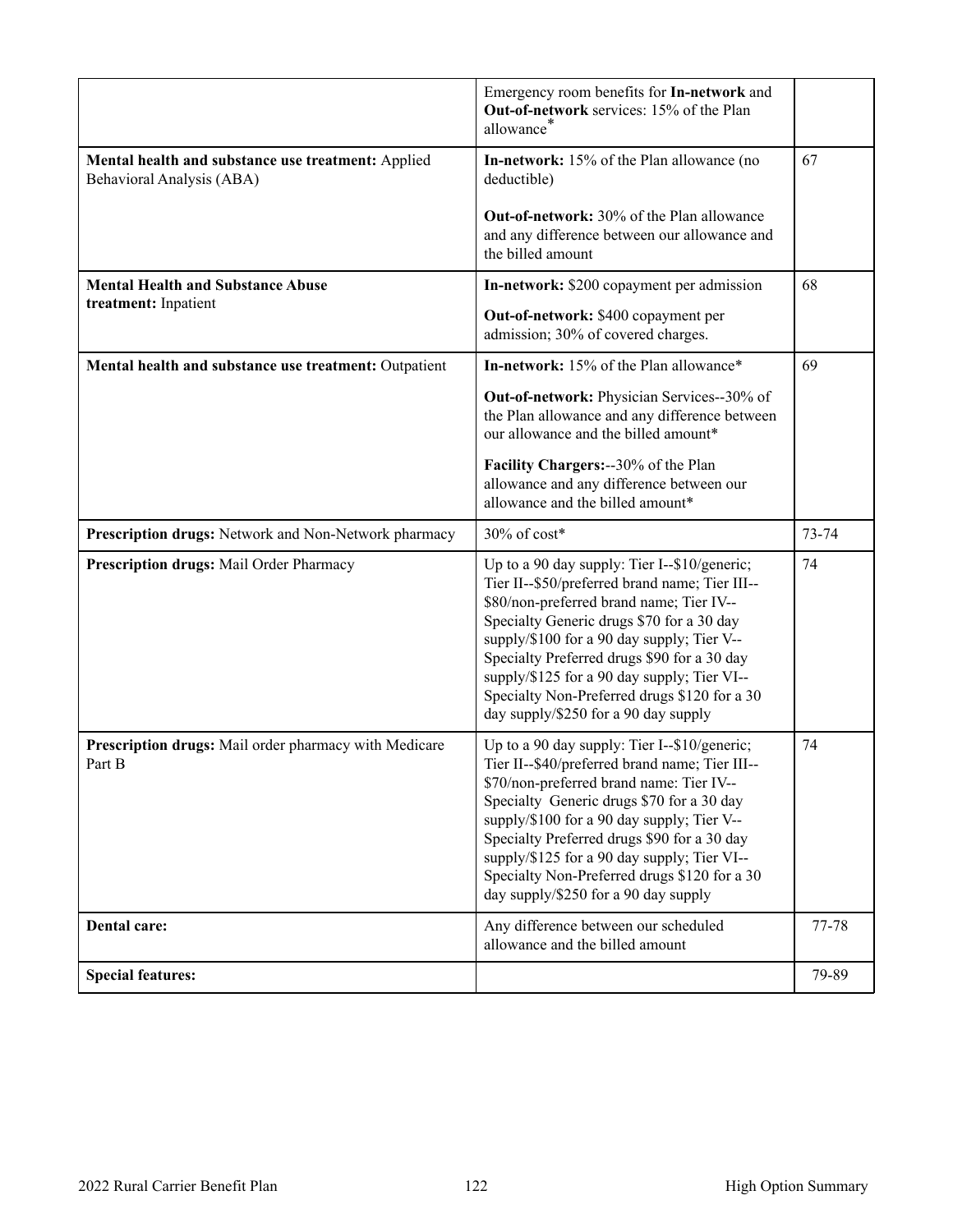| | | |
|---|---|---|
| | Emergency room benefits for **In-network** and **Out-of-network** services: 15% of the Plan allowance* | |
| **Mental health and substance use treatment:** Applied Behavioral Analysis (ABA) | **In-network:** 15% of the Plan allowance (no deductible)<br><br>**Out-of-network:** 30% of the Plan allowance and any difference between our allowance and the billed amount | 67 |
| **Mental Health and Substance Abuse treatment:** Inpatient | **In-network:** $200 copayment per admission<br><br>**Out-of-network:** $400 copayment per admission; 30% of covered charges. | 68 |
| **Mental health and substance use treatment:** Outpatient | **In-network:** 15% of the Plan allowance*<br><br>**Out-of-network:** Physician Services--30% of the Plan allowance and any difference between our allowance and the billed amount*<br><br>**Facility Chargers:**--30% of the Plan allowance and any difference between our allowance and the billed amount* | 69 |
| **Prescription drugs:** Network and Non-Network pharmacy | 30% of cost* | 73-74 |
| **Prescription drugs:** Mail Order Pharmacy | Up to a 90 day supply: Tier I--$10/generic; Tier II--$50/preferred brand name; Tier III--$80/non-preferred brand name; Tier IV--Specialty Generic drugs $70 for a 30 day supply/$100 for a 90 day supply; Tier V--Specialty Preferred drugs $90 for a 30 day supply/$125 for a 90 day supply; Tier VI--Specialty Non-Preferred drugs $120 for a 30 day supply/$250 for a 90 day supply | 74 |
| **Prescription drugs:** Mail order pharmacy with Medicare Part B | Up to a 90 day supply: Tier I--$10/generic; Tier II--$40/preferred brand name; Tier III--$70/non-preferred brand name: Tier IV--Specialty Generic drugs $70 for a 30 day supply/$100 for a 90 day supply; Tier V--Specialty Preferred drugs $90 for a 30 day supply/$125 for a 90 day supply; Tier VI--Specialty Non-Preferred drugs $120 for a 30 day supply/$250 for a 90 day supply | 74 |
| **Dental care:** | Any difference between our scheduled allowance and the billed amount | 77-78 |
| **Special features:** | | 79-89 |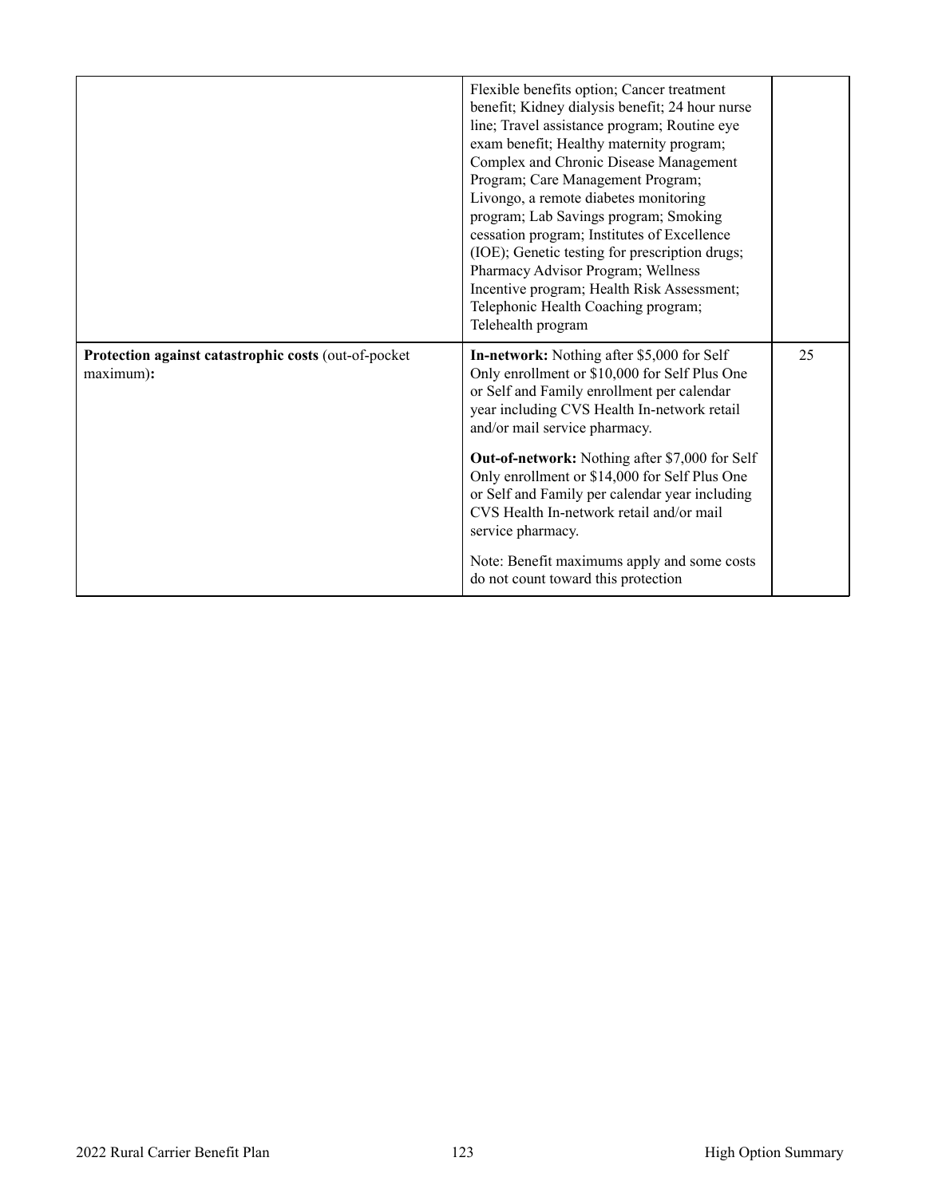| | | |
|---|---|---|
| | Flexible benefits option; Cancer treatment benefit; Kidney dialysis benefit; 24 hour nurse line; Travel assistance program; Routine eye exam benefit; Healthy maternity program; Complex and Chronic Disease Management Program; Care Management Program; Livongo, a remote diabetes monitoring program; Lab Savings program; Smoking cessation program; Institutes of Excellence (IOE); Genetic testing for prescription drugs; Pharmacy Advisor Program; Wellness Incentive program; Health Risk Assessment; Telephonic Health Coaching program; Telehealth program | |
| **Protection against catastrophic costs** (out-of-pocket maximum)**:** | **In-network:** Nothing after $5,000 for Self Only enrollment or $10,000 for Self Plus One or Self and Family enrollment per calendar year including CVS Health In-network retail and/or mail service pharmacy.<br><br>**Out-of-network:** Nothing after $7,000 for Self Only enrollment or $14,000 for Self Plus One or Self and Family per calendar year including CVS Health In-network retail and/or mail service pharmacy.<br><br>Note: Benefit maximums apply and some costs do not count toward this protection | 25 |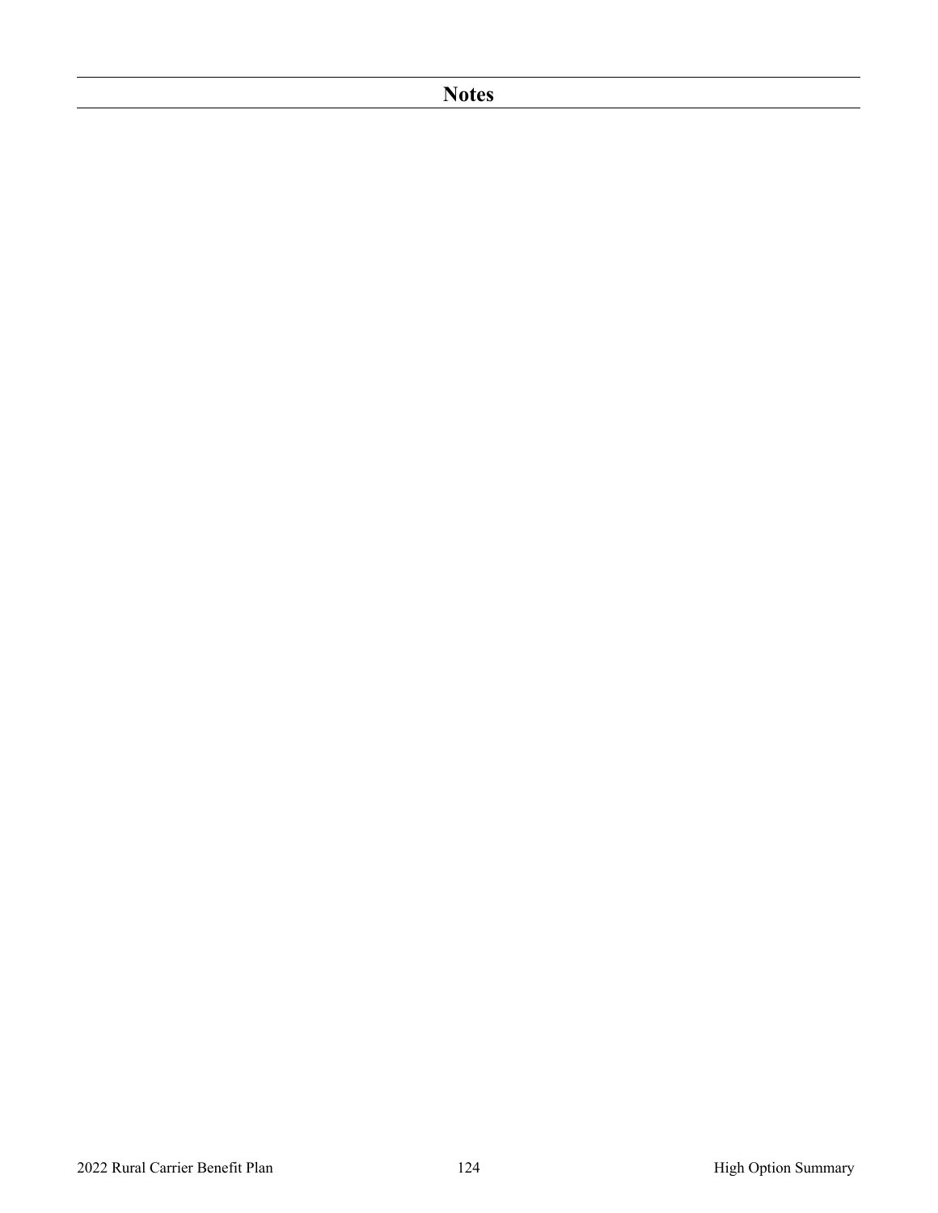# Notes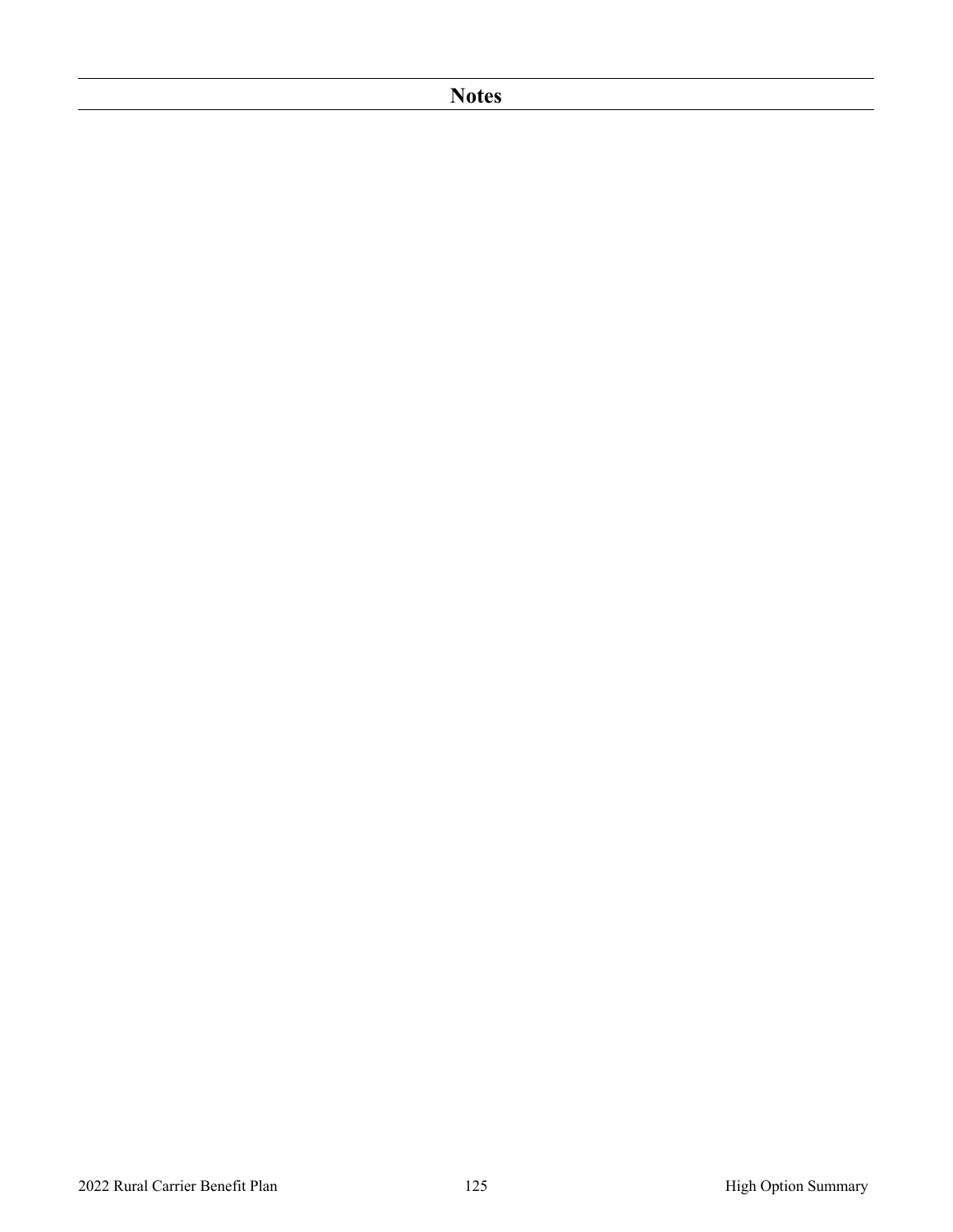# Notes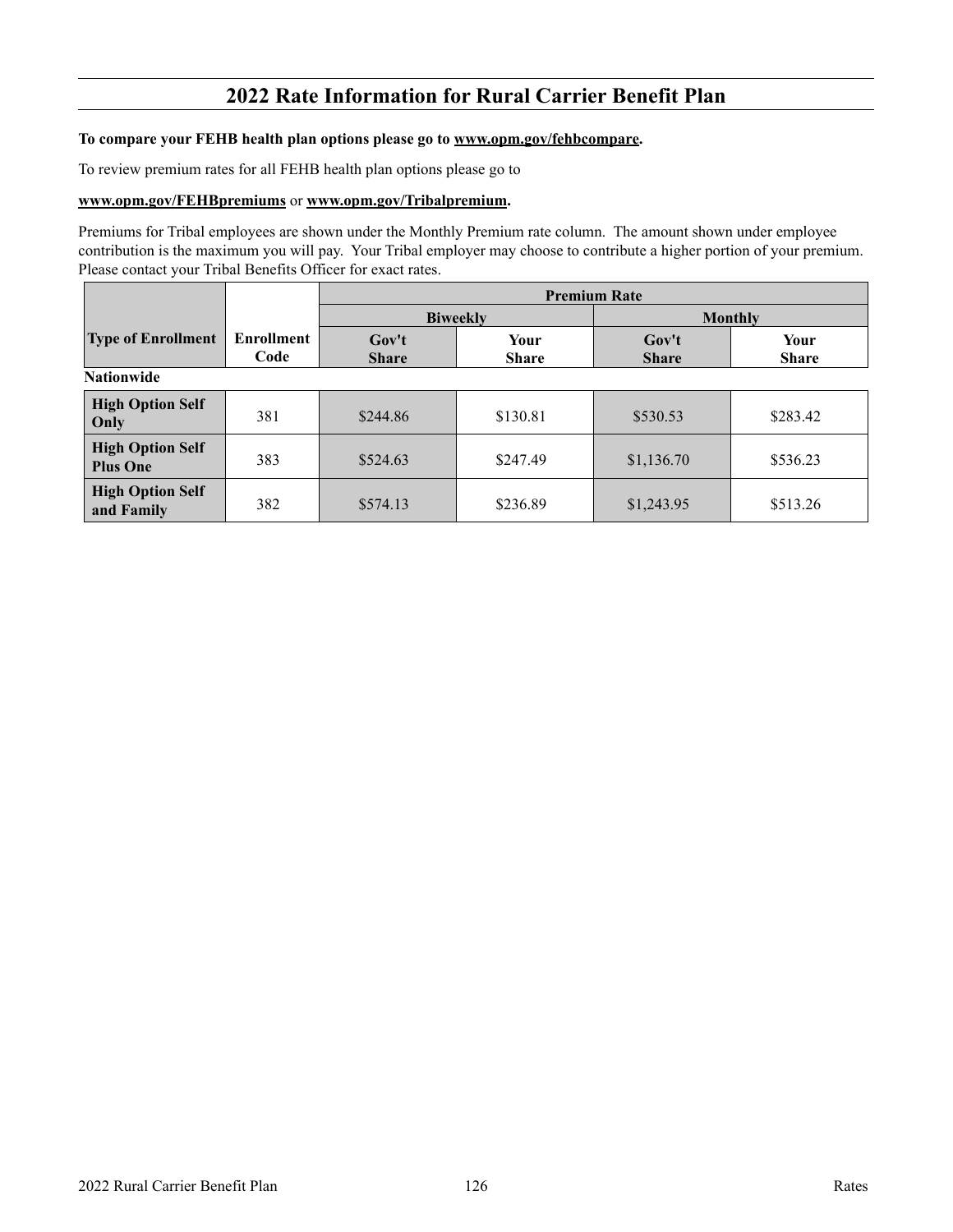# 2022 Rate Information for Rural Carrier Benefit Plan

**To compare your FEHB health plan options please go to [www.opm.gov/fehbcompare](www.opm.gov/fehbcompare).**

To review premium rates for all FEHB health plan options please go to

**[www.opm.gov/FEHBpremiums](www.opm.gov/FEHBpremiums)** or **[www.opm.gov/Tribalpremium](www.opm.gov/Tribalpremium).**

Premiums for Tribal employees are shown under the Monthly Premium rate column. The amount shown under employee contribution is the maximum you will pay. Your Tribal employer may choose to contribute a higher portion of your premium. Please contact your Tribal Benefits Officer for exact rates.

| | | Premium Rate | | | |
|---|---|---|---|---|---|
| | | Biweekly | | Monthly | |
| **Type of Enrollment** | **Enrollment Code** | **Gov't Share** | **Your Share** | **Gov't Share** | **Your Share** |
| **Nationwide** | | | | | |
| **High Option Self Only** | 381 | $244.86 | $130.81 | $530.53 | $283.42 |
| **High Option Self Plus One** | 383 | $524.63 | $247.49 | $1,136.70 | $536.23 |
| **High Option Self and Family** | 382 | $574.13 | $236.89 | $1,243.95 | $513.26 |